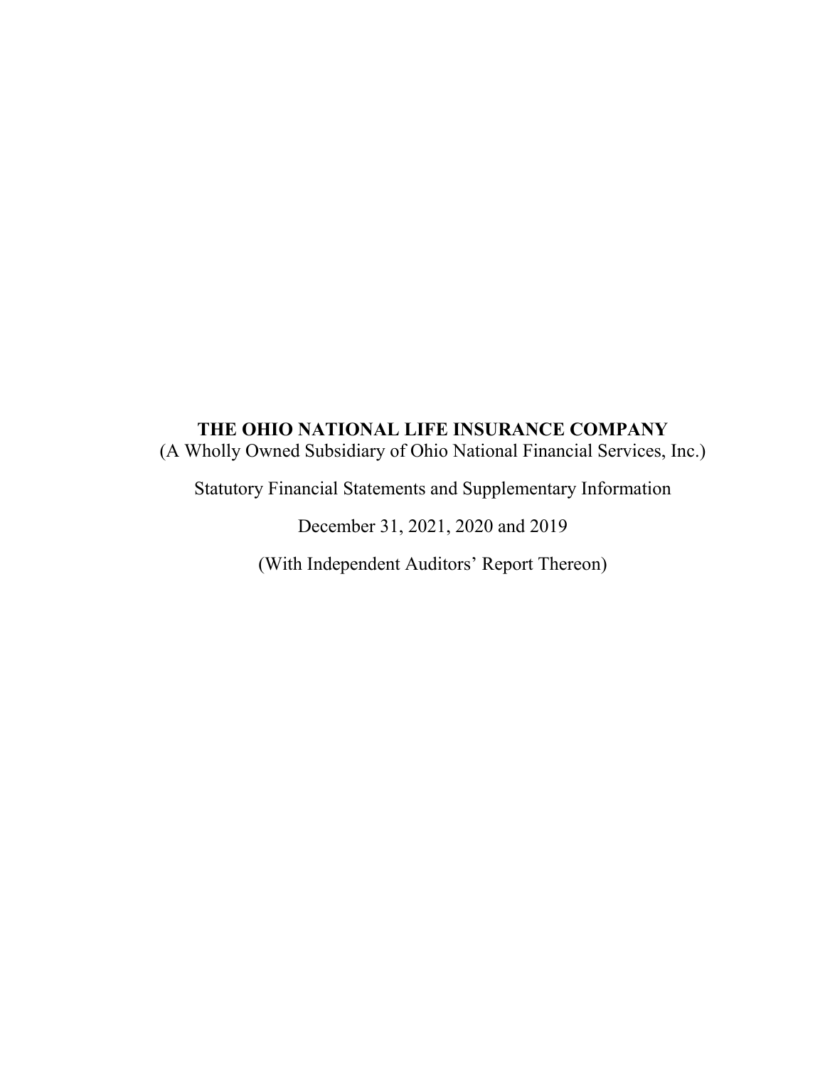# THE OHIO NATIONAL LIFE INSURANCE COMPANY

(A Wholly Owned Subsidiary of Ohio National Financial Services, Inc.)

Statutory Financial Statements and Supplementary Information

December 31, 2021, 2020 and 2019

(With Independent Auditors' Report Thereon)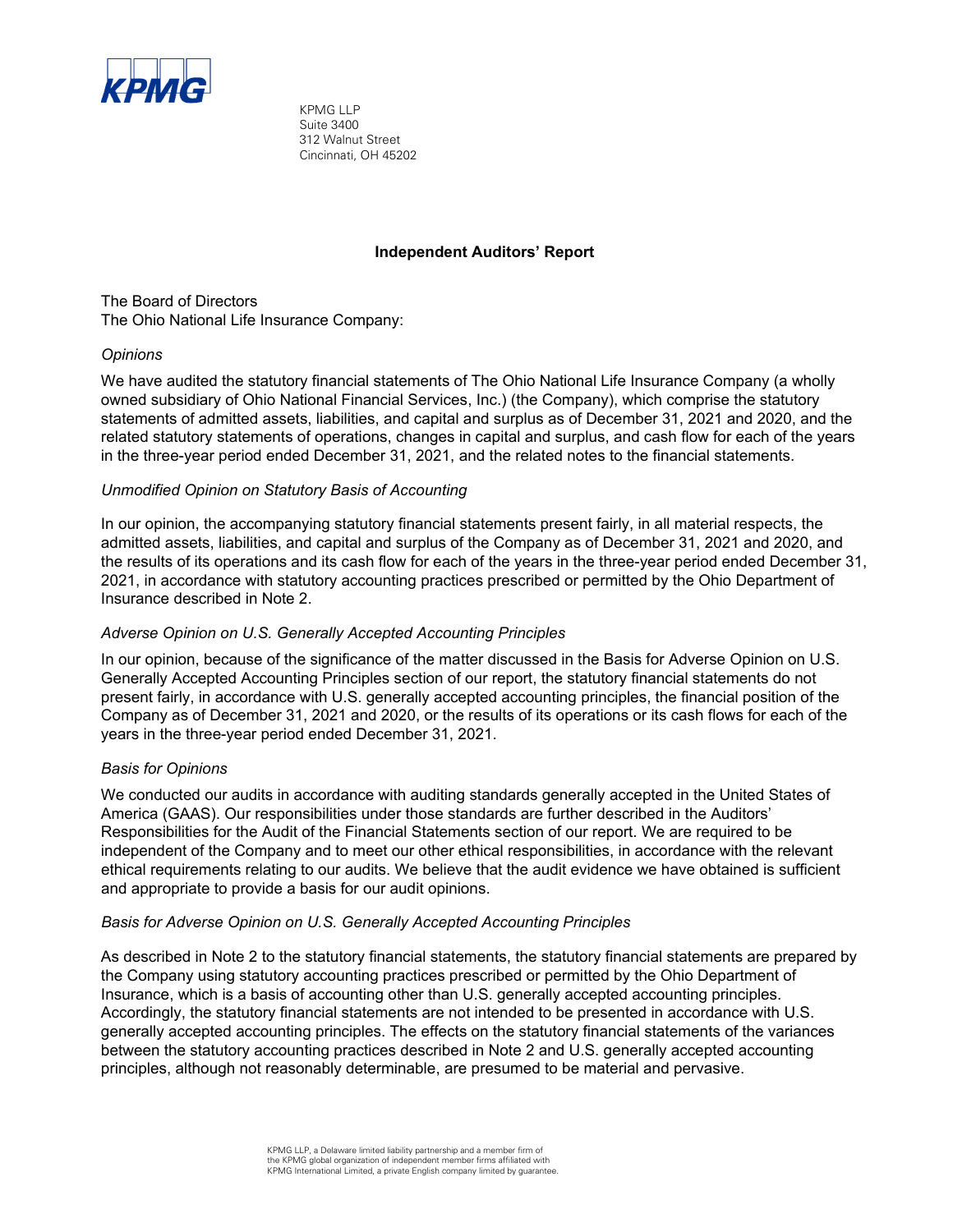KPMG LLP
Suite 3400
312 Walnut Street
Cincinnati, OH 45202

## Independent Auditors' Report

The Board of Directors
The Ohio National Life Insurance Company:

*Opinions*

We have audited the statutory financial statements of The Ohio National Life Insurance Company (a wholly owned subsidiary of Ohio National Financial Services, Inc.) (the Company), which comprise the statutory statements of admitted assets, liabilities, and capital and surplus as of December 31, 2021 and 2020, and the related statutory statements of operations, changes in capital and surplus, and cash flow for each of the years in the three-year period ended December 31, 2021, and the related notes to the financial statements.

*Unmodified Opinion on Statutory Basis of Accounting*

In our opinion, the accompanying statutory financial statements present fairly, in all material respects, the admitted assets, liabilities, and capital and surplus of the Company as of December 31, 2021 and 2020, and the results of its operations and its cash flow for each of the years in the three-year period ended December 31, 2021, in accordance with statutory accounting practices prescribed or permitted by the Ohio Department of Insurance described in Note 2.

*Adverse Opinion on U.S. Generally Accepted Accounting Principles*

In our opinion, because of the significance of the matter discussed in the Basis for Adverse Opinion on U.S. Generally Accepted Accounting Principles section of our report, the statutory financial statements do not present fairly, in accordance with U.S. generally accepted accounting principles, the financial position of the Company as of December 31, 2021 and 2020, or the results of its operations or its cash flows for each of the years in the three-year period ended December 31, 2021.

*Basis for Opinions*

We conducted our audits in accordance with auditing standards generally accepted in the United States of America (GAAS). Our responsibilities under those standards are further described in the Auditors' Responsibilities for the Audit of the Financial Statements section of our report. We are required to be independent of the Company and to meet our other ethical responsibilities, in accordance with the relevant ethical requirements relating to our audits. We believe that the audit evidence we have obtained is sufficient and appropriate to provide a basis for our audit opinions.

*Basis for Adverse Opinion on U.S. Generally Accepted Accounting Principles*

As described in Note 2 to the statutory financial statements, the statutory financial statements are prepared by the Company using statutory accounting practices prescribed or permitted by the Ohio Department of Insurance, which is a basis of accounting other than U.S. generally accepted accounting principles. Accordingly, the statutory financial statements are not intended to be presented in accordance with U.S. generally accepted accounting principles. The effects on the statutory financial statements of the variances between the statutory accounting practices described in Note 2 and U.S. generally accepted accounting principles, although not reasonably determinable, are presumed to be material and pervasive.

KPMG LLP, a Delaware limited liability partnership and a member firm of the KPMG global organization of independent member firms affiliated with KPMG International Limited, a private English company limited by guarantee.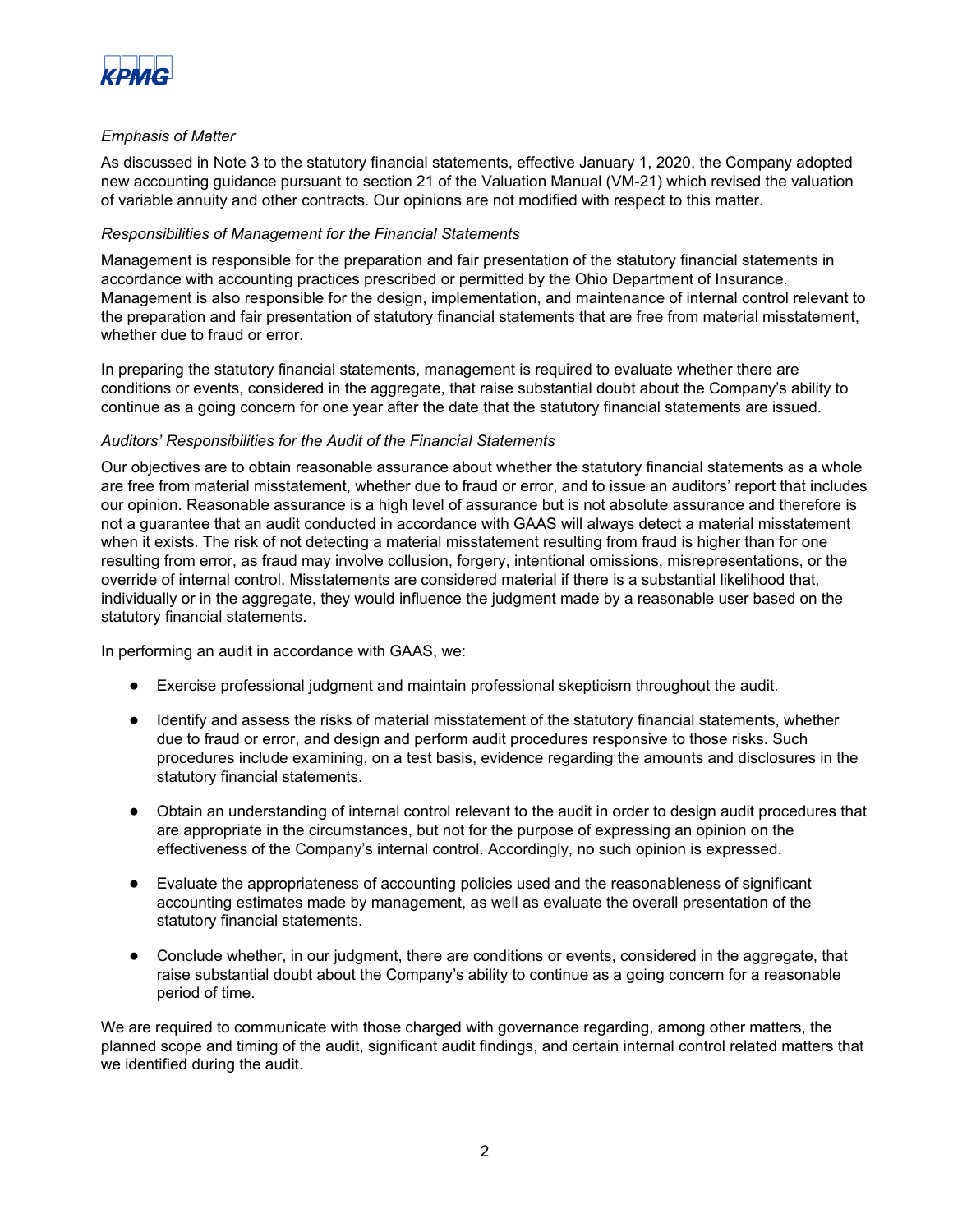*Emphasis of Matter*

As discussed in Note 3 to the statutory financial statements, effective January 1, 2020, the Company adopted new accounting guidance pursuant to section 21 of the Valuation Manual (VM-21) which revised the valuation of variable annuity and other contracts. Our opinions are not modified with respect to this matter.

*Responsibilities of Management for the Financial Statements*

Management is responsible for the preparation and fair presentation of the statutory financial statements in accordance with accounting practices prescribed or permitted by the Ohio Department of Insurance. Management is also responsible for the design, implementation, and maintenance of internal control relevant to the preparation and fair presentation of statutory financial statements that are free from material misstatement, whether due to fraud or error.

In preparing the statutory financial statements, management is required to evaluate whether there are conditions or events, considered in the aggregate, that raise substantial doubt about the Company's ability to continue as a going concern for one year after the date that the statutory financial statements are issued.

*Auditors' Responsibilities for the Audit of the Financial Statements*

Our objectives are to obtain reasonable assurance about whether the statutory financial statements as a whole are free from material misstatement, whether due to fraud or error, and to issue an auditors' report that includes our opinion. Reasonable assurance is a high level of assurance but is not absolute assurance and therefore is not a guarantee that an audit conducted in accordance with GAAS will always detect a material misstatement when it exists. The risk of not detecting a material misstatement resulting from fraud is higher than for one resulting from error, as fraud may involve collusion, forgery, intentional omissions, misrepresentations, or the override of internal control. Misstatements are considered material if there is a substantial likelihood that, individually or in the aggregate, they would influence the judgment made by a reasonable user based on the statutory financial statements.

In performing an audit in accordance with GAAS, we:

- Exercise professional judgment and maintain professional skepticism throughout the audit.
- Identify and assess the risks of material misstatement of the statutory financial statements, whether due to fraud or error, and design and perform audit procedures responsive to those risks. Such procedures include examining, on a test basis, evidence regarding the amounts and disclosures in the statutory financial statements.
- Obtain an understanding of internal control relevant to the audit in order to design audit procedures that are appropriate in the circumstances, but not for the purpose of expressing an opinion on the effectiveness of the Company's internal control. Accordingly, no such opinion is expressed.
- Evaluate the appropriateness of accounting policies used and the reasonableness of significant accounting estimates made by management, as well as evaluate the overall presentation of the statutory financial statements.
- Conclude whether, in our judgment, there are conditions or events, considered in the aggregate, that raise substantial doubt about the Company's ability to continue as a going concern for a reasonable period of time.

We are required to communicate with those charged with governance regarding, among other matters, the planned scope and timing of the audit, significant audit findings, and certain internal control related matters that we identified during the audit.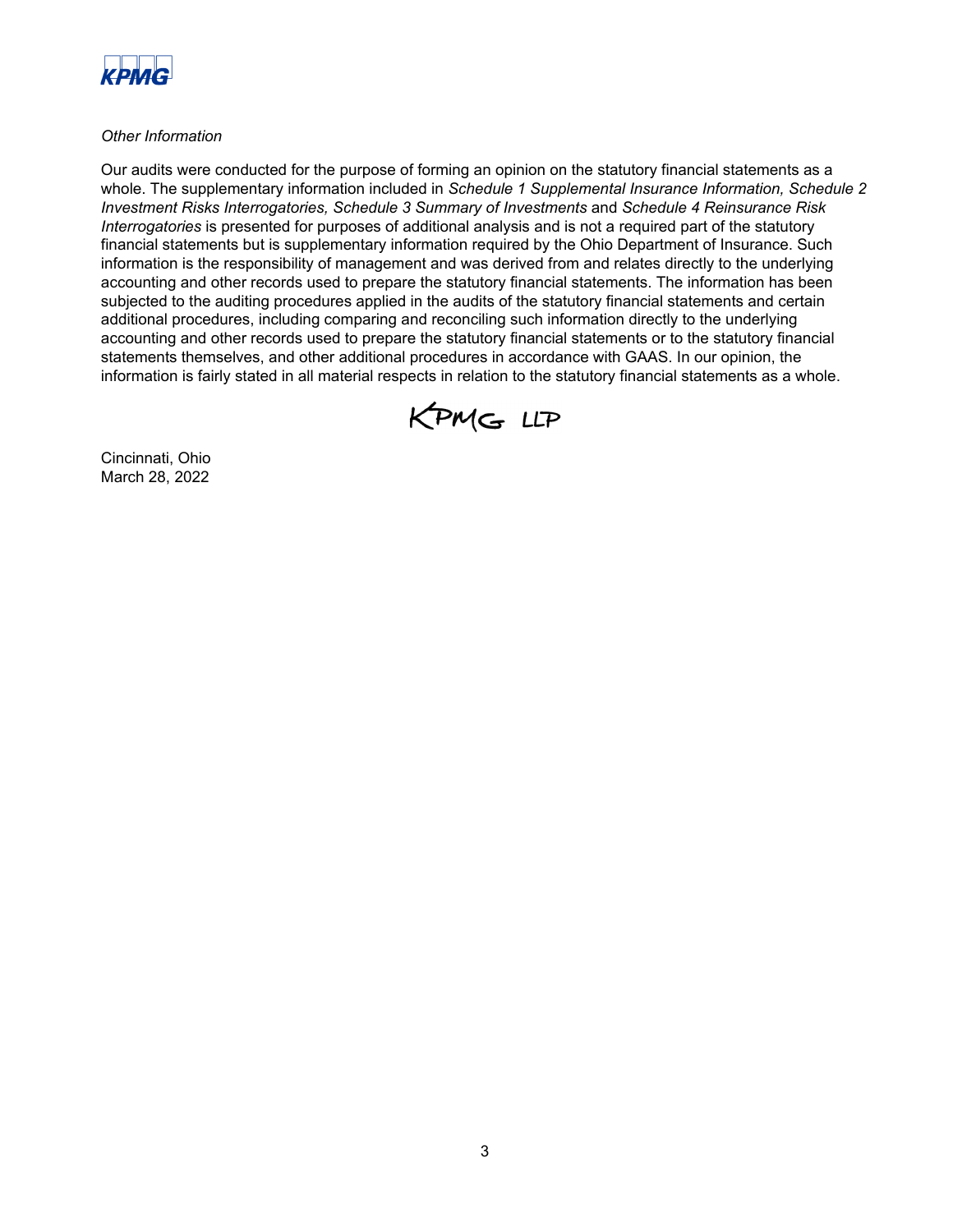*Other Information*

Our audits were conducted for the purpose of forming an opinion on the statutory financial statements as a whole. The supplementary information included in *Schedule 1 Supplemental Insurance Information, Schedule 2 Investment Risks Interrogatories, Schedule 3 Summary of Investments* and *Schedule 4 Reinsurance Risk Interrogatories* is presented for purposes of additional analysis and is not a required part of the statutory financial statements but is supplementary information required by the Ohio Department of Insurance. Such information is the responsibility of management and was derived from and relates directly to the underlying accounting and other records used to prepare the statutory financial statements. The information has been subjected to the auditing procedures applied in the audits of the statutory financial statements and certain additional procedures, including comparing and reconciling such information directly to the underlying accounting and other records used to prepare the statutory financial statements or to the statutory financial statements themselves, and other additional procedures in accordance with GAAS. In our opinion, the information is fairly stated in all material respects in relation to the statutory financial statements as a whole.

KPMG LLP

Cincinnati, Ohio
March 28, 2022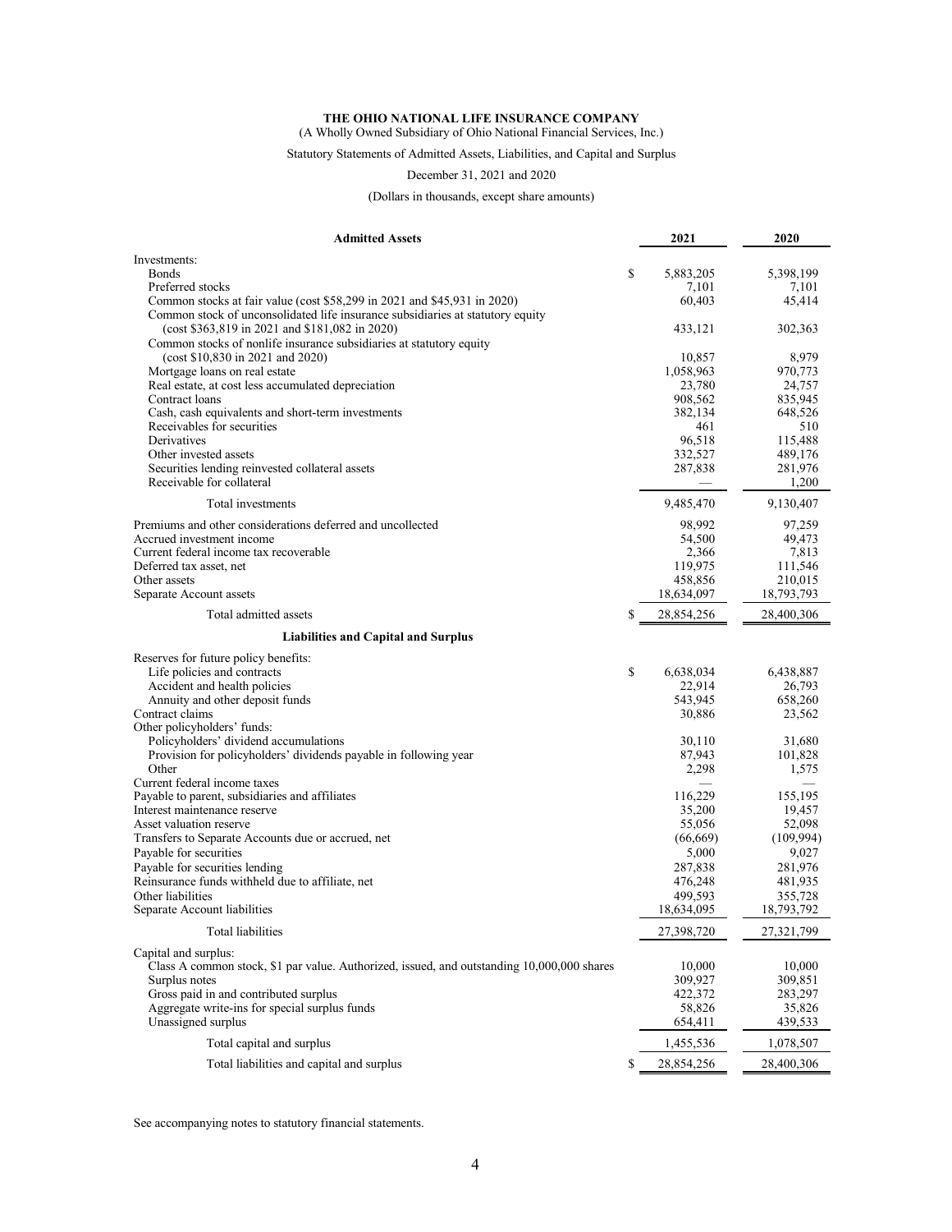**THE OHIO NATIONAL LIFE INSURANCE COMPANY**

(A Wholly Owned Subsidiary of Ohio National Financial Services, Inc.)

Statutory Statements of Admitted Assets, Liabilities, and Capital and Surplus

December 31, 2021 and 2020

(Dollars in thousands, except share amounts)

| **Admitted Assets** | **2021** | **2020** |
|---|---|---|
| Investments: | | |
| Bonds | $ 5,883,205 | 5,398,199 |
| Preferred stocks | 7,101 | 7,101 |
| Common stocks at fair value (cost $58,299 in 2021 and $45,931 in 2020) | 60,403 | 45,414 |
| Common stock of unconsolidated life insurance subsidiaries at statutory equity (cost $363,819 in 2021 and $181,082 in 2020) | 433,121 | 302,363 |
| Common stocks of nonlife insurance subsidiaries at statutory equity (cost $10,830 in 2021 and 2020) | 10,857 | 8,979 |
| Mortgage loans on real estate | 1,058,963 | 970,773 |
| Real estate, at cost less accumulated depreciation | 23,780 | 24,757 |
| Contract loans | 908,562 | 835,945 |
| Cash, cash equivalents and short-term investments | 382,134 | 648,526 |
| Receivables for securities | 461 | 510 |
| Derivatives | 96,518 | 115,488 |
| Other invested assets | 332,527 | 489,176 |
| Securities lending reinvested collateral assets | 287,838 | 281,976 |
| Receivable for collateral | — | 1,200 |
| Total investments | 9,485,470 | 9,130,407 |
| Premiums and other considerations deferred and uncollected | 98,992 | 97,259 |
| Accrued investment income | 54,500 | 49,473 |
| Current federal income tax recoverable | 2,366 | 7,813 |
| Deferred tax asset, net | 119,975 | 111,546 |
| Other assets | 458,856 | 210,015 |
| Separate Account assets | 18,634,097 | 18,793,793 |
| Total admitted assets | $ 28,854,256 | 28,400,306 |
| **Liabilities and Capital and Surplus** | | |
| Reserves for future policy benefits: | | |
| Life policies and contracts | $ 6,638,034 | 6,438,887 |
| Accident and health policies | 22,914 | 26,793 |
| Annuity and other deposit funds | 543,945 | 658,260 |
| Contract claims | 30,886 | 23,562 |
| Other policyholders' funds: | | |
| Policyholders' dividend accumulations | 30,110 | 31,680 |
| Provision for policyholders' dividends payable in following year | 87,943 | 101,828 |
| Other | 2,298 | 1,575 |
| Current federal income taxes | — | — |
| Payable to parent, subsidiaries and affiliates | 116,229 | 155,195 |
| Interest maintenance reserve | 35,200 | 19,457 |
| Asset valuation reserve | 55,056 | 52,098 |
| Transfers to Separate Accounts due or accrued, net | (66,669) | (109,994) |
| Payable for securities | 5,000 | 9,027 |
| Payable for securities lending | 287,838 | 281,976 |
| Reinsurance funds withheld due to affiliate, net | 476,248 | 481,935 |
| Other liabilities | 499,593 | 355,728 |
| Separate Account liabilities | 18,634,095 | 18,793,792 |
| Total liabilities | 27,398,720 | 27,321,799 |
| Capital and surplus: | | |
| Class A common stock, $1 par value. Authorized, issued, and outstanding 10,000,000 shares | 10,000 | 10,000 |
| Surplus notes | 309,927 | 309,851 |
| Gross paid in and contributed surplus | 422,372 | 283,297 |
| Aggregate write-ins for special surplus funds | 58,826 | 35,826 |
| Unassigned surplus | 654,411 | 439,533 |
| Total capital and surplus | 1,455,536 | 1,078,507 |
| Total liabilities and capital and surplus | $ 28,854,256 | 28,400,306 |

See accompanying notes to statutory financial statements.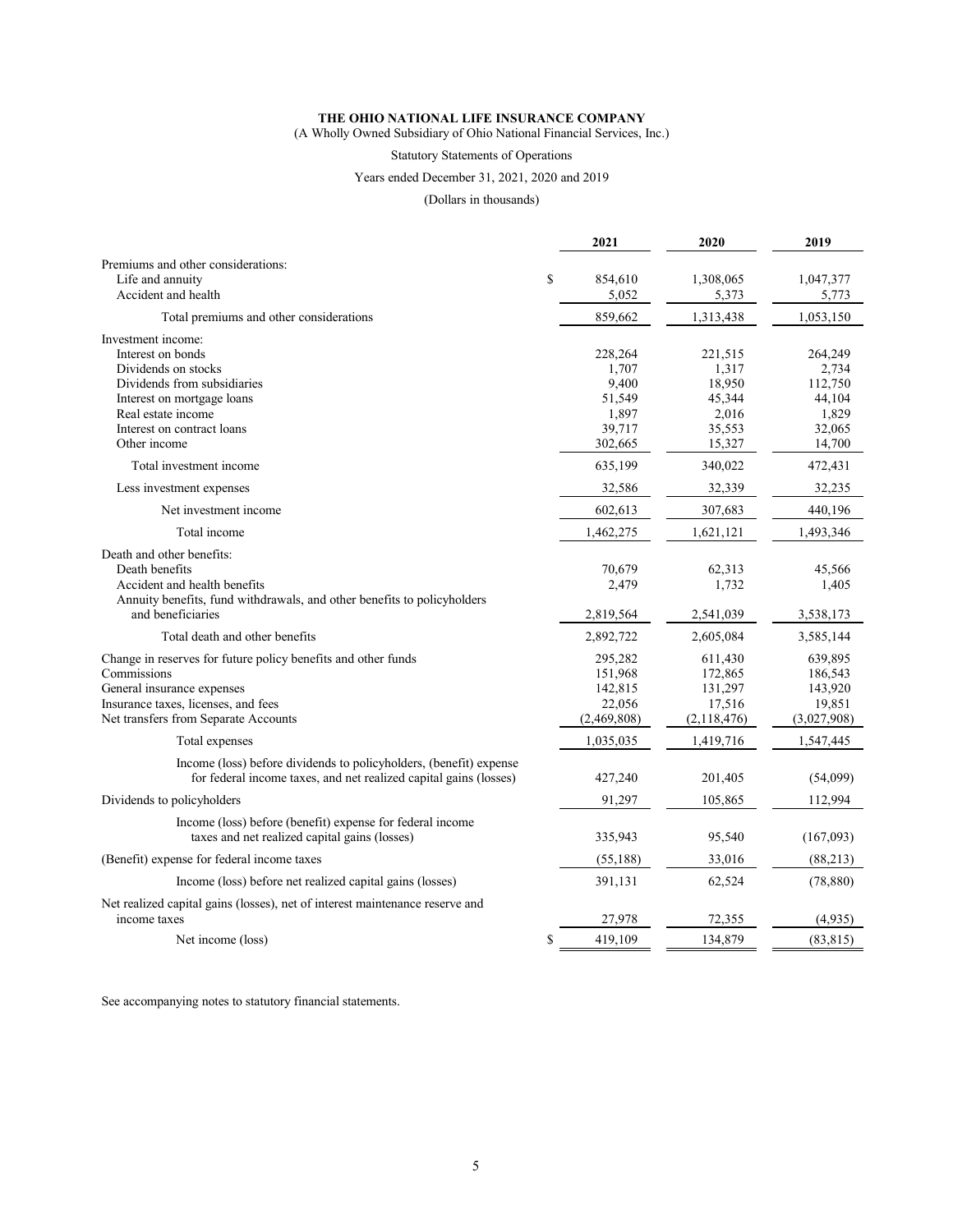**THE OHIO NATIONAL LIFE INSURANCE COMPANY**
(A Wholly Owned Subsidiary of Ohio National Financial Services, Inc.)

Statutory Statements of Operations

Years ended December 31, 2021, 2020 and 2019

(Dollars in thousands)

| | 2021 | 2020 | 2019 |
|---|---|---|---|
| Premiums and other considerations: | | | |
| Life and annuity | $ 854,610 | 1,308,065 | 1,047,377 |
| Accident and health | 5,052 | 5,373 | 5,773 |
| Total premiums and other considerations | 859,662 | 1,313,438 | 1,053,150 |
| Investment income: | | | |
| Interest on bonds | 228,264 | 221,515 | 264,249 |
| Dividends on stocks | 1,707 | 1,317 | 2,734 |
| Dividends from subsidiaries | 9,400 | 18,950 | 112,750 |
| Interest on mortgage loans | 51,549 | 45,344 | 44,104 |
| Real estate income | 1,897 | 2,016 | 1,829 |
| Interest on contract loans | 39,717 | 35,553 | 32,065 |
| Other income | 302,665 | 15,327 | 14,700 |
| Total investment income | 635,199 | 340,022 | 472,431 |
| Less investment expenses | 32,586 | 32,339 | 32,235 |
| Net investment income | 602,613 | 307,683 | 440,196 |
| Total income | 1,462,275 | 1,621,121 | 1,493,346 |
| Death and other benefits: | | | |
| Death benefits | 70,679 | 62,313 | 45,566 |
| Accident and health benefits | 2,479 | 1,732 | 1,405 |
| Annuity benefits, fund withdrawals, and other benefits to policyholders and beneficiaries | 2,819,564 | 2,541,039 | 3,538,173 |
| Total death and other benefits | 2,892,722 | 2,605,084 | 3,585,144 |
| Change in reserves for future policy benefits and other funds | 295,282 | 611,430 | 639,895 |
| Commissions | 151,968 | 172,865 | 186,543 |
| General insurance expenses | 142,815 | 131,297 | 143,920 |
| Insurance taxes, licenses, and fees | 22,056 | 17,516 | 19,851 |
| Net transfers from Separate Accounts | (2,469,808) | (2,118,476) | (3,027,908) |
| Total expenses | 1,035,035 | 1,419,716 | 1,547,445 |
| Income (loss) before dividends to policyholders, (benefit) expense for federal income taxes, and net realized capital gains (losses) | 427,240 | 201,405 | (54,099) |
| Dividends to policyholders | 91,297 | 105,865 | 112,994 |
| Income (loss) before (benefit) expense for federal income taxes and net realized capital gains (losses) | 335,943 | 95,540 | (167,093) |
| (Benefit) expense for federal income taxes | (55,188) | 33,016 | (88,213) |
| Income (loss) before net realized capital gains (losses) | 391,131 | 62,524 | (78,880) |
| Net realized capital gains (losses), net of interest maintenance reserve and income taxes | 27,978 | 72,355 | (4,935) |
| Net income (loss) | $ 419,109 | 134,879 | (83,815) |

See accompanying notes to statutory financial statements.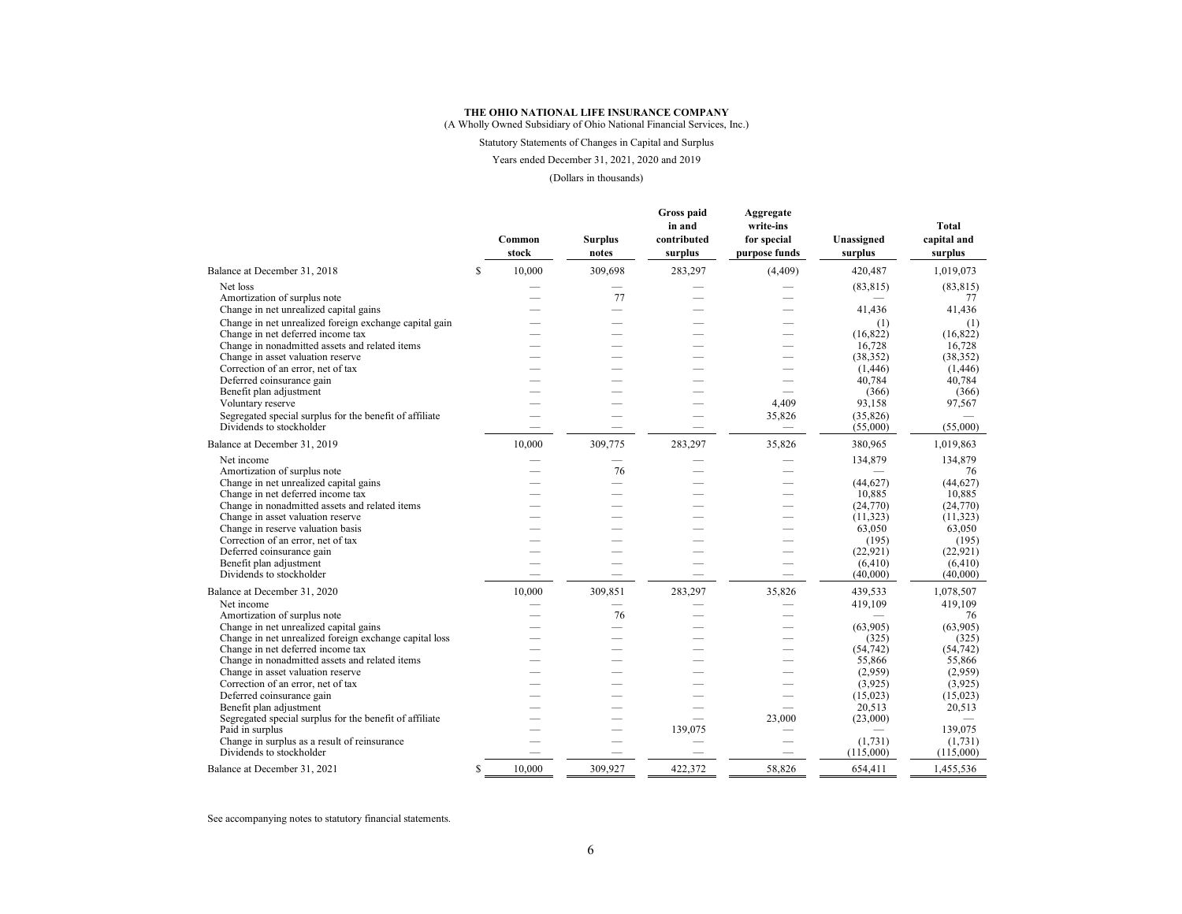**THE OHIO NATIONAL LIFE INSURANCE COMPANY**
(A Wholly Owned Subsidiary of Ohio National Financial Services, Inc.)

Statutory Statements of Changes in Capital and Surplus

Years ended December 31, 2021, 2020 and 2019

(Dollars in thousands)

| | Common stock | Surplus notes | Gross paid in and contributed surplus | Aggregate write-ins for special purpose funds | Unassigned surplus | Total capital and surplus |
|---|---|---|---|---|---|---|
| Balance at December 31, 2018 | $ 10,000 | 309,698 | 283,297 | (4,409) | 420,487 | 1,019,073 |
| Net loss | — | — | — | — | (83,815) | (83,815) |
| Amortization of surplus note | — | 77 | — | — | — | 77 |
| Change in net unrealized capital gains | — | — | — | — | 41,436 | 41,436 |
| Change in net unrealized foreign exchange capital gain | — | — | — | — | (1) | (1) |
| Change in net deferred income tax | — | — | — | — | (16,822) | (16,822) |
| Change in nonadmitted assets and related items | — | — | — | — | 16,728 | 16,728 |
| Change in asset valuation reserve | — | — | — | — | (38,352) | (38,352) |
| Correction of an error, net of tax | — | — | — | — | (1,446) | (1,446) |
| Deferred coinsurance gain | — | — | — | — | 40,784 | 40,784 |
| Benefit plan adjustment | — | — | — | — | (366) | (366) |
| Voluntary reserve | — | — | — | 4,409 | 93,158 | 97,567 |
| Segregated special surplus for the benefit of affiliate | — | — | — | 35,826 | (35,826) | — |
| Dividends to stockholder | — | — | — | — | (55,000) | (55,000) |
| Balance at December 31, 2019 | 10,000 | 309,775 | 283,297 | 35,826 | 380,965 | 1,019,863 |
| Net income | — | — | — | — | 134,879 | 134,879 |
| Amortization of surplus note | — | 76 | — | — | — | 76 |
| Change in net unrealized capital gains | — | — | — | — | (44,627) | (44,627) |
| Change in net deferred income tax | — | — | — | — | 10,885 | 10,885 |
| Change in nonadmitted assets and related items | — | — | — | — | (24,770) | (24,770) |
| Change in asset valuation reserve | — | — | — | — | (11,323) | (11,323) |
| Change in reserve valuation basis | — | — | — | — | 63,050 | 63,050 |
| Correction of an error, net of tax | — | — | — | — | (195) | (195) |
| Deferred coinsurance gain | — | — | — | — | (22,921) | (22,921) |
| Benefit plan adjustment | — | — | — | — | (6,410) | (6,410) |
| Dividends to stockholder | — | — | — | — | (40,000) | (40,000) |
| Balance at December 31, 2020 | 10,000 | 309,851 | 283,297 | 35,826 | 439,533 | 1,078,507 |
| Net income | — | — | — | — | 419,109 | 419,109 |
| Amortization of surplus note | — | 76 | — | — | — | 76 |
| Change in net unrealized capital gains | — | — | — | — | (63,905) | (63,905) |
| Change in net unrealized foreign exchange capital loss | — | — | — | — | (325) | (325) |
| Change in net deferred income tax | — | — | — | — | (54,742) | (54,742) |
| Change in nonadmitted assets and related items | — | — | — | — | 55,866 | 55,866 |
| Change in asset valuation reserve | — | — | — | — | (2,959) | (2,959) |
| Correction of an error, net of tax | — | — | — | — | (3,925) | (3,925) |
| Deferred coinsurance gain | — | — | — | — | (15,023) | (15,023) |
| Benefit plan adjustment | — | — | — | — | 20,513 | 20,513 |
| Segregated special surplus for the benefit of affiliate | — | — | — | 23,000 | (23,000) | — |
| Paid in surplus | — | — | 139,075 | — | — | 139,075 |
| Change in surplus as a result of reinsurance | — | — | — | — | (1,731) | (1,731) |
| Dividends to stockholder | — | — | — | — | (115,000) | (115,000) |
| Balance at December 31, 2021 | $ 10,000 | 309,927 | 422,372 | 58,826 | 654,411 | 1,455,536 |

See accompanying notes to statutory financial statements.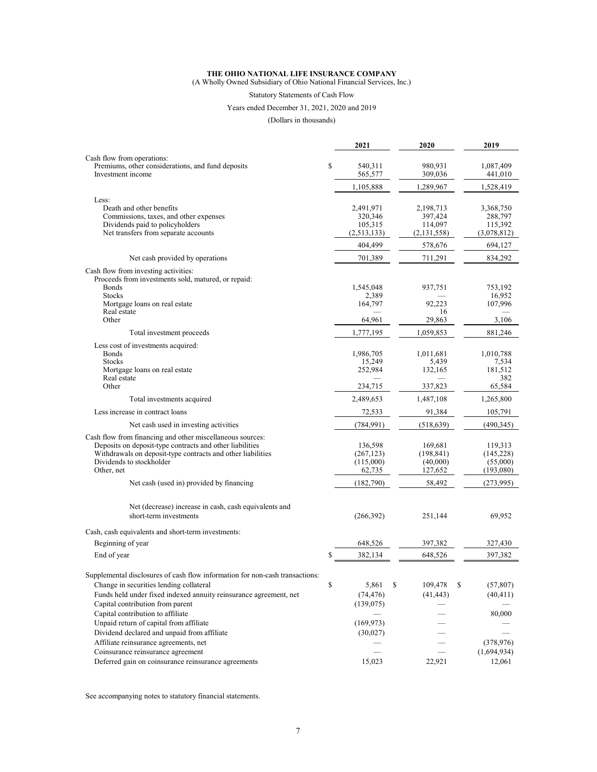**THE OHIO NATIONAL LIFE INSURANCE COMPANY**

(A Wholly Owned Subsidiary of Ohio National Financial Services, Inc.)

Statutory Statements of Cash Flow

Years ended December 31, 2021, 2020 and 2019

(Dollars in thousands)

| | 2021 | 2020 | 2019 |
|---|---|---|---|
| Cash flow from operations: | | | |
| Premiums, other considerations, and fund deposits | $ 540,311 | 980,931 | 1,087,409 |
| Investment income | 565,577 | 309,036 | 441,010 |
| | 1,105,888 | 1,289,967 | 1,528,419 |
| Less: | | | |
| Death and other benefits | 2,491,971 | 2,198,713 | 3,368,750 |
| Commissions, taxes, and other expenses | 320,346 | 397,424 | 288,797 |
| Dividends paid to policyholders | 105,315 | 114,097 | 115,392 |
| Net transfers from separate accounts | (2,513,133) | (2,131,558) | (3,078,812) |
| | 404,499 | 578,676 | 694,127 |
| Net cash provided by operations | 701,389 | 711,291 | 834,292 |
| Cash flow from investing activities: | | | |
| Proceeds from investments sold, matured, or repaid: | | | |
| Bonds | 1,545,048 | 937,751 | 753,192 |
| Stocks | 2,389 | — | 16,952 |
| Mortgage loans on real estate | 164,797 | 92,223 | 107,996 |
| Real estate | — | 16 | — |
| Other | 64,961 | 29,863 | 3,106 |
| Total investment proceeds | 1,777,195 | 1,059,853 | 881,246 |
| Less cost of investments acquired: | | | |
| Bonds | 1,986,705 | 1,011,681 | 1,010,788 |
| Stocks | 15,249 | 5,439 | 7,534 |
| Mortgage loans on real estate | 252,984 | 132,165 | 181,512 |
| Real estate | — | — | 382 |
| Other | 234,715 | 337,823 | 65,584 |
| Total investments acquired | 2,489,653 | 1,487,108 | 1,265,800 |
| Less increase in contract loans | 72,533 | 91,384 | 105,791 |
| Net cash used in investing activities | (784,991) | (518,639) | (490,345) |
| Cash flow from financing and other miscellaneous sources: | | | |
| Deposits on deposit-type contracts and other liabilities | 136,598 | 169,681 | 119,313 |
| Withdrawals on deposit-type contracts and other liabilities | (267,123) | (198,841) | (145,228) |
| Dividends to stockholder | (115,000) | (40,000) | (55,000) |
| Other, net | 62,735 | 127,652 | (193,080) |
| Net cash (used in) provided by financing | (182,790) | 58,492 | (273,995) |
| Net (decrease) increase in cash, cash equivalents and short-term investments | (266,392) | 251,144 | 69,952 |
| Cash, cash equivalents and short-term investments: | | | |
| Beginning of year | 648,526 | 397,382 | 327,430 |
| End of year | $ 382,134 | 648,526 | 397,382 |
| Supplemental disclosures of cash flow information for non-cash transactions: | | | |
| Change in securities lending collateral | $ 5,861 | $ 109,478 | $ (57,807) |
| Funds held under fixed indexed annuity reinsurance agreement, net | (74,476) | (41,443) | (40,411) |
| Capital contribution from parent | (139,075) | — | — |
| Capital contribution to affiliate | — | — | 80,000 |
| Unpaid return of capital from affiliate | (169,973) | — | — |
| Dividend declared and unpaid from affiliate | (30,027) | — | — |
| Affiliate reinsurance agreements, net | — | — | (378,976) |
| Coinsurance reinsurance agreement | — | — | (1,694,934) |
| Deferred gain on coinsurance reinsurance agreements | 15,023 | 22,921 | 12,061 |

See accompanying notes to statutory financial statements.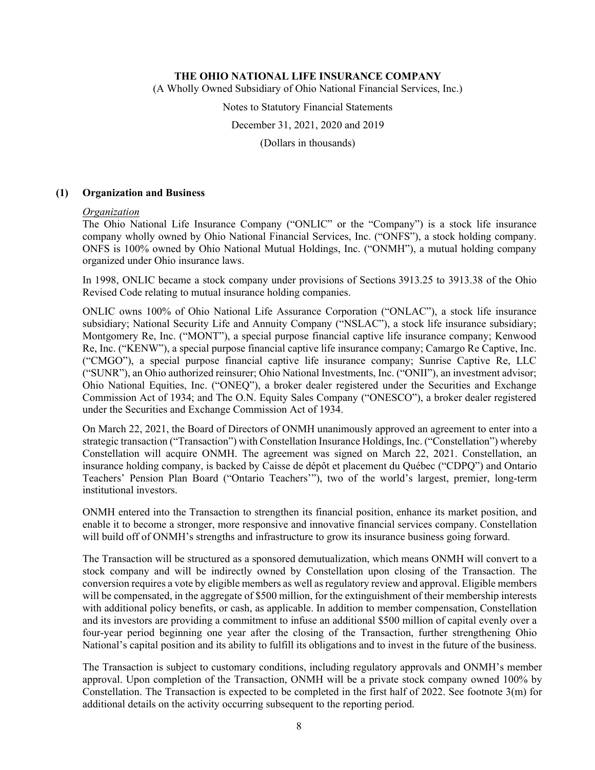**THE OHIO NATIONAL LIFE INSURANCE COMPANY**

(A Wholly Owned Subsidiary of Ohio National Financial Services, Inc.)

Notes to Statutory Financial Statements

December 31, 2021, 2020 and 2019

(Dollars in thousands)

## (1) Organization and Business

*Organization*

The Ohio National Life Insurance Company ("ONLIC" or the "Company") is a stock life insurance company wholly owned by Ohio National Financial Services, Inc. ("ONFS"), a stock holding company. ONFS is 100% owned by Ohio National Mutual Holdings, Inc. ("ONMH"), a mutual holding company organized under Ohio insurance laws.

In 1998, ONLIC became a stock company under provisions of Sections 3913.25 to 3913.38 of the Ohio Revised Code relating to mutual insurance holding companies.

ONLIC owns 100% of Ohio National Life Assurance Corporation ("ONLAC"), a stock life insurance subsidiary; National Security Life and Annuity Company ("NSLAC"), a stock life insurance subsidiary; Montgomery Re, Inc. ("MONT"), a special purpose financial captive life insurance company; Kenwood Re, Inc. ("KENW"), a special purpose financial captive life insurance company; Camargo Re Captive, Inc. ("CMGO"), a special purpose financial captive life insurance company; Sunrise Captive Re, LLC ("SUNR"), an Ohio authorized reinsurer; Ohio National Investments, Inc. ("ONII"), an investment advisor; Ohio National Equities, Inc. ("ONEQ"), a broker dealer registered under the Securities and Exchange Commission Act of 1934; and The O.N. Equity Sales Company ("ONESCO"), a broker dealer registered under the Securities and Exchange Commission Act of 1934.

On March 22, 2021, the Board of Directors of ONMH unanimously approved an agreement to enter into a strategic transaction ("Transaction") with Constellation Insurance Holdings, Inc. ("Constellation") whereby Constellation will acquire ONMH. The agreement was signed on March 22, 2021. Constellation, an insurance holding company, is backed by Caisse de dépôt et placement du Québec ("CDPQ") and Ontario Teachers' Pension Plan Board ("Ontario Teachers'"), two of the world's largest, premier, long-term institutional investors.

ONMH entered into the Transaction to strengthen its financial position, enhance its market position, and enable it to become a stronger, more responsive and innovative financial services company. Constellation will build off of ONMH's strengths and infrastructure to grow its insurance business going forward.

The Transaction will be structured as a sponsored demutualization, which means ONMH will convert to a stock company and will be indirectly owned by Constellation upon closing of the Transaction. The conversion requires a vote by eligible members as well as regulatory review and approval. Eligible members will be compensated, in the aggregate of $500 million, for the extinguishment of their membership interests with additional policy benefits, or cash, as applicable. In addition to member compensation, Constellation and its investors are providing a commitment to infuse an additional $500 million of capital evenly over a four-year period beginning one year after the closing of the Transaction, further strengthening Ohio National's capital position and its ability to fulfill its obligations and to invest in the future of the business.

The Transaction is subject to customary conditions, including regulatory approvals and ONMH's member approval. Upon completion of the Transaction, ONMH will be a private stock company owned 100% by Constellation. The Transaction is expected to be completed in the first half of 2022. See footnote 3(m) for additional details on the activity occurring subsequent to the reporting period.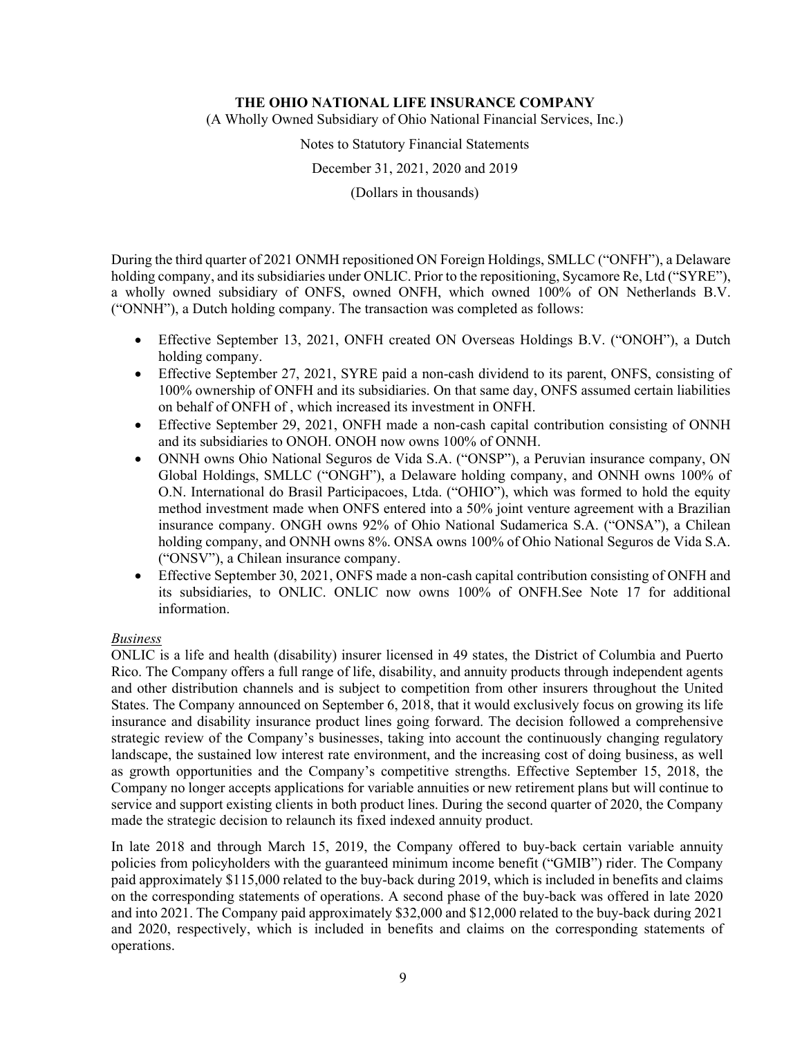During the third quarter of 2021 ONMH repositioned ON Foreign Holdings, SMLLC ("ONFH"), a Delaware holding company, and its subsidiaries under ONLIC. Prior to the repositioning, Sycamore Re, Ltd ("SYRE"), a wholly owned subsidiary of ONFS, owned ONFH, which owned 100% of ON Netherlands B.V. ("ONNH"), a Dutch holding company. The transaction was completed as follows:

- Effective September 13, 2021, ONFH created ON Overseas Holdings B.V. ("ONOH"), a Dutch holding company.
- Effective September 27, 2021, SYRE paid a non-cash dividend to its parent, ONFS, consisting of 100% ownership of ONFH and its subsidiaries. On that same day, ONFS assumed certain liabilities on behalf of ONFH of , which increased its investment in ONFH.
- Effective September 29, 2021, ONFH made a non-cash capital contribution consisting of ONNH and its subsidiaries to ONOH. ONOH now owns 100% of ONNH.
- ONNH owns Ohio National Seguros de Vida S.A. ("ONSP"), a Peruvian insurance company, ON Global Holdings, SMLLC ("ONGH"), a Delaware holding company, and ONNH owns 100% of O.N. International do Brasil Participacoes, Ltda. ("OHIO"), which was formed to hold the equity method investment made when ONFS entered into a 50% joint venture agreement with a Brazilian insurance company. ONGH owns 92% of Ohio National Sudamerica S.A. ("ONSA"), a Chilean holding company, and ONNH owns 8%. ONSA owns 100% of Ohio National Seguros de Vida S.A. ("ONSV"), a Chilean insurance company.
- Effective September 30, 2021, ONFS made a non-cash capital contribution consisting of ONFH and its subsidiaries, to ONLIC. ONLIC now owns 100% of ONFH.See Note 17 for additional information.

*Business*

ONLIC is a life and health (disability) insurer licensed in 49 states, the District of Columbia and Puerto Rico. The Company offers a full range of life, disability, and annuity products through independent agents and other distribution channels and is subject to competition from other insurers throughout the United States. The Company announced on September 6, 2018, that it would exclusively focus on growing its life insurance and disability insurance product lines going forward. The decision followed a comprehensive strategic review of the Company's businesses, taking into account the continuously changing regulatory landscape, the sustained low interest rate environment, and the increasing cost of doing business, as well as growth opportunities and the Company's competitive strengths. Effective September 15, 2018, the Company no longer accepts applications for variable annuities or new retirement plans but will continue to service and support existing clients in both product lines. During the second quarter of 2020, the Company made the strategic decision to relaunch its fixed indexed annuity product.

In late 2018 and through March 15, 2019, the Company offered to buy-back certain variable annuity policies from policyholders with the guaranteed minimum income benefit ("GMIB") rider. The Company paid approximately $115,000 related to the buy-back during 2019, which is included in benefits and claims on the corresponding statements of operations. A second phase of the buy-back was offered in late 2020 and into 2021. The Company paid approximately $32,000 and $12,000 related to the buy-back during 2021 and 2020, respectively, which is included in benefits and claims on the corresponding statements of operations.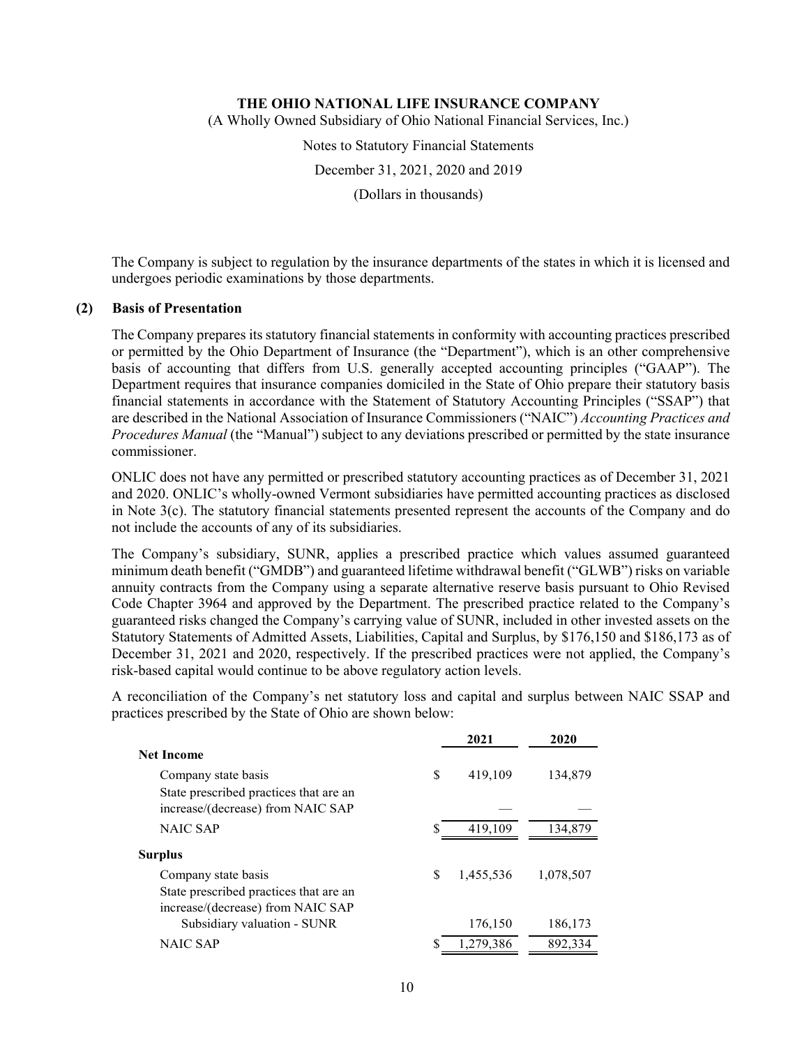The Company is subject to regulation by the insurance departments of the states in which it is licensed and undergoes periodic examinations by those departments.

## (2) Basis of Presentation

The Company prepares its statutory financial statements in conformity with accounting practices prescribed or permitted by the Ohio Department of Insurance (the "Department"), which is an other comprehensive basis of accounting that differs from U.S. generally accepted accounting principles ("GAAP"). The Department requires that insurance companies domiciled in the State of Ohio prepare their statutory basis financial statements in accordance with the Statement of Statutory Accounting Principles ("SSAP") that are described in the National Association of Insurance Commissioners ("NAIC") *Accounting Practices and Procedures Manual* (the "Manual") subject to any deviations prescribed or permitted by the state insurance commissioner.

ONLIC does not have any permitted or prescribed statutory accounting practices as of December 31, 2021 and 2020. ONLIC's wholly-owned Vermont subsidiaries have permitted accounting practices as disclosed in Note 3(c). The statutory financial statements presented represent the accounts of the Company and do not include the accounts of any of its subsidiaries.

The Company's subsidiary, SUNR, applies a prescribed practice which values assumed guaranteed minimum death benefit ("GMDB") and guaranteed lifetime withdrawal benefit ("GLWB") risks on variable annuity contracts from the Company using a separate alternative reserve basis pursuant to Ohio Revised Code Chapter 3964 and approved by the Department. The prescribed practice related to the Company's guaranteed risks changed the Company's carrying value of SUNR, included in other invested assets on the Statutory Statements of Admitted Assets, Liabilities, Capital and Surplus, by $176,150 and $186,173 as of December 31, 2021 and 2020, respectively. If the prescribed practices were not applied, the Company's risk-based capital would continue to be above regulatory action levels.

A reconciliation of the Company's net statutory loss and capital and surplus between NAIC SSAP and practices prescribed by the State of Ohio are shown below:

| | 2021 | 2020 |
|---|---|---|
| **Net Income** | | |
| Company state basis | $ 419,109 | 134,879 |
| State prescribed practices that are an increase/(decrease) from NAIC SAP | — | — |
| NAIC SAP | $ 419,109 | 134,879 |
| **Surplus** | | |
| Company state basis | $ 1,455,536 | 1,078,507 |
| State prescribed practices that are an increase/(decrease) from NAIC SAP | | |
| Subsidiary valuation - SUNR | 176,150 | 186,173 |
| NAIC SAP | $ 1,279,386 | 892,334 |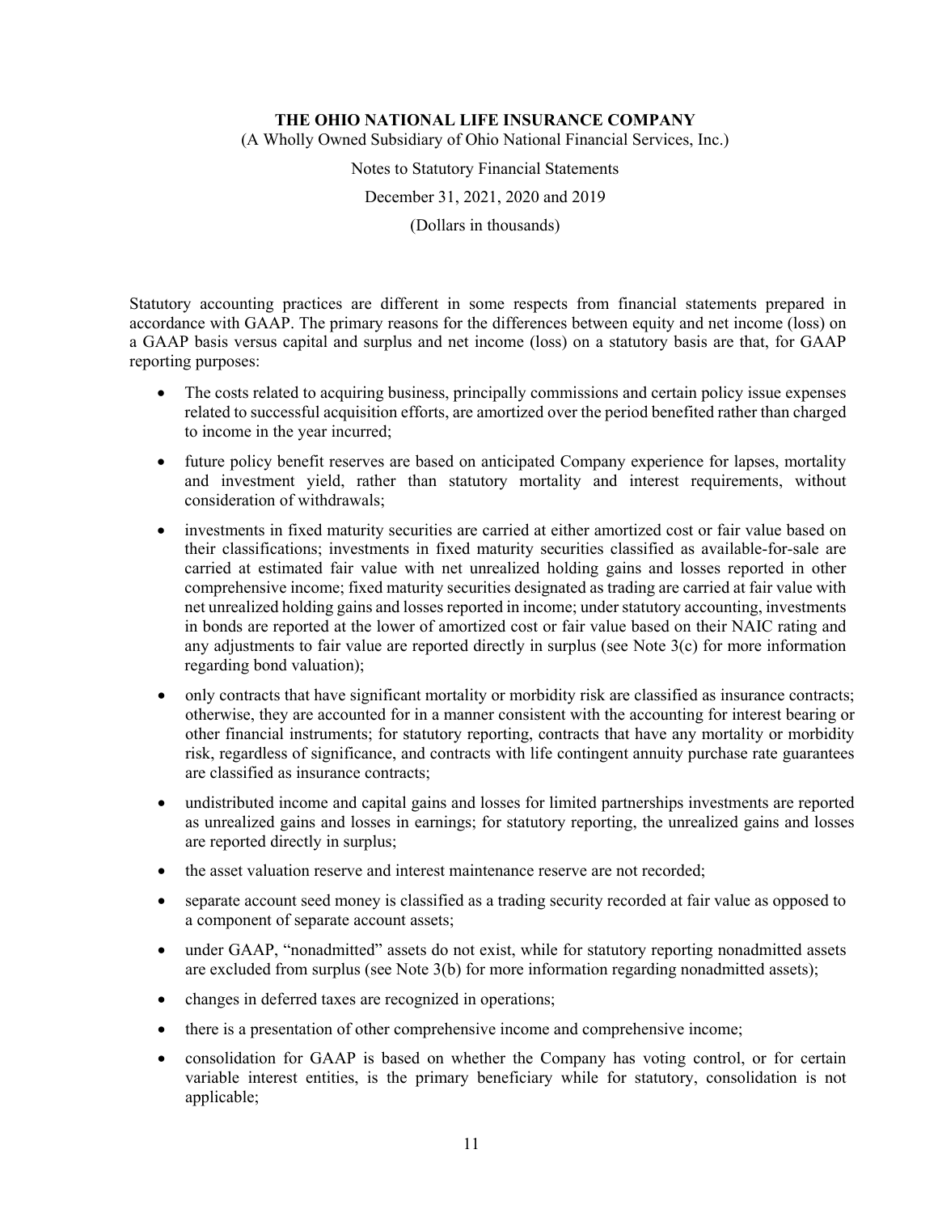Statutory accounting practices are different in some respects from financial statements prepared in accordance with GAAP. The primary reasons for the differences between equity and net income (loss) on a GAAP basis versus capital and surplus and net income (loss) on a statutory basis are that, for GAAP reporting purposes:

- The costs related to acquiring business, principally commissions and certain policy issue expenses related to successful acquisition efforts, are amortized over the period benefited rather than charged to income in the year incurred;
- future policy benefit reserves are based on anticipated Company experience for lapses, mortality and investment yield, rather than statutory mortality and interest requirements, without consideration of withdrawals;
- investments in fixed maturity securities are carried at either amortized cost or fair value based on their classifications; investments in fixed maturity securities classified as available-for-sale are carried at estimated fair value with net unrealized holding gains and losses reported in other comprehensive income; fixed maturity securities designated as trading are carried at fair value with net unrealized holding gains and losses reported in income; under statutory accounting, investments in bonds are reported at the lower of amortized cost or fair value based on their NAIC rating and any adjustments to fair value are reported directly in surplus (see Note 3(c) for more information regarding bond valuation);
- only contracts that have significant mortality or morbidity risk are classified as insurance contracts; otherwise, they are accounted for in a manner consistent with the accounting for interest bearing or other financial instruments; for statutory reporting, contracts that have any mortality or morbidity risk, regardless of significance, and contracts with life contingent annuity purchase rate guarantees are classified as insurance contracts;
- undistributed income and capital gains and losses for limited partnerships investments are reported as unrealized gains and losses in earnings; for statutory reporting, the unrealized gains and losses are reported directly in surplus;
- the asset valuation reserve and interest maintenance reserve are not recorded;
- separate account seed money is classified as a trading security recorded at fair value as opposed to a component of separate account assets;
- under GAAP, "nonadmitted" assets do not exist, while for statutory reporting nonadmitted assets are excluded from surplus (see Note 3(b) for more information regarding nonadmitted assets);
- changes in deferred taxes are recognized in operations;
- there is a presentation of other comprehensive income and comprehensive income;
- consolidation for GAAP is based on whether the Company has voting control, or for certain variable interest entities, is the primary beneficiary while for statutory, consolidation is not applicable;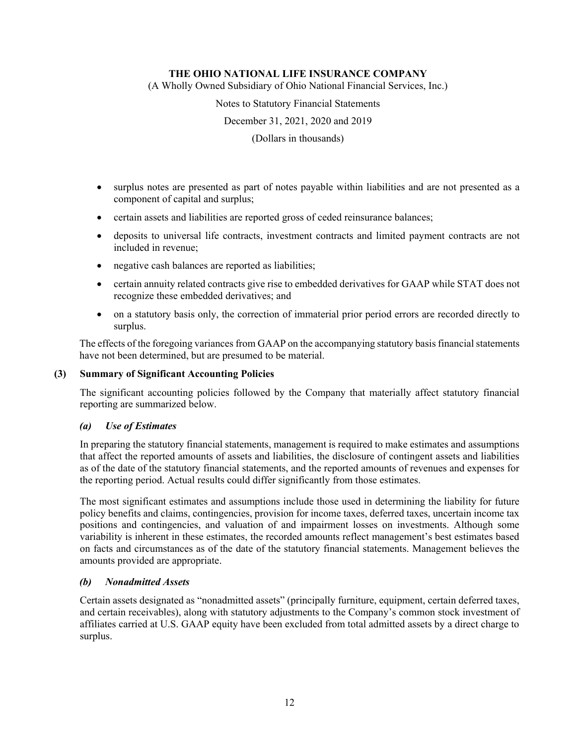- surplus notes are presented as part of notes payable within liabilities and are not presented as a component of capital and surplus;
- certain assets and liabilities are reported gross of ceded reinsurance balances;
- deposits to universal life contracts, investment contracts and limited payment contracts are not included in revenue;
- negative cash balances are reported as liabilities;
- certain annuity related contracts give rise to embedded derivatives for GAAP while STAT does not recognize these embedded derivatives; and
- on a statutory basis only, the correction of immaterial prior period errors are recorded directly to surplus.

The effects of the foregoing variances from GAAP on the accompanying statutory basis financial statements have not been determined, but are presumed to be material.

## (3) Summary of Significant Accounting Policies

The significant accounting policies followed by the Company that materially affect statutory financial reporting are summarized below.

### *(a) Use of Estimates*

In preparing the statutory financial statements, management is required to make estimates and assumptions that affect the reported amounts of assets and liabilities, the disclosure of contingent assets and liabilities as of the date of the statutory financial statements, and the reported amounts of revenues and expenses for the reporting period. Actual results could differ significantly from those estimates.

The most significant estimates and assumptions include those used in determining the liability for future policy benefits and claims, contingencies, provision for income taxes, deferred taxes, uncertain income tax positions and contingencies, and valuation of and impairment losses on investments. Although some variability is inherent in these estimates, the recorded amounts reflect management's best estimates based on facts and circumstances as of the date of the statutory financial statements. Management believes the amounts provided are appropriate.

### *(b) Nonadmitted Assets*

Certain assets designated as "nonadmitted assets" (principally furniture, equipment, certain deferred taxes, and certain receivables), along with statutory adjustments to the Company's common stock investment of affiliates carried at U.S. GAAP equity have been excluded from total admitted assets by a direct charge to surplus.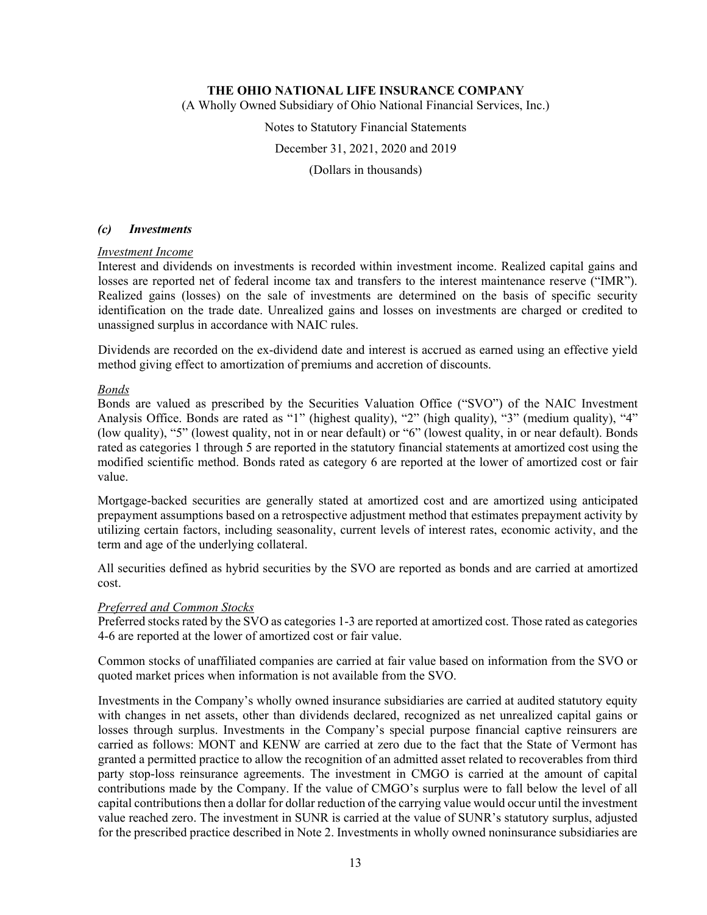### *(c) Investments*

*Investment Income*

Interest and dividends on investments is recorded within investment income. Realized capital gains and losses are reported net of federal income tax and transfers to the interest maintenance reserve ("IMR"). Realized gains (losses) on the sale of investments are determined on the basis of specific security identification on the trade date. Unrealized gains and losses on investments are charged or credited to unassigned surplus in accordance with NAIC rules.

Dividends are recorded on the ex-dividend date and interest is accrued as earned using an effective yield method giving effect to amortization of premiums and accretion of discounts.

*Bonds*

Bonds are valued as prescribed by the Securities Valuation Office ("SVO") of the NAIC Investment Analysis Office. Bonds are rated as "1" (highest quality), "2" (high quality), "3" (medium quality), "4" (low quality), "5" (lowest quality, not in or near default) or "6" (lowest quality, in or near default). Bonds rated as categories 1 through 5 are reported in the statutory financial statements at amortized cost using the modified scientific method. Bonds rated as category 6 are reported at the lower of amortized cost or fair value.

Mortgage-backed securities are generally stated at amortized cost and are amortized using anticipated prepayment assumptions based on a retrospective adjustment method that estimates prepayment activity by utilizing certain factors, including seasonality, current levels of interest rates, economic activity, and the term and age of the underlying collateral.

All securities defined as hybrid securities by the SVO are reported as bonds and are carried at amortized cost.

*Preferred and Common Stocks*

Preferred stocks rated by the SVO as categories 1-3 are reported at amortized cost. Those rated as categories 4-6 are reported at the lower of amortized cost or fair value.

Common stocks of unaffiliated companies are carried at fair value based on information from the SVO or quoted market prices when information is not available from the SVO.

Investments in the Company's wholly owned insurance subsidiaries are carried at audited statutory equity with changes in net assets, other than dividends declared, recognized as net unrealized capital gains or losses through surplus. Investments in the Company's special purpose financial captive reinsurers are carried as follows: MONT and KENW are carried at zero due to the fact that the State of Vermont has granted a permitted practice to allow the recognition of an admitted asset related to recoverables from third party stop-loss reinsurance agreements. The investment in CMGO is carried at the amount of capital contributions made by the Company. If the value of CMGO's surplus were to fall below the level of all capital contributions then a dollar for dollar reduction of the carrying value would occur until the investment value reached zero. The investment in SUNR is carried at the value of SUNR's statutory surplus, adjusted for the prescribed practice described in Note 2. Investments in wholly owned noninsurance subsidiaries are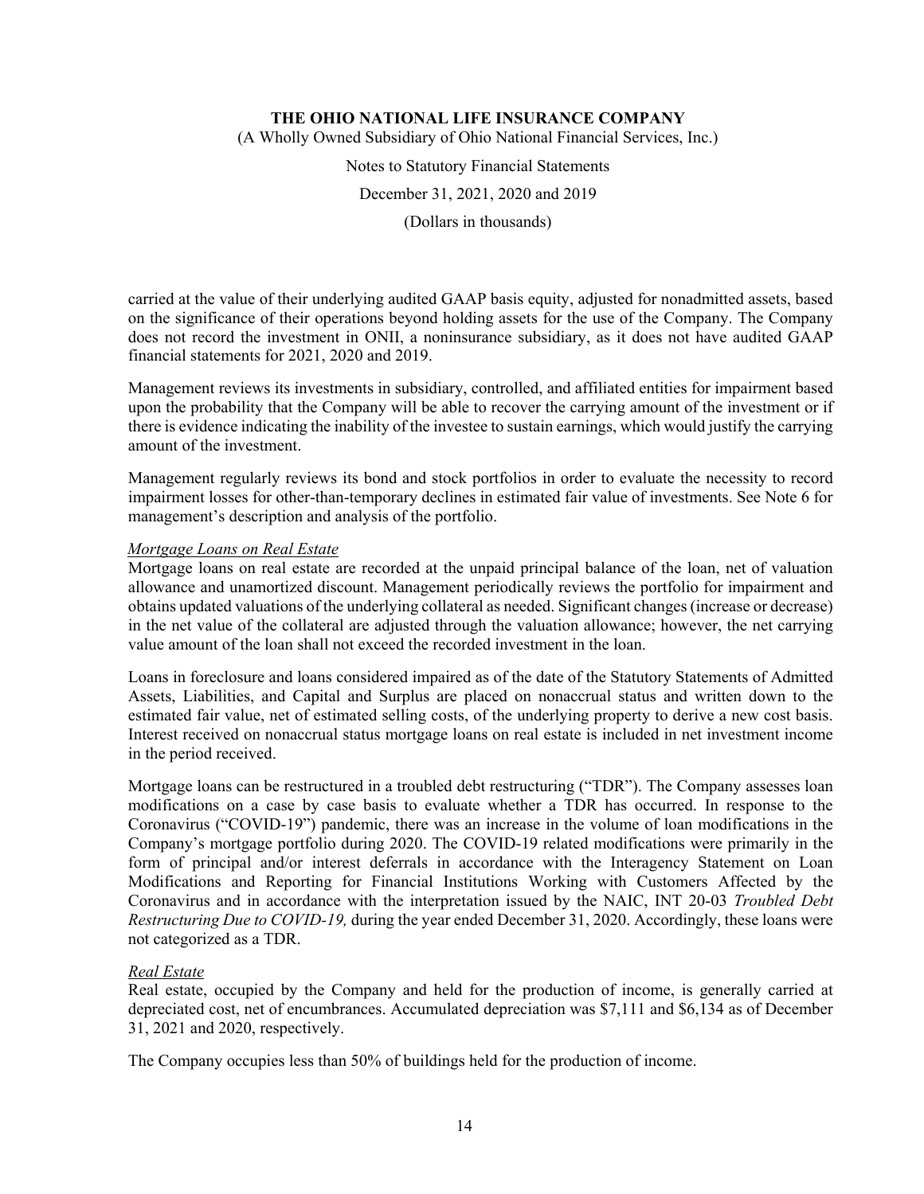carried at the value of their underlying audited GAAP basis equity, adjusted for nonadmitted assets, based on the significance of their operations beyond holding assets for the use of the Company. The Company does not record the investment in ONII, a noninsurance subsidiary, as it does not have audited GAAP financial statements for 2021, 2020 and 2019.

Management reviews its investments in subsidiary, controlled, and affiliated entities for impairment based upon the probability that the Company will be able to recover the carrying amount of the investment or if there is evidence indicating the inability of the investee to sustain earnings, which would justify the carrying amount of the investment.

Management regularly reviews its bond and stock portfolios in order to evaluate the necessity to record impairment losses for other-than-temporary declines in estimated fair value of investments. See Note 6 for management's description and analysis of the portfolio.

*Mortgage Loans on Real Estate*

Mortgage loans on real estate are recorded at the unpaid principal balance of the loan, net of valuation allowance and unamortized discount. Management periodically reviews the portfolio for impairment and obtains updated valuations of the underlying collateral as needed. Significant changes (increase or decrease) in the net value of the collateral are adjusted through the valuation allowance; however, the net carrying value amount of the loan shall not exceed the recorded investment in the loan.

Loans in foreclosure and loans considered impaired as of the date of the Statutory Statements of Admitted Assets, Liabilities, and Capital and Surplus are placed on nonaccrual status and written down to the estimated fair value, net of estimated selling costs, of the underlying property to derive a new cost basis. Interest received on nonaccrual status mortgage loans on real estate is included in net investment income in the period received.

Mortgage loans can be restructured in a troubled debt restructuring ("TDR"). The Company assesses loan modifications on a case by case basis to evaluate whether a TDR has occurred. In response to the Coronavirus ("COVID-19") pandemic, there was an increase in the volume of loan modifications in the Company's mortgage portfolio during 2020. The COVID-19 related modifications were primarily in the form of principal and/or interest deferrals in accordance with the Interagency Statement on Loan Modifications and Reporting for Financial Institutions Working with Customers Affected by the Coronavirus and in accordance with the interpretation issued by the NAIC, INT 20-03 *Troubled Debt Restructuring Due to COVID-19,* during the year ended December 31, 2020. Accordingly, these loans were not categorized as a TDR.

*Real Estate*

Real estate, occupied by the Company and held for the production of income, is generally carried at depreciated cost, net of encumbrances. Accumulated depreciation was $7,111 and $6,134 as of December 31, 2021 and 2020, respectively.

The Company occupies less than 50% of buildings held for the production of income.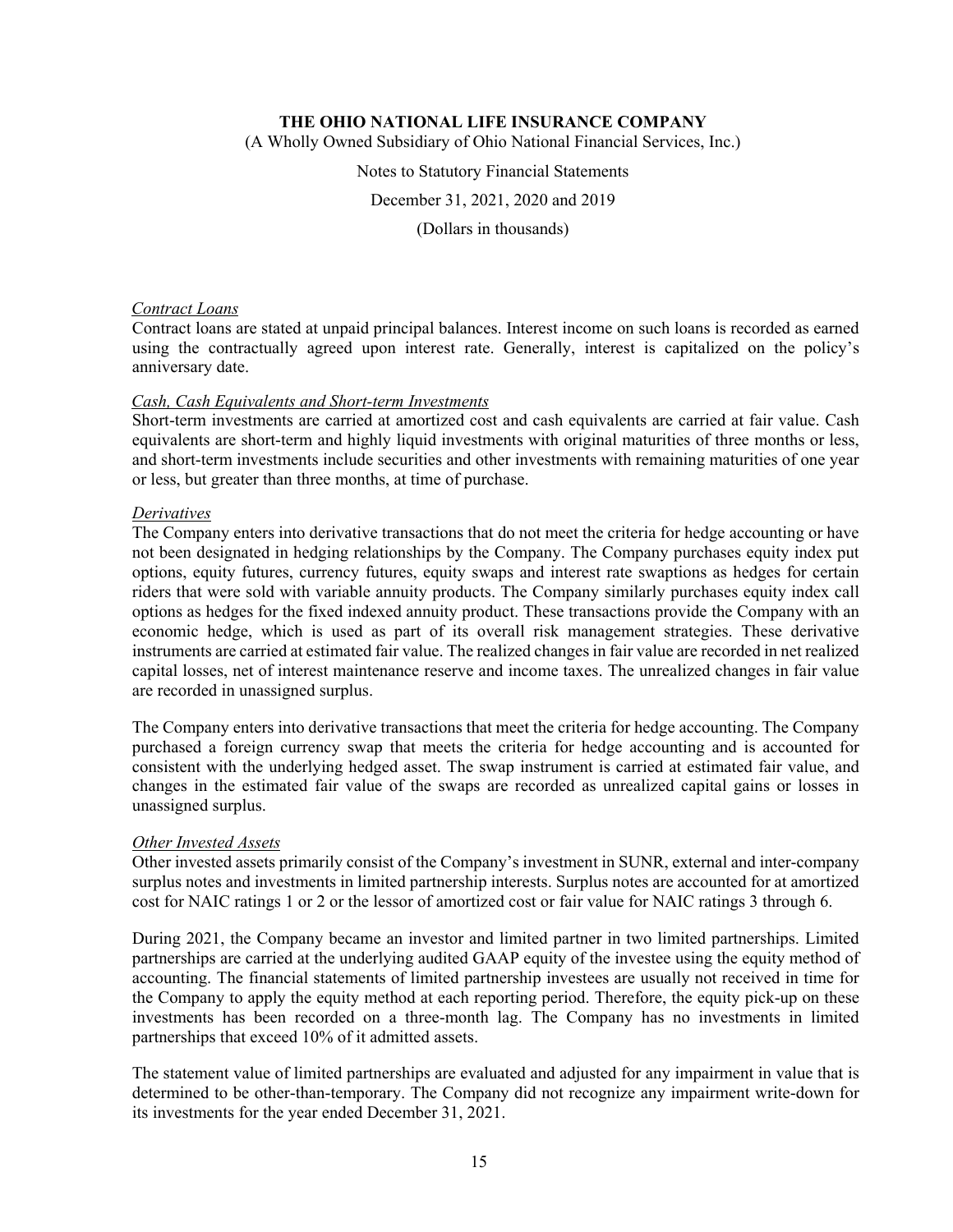*Contract Loans*
Contract loans are stated at unpaid principal balances. Interest income on such loans is recorded as earned using the contractually agreed upon interest rate. Generally, interest is capitalized on the policy's anniversary date.

*Cash, Cash Equivalents and Short-term Investments*
Short-term investments are carried at amortized cost and cash equivalents are carried at fair value. Cash equivalents are short-term and highly liquid investments with original maturities of three months or less, and short-term investments include securities and other investments with remaining maturities of one year or less, but greater than three months, at time of purchase.

*Derivatives*
The Company enters into derivative transactions that do not meet the criteria for hedge accounting or have not been designated in hedging relationships by the Company. The Company purchases equity index put options, equity futures, currency futures, equity swaps and interest rate swaptions as hedges for certain riders that were sold with variable annuity products. The Company similarly purchases equity index call options as hedges for the fixed indexed annuity product. These transactions provide the Company with an economic hedge, which is used as part of its overall risk management strategies. These derivative instruments are carried at estimated fair value. The realized changes in fair value are recorded in net realized capital losses, net of interest maintenance reserve and income taxes. The unrealized changes in fair value are recorded in unassigned surplus.

The Company enters into derivative transactions that meet the criteria for hedge accounting. The Company purchased a foreign currency swap that meets the criteria for hedge accounting and is accounted for consistent with the underlying hedged asset. The swap instrument is carried at estimated fair value, and changes in the estimated fair value of the swaps are recorded as unrealized capital gains or losses in unassigned surplus.

*Other Invested Assets*
Other invested assets primarily consist of the Company's investment in SUNR, external and inter-company surplus notes and investments in limited partnership interests. Surplus notes are accounted for at amortized cost for NAIC ratings 1 or 2 or the lessor of amortized cost or fair value for NAIC ratings 3 through 6.

During 2021, the Company became an investor and limited partner in two limited partnerships. Limited partnerships are carried at the underlying audited GAAP equity of the investee using the equity method of accounting. The financial statements of limited partnership investees are usually not received in time for the Company to apply the equity method at each reporting period. Therefore, the equity pick-up on these investments has been recorded on a three-month lag. The Company has no investments in limited partnerships that exceed 10% of it admitted assets.

The statement value of limited partnerships are evaluated and adjusted for any impairment in value that is determined to be other-than-temporary. The Company did not recognize any impairment write-down for its investments for the year ended December 31, 2021.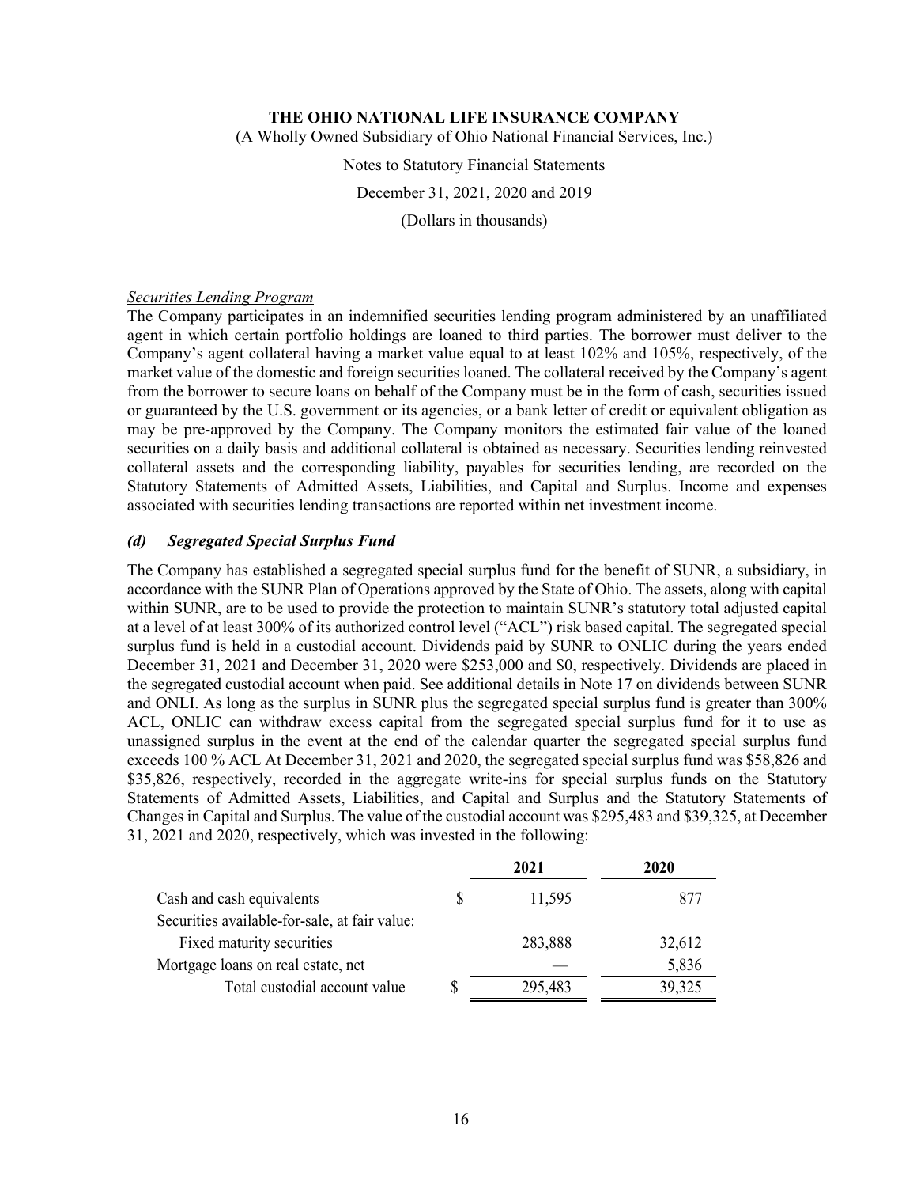*Securities Lending Program*

The Company participates in an indemnified securities lending program administered by an unaffiliated agent in which certain portfolio holdings are loaned to third parties. The borrower must deliver to the Company's agent collateral having a market value equal to at least 102% and 105%, respectively, of the market value of the domestic and foreign securities loaned. The collateral received by the Company's agent from the borrower to secure loans on behalf of the Company must be in the form of cash, securities issued or guaranteed by the U.S. government or its agencies, or a bank letter of credit or equivalent obligation as may be pre-approved by the Company. The Company monitors the estimated fair value of the loaned securities on a daily basis and additional collateral is obtained as necessary. Securities lending reinvested collateral assets and the corresponding liability, payables for securities lending, are recorded on the Statutory Statements of Admitted Assets, Liabilities, and Capital and Surplus. Income and expenses associated with securities lending transactions are reported within net investment income.

### *(d) Segregated Special Surplus Fund*

The Company has established a segregated special surplus fund for the benefit of SUNR, a subsidiary, in accordance with the SUNR Plan of Operations approved by the State of Ohio. The assets, along with capital within SUNR, are to be used to provide the protection to maintain SUNR's statutory total adjusted capital at a level of at least 300% of its authorized control level ("ACL") risk based capital. The segregated special surplus fund is held in a custodial account. Dividends paid by SUNR to ONLIC during the years ended December 31, 2021 and December 31, 2020 were $253,000 and $0, respectively. Dividends are placed in the segregated custodial account when paid. See additional details in Note 17 on dividends between SUNR and ONLI. As long as the surplus in SUNR plus the segregated special surplus fund is greater than 300% ACL, ONLIC can withdraw excess capital from the segregated special surplus fund for it to use as unassigned surplus in the event at the end of the calendar quarter the segregated special surplus fund exceeds 100 % ACL At December 31, 2021 and 2020, the segregated special surplus fund was $58,826 and $35,826, respectively, recorded in the aggregate write-ins for special surplus funds on the Statutory Statements of Admitted Assets, Liabilities, and Capital and Surplus and the Statutory Statements of Changes in Capital and Surplus. The value of the custodial account was $295,483 and $39,325, at December 31, 2021 and 2020, respectively, which was invested in the following:

| | 2021 | 2020 |
|---|---|---|
| Cash and cash equivalents | $ 11,595 | 877 |
| Securities available-for-sale, at fair value: | | |
| Fixed maturity securities | 283,888 | 32,612 |
| Mortgage loans on real estate, net | — | 5,836 |
| Total custodial account value | $ 295,483 | 39,325 |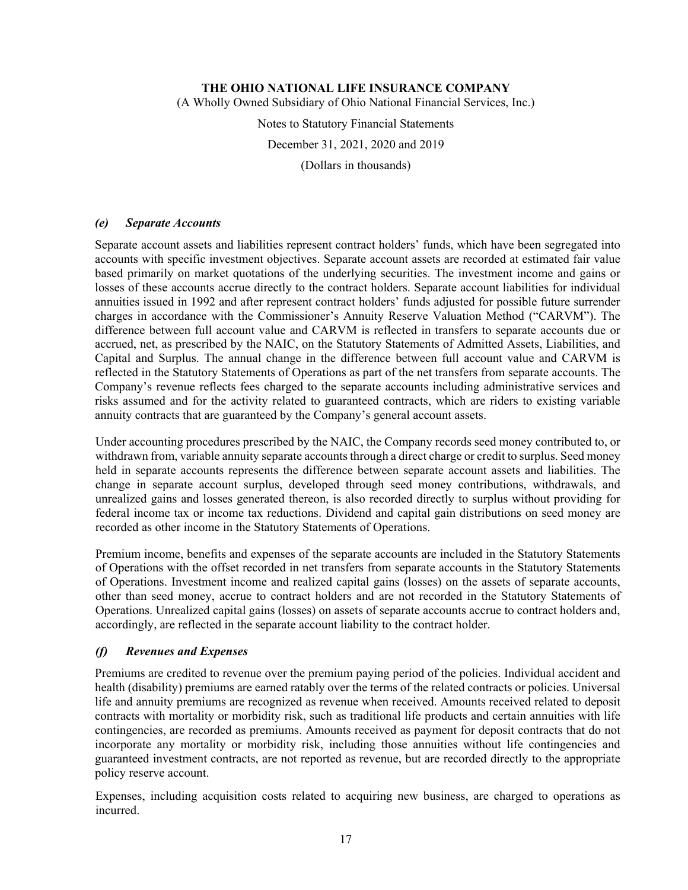### *(e) Separate Accounts*

Separate account assets and liabilities represent contract holders' funds, which have been segregated into accounts with specific investment objectives. Separate account assets are recorded at estimated fair value based primarily on market quotations of the underlying securities. The investment income and gains or losses of these accounts accrue directly to the contract holders. Separate account liabilities for individual annuities issued in 1992 and after represent contract holders' funds adjusted for possible future surrender charges in accordance with the Commissioner's Annuity Reserve Valuation Method ("CARVM"). The difference between full account value and CARVM is reflected in transfers to separate accounts due or accrued, net, as prescribed by the NAIC, on the Statutory Statements of Admitted Assets, Liabilities, and Capital and Surplus. The annual change in the difference between full account value and CARVM is reflected in the Statutory Statements of Operations as part of the net transfers from separate accounts. The Company's revenue reflects fees charged to the separate accounts including administrative services and risks assumed and for the activity related to guaranteed contracts, which are riders to existing variable annuity contracts that are guaranteed by the Company's general account assets.

Under accounting procedures prescribed by the NAIC, the Company records seed money contributed to, or withdrawn from, variable annuity separate accounts through a direct charge or credit to surplus. Seed money held in separate accounts represents the difference between separate account assets and liabilities. The change in separate account surplus, developed through seed money contributions, withdrawals, and unrealized gains and losses generated thereon, is also recorded directly to surplus without providing for federal income tax or income tax reductions. Dividend and capital gain distributions on seed money are recorded as other income in the Statutory Statements of Operations.

Premium income, benefits and expenses of the separate accounts are included in the Statutory Statements of Operations with the offset recorded in net transfers from separate accounts in the Statutory Statements of Operations. Investment income and realized capital gains (losses) on the assets of separate accounts, other than seed money, accrue to contract holders and are not recorded in the Statutory Statements of Operations. Unrealized capital gains (losses) on assets of separate accounts accrue to contract holders and, accordingly, are reflected in the separate account liability to the contract holder.

### *(f) Revenues and Expenses*

Premiums are credited to revenue over the premium paying period of the policies. Individual accident and health (disability) premiums are earned ratably over the terms of the related contracts or policies. Universal life and annuity premiums are recognized as revenue when received. Amounts received related to deposit contracts with mortality or morbidity risk, such as traditional life products and certain annuities with life contingencies, are recorded as premiums. Amounts received as payment for deposit contracts that do not incorporate any mortality or morbidity risk, including those annuities without life contingencies and guaranteed investment contracts, are not reported as revenue, but are recorded directly to the appropriate policy reserve account.

Expenses, including acquisition costs related to acquiring new business, are charged to operations as incurred.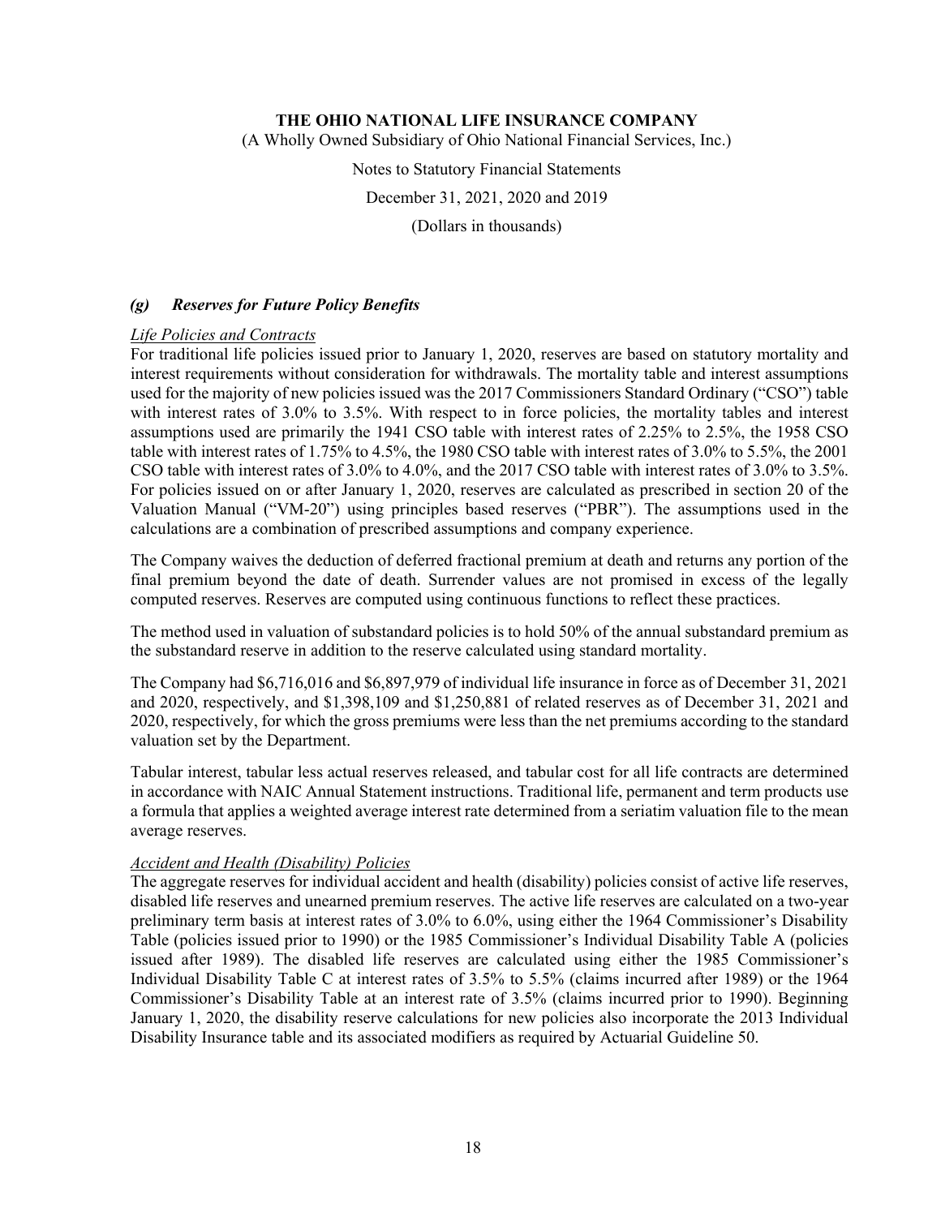### *(g) Reserves for Future Policy Benefits*

*Life Policies and Contracts*

For traditional life policies issued prior to January 1, 2020, reserves are based on statutory mortality and interest requirements without consideration for withdrawals. The mortality table and interest assumptions used for the majority of new policies issued was the 2017 Commissioners Standard Ordinary ("CSO") table with interest rates of 3.0% to 3.5%. With respect to in force policies, the mortality tables and interest assumptions used are primarily the 1941 CSO table with interest rates of 2.25% to 2.5%, the 1958 CSO table with interest rates of 1.75% to 4.5%, the 1980 CSO table with interest rates of 3.0% to 5.5%, the 2001 CSO table with interest rates of 3.0% to 4.0%, and the 2017 CSO table with interest rates of 3.0% to 3.5%. For policies issued on or after January 1, 2020, reserves are calculated as prescribed in section 20 of the Valuation Manual ("VM-20") using principles based reserves ("PBR"). The assumptions used in the calculations are a combination of prescribed assumptions and company experience.

The Company waives the deduction of deferred fractional premium at death and returns any portion of the final premium beyond the date of death. Surrender values are not promised in excess of the legally computed reserves. Reserves are computed using continuous functions to reflect these practices.

The method used in valuation of substandard policies is to hold 50% of the annual substandard premium as the substandard reserve in addition to the reserve calculated using standard mortality.

The Company had $6,716,016 and $6,897,979 of individual life insurance in force as of December 31, 2021 and 2020, respectively, and $1,398,109 and $1,250,881 of related reserves as of December 31, 2021 and 2020, respectively, for which the gross premiums were less than the net premiums according to the standard valuation set by the Department.

Tabular interest, tabular less actual reserves released, and tabular cost for all life contracts are determined in accordance with NAIC Annual Statement instructions. Traditional life, permanent and term products use a formula that applies a weighted average interest rate determined from a seriatim valuation file to the mean average reserves.

*Accident and Health (Disability) Policies*

The aggregate reserves for individual accident and health (disability) policies consist of active life reserves, disabled life reserves and unearned premium reserves. The active life reserves are calculated on a two-year preliminary term basis at interest rates of 3.0% to 6.0%, using either the 1964 Commissioner's Disability Table (policies issued prior to 1990) or the 1985 Commissioner's Individual Disability Table A (policies issued after 1989). The disabled life reserves are calculated using either the 1985 Commissioner's Individual Disability Table C at interest rates of 3.5% to 5.5% (claims incurred after 1989) or the 1964 Commissioner's Disability Table at an interest rate of 3.5% (claims incurred prior to 1990). Beginning January 1, 2020, the disability reserve calculations for new policies also incorporate the 2013 Individual Disability Insurance table and its associated modifiers as required by Actuarial Guideline 50.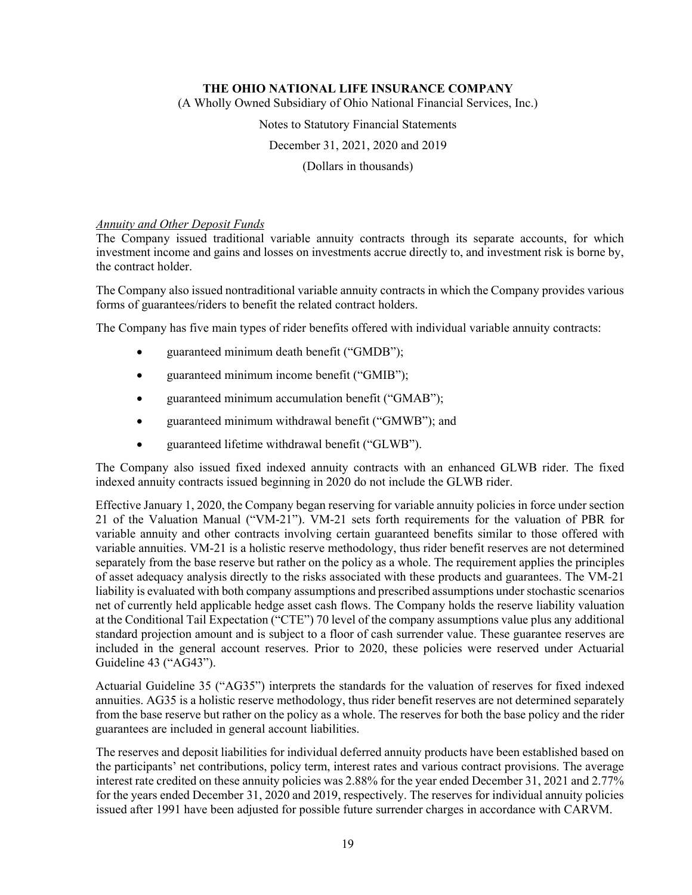*Annuity and Other Deposit Funds*

The Company issued traditional variable annuity contracts through its separate accounts, for which investment income and gains and losses on investments accrue directly to, and investment risk is borne by, the contract holder.

The Company also issued nontraditional variable annuity contracts in which the Company provides various forms of guarantees/riders to benefit the related contract holders.

The Company has five main types of rider benefits offered with individual variable annuity contracts:

- guaranteed minimum death benefit ("GMDB");
- guaranteed minimum income benefit ("GMIB");
- guaranteed minimum accumulation benefit ("GMAB");
- guaranteed minimum withdrawal benefit ("GMWB"); and
- guaranteed lifetime withdrawal benefit ("GLWB").

The Company also issued fixed indexed annuity contracts with an enhanced GLWB rider. The fixed indexed annuity contracts issued beginning in 2020 do not include the GLWB rider.

Effective January 1, 2020, the Company began reserving for variable annuity policies in force under section 21 of the Valuation Manual ("VM-21"). VM-21 sets forth requirements for the valuation of PBR for variable annuity and other contracts involving certain guaranteed benefits similar to those offered with variable annuities. VM-21 is a holistic reserve methodology, thus rider benefit reserves are not determined separately from the base reserve but rather on the policy as a whole. The requirement applies the principles of asset adequacy analysis directly to the risks associated with these products and guarantees. The VM-21 liability is evaluated with both company assumptions and prescribed assumptions under stochastic scenarios net of currently held applicable hedge asset cash flows. The Company holds the reserve liability valuation at the Conditional Tail Expectation ("CTE") 70 level of the company assumptions value plus any additional standard projection amount and is subject to a floor of cash surrender value. These guarantee reserves are included in the general account reserves. Prior to 2020, these policies were reserved under Actuarial Guideline 43 ("AG43").

Actuarial Guideline 35 ("AG35") interprets the standards for the valuation of reserves for fixed indexed annuities. AG35 is a holistic reserve methodology, thus rider benefit reserves are not determined separately from the base reserve but rather on the policy as a whole. The reserves for both the base policy and the rider guarantees are included in general account liabilities.

The reserves and deposit liabilities for individual deferred annuity products have been established based on the participants' net contributions, policy term, interest rates and various contract provisions. The average interest rate credited on these annuity policies was 2.88% for the year ended December 31, 2021 and 2.77% for the years ended December 31, 2020 and 2019, respectively. The reserves for individual annuity policies issued after 1991 have been adjusted for possible future surrender charges in accordance with CARVM.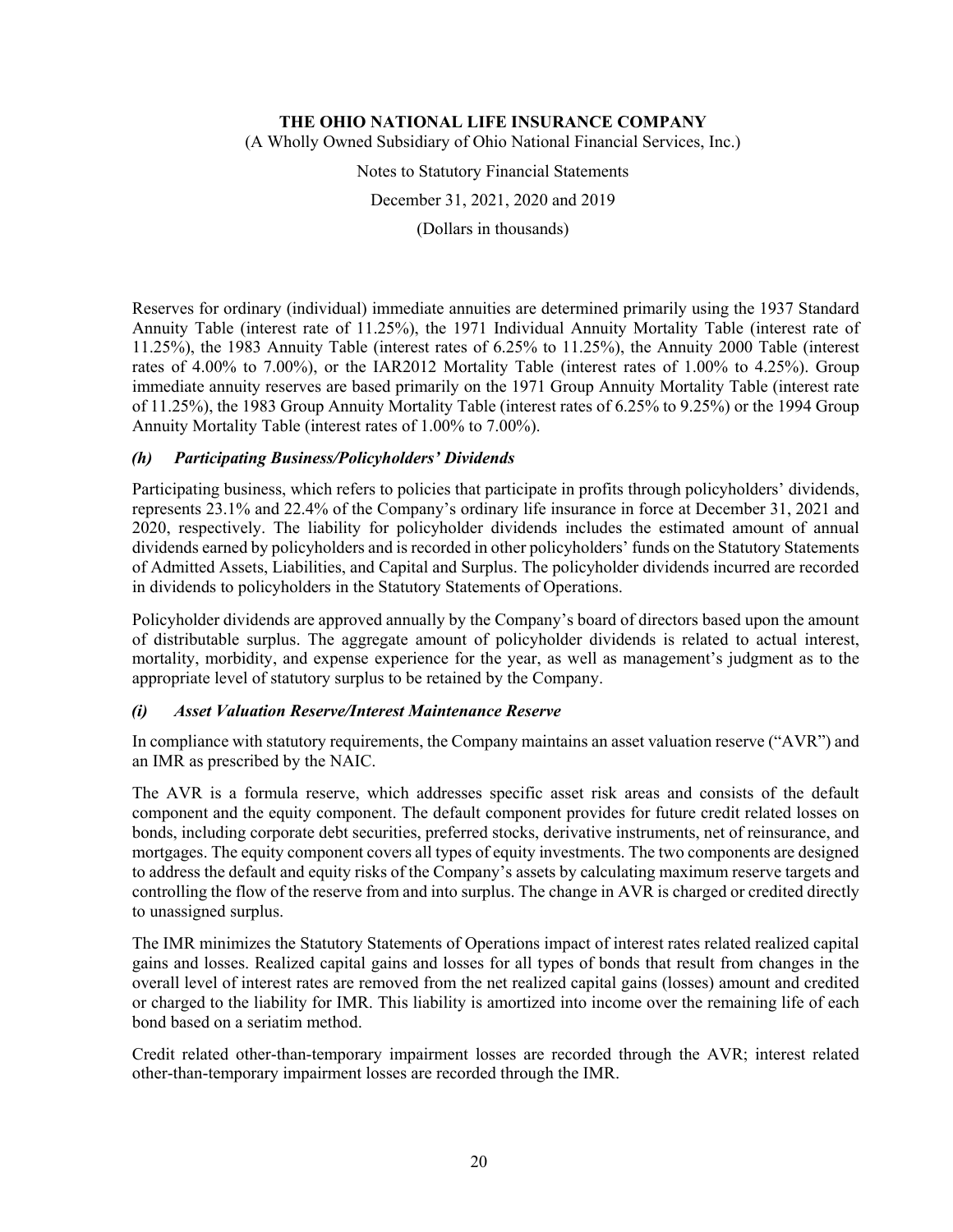Reserves for ordinary (individual) immediate annuities are determined primarily using the 1937 Standard Annuity Table (interest rate of 11.25%), the 1971 Individual Annuity Mortality Table (interest rate of 11.25%), the 1983 Annuity Table (interest rates of 6.25% to 11.25%), the Annuity 2000 Table (interest rates of 4.00% to 7.00%), or the IAR2012 Mortality Table (interest rates of 1.00% to 4.25%). Group immediate annuity reserves are based primarily on the 1971 Group Annuity Mortality Table (interest rate of 11.25%), the 1983 Group Annuity Mortality Table (interest rates of 6.25% to 9.25%) or the 1994 Group Annuity Mortality Table (interest rates of 1.00% to 7.00%).

### *(h) Participating Business/Policyholders' Dividends*

Participating business, which refers to policies that participate in profits through policyholders' dividends, represents 23.1% and 22.4% of the Company's ordinary life insurance in force at December 31, 2021 and 2020, respectively. The liability for policyholder dividends includes the estimated amount of annual dividends earned by policyholders and is recorded in other policyholders' funds on the Statutory Statements of Admitted Assets, Liabilities, and Capital and Surplus. The policyholder dividends incurred are recorded in dividends to policyholders in the Statutory Statements of Operations.

Policyholder dividends are approved annually by the Company's board of directors based upon the amount of distributable surplus. The aggregate amount of policyholder dividends is related to actual interest, mortality, morbidity, and expense experience for the year, as well as management's judgment as to the appropriate level of statutory surplus to be retained by the Company.

### *(i) Asset Valuation Reserve/Interest Maintenance Reserve*

In compliance with statutory requirements, the Company maintains an asset valuation reserve ("AVR") and an IMR as prescribed by the NAIC.

The AVR is a formula reserve, which addresses specific asset risk areas and consists of the default component and the equity component. The default component provides for future credit related losses on bonds, including corporate debt securities, preferred stocks, derivative instruments, net of reinsurance, and mortgages. The equity component covers all types of equity investments. The two components are designed to address the default and equity risks of the Company's assets by calculating maximum reserve targets and controlling the flow of the reserve from and into surplus. The change in AVR is charged or credited directly to unassigned surplus.

The IMR minimizes the Statutory Statements of Operations impact of interest rates related realized capital gains and losses. Realized capital gains and losses for all types of bonds that result from changes in the overall level of interest rates are removed from the net realized capital gains (losses) amount and credited or charged to the liability for IMR. This liability is amortized into income over the remaining life of each bond based on a seriatim method.

Credit related other-than-temporary impairment losses are recorded through the AVR; interest related other-than-temporary impairment losses are recorded through the IMR.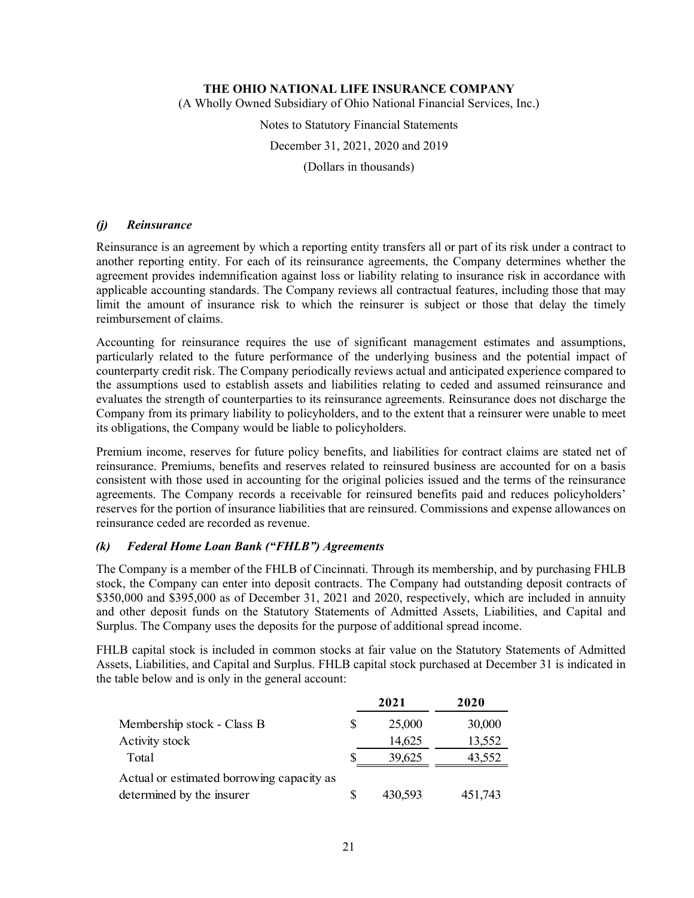### *(j) Reinsurance*

Reinsurance is an agreement by which a reporting entity transfers all or part of its risk under a contract to another reporting entity. For each of its reinsurance agreements, the Company determines whether the agreement provides indemnification against loss or liability relating to insurance risk in accordance with applicable accounting standards. The Company reviews all contractual features, including those that may limit the amount of insurance risk to which the reinsurer is subject or those that delay the timely reimbursement of claims.

Accounting for reinsurance requires the use of significant management estimates and assumptions, particularly related to the future performance of the underlying business and the potential impact of counterparty credit risk. The Company periodically reviews actual and anticipated experience compared to the assumptions used to establish assets and liabilities relating to ceded and assumed reinsurance and evaluates the strength of counterparties to its reinsurance agreements. Reinsurance does not discharge the Company from its primary liability to policyholders, and to the extent that a reinsurer were unable to meet its obligations, the Company would be liable to policyholders.

Premium income, reserves for future policy benefits, and liabilities for contract claims are stated net of reinsurance. Premiums, benefits and reserves related to reinsured business are accounted for on a basis consistent with those used in accounting for the original policies issued and the terms of the reinsurance agreements. The Company records a receivable for reinsured benefits paid and reduces policyholders' reserves for the portion of insurance liabilities that are reinsured. Commissions and expense allowances on reinsurance ceded are recorded as revenue.

### *(k) Federal Home Loan Bank ("FHLB") Agreements*

The Company is a member of the FHLB of Cincinnati. Through its membership, and by purchasing FHLB stock, the Company can enter into deposit contracts. The Company had outstanding deposit contracts of $350,000 and $395,000 as of December 31, 2021 and 2020, respectively, which are included in annuity and other deposit funds on the Statutory Statements of Admitted Assets, Liabilities, and Capital and Surplus. The Company uses the deposits for the purpose of additional spread income.

FHLB capital stock is included in common stocks at fair value on the Statutory Statements of Admitted Assets, Liabilities, and Capital and Surplus. FHLB capital stock purchased at December 31 is indicated in the table below and is only in the general account:

| | | 2021 | 2020 |
|---|---|---|---|
| Membership stock - Class B | $ | 25,000 | 30,000 |
| Activity stock | | 14,625 | 13,552 |
| Total | $ | 39,625 | 43,552 |
| Actual or estimated borrowing capacity as determined by the insurer | $ | 430,593 | 451,743 |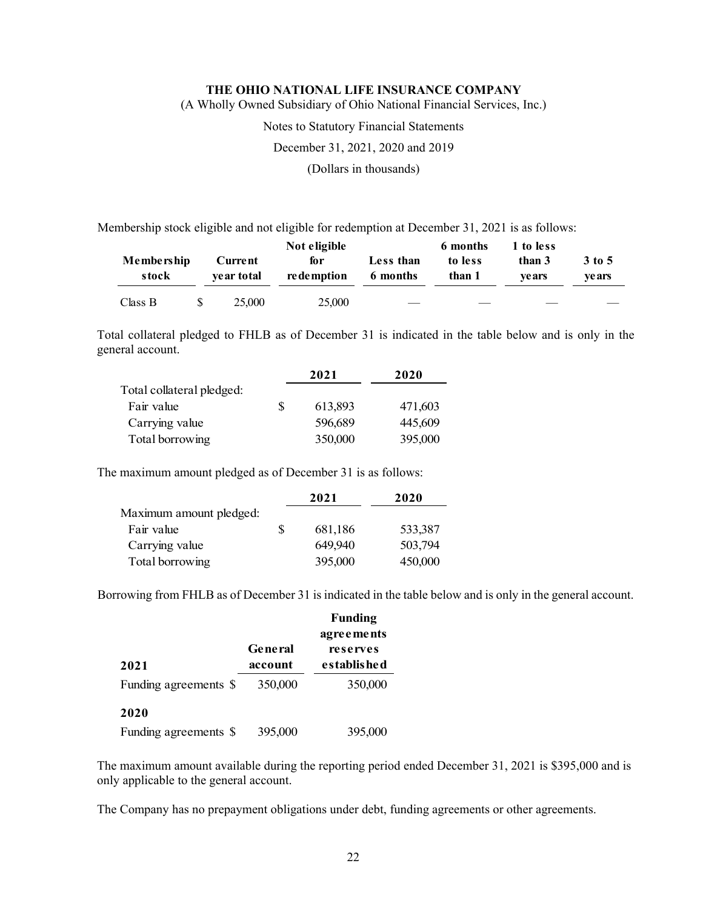Membership stock eligible and not eligible for redemption at December 31, 2021 is as follows:

| Membership stock | Current year total | Not eligible for redemption | Less than 6 months | 6 months to less than 1 | 1 to less than 3 years | 3 to 5 years |
|---|---|---|---|---|---|---|
| Class B | $ 25,000 | 25,000 | — | — | — | — |

Total collateral pledged to FHLB as of December 31 is indicated in the table below and is only in the general account.

| | 2021 | 2020 |
|---|---|---|
| Total collateral pledged: | | |
| Fair value | $ 613,893 | 471,603 |
| Carrying value | 596,689 | 445,609 |
| Total borrowing | 350,000 | 395,000 |

The maximum amount pledged as of December 31 is as follows:

| | 2021 | 2020 |
|---|---|---|
| Maximum amount pledged: | | |
| Fair value | $ 681,186 | 533,387 |
| Carrying value | 649,940 | 503,794 |
| Total borrowing | 395,000 | 450,000 |

Borrowing from FHLB as of December 31 is indicated in the table below and is only in the general account.

| 2021 | General account | Funding agreements reserves established |
|---|---|---|
| Funding agreements | $ 350,000 | 350,000 |
| **2020** | | |
| Funding agreements | $ 395,000 | 395,000 |

The maximum amount available during the reporting period ended December 31, 2021 is $395,000 and is only applicable to the general account.

The Company has no prepayment obligations under debt, funding agreements or other agreements.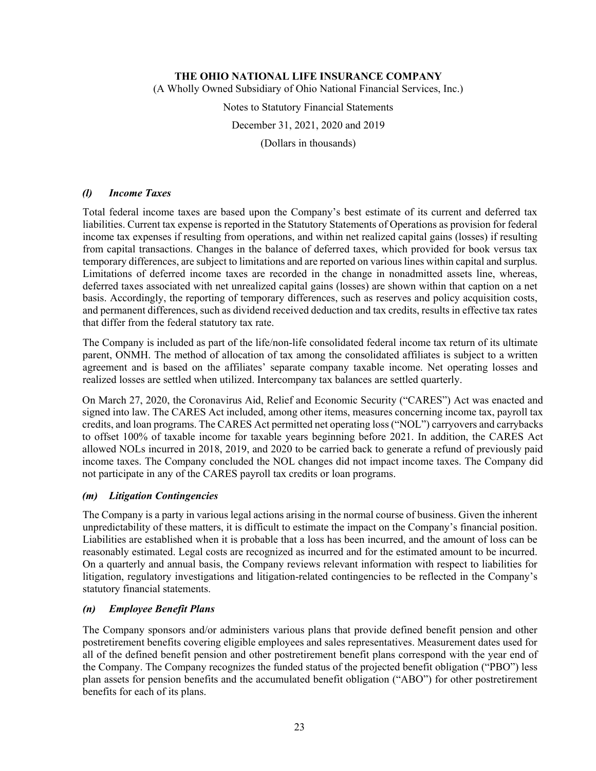### *(l) Income Taxes*

Total federal income taxes are based upon the Company's best estimate of its current and deferred tax liabilities. Current tax expense is reported in the Statutory Statements of Operations as provision for federal income tax expenses if resulting from operations, and within net realized capital gains (losses) if resulting from capital transactions. Changes in the balance of deferred taxes, which provided for book versus tax temporary differences, are subject to limitations and are reported on various lines within capital and surplus. Limitations of deferred income taxes are recorded in the change in nonadmitted assets line, whereas, deferred taxes associated with net unrealized capital gains (losses) are shown within that caption on a net basis. Accordingly, the reporting of temporary differences, such as reserves and policy acquisition costs, and permanent differences, such as dividend received deduction and tax credits, results in effective tax rates that differ from the federal statutory tax rate.

The Company is included as part of the life/non-life consolidated federal income tax return of its ultimate parent, ONMH. The method of allocation of tax among the consolidated affiliates is subject to a written agreement and is based on the affiliates' separate company taxable income. Net operating losses and realized losses are settled when utilized. Intercompany tax balances are settled quarterly.

On March 27, 2020, the Coronavirus Aid, Relief and Economic Security ("CARES") Act was enacted and signed into law. The CARES Act included, among other items, measures concerning income tax, payroll tax credits, and loan programs. The CARES Act permitted net operating loss ("NOL") carryovers and carrybacks to offset 100% of taxable income for taxable years beginning before 2021. In addition, the CARES Act allowed NOLs incurred in 2018, 2019, and 2020 to be carried back to generate a refund of previously paid income taxes. The Company concluded the NOL changes did not impact income taxes. The Company did not participate in any of the CARES payroll tax credits or loan programs.

### *(m) Litigation Contingencies*

The Company is a party in various legal actions arising in the normal course of business. Given the inherent unpredictability of these matters, it is difficult to estimate the impact on the Company's financial position. Liabilities are established when it is probable that a loss has been incurred, and the amount of loss can be reasonably estimated. Legal costs are recognized as incurred and for the estimated amount to be incurred. On a quarterly and annual basis, the Company reviews relevant information with respect to liabilities for litigation, regulatory investigations and litigation-related contingencies to be reflected in the Company's statutory financial statements.

### *(n) Employee Benefit Plans*

The Company sponsors and/or administers various plans that provide defined benefit pension and other postretirement benefits covering eligible employees and sales representatives. Measurement dates used for all of the defined benefit pension and other postretirement benefit plans correspond with the year end of the Company. The Company recognizes the funded status of the projected benefit obligation ("PBO") less plan assets for pension benefits and the accumulated benefit obligation ("ABO") for other postretirement benefits for each of its plans.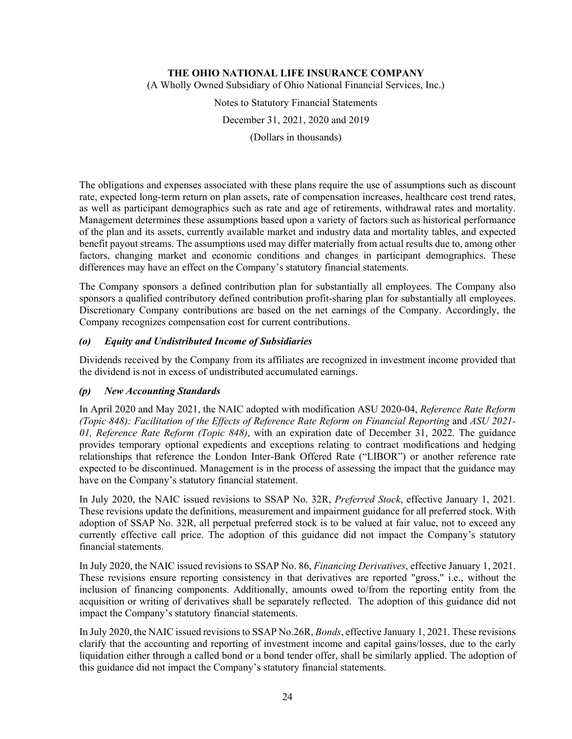The obligations and expenses associated with these plans require the use of assumptions such as discount rate, expected long-term return on plan assets, rate of compensation increases, healthcare cost trend rates, as well as participant demographics such as rate and age of retirements, withdrawal rates and mortality. Management determines these assumptions based upon a variety of factors such as historical performance of the plan and its assets, currently available market and industry data and mortality tables, and expected benefit payout streams. The assumptions used may differ materially from actual results due to, among other factors, changing market and economic conditions and changes in participant demographics. These differences may have an effect on the Company's statutory financial statements.

The Company sponsors a defined contribution plan for substantially all employees. The Company also sponsors a qualified contributory defined contribution profit-sharing plan for substantially all employees. Discretionary Company contributions are based on the net earnings of the Company. Accordingly, the Company recognizes compensation cost for current contributions.

### *(o) Equity and Undistributed Income of Subsidiaries*

Dividends received by the Company from its affiliates are recognized in investment income provided that the dividend is not in excess of undistributed accumulated earnings.

### *(p) New Accounting Standards*

In April 2020 and May 2021, the NAIC adopted with modification ASU 2020-04, *Reference Rate Reform (Topic 848): Facilitation of the Effects of Reference Rate Reform on Financial Reporting* and *ASU 2021-01, Reference Rate Reform (Topic 848)*, with an expiration date of December 31, 2022. The guidance provides temporary optional expedients and exceptions relating to contract modifications and hedging relationships that reference the London Inter-Bank Offered Rate ("LIBOR") or another reference rate expected to be discontinued. Management is in the process of assessing the impact that the guidance may have on the Company's statutory financial statement.

In July 2020, the NAIC issued revisions to SSAP No. 32R, *Preferred Stock*, effective January 1, 2021. These revisions update the definitions, measurement and impairment guidance for all preferred stock. With adoption of SSAP No. 32R, all perpetual preferred stock is to be valued at fair value, not to exceed any currently effective call price. The adoption of this guidance did not impact the Company's statutory financial statements.

In July 2020, the NAIC issued revisions to SSAP No. 86, *Financing Derivatives*, effective January 1, 2021. These revisions ensure reporting consistency in that derivatives are reported "gross," i.e., without the inclusion of financing components. Additionally, amounts owed to/from the reporting entity from the acquisition or writing of derivatives shall be separately reflected. The adoption of this guidance did not impact the Company's statutory financial statements.

In July 2020, the NAIC issued revisions to SSAP No.26R, *Bonds*, effective January 1, 2021. These revisions clarify that the accounting and reporting of investment income and capital gains/losses, due to the early liquidation either through a called bond or a bond tender offer, shall be similarly applied. The adoption of this guidance did not impact the Company's statutory financial statements.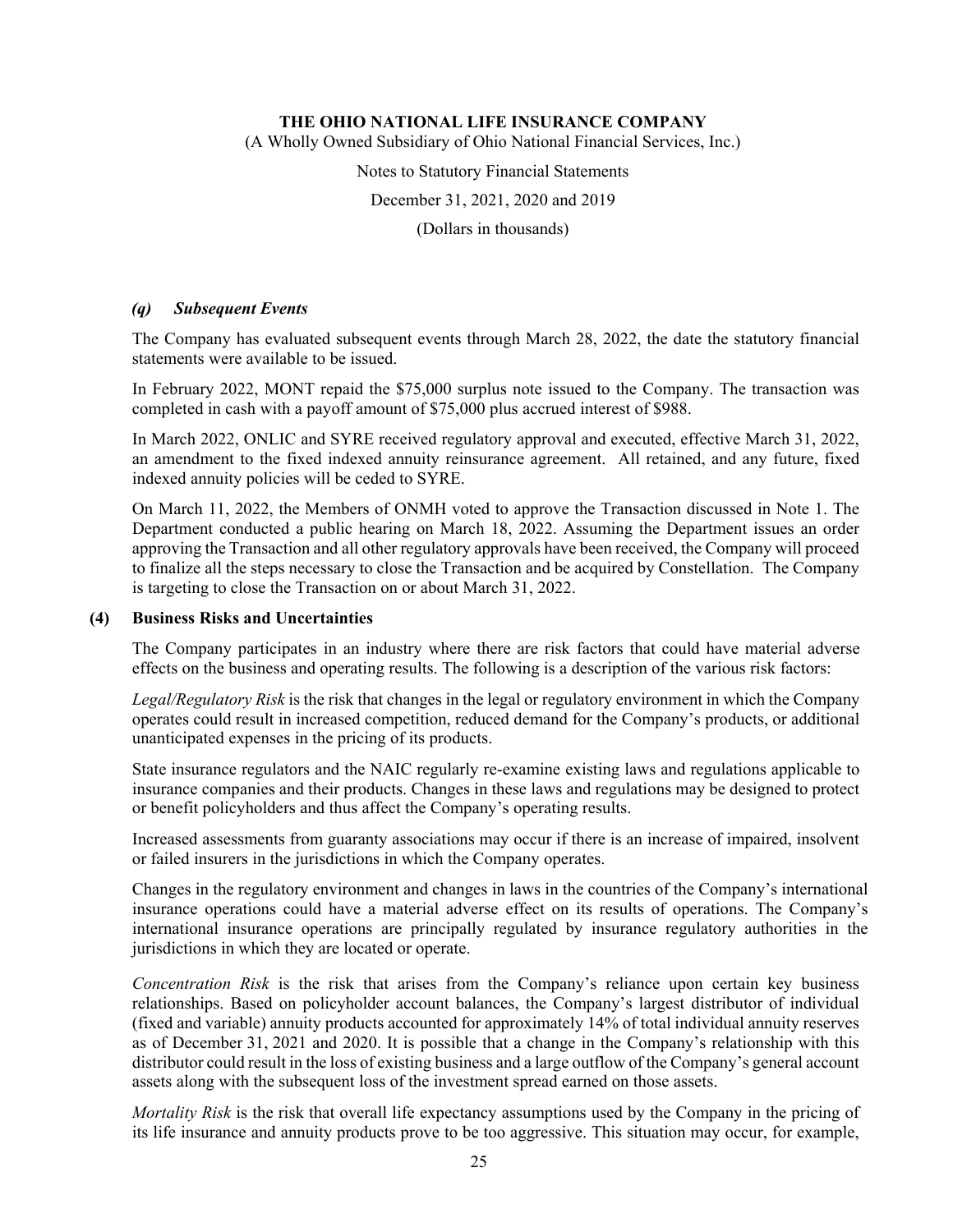### *(q) Subsequent Events*

The Company has evaluated subsequent events through March 28, 2022, the date the statutory financial statements were available to be issued.

In February 2022, MONT repaid the $75,000 surplus note issued to the Company. The transaction was completed in cash with a payoff amount of $75,000 plus accrued interest of $988.

In March 2022, ONLIC and SYRE received regulatory approval and executed, effective March 31, 2022, an amendment to the fixed indexed annuity reinsurance agreement. All retained, and any future, fixed indexed annuity policies will be ceded to SYRE.

On March 11, 2022, the Members of ONMH voted to approve the Transaction discussed in Note 1. The Department conducted a public hearing on March 18, 2022. Assuming the Department issues an order approving the Transaction and all other regulatory approvals have been received, the Company will proceed to finalize all the steps necessary to close the Transaction and be acquired by Constellation. The Company is targeting to close the Transaction on or about March 31, 2022.

## (4) Business Risks and Uncertainties

The Company participates in an industry where there are risk factors that could have material adverse effects on the business and operating results. The following is a description of the various risk factors:

*Legal/Regulatory Risk* is the risk that changes in the legal or regulatory environment in which the Company operates could result in increased competition, reduced demand for the Company's products, or additional unanticipated expenses in the pricing of its products.

State insurance regulators and the NAIC regularly re-examine existing laws and regulations applicable to insurance companies and their products. Changes in these laws and regulations may be designed to protect or benefit policyholders and thus affect the Company's operating results.

Increased assessments from guaranty associations may occur if there is an increase of impaired, insolvent or failed insurers in the jurisdictions in which the Company operates.

Changes in the regulatory environment and changes in laws in the countries of the Company's international insurance operations could have a material adverse effect on its results of operations. The Company's international insurance operations are principally regulated by insurance regulatory authorities in the jurisdictions in which they are located or operate.

*Concentration Risk* is the risk that arises from the Company's reliance upon certain key business relationships. Based on policyholder account balances, the Company's largest distributor of individual (fixed and variable) annuity products accounted for approximately 14% of total individual annuity reserves as of December 31, 2021 and 2020. It is possible that a change in the Company's relationship with this distributor could result in the loss of existing business and a large outflow of the Company's general account assets along with the subsequent loss of the investment spread earned on those assets.

*Mortality Risk* is the risk that overall life expectancy assumptions used by the Company in the pricing of its life insurance and annuity products prove to be too aggressive. This situation may occur, for example,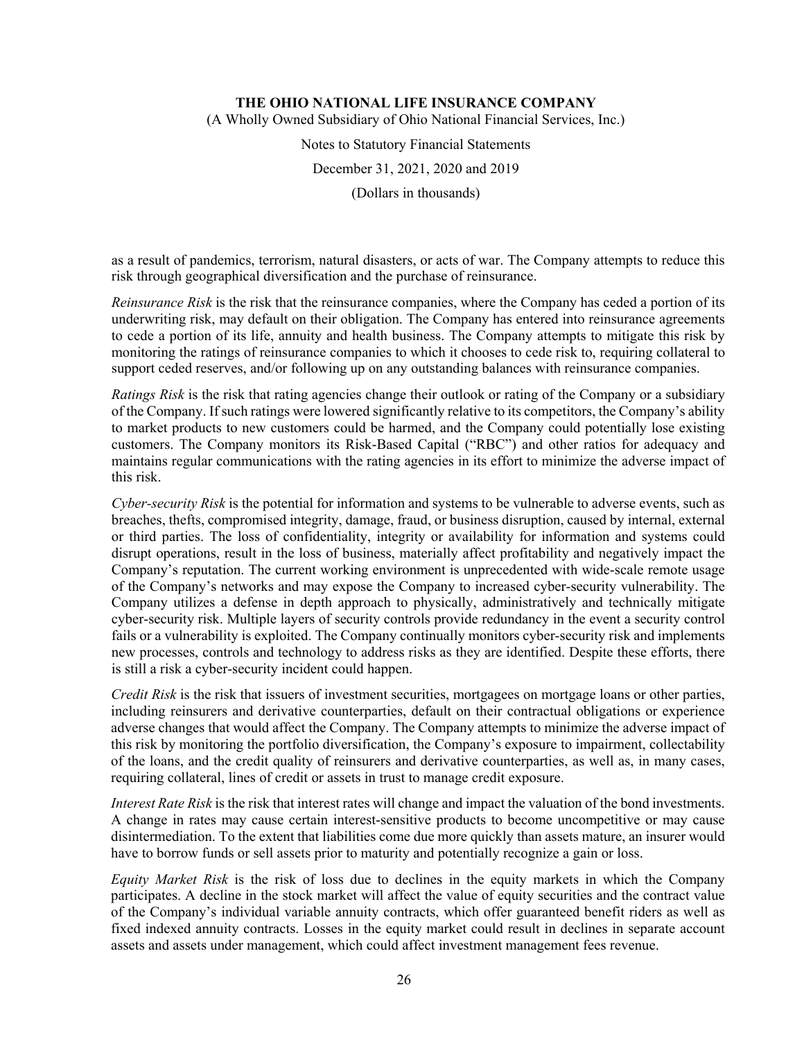as a result of pandemics, terrorism, natural disasters, or acts of war. The Company attempts to reduce this risk through geographical diversification and the purchase of reinsurance.

*Reinsurance Risk* is the risk that the reinsurance companies, where the Company has ceded a portion of its underwriting risk, may default on their obligation. The Company has entered into reinsurance agreements to cede a portion of its life, annuity and health business. The Company attempts to mitigate this risk by monitoring the ratings of reinsurance companies to which it chooses to cede risk to, requiring collateral to support ceded reserves, and/or following up on any outstanding balances with reinsurance companies.

*Ratings Risk* is the risk that rating agencies change their outlook or rating of the Company or a subsidiary of the Company. If such ratings were lowered significantly relative to its competitors, the Company's ability to market products to new customers could be harmed, and the Company could potentially lose existing customers. The Company monitors its Risk-Based Capital ("RBC") and other ratios for adequacy and maintains regular communications with the rating agencies in its effort to minimize the adverse impact of this risk.

*Cyber-security Risk* is the potential for information and systems to be vulnerable to adverse events, such as breaches, thefts, compromised integrity, damage, fraud, or business disruption, caused by internal, external or third parties. The loss of confidentiality, integrity or availability for information and systems could disrupt operations, result in the loss of business, materially affect profitability and negatively impact the Company's reputation. The current working environment is unprecedented with wide-scale remote usage of the Company's networks and may expose the Company to increased cyber-security vulnerability. The Company utilizes a defense in depth approach to physically, administratively and technically mitigate cyber-security risk. Multiple layers of security controls provide redundancy in the event a security control fails or a vulnerability is exploited. The Company continually monitors cyber-security risk and implements new processes, controls and technology to address risks as they are identified. Despite these efforts, there is still a risk a cyber-security incident could happen.

*Credit Risk* is the risk that issuers of investment securities, mortgagees on mortgage loans or other parties, including reinsurers and derivative counterparties, default on their contractual obligations or experience adverse changes that would affect the Company. The Company attempts to minimize the adverse impact of this risk by monitoring the portfolio diversification, the Company's exposure to impairment, collectability of the loans, and the credit quality of reinsurers and derivative counterparties, as well as, in many cases, requiring collateral, lines of credit or assets in trust to manage credit exposure.

*Interest Rate Risk* is the risk that interest rates will change and impact the valuation of the bond investments. A change in rates may cause certain interest-sensitive products to become uncompetitive or may cause disintermediation. To the extent that liabilities come due more quickly than assets mature, an insurer would have to borrow funds or sell assets prior to maturity and potentially recognize a gain or loss.

*Equity Market Risk* is the risk of loss due to declines in the equity markets in which the Company participates. A decline in the stock market will affect the value of equity securities and the contract value of the Company's individual variable annuity contracts, which offer guaranteed benefit riders as well as fixed indexed annuity contracts. Losses in the equity market could result in declines in separate account assets and assets under management, which could affect investment management fees revenue.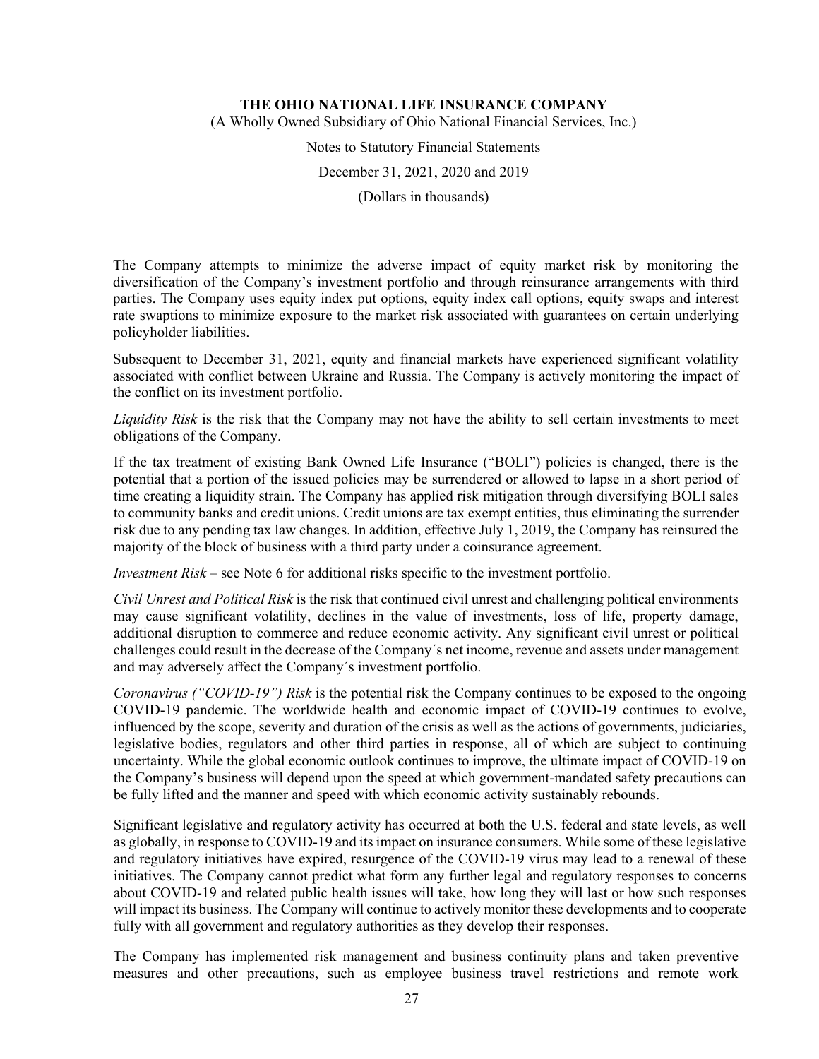The Company attempts to minimize the adverse impact of equity market risk by monitoring the diversification of the Company's investment portfolio and through reinsurance arrangements with third parties. The Company uses equity index put options, equity index call options, equity swaps and interest rate swaptions to minimize exposure to the market risk associated with guarantees on certain underlying policyholder liabilities.

Subsequent to December 31, 2021, equity and financial markets have experienced significant volatility associated with conflict between Ukraine and Russia. The Company is actively monitoring the impact of the conflict on its investment portfolio.

*Liquidity Risk* is the risk that the Company may not have the ability to sell certain investments to meet obligations of the Company.

If the tax treatment of existing Bank Owned Life Insurance ("BOLI") policies is changed, there is the potential that a portion of the issued policies may be surrendered or allowed to lapse in a short period of time creating a liquidity strain. The Company has applied risk mitigation through diversifying BOLI sales to community banks and credit unions. Credit unions are tax exempt entities, thus eliminating the surrender risk due to any pending tax law changes. In addition, effective July 1, 2019, the Company has reinsured the majority of the block of business with a third party under a coinsurance agreement.

*Investment Risk* – see Note 6 for additional risks specific to the investment portfolio.

*Civil Unrest and Political Risk* is the risk that continued civil unrest and challenging political environments may cause significant volatility, declines in the value of investments, loss of life, property damage, additional disruption to commerce and reduce economic activity. Any significant civil unrest or political challenges could result in the decrease of the Company´s net income, revenue and assets under management and may adversely affect the Company´s investment portfolio.

*Coronavirus ("COVID-19") Risk* is the potential risk the Company continues to be exposed to the ongoing COVID-19 pandemic. The worldwide health and economic impact of COVID-19 continues to evolve, influenced by the scope, severity and duration of the crisis as well as the actions of governments, judiciaries, legislative bodies, regulators and other third parties in response, all of which are subject to continuing uncertainty. While the global economic outlook continues to improve, the ultimate impact of COVID-19 on the Company's business will depend upon the speed at which government-mandated safety precautions can be fully lifted and the manner and speed with which economic activity sustainably rebounds.

Significant legislative and regulatory activity has occurred at both the U.S. federal and state levels, as well as globally, in response to COVID-19 and its impact on insurance consumers. While some of these legislative and regulatory initiatives have expired, resurgence of the COVID-19 virus may lead to a renewal of these initiatives. The Company cannot predict what form any further legal and regulatory responses to concerns about COVID-19 and related public health issues will take, how long they will last or how such responses will impact its business. The Company will continue to actively monitor these developments and to cooperate fully with all government and regulatory authorities as they develop their responses.

The Company has implemented risk management and business continuity plans and taken preventive measures and other precautions, such as employee business travel restrictions and remote work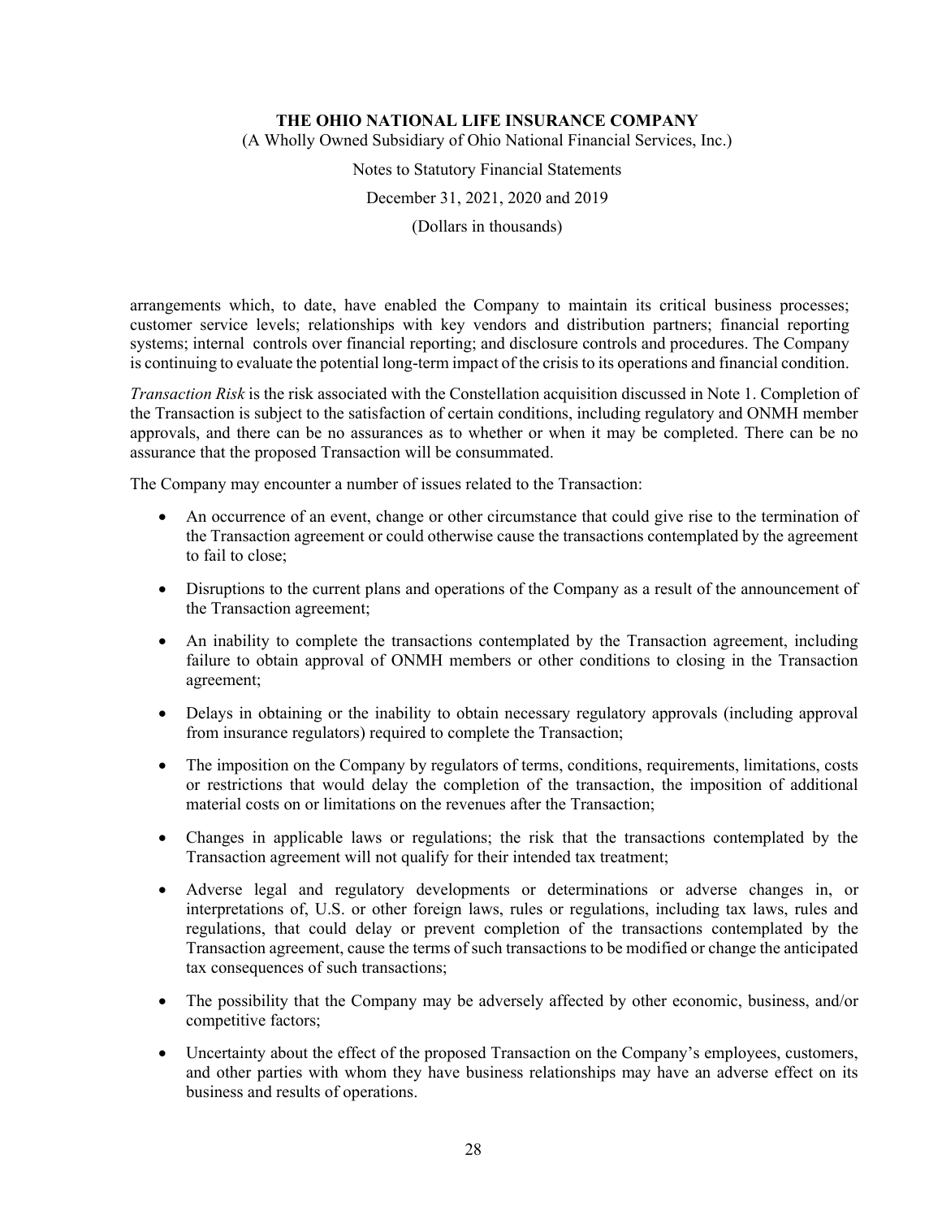arrangements which, to date, have enabled the Company to maintain its critical business processes; customer service levels; relationships with key vendors and distribution partners; financial reporting systems; internal controls over financial reporting; and disclosure controls and procedures. The Company is continuing to evaluate the potential long-term impact of the crisis to its operations and financial condition.

*Transaction Risk* is the risk associated with the Constellation acquisition discussed in Note 1. Completion of the Transaction is subject to the satisfaction of certain conditions, including regulatory and ONMH member approvals, and there can be no assurances as to whether or when it may be completed. There can be no assurance that the proposed Transaction will be consummated.

The Company may encounter a number of issues related to the Transaction:

- An occurrence of an event, change or other circumstance that could give rise to the termination of the Transaction agreement or could otherwise cause the transactions contemplated by the agreement to fail to close;
- Disruptions to the current plans and operations of the Company as a result of the announcement of the Transaction agreement;
- An inability to complete the transactions contemplated by the Transaction agreement, including failure to obtain approval of ONMH members or other conditions to closing in the Transaction agreement;
- Delays in obtaining or the inability to obtain necessary regulatory approvals (including approval from insurance regulators) required to complete the Transaction;
- The imposition on the Company by regulators of terms, conditions, requirements, limitations, costs or restrictions that would delay the completion of the transaction, the imposition of additional material costs on or limitations on the revenues after the Transaction;
- Changes in applicable laws or regulations; the risk that the transactions contemplated by the Transaction agreement will not qualify for their intended tax treatment;
- Adverse legal and regulatory developments or determinations or adverse changes in, or interpretations of, U.S. or other foreign laws, rules or regulations, including tax laws, rules and regulations, that could delay or prevent completion of the transactions contemplated by the Transaction agreement, cause the terms of such transactions to be modified or change the anticipated tax consequences of such transactions;
- The possibility that the Company may be adversely affected by other economic, business, and/or competitive factors;
- Uncertainty about the effect of the proposed Transaction on the Company's employees, customers, and other parties with whom they have business relationships may have an adverse effect on its business and results of operations.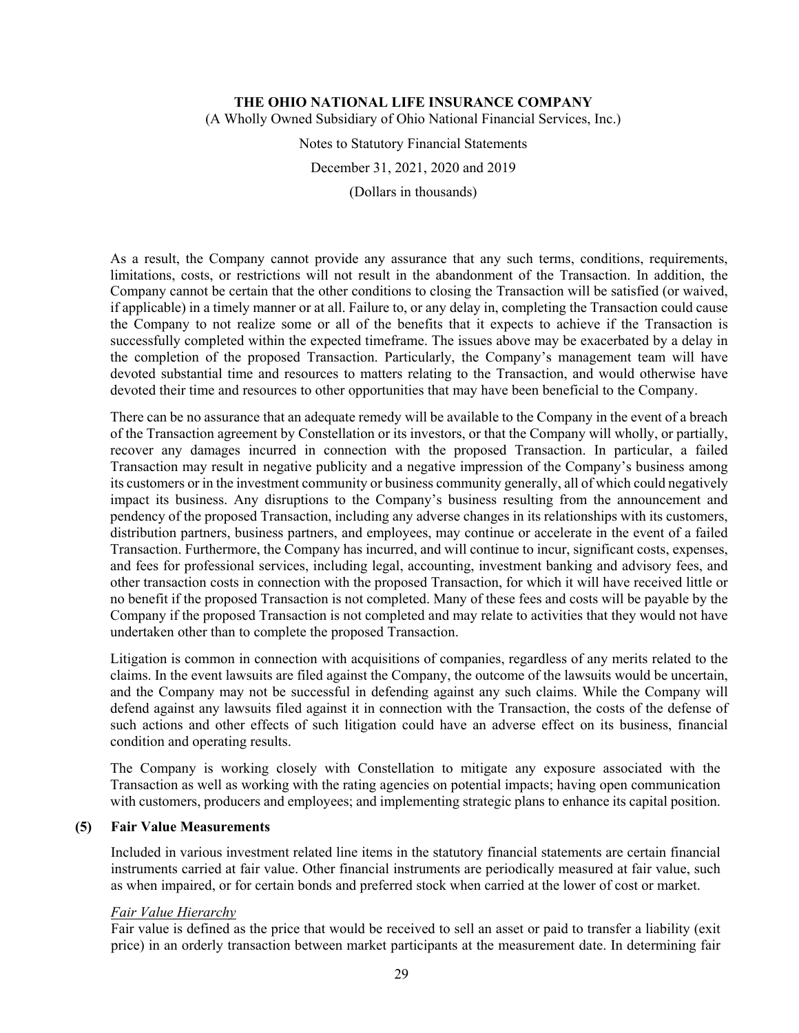As a result, the Company cannot provide any assurance that any such terms, conditions, requirements, limitations, costs, or restrictions will not result in the abandonment of the Transaction. In addition, the Company cannot be certain that the other conditions to closing the Transaction will be satisfied (or waived, if applicable) in a timely manner or at all. Failure to, or any delay in, completing the Transaction could cause the Company to not realize some or all of the benefits that it expects to achieve if the Transaction is successfully completed within the expected timeframe. The issues above may be exacerbated by a delay in the completion of the proposed Transaction. Particularly, the Company's management team will have devoted substantial time and resources to matters relating to the Transaction, and would otherwise have devoted their time and resources to other opportunities that may have been beneficial to the Company.

There can be no assurance that an adequate remedy will be available to the Company in the event of a breach of the Transaction agreement by Constellation or its investors, or that the Company will wholly, or partially, recover any damages incurred in connection with the proposed Transaction. In particular, a failed Transaction may result in negative publicity and a negative impression of the Company's business among its customers or in the investment community or business community generally, all of which could negatively impact its business. Any disruptions to the Company's business resulting from the announcement and pendency of the proposed Transaction, including any adverse changes in its relationships with its customers, distribution partners, business partners, and employees, may continue or accelerate in the event of a failed Transaction. Furthermore, the Company has incurred, and will continue to incur, significant costs, expenses, and fees for professional services, including legal, accounting, investment banking and advisory fees, and other transaction costs in connection with the proposed Transaction, for which it will have received little or no benefit if the proposed Transaction is not completed. Many of these fees and costs will be payable by the Company if the proposed Transaction is not completed and may relate to activities that they would not have undertaken other than to complete the proposed Transaction.

Litigation is common in connection with acquisitions of companies, regardless of any merits related to the claims. In the event lawsuits are filed against the Company, the outcome of the lawsuits would be uncertain, and the Company may not be successful in defending against any such claims. While the Company will defend against any lawsuits filed against it in connection with the Transaction, the costs of the defense of such actions and other effects of such litigation could have an adverse effect on its business, financial condition and operating results.

The Company is working closely with Constellation to mitigate any exposure associated with the Transaction as well as working with the rating agencies on potential impacts; having open communication with customers, producers and employees; and implementing strategic plans to enhance its capital position.

## (5) Fair Value Measurements

Included in various investment related line items in the statutory financial statements are certain financial instruments carried at fair value. Other financial instruments are periodically measured at fair value, such as when impaired, or for certain bonds and preferred stock when carried at the lower of cost or market.

*Fair Value Hierarchy*

Fair value is defined as the price that would be received to sell an asset or paid to transfer a liability (exit price) in an orderly transaction between market participants at the measurement date. In determining fair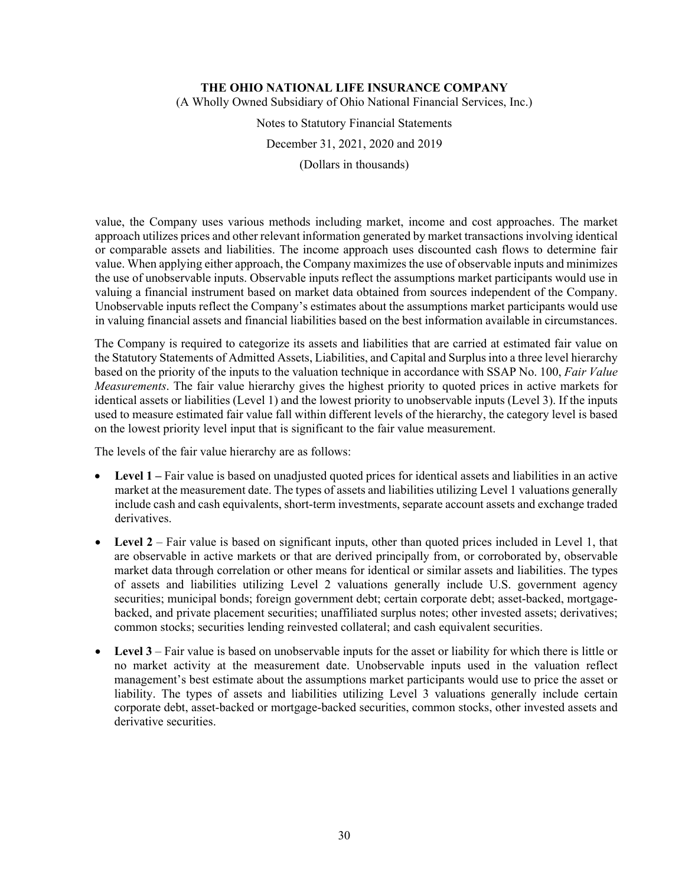value, the Company uses various methods including market, income and cost approaches. The market approach utilizes prices and other relevant information generated by market transactions involving identical or comparable assets and liabilities. The income approach uses discounted cash flows to determine fair value. When applying either approach, the Company maximizes the use of observable inputs and minimizes the use of unobservable inputs. Observable inputs reflect the assumptions market participants would use in valuing a financial instrument based on market data obtained from sources independent of the Company. Unobservable inputs reflect the Company's estimates about the assumptions market participants would use in valuing financial assets and financial liabilities based on the best information available in circumstances.

The Company is required to categorize its assets and liabilities that are carried at estimated fair value on the Statutory Statements of Admitted Assets, Liabilities, and Capital and Surplus into a three level hierarchy based on the priority of the inputs to the valuation technique in accordance with SSAP No. 100, *Fair Value Measurements*. The fair value hierarchy gives the highest priority to quoted prices in active markets for identical assets or liabilities (Level 1) and the lowest priority to unobservable inputs (Level 3). If the inputs used to measure estimated fair value fall within different levels of the hierarchy, the category level is based on the lowest priority level input that is significant to the fair value measurement.

The levels of the fair value hierarchy are as follows:

- **Level 1 –** Fair value is based on unadjusted quoted prices for identical assets and liabilities in an active market at the measurement date. The types of assets and liabilities utilizing Level 1 valuations generally include cash and cash equivalents, short-term investments, separate account assets and exchange traded derivatives.
- **Level 2** – Fair value is based on significant inputs, other than quoted prices included in Level 1, that are observable in active markets or that are derived principally from, or corroborated by, observable market data through correlation or other means for identical or similar assets and liabilities. The types of assets and liabilities utilizing Level 2 valuations generally include U.S. government agency securities; municipal bonds; foreign government debt; certain corporate debt; asset-backed, mortgage-backed, and private placement securities; unaffiliated surplus notes; other invested assets; derivatives; common stocks; securities lending reinvested collateral; and cash equivalent securities.
- **Level 3** – Fair value is based on unobservable inputs for the asset or liability for which there is little or no market activity at the measurement date. Unobservable inputs used in the valuation reflect management's best estimate about the assumptions market participants would use to price the asset or liability. The types of assets and liabilities utilizing Level 3 valuations generally include certain corporate debt, asset-backed or mortgage-backed securities, common stocks, other invested assets and derivative securities.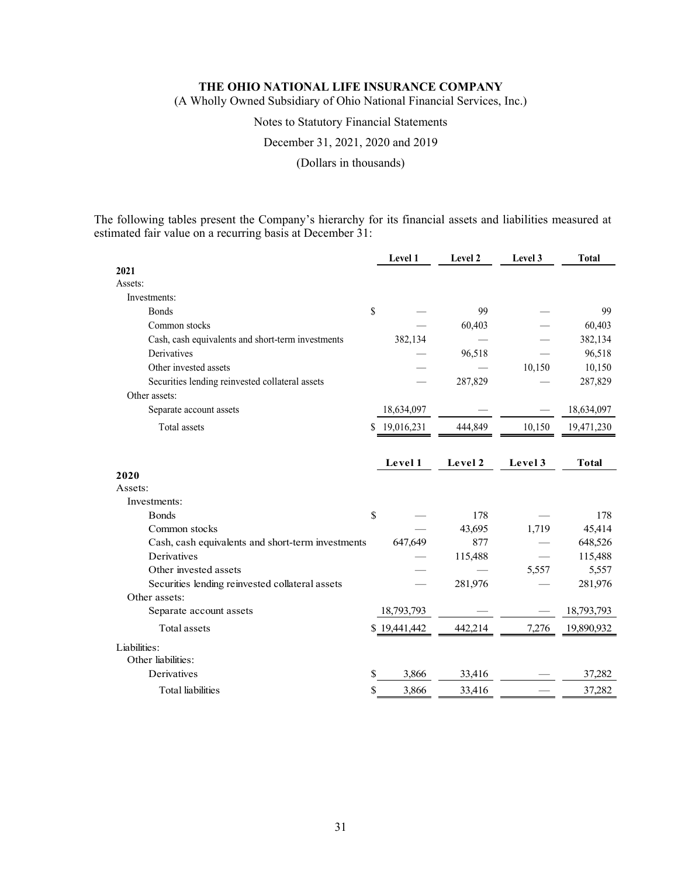The following tables present the Company's hierarchy for its financial assets and liabilities measured at estimated fair value on a recurring basis at December 31:

| | Level 1 | Level 2 | Level 3 | Total |
|---|---|---|---|---|
| **2021** | | | | |
| Assets: | | | | |
| Investments: | | | | |
| Bonds | $ — | 99 | — | 99 |
| Common stocks | — | 60,403 | — | 60,403 |
| Cash, cash equivalents and short-term investments | 382,134 | — | — | 382,134 |
| Derivatives | — | 96,518 | — | 96,518 |
| Other invested assets | — | — | 10,150 | 10,150 |
| Securities lending reinvested collateral assets | — | 287,829 | — | 287,829 |
| Other assets: | | | | |
| Separate account assets | 18,634,097 | — | — | 18,634,097 |
| Total assets | $ 19,016,231 | 444,849 | 10,150 | 19,471,230 |

| | Level 1 | Level 2 | Level 3 | Total |
|---|---|---|---|---|
| **2020** | | | | |
| Assets: | | | | |
| Investments: | | | | |
| Bonds | $ — | 178 | — | 178 |
| Common stocks | — | 43,695 | 1,719 | 45,414 |
| Cash, cash equivalents and short-term investments | 647,649 | 877 | — | 648,526 |
| Derivatives | — | 115,488 | — | 115,488 |
| Other invested assets | — | — | 5,557 | 5,557 |
| Securities lending reinvested collateral assets | — | 281,976 | — | 281,976 |
| Other assets: | | | | |
| Separate account assets | 18,793,793 | — | — | 18,793,793 |
| Total assets | $ 19,441,442 | 442,214 | 7,276 | 19,890,932 |
| Liabilities: | | | | |
| Other liabilities: | | | | |
| Derivatives | $ 3,866 | 33,416 | — | 37,282 |
| Total liabilities | $ 3,866 | 33,416 | — | 37,282 |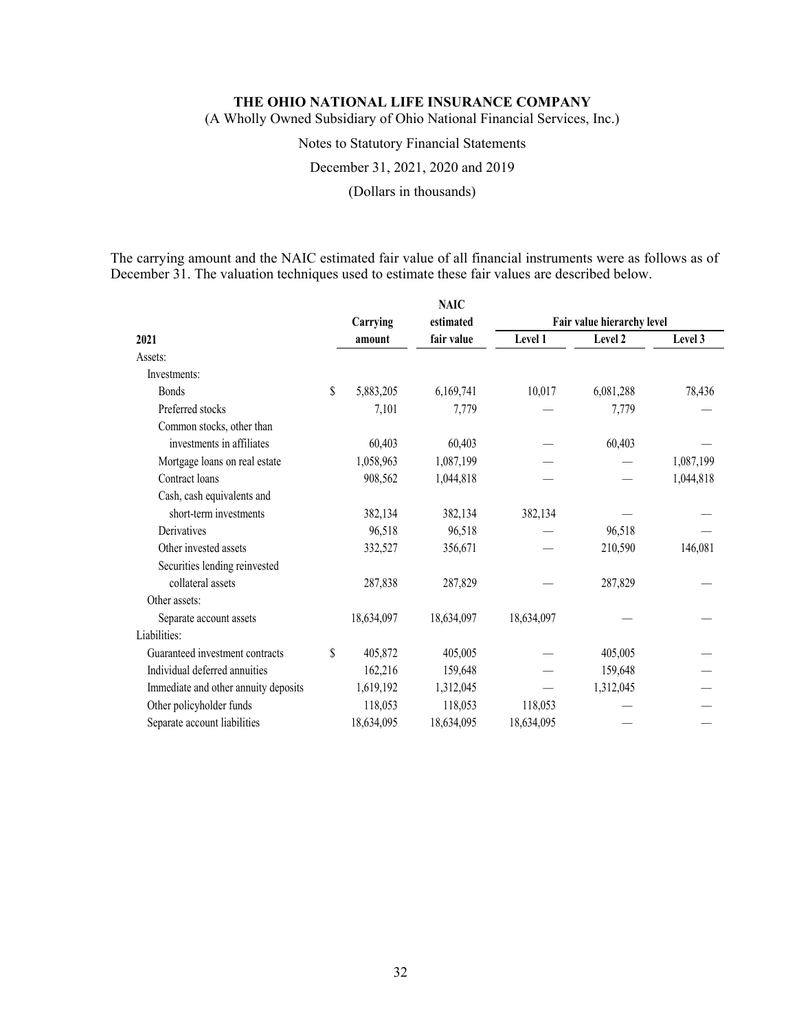**THE OHIO NATIONAL LIFE INSURANCE COMPANY**

(A Wholly Owned Subsidiary of Ohio National Financial Services, Inc.)

Notes to Statutory Financial Statements

December 31, 2021, 2020 and 2019

(Dollars in thousands)

The carrying amount and the NAIC estimated fair value of all financial instruments were as follows as of December 31. The valuation techniques used to estimate these fair values are described below.

| 2021 | Carrying amount | NAIC estimated fair value | Fair value hierarchy level Level 1 | Level 2 | Level 3 |
|---|---|---|---|---|---|
| Assets: | | | | | |
| Investments: | | | | | |
| Bonds | $ 5,883,205 | 6,169,741 | 10,017 | 6,081,288 | 78,436 |
| Preferred stocks | 7,101 | 7,779 | — | 7,779 | — |
| Common stocks, other than investments in affiliates | 60,403 | 60,403 | — | 60,403 | — |
| Mortgage loans on real estate | 1,058,963 | 1,087,199 | — | — | 1,087,199 |
| Contract loans | 908,562 | 1,044,818 | — | — | 1,044,818 |
| Cash, cash equivalents and short-term investments | 382,134 | 382,134 | 382,134 | — | — |
| Derivatives | 96,518 | 96,518 | — | 96,518 | — |
| Other invested assets | 332,527 | 356,671 | — | 210,590 | 146,081 |
| Securities lending reinvested collateral assets | 287,838 | 287,829 | — | 287,829 | — |
| Other assets: | | | | | |
| Separate account assets | 18,634,097 | 18,634,097 | 18,634,097 | — | — |
| Liabilities: | | | | | |
| Guaranteed investment contracts | $ 405,872 | 405,005 | — | 405,005 | — |
| Individual deferred annuities | 162,216 | 159,648 | — | 159,648 | — |
| Immediate and other annuity deposits | 1,619,192 | 1,312,045 | — | 1,312,045 | — |
| Other policyholder funds | 118,053 | 118,053 | 118,053 | — | — |
| Separate account liabilities | 18,634,095 | 18,634,095 | 18,634,095 | — | — |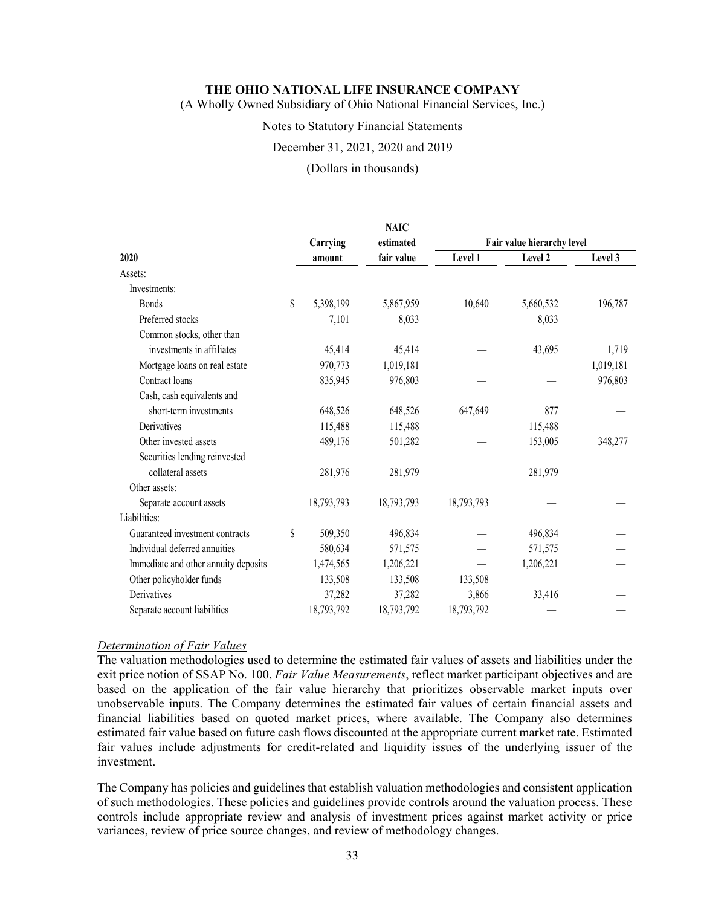**THE OHIO NATIONAL LIFE INSURANCE COMPANY**

(A Wholly Owned Subsidiary of Ohio National Financial Services, Inc.)

Notes to Statutory Financial Statements

December 31, 2021, 2020 and 2019

(Dollars in thousands)

| | Carrying | NAIC estimated | Fair value hierarchy level | | |
|---|---|---|---|---|---|
| **2020** | **amount** | **fair value** | **Level 1** | **Level 2** | **Level 3** |
| Assets: | | | | | |
| Investments: | | | | | |
| Bonds | $ 5,398,199 | 5,867,959 | 10,640 | 5,660,532 | 196,787 |
| Preferred stocks | 7,101 | 8,033 | — | 8,033 | — |
| Common stocks, other than investments in affiliates | 45,414 | 45,414 | — | 43,695 | 1,719 |
| Mortgage loans on real estate | 970,773 | 1,019,181 | — | — | 1,019,181 |
| Contract loans | 835,945 | 976,803 | — | — | 976,803 |
| Cash, cash equivalents and short-term investments | 648,526 | 648,526 | 647,649 | 877 | — |
| Derivatives | 115,488 | 115,488 | — | 115,488 | — |
| Other invested assets | 489,176 | 501,282 | — | 153,005 | 348,277 |
| Securities lending reinvested collateral assets | 281,976 | 281,979 | — | 281,979 | — |
| Other assets: | | | | | |
| Separate account assets | 18,793,793 | 18,793,793 | 18,793,793 | — | — |
| Liabilities: | | | | | |
| Guaranteed investment contracts | $ 509,350 | 496,834 | — | 496,834 | — |
| Individual deferred annuities | 580,634 | 571,575 | — | 571,575 | — |
| Immediate and other annuity deposits | 1,474,565 | 1,206,221 | — | 1,206,221 | — |
| Other policyholder funds | 133,508 | 133,508 | 133,508 | — | — |
| Derivatives | 37,282 | 37,282 | 3,866 | 33,416 | — |
| Separate account liabilities | 18,793,792 | 18,793,792 | 18,793,792 | — | — |

*Determination of Fair Values*

The valuation methodologies used to determine the estimated fair values of assets and liabilities under the exit price notion of SSAP No. 100, *Fair Value Measurements*, reflect market participant objectives and are based on the application of the fair value hierarchy that prioritizes observable market inputs over unobservable inputs. The Company determines the estimated fair values of certain financial assets and financial liabilities based on quoted market prices, where available. The Company also determines estimated fair value based on future cash flows discounted at the appropriate current market rate. Estimated fair values include adjustments for credit-related and liquidity issues of the underlying issuer of the investment.

The Company has policies and guidelines that establish valuation methodologies and consistent application of such methodologies. These policies and guidelines provide controls around the valuation process. These controls include appropriate review and analysis of investment prices against market activity or price variances, review of price source changes, and review of methodology changes.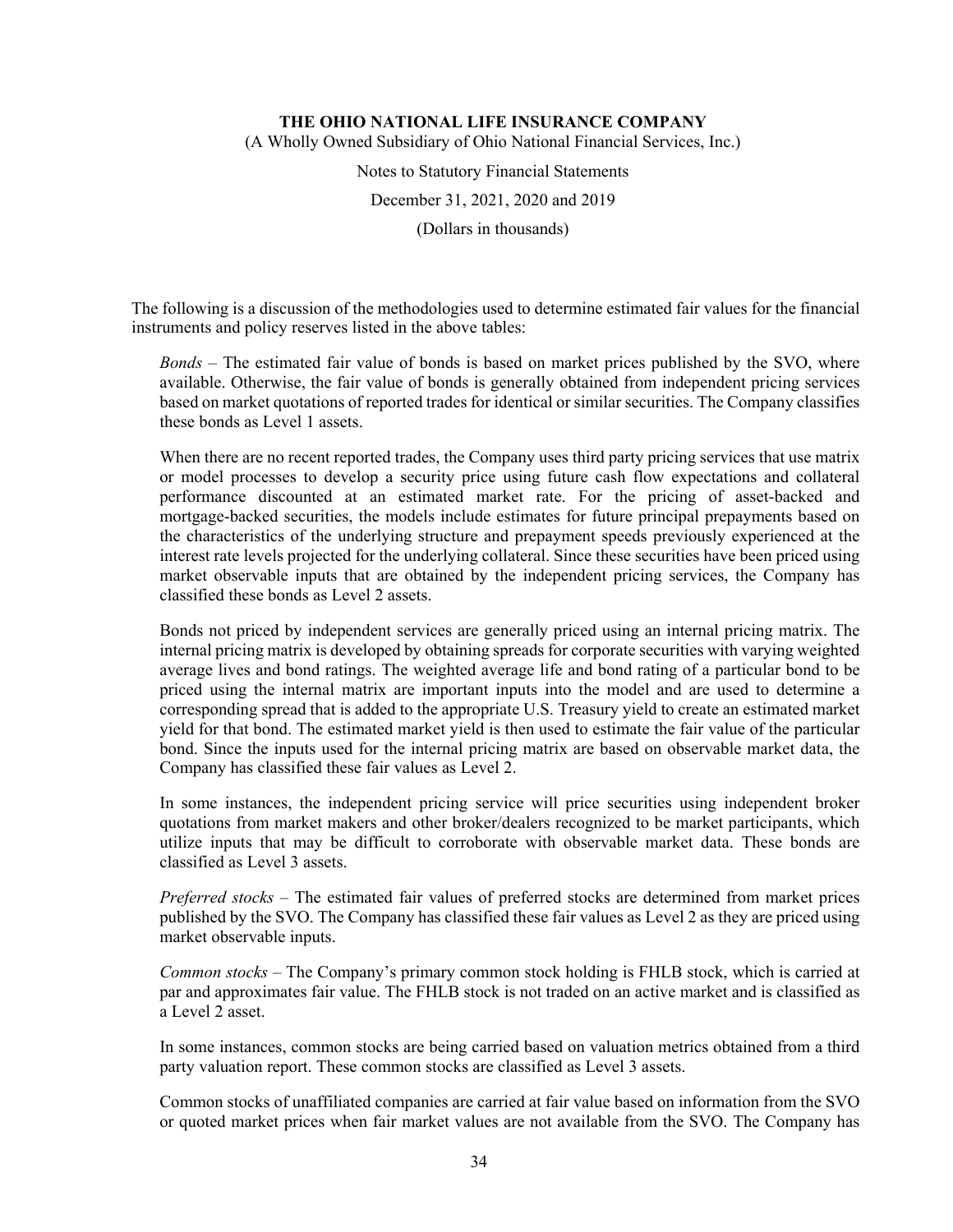The following is a discussion of the methodologies used to determine estimated fair values for the financial instruments and policy reserves listed in the above tables:

*Bonds* – The estimated fair value of bonds is based on market prices published by the SVO, where available. Otherwise, the fair value of bonds is generally obtained from independent pricing services based on market quotations of reported trades for identical or similar securities. The Company classifies these bonds as Level 1 assets.

When there are no recent reported trades, the Company uses third party pricing services that use matrix or model processes to develop a security price using future cash flow expectations and collateral performance discounted at an estimated market rate. For the pricing of asset-backed and mortgage-backed securities, the models include estimates for future principal prepayments based on the characteristics of the underlying structure and prepayment speeds previously experienced at the interest rate levels projected for the underlying collateral. Since these securities have been priced using market observable inputs that are obtained by the independent pricing services, the Company has classified these bonds as Level 2 assets.

Bonds not priced by independent services are generally priced using an internal pricing matrix. The internal pricing matrix is developed by obtaining spreads for corporate securities with varying weighted average lives and bond ratings. The weighted average life and bond rating of a particular bond to be priced using the internal matrix are important inputs into the model and are used to determine a corresponding spread that is added to the appropriate U.S. Treasury yield to create an estimated market yield for that bond. The estimated market yield is then used to estimate the fair value of the particular bond. Since the inputs used for the internal pricing matrix are based on observable market data, the Company has classified these fair values as Level 2.

In some instances, the independent pricing service will price securities using independent broker quotations from market makers and other broker/dealers recognized to be market participants, which utilize inputs that may be difficult to corroborate with observable market data. These bonds are classified as Level 3 assets.

*Preferred stocks* – The estimated fair values of preferred stocks are determined from market prices published by the SVO. The Company has classified these fair values as Level 2 as they are priced using market observable inputs.

*Common stocks* – The Company's primary common stock holding is FHLB stock, which is carried at par and approximates fair value. The FHLB stock is not traded on an active market and is classified as a Level 2 asset.

In some instances, common stocks are being carried based on valuation metrics obtained from a third party valuation report. These common stocks are classified as Level 3 assets.

Common stocks of unaffiliated companies are carried at fair value based on information from the SVO or quoted market prices when fair market values are not available from the SVO. The Company has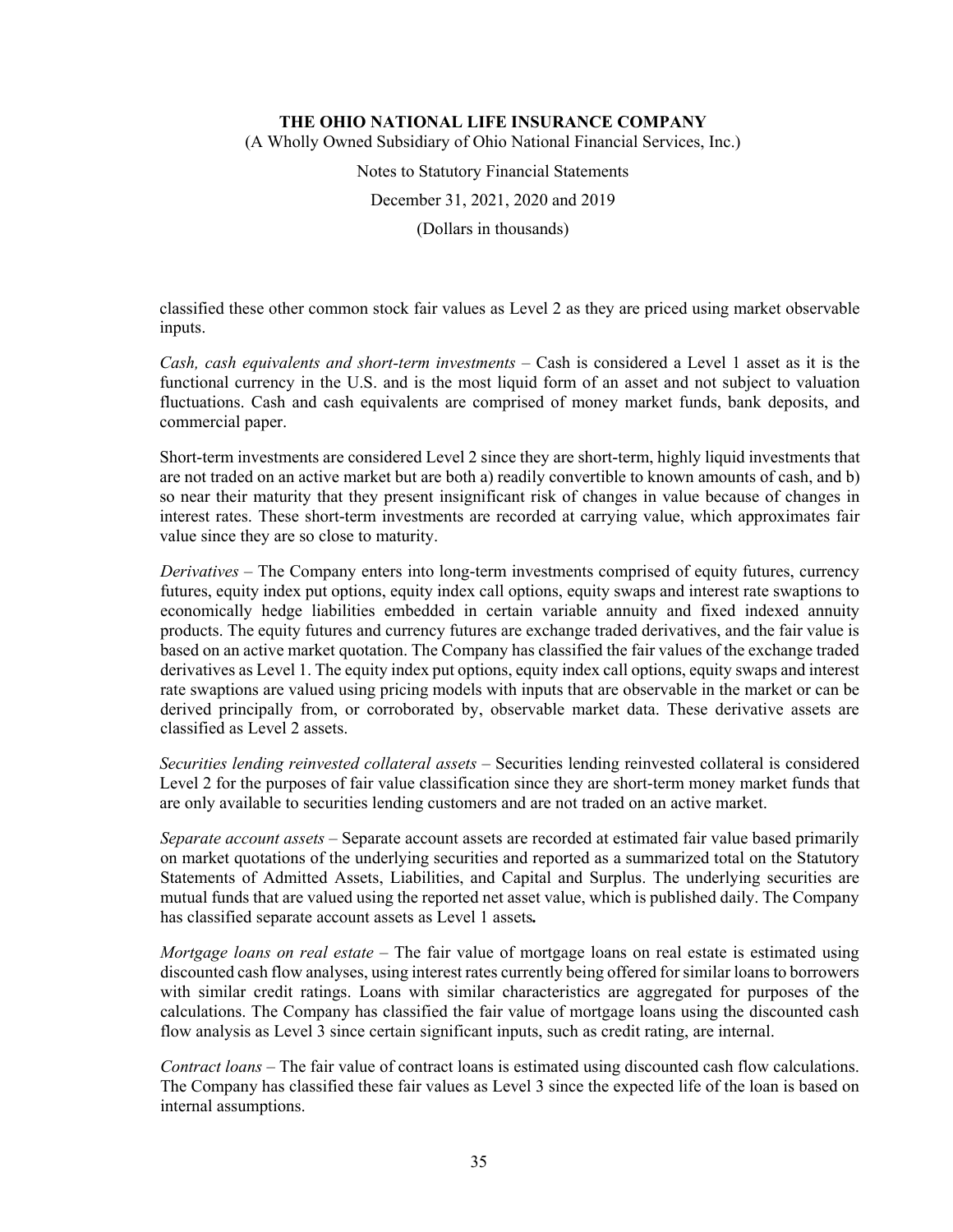classified these other common stock fair values as Level 2 as they are priced using market observable inputs.

*Cash, cash equivalents and short-term investments* – Cash is considered a Level 1 asset as it is the functional currency in the U.S. and is the most liquid form of an asset and not subject to valuation fluctuations. Cash and cash equivalents are comprised of money market funds, bank deposits, and commercial paper.

Short-term investments are considered Level 2 since they are short-term, highly liquid investments that are not traded on an active market but are both a) readily convertible to known amounts of cash, and b) so near their maturity that they present insignificant risk of changes in value because of changes in interest rates. These short-term investments are recorded at carrying value, which approximates fair value since they are so close to maturity.

*Derivatives* – The Company enters into long-term investments comprised of equity futures, currency futures, equity index put options, equity index call options, equity swaps and interest rate swaptions to economically hedge liabilities embedded in certain variable annuity and fixed indexed annuity products. The equity futures and currency futures are exchange traded derivatives, and the fair value is based on an active market quotation. The Company has classified the fair values of the exchange traded derivatives as Level 1. The equity index put options, equity index call options, equity swaps and interest rate swaptions are valued using pricing models with inputs that are observable in the market or can be derived principally from, or corroborated by, observable market data. These derivative assets are classified as Level 2 assets.

*Securities lending reinvested collateral assets* – Securities lending reinvested collateral is considered Level 2 for the purposes of fair value classification since they are short-term money market funds that are only available to securities lending customers and are not traded on an active market.

*Separate account assets* – Separate account assets are recorded at estimated fair value based primarily on market quotations of the underlying securities and reported as a summarized total on the Statutory Statements of Admitted Assets, Liabilities, and Capital and Surplus. The underlying securities are mutual funds that are valued using the reported net asset value, which is published daily. The Company has classified separate account assets as Level 1 assets***.***

*Mortgage loans on real estate* – The fair value of mortgage loans on real estate is estimated using discounted cash flow analyses, using interest rates currently being offered for similar loans to borrowers with similar credit ratings. Loans with similar characteristics are aggregated for purposes of the calculations. The Company has classified the fair value of mortgage loans using the discounted cash flow analysis as Level 3 since certain significant inputs, such as credit rating, are internal.

*Contract loans* – The fair value of contract loans is estimated using discounted cash flow calculations. The Company has classified these fair values as Level 3 since the expected life of the loan is based on internal assumptions.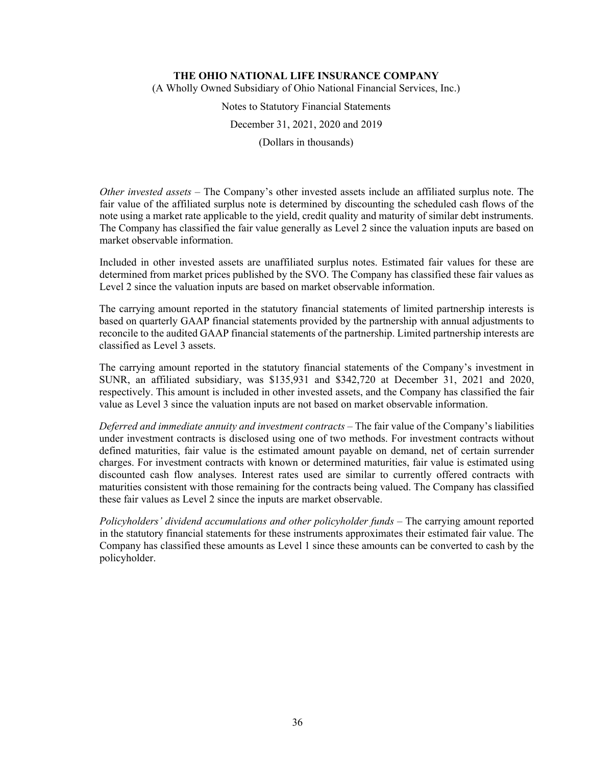*Other invested assets* – The Company's other invested assets include an affiliated surplus note. The fair value of the affiliated surplus note is determined by discounting the scheduled cash flows of the note using a market rate applicable to the yield, credit quality and maturity of similar debt instruments. The Company has classified the fair value generally as Level 2 since the valuation inputs are based on market observable information.

Included in other invested assets are unaffiliated surplus notes. Estimated fair values for these are determined from market prices published by the SVO. The Company has classified these fair values as Level 2 since the valuation inputs are based on market observable information.

The carrying amount reported in the statutory financial statements of limited partnership interests is based on quarterly GAAP financial statements provided by the partnership with annual adjustments to reconcile to the audited GAAP financial statements of the partnership. Limited partnership interests are classified as Level 3 assets.

The carrying amount reported in the statutory financial statements of the Company's investment in SUNR, an affiliated subsidiary, was $135,931 and $342,720 at December 31, 2021 and 2020, respectively. This amount is included in other invested assets, and the Company has classified the fair value as Level 3 since the valuation inputs are not based on market observable information.

*Deferred and immediate annuity and investment contracts* – The fair value of the Company's liabilities under investment contracts is disclosed using one of two methods. For investment contracts without defined maturities, fair value is the estimated amount payable on demand, net of certain surrender charges. For investment contracts with known or determined maturities, fair value is estimated using discounted cash flow analyses. Interest rates used are similar to currently offered contracts with maturities consistent with those remaining for the contracts being valued. The Company has classified these fair values as Level 2 since the inputs are market observable.

*Policyholders' dividend accumulations and other policyholder funds* – The carrying amount reported in the statutory financial statements for these instruments approximates their estimated fair value. The Company has classified these amounts as Level 1 since these amounts can be converted to cash by the policyholder.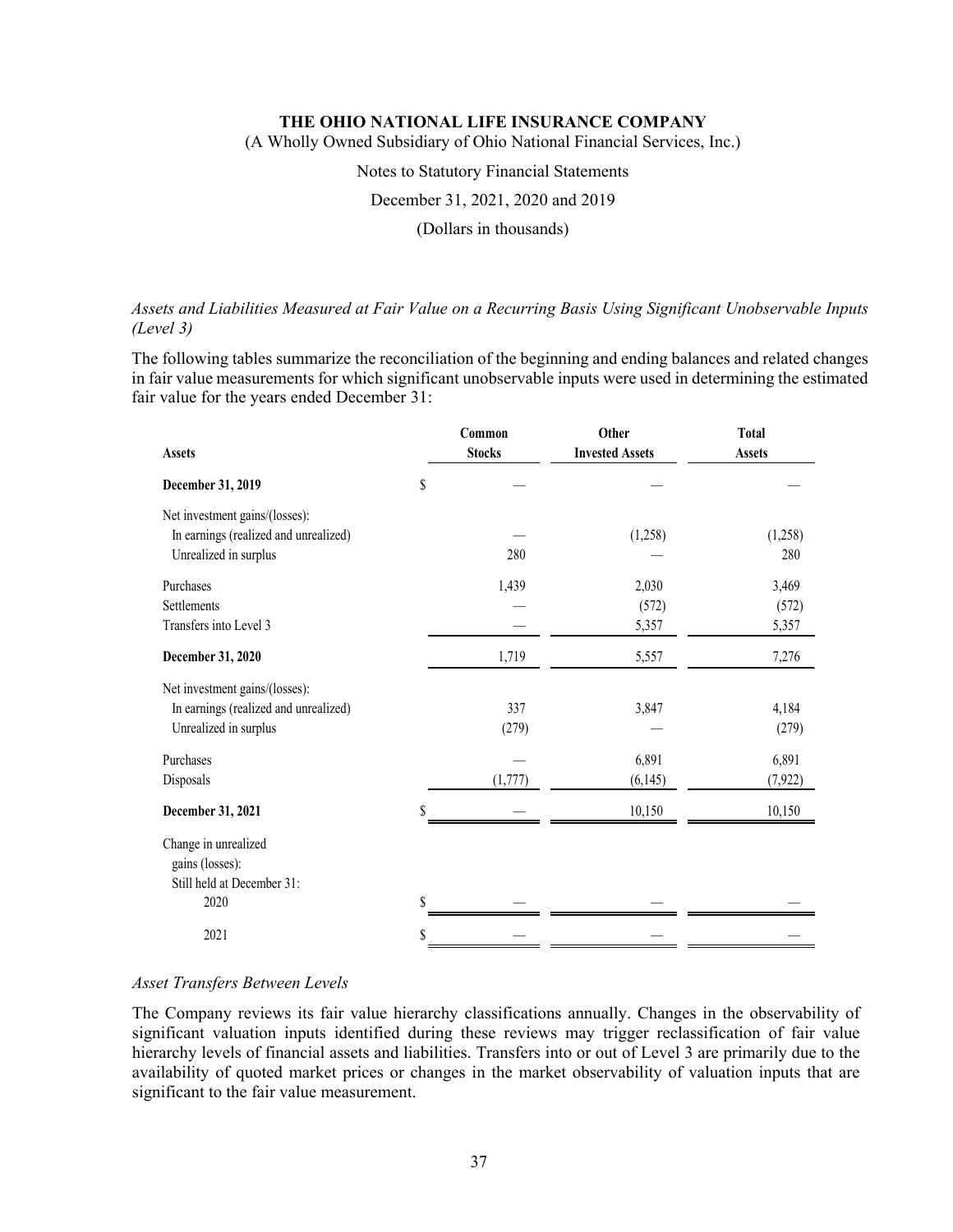*Assets and Liabilities Measured at Fair Value on a Recurring Basis Using Significant Unobservable Inputs (Level 3)*

The following tables summarize the reconciliation of the beginning and ending balances and related changes in fair value measurements for which significant unobservable inputs were used in determining the estimated fair value for the years ended December 31:

| Assets | Common Stocks | Other Invested Assets | Total Assets |
|---|---|---|---|
| **December 31, 2019** | $ — | — | — |
| Net investment gains/(losses): | | | |
| In earnings (realized and unrealized) | — | (1,258) | (1,258) |
| Unrealized in surplus | 280 | — | 280 |
| Purchases | 1,439 | 2,030 | 3,469 |
| Settlements | — | (572) | (572) |
| Transfers into Level 3 | — | 5,357 | 5,357 |
| **December 31, 2020** | 1,719 | 5,557 | 7,276 |
| Net investment gains/(losses): | | | |
| In earnings (realized and unrealized) | 337 | 3,847 | 4,184 |
| Unrealized in surplus | (279) | — | (279) |
| Purchases | — | 6,891 | 6,891 |
| Disposals | (1,777) | (6,145) | (7,922) |
| **December 31, 2021** | $ — | 10,150 | 10,150 |
| Change in unrealized gains (losses): Still held at December 31: | | | |
| 2020 | $ — | — | — |
| 2021 | $ — | — | — |

*Asset Transfers Between Levels*

The Company reviews its fair value hierarchy classifications annually. Changes in the observability of significant valuation inputs identified during these reviews may trigger reclassification of fair value hierarchy levels of financial assets and liabilities. Transfers into or out of Level 3 are primarily due to the availability of quoted market prices or changes in the market observability of valuation inputs that are significant to the fair value measurement.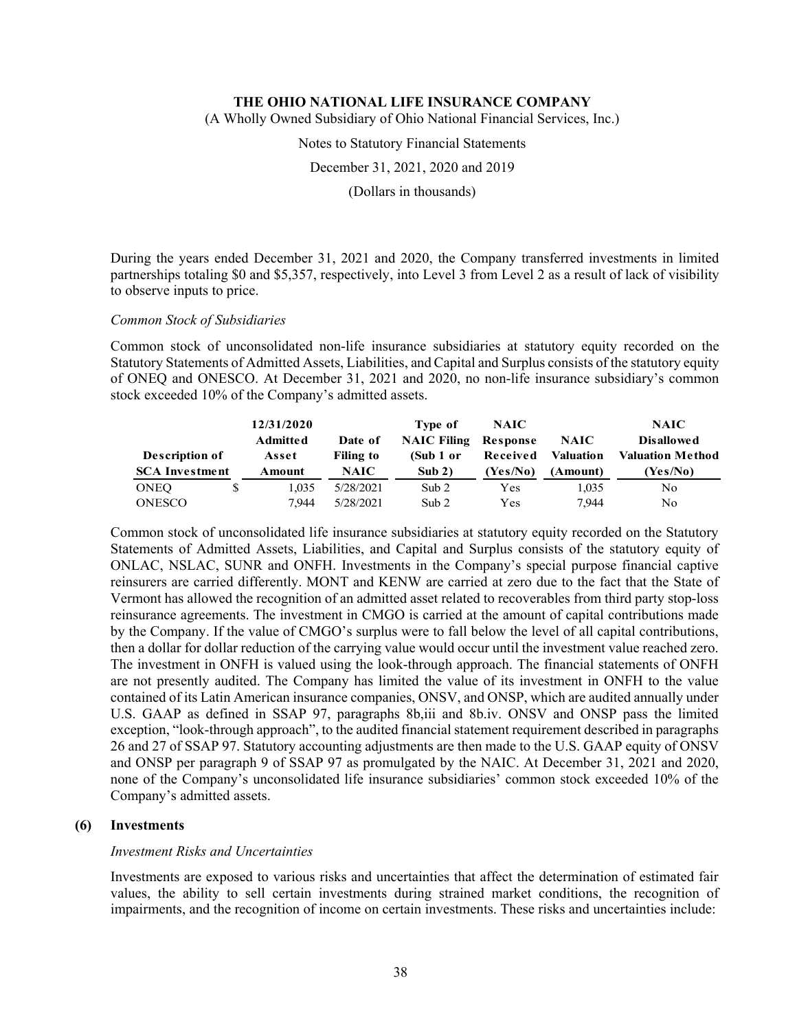During the years ended December 31, 2021 and 2020, the Company transferred investments in limited partnerships totaling \$0 and \$5,357, respectively, into Level 3 from Level 2 as a result of lack of visibility to observe inputs to price.

*Common Stock of Subsidiaries*

Common stock of unconsolidated non-life insurance subsidiaries at statutory equity recorded on the Statutory Statements of Admitted Assets, Liabilities, and Capital and Surplus consists of the statutory equity of ONEQ and ONESCO. At December 31, 2021 and 2020, no non-life insurance subsidiary's common stock exceeded 10% of the Company's admitted assets.

| Description of SCA Investment | 12/31/2020 Admitted Asset Amount | Date of Filing to NAIC | Type of NAIC Filing (Sub 1 or Sub 2) | NAIC Response Received (Yes/No) | NAIC Valuation (Amount) | NAIC Disallowed Valuation Method (Yes/No) |
|---|---|---|---|---|---|---|
| ONEQ | $ 1,035 | 5/28/2021 | Sub 2 | Yes | 1,035 | No |
| ONESCO | 7,944 | 5/28/2021 | Sub 2 | Yes | 7,944 | No |

Common stock of unconsolidated life insurance subsidiaries at statutory equity recorded on the Statutory Statements of Admitted Assets, Liabilities, and Capital and Surplus consists of the statutory equity of ONLAC, NSLAC, SUNR and ONFH. Investments in the Company's special purpose financial captive reinsurers are carried differently. MONT and KENW are carried at zero due to the fact that the State of Vermont has allowed the recognition of an admitted asset related to recoverables from third party stop-loss reinsurance agreements. The investment in CMGO is carried at the amount of capital contributions made by the Company. If the value of CMGO's surplus were to fall below the level of all capital contributions, then a dollar for dollar reduction of the carrying value would occur until the investment value reached zero. The investment in ONFH is valued using the look-through approach. The financial statements of ONFH are not presently audited. The Company has limited the value of its investment in ONFH to the value contained of its Latin American insurance companies, ONSV, and ONSP, which are audited annually under U.S. GAAP as defined in SSAP 97, paragraphs 8b,iii and 8b.iv. ONSV and ONSP pass the limited exception, "look-through approach", to the audited financial statement requirement described in paragraphs 26 and 27 of SSAP 97. Statutory accounting adjustments are then made to the U.S. GAAP equity of ONSV and ONSP per paragraph 9 of SSAP 97 as promulgated by the NAIC. At December 31, 2021 and 2020, none of the Company's unconsolidated life insurance subsidiaries' common stock exceeded 10% of the Company's admitted assets.

## (6) Investments

*Investment Risks and Uncertainties*

Investments are exposed to various risks and uncertainties that affect the determination of estimated fair values, the ability to sell certain investments during strained market conditions, the recognition of impairments, and the recognition of income on certain investments. These risks and uncertainties include: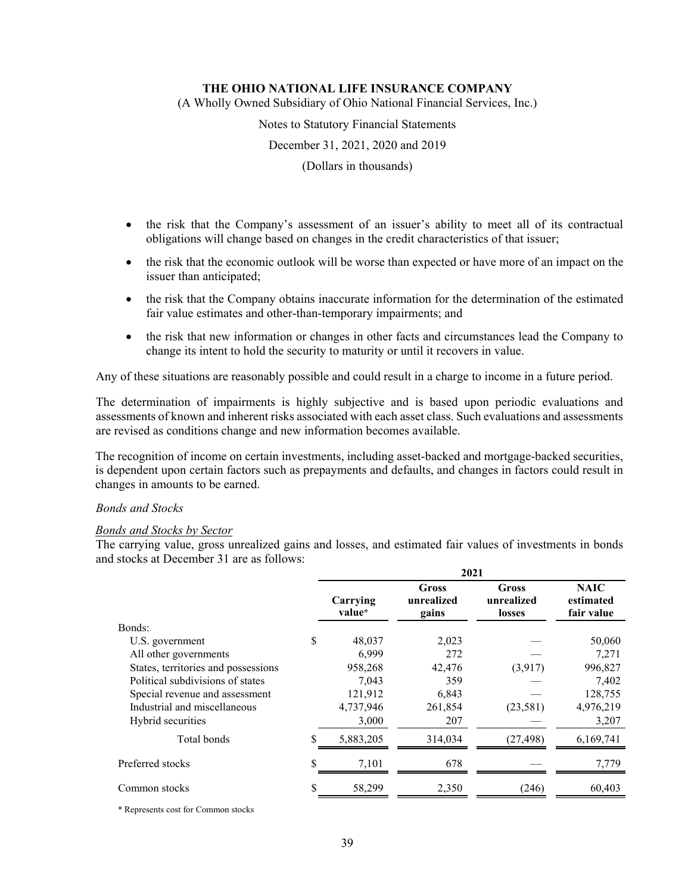- the risk that the Company's assessment of an issuer's ability to meet all of its contractual obligations will change based on changes in the credit characteristics of that issuer;
- the risk that the economic outlook will be worse than expected or have more of an impact on the issuer than anticipated;
- the risk that the Company obtains inaccurate information for the determination of the estimated fair value estimates and other-than-temporary impairments; and
- the risk that new information or changes in other facts and circumstances lead the Company to change its intent to hold the security to maturity or until it recovers in value.

Any of these situations are reasonably possible and could result in a charge to income in a future period.

The determination of impairments is highly subjective and is based upon periodic evaluations and assessments of known and inherent risks associated with each asset class. Such evaluations and assessments are revised as conditions change and new information becomes available.

The recognition of income on certain investments, including asset-backed and mortgage-backed securities, is dependent upon certain factors such as prepayments and defaults, and changes in factors could result in changes in amounts to be earned.

*Bonds and Stocks*

*Bonds and Stocks by Sector*

The carrying value, gross unrealized gains and losses, and estimated fair values of investments in bonds and stocks at December 31 are as follows:

| | 2021 | | | |
|---|---|---|---|---|
| | **Carrying value*** | **Gross unrealized gains** | **Gross unrealized losses** | **NAIC estimated fair value** |
| Bonds: | | | | |
| U.S. government | $ 48,037 | 2,023 | — | 50,060 |
| All other governments | 6,999 | 272 | — | 7,271 |
| States, territories and possessions | 958,268 | 42,476 | (3,917) | 996,827 |
| Political subdivisions of states | 7,043 | 359 | — | 7,402 |
| Special revenue and assessment | 121,912 | 6,843 | — | 128,755 |
| Industrial and miscellaneous | 4,737,946 | 261,854 | (23,581) | 4,976,219 |
| Hybrid securities | 3,000 | 207 | — | 3,207 |
| Total bonds | $ 5,883,205 | 314,034 | (27,498) | 6,169,741 |
| Preferred stocks | $ 7,101 | 678 | — | 7,779 |
| Common stocks | $ 58,299 | 2,350 | (246) | 60,403 |

\* Represents cost for Common stocks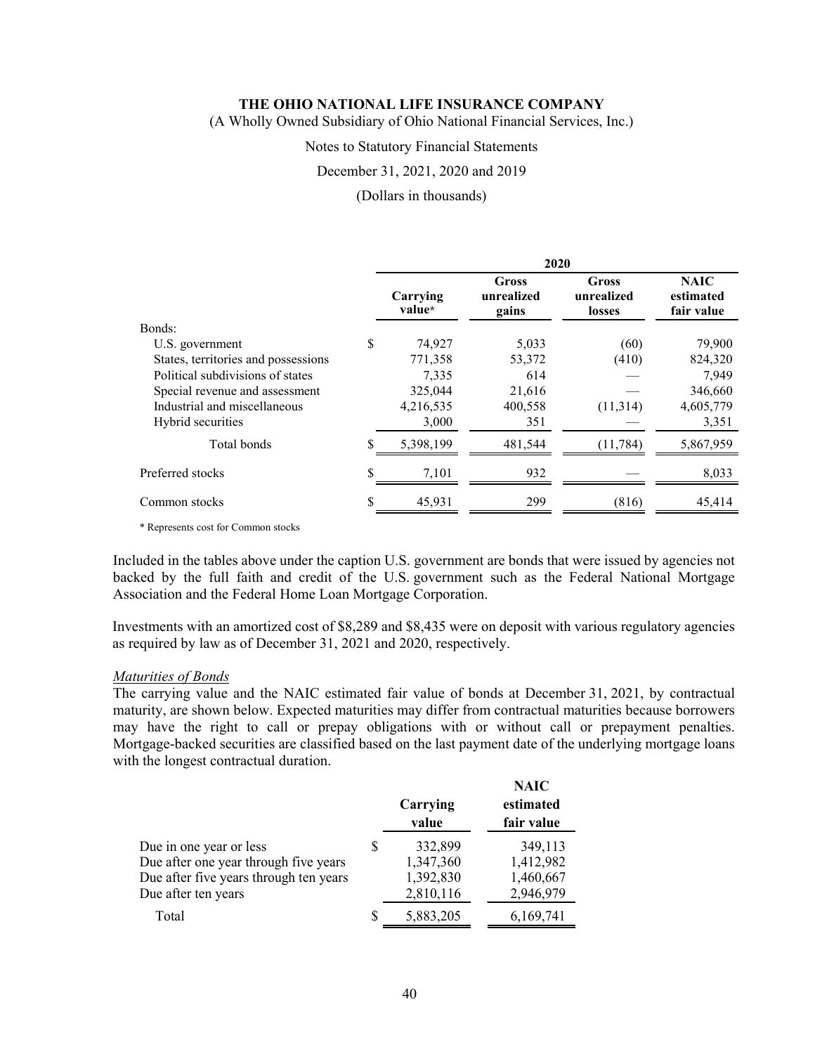**THE OHIO NATIONAL LIFE INSURANCE COMPANY**

(A Wholly Owned Subsidiary of Ohio National Financial Services, Inc.)

Notes to Statutory Financial Statements

December 31, 2021, 2020 and 2019

(Dollars in thousands)

| | 2020 | | | |
|---|---|---|---|---|
| | Carrying value* | Gross unrealized gains | Gross unrealized losses | NAIC estimated fair value |
| Bonds: | | | | |
| U.S. government | $ 74,927 | 5,033 | (60) | 79,900 |
| States, territories and possessions | 771,358 | 53,372 | (410) | 824,320 |
| Political subdivisions of states | 7,335 | 614 | — | 7,949 |
| Special revenue and assessment | 325,044 | 21,616 | — | 346,660 |
| Industrial and miscellaneous | 4,216,535 | 400,558 | (11,314) | 4,605,779 |
| Hybrid securities | 3,000 | 351 | — | 3,351 |
| Total bonds | $ 5,398,199 | 481,544 | (11,784) | 5,867,959 |
| Preferred stocks | $ 7,101 | 932 | — | 8,033 |
| Common stocks | $ 45,931 | 299 | (816) | 45,414 |

\* Represents cost for Common stocks

Included in the tables above under the caption U.S. government are bonds that were issued by agencies not backed by the full faith and credit of the U.S. government such as the Federal National Mortgage Association and the Federal Home Loan Mortgage Corporation.

Investments with an amortized cost of $8,289 and $8,435 were on deposit with various regulatory agencies as required by law as of December 31, 2021 and 2020, respectively.

*Maturities of Bonds*

The carrying value and the NAIC estimated fair value of bonds at December 31, 2021, by contractual maturity, are shown below. Expected maturities may differ from contractual maturities because borrowers may have the right to call or prepay obligations with or without call or prepayment penalties. Mortgage-backed securities are classified based on the last payment date of the underlying mortgage loans with the longest contractual duration.

| | Carrying value | NAIC estimated fair value |
|---|---|---|
| Due in one year or less | $ 332,899 | 349,113 |
| Due after one year through five years | 1,347,360 | 1,412,982 |
| Due after five years through ten years | 1,392,830 | 1,460,667 |
| Due after ten years | 2,810,116 | 2,946,979 |
| Total | $ 5,883,205 | 6,169,741 |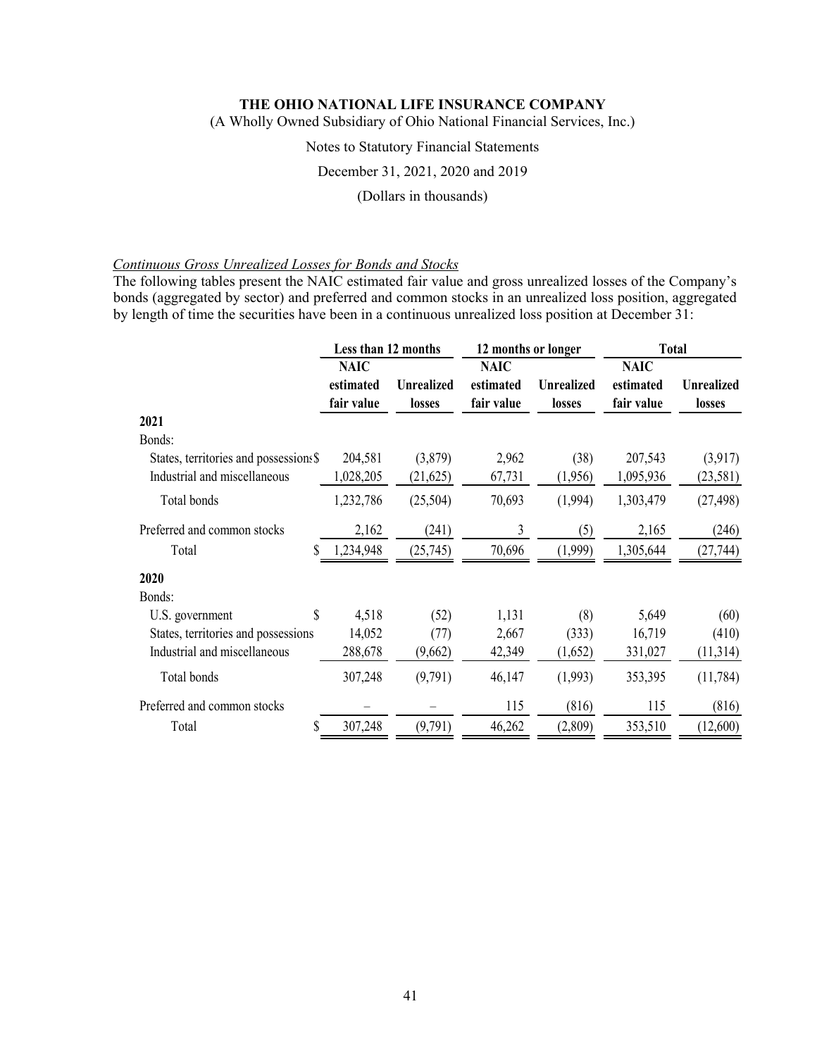**THE OHIO NATIONAL LIFE INSURANCE COMPANY**

(A Wholly Owned Subsidiary of Ohio National Financial Services, Inc.)

Notes to Statutory Financial Statements

December 31, 2021, 2020 and 2019

(Dollars in thousands)

*Continuous Gross Unrealized Losses for Bonds and Stocks*

The following tables present the NAIC estimated fair value and gross unrealized losses of the Company's bonds (aggregated by sector) and preferred and common stocks in an unrealized loss position, aggregated by length of time the securities have been in a continuous unrealized loss position at December 31:

| | Less than 12 months | | 12 months or longer | | Total | |
|---|---|---|---|---|---|---|
| | NAIC estimated fair value | Unrealized losses | NAIC estimated fair value | Unrealized losses | NAIC estimated fair value | Unrealized losses |
| **2021** | | | | | | |
| Bonds: | | | | | | |
| States, territories and possessions | $ 204,581 | (3,879) | 2,962 | (38) | 207,543 | (3,917) |
| Industrial and miscellaneous | 1,028,205 | (21,625) | 67,731 | (1,956) | 1,095,936 | (23,581) |
| Total bonds | 1,232,786 | (25,504) | 70,693 | (1,994) | 1,303,479 | (27,498) |
| Preferred and common stocks | 2,162 | (241) | 3 | (5) | 2,165 | (246) |
| Total | $ 1,234,948 | (25,745) | 70,696 | (1,999) | 1,305,644 | (27,744) |
| **2020** | | | | | | |
| Bonds: | | | | | | |
| U.S. government | $ 4,518 | (52) | 1,131 | (8) | 5,649 | (60) |
| States, territories and possessions | 14,052 | (77) | 2,667 | (333) | 16,719 | (410) |
| Industrial and miscellaneous | 288,678 | (9,662) | 42,349 | (1,652) | 331,027 | (11,314) |
| Total bonds | 307,248 | (9,791) | 46,147 | (1,993) | 353,395 | (11,784) |
| Preferred and common stocks | – | – | 115 | (816) | 115 | (816) |
| Total | $ 307,248 | (9,791) | 46,262 | (2,809) | 353,510 | (12,600) |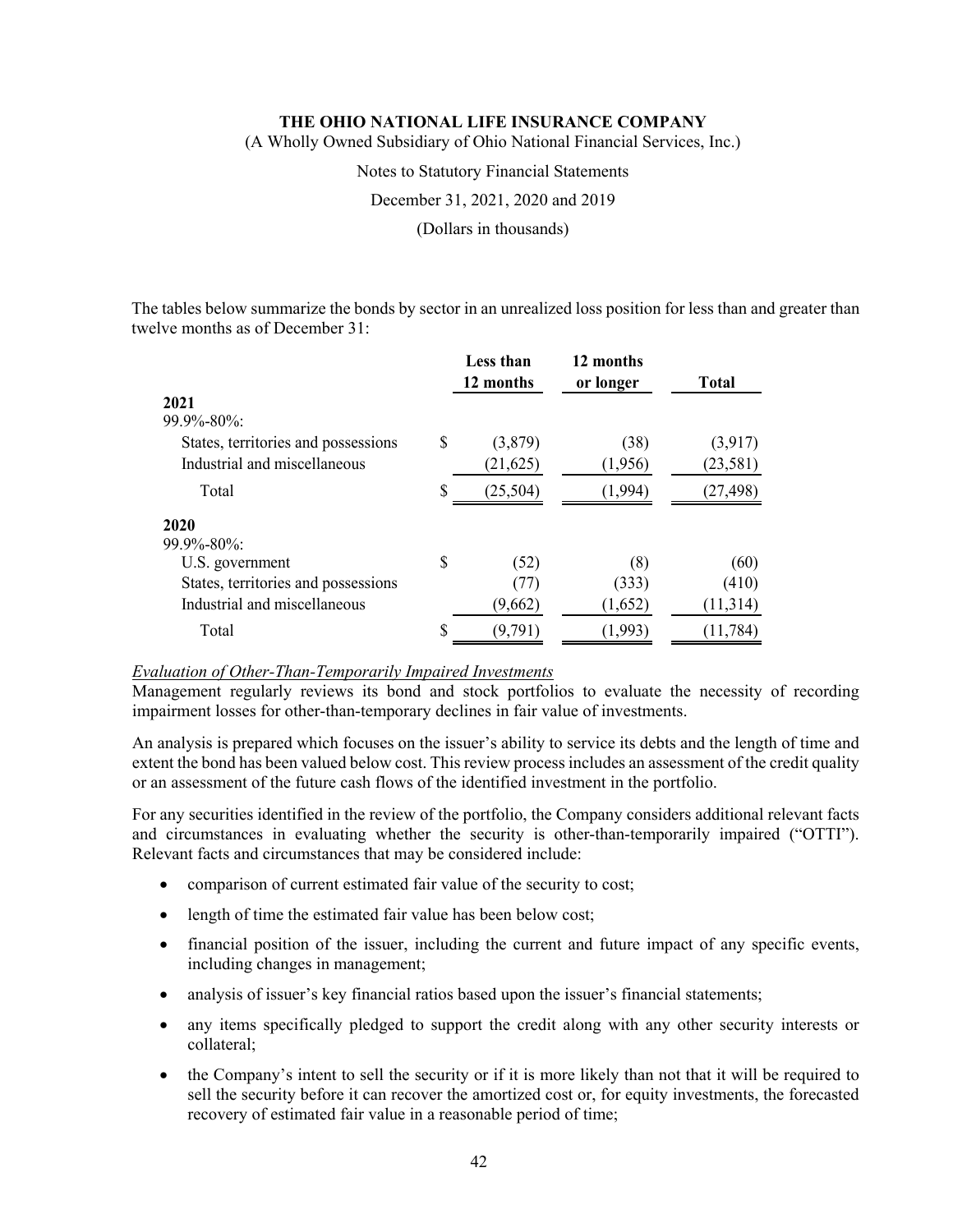**THE OHIO NATIONAL LIFE INSURANCE COMPANY**

(A Wholly Owned Subsidiary of Ohio National Financial Services, Inc.)

Notes to Statutory Financial Statements

December 31, 2021, 2020 and 2019

(Dollars in thousands)

The tables below summarize the bonds by sector in an unrealized loss position for less than and greater than twelve months as of December 31:

| | Less than 12 months | 12 months or longer | Total |
|---|---|---|---|
| **2021** | | | |
| 99.9%-80%: | | | |
| States, territories and possessions | $ (3,879) | (38) | (3,917) |
| Industrial and miscellaneous | (21,625) | (1,956) | (23,581) |
| Total | $ (25,504) | (1,994) | (27,498) |
| **2020** | | | |
| 99.9%-80%: | | | |
| U.S. government | $ (52) | (8) | (60) |
| States, territories and possessions | (77) | (333) | (410) |
| Industrial and miscellaneous | (9,662) | (1,652) | (11,314) |
| Total | $ (9,791) | (1,993) | (11,784) |

*Evaluation of Other-Than-Temporarily Impaired Investments*

Management regularly reviews its bond and stock portfolios to evaluate the necessity of recording impairment losses for other-than-temporary declines in fair value of investments.

An analysis is prepared which focuses on the issuer's ability to service its debts and the length of time and extent the bond has been valued below cost. This review process includes an assessment of the credit quality or an assessment of the future cash flows of the identified investment in the portfolio.

For any securities identified in the review of the portfolio, the Company considers additional relevant facts and circumstances in evaluating whether the security is other-than-temporarily impaired ("OTTI"). Relevant facts and circumstances that may be considered include:

- comparison of current estimated fair value of the security to cost;
- length of time the estimated fair value has been below cost;
- financial position of the issuer, including the current and future impact of any specific events, including changes in management;
- analysis of issuer's key financial ratios based upon the issuer's financial statements;
- any items specifically pledged to support the credit along with any other security interests or collateral;
- the Company's intent to sell the security or if it is more likely than not that it will be required to sell the security before it can recover the amortized cost or, for equity investments, the forecasted recovery of estimated fair value in a reasonable period of time;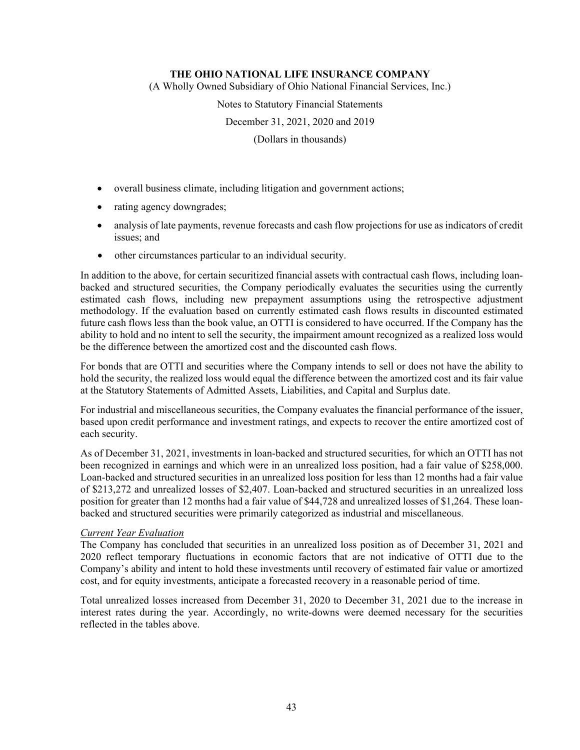- overall business climate, including litigation and government actions;
- rating agency downgrades;
- analysis of late payments, revenue forecasts and cash flow projections for use as indicators of credit issues; and
- other circumstances particular to an individual security.

In addition to the above, for certain securitized financial assets with contractual cash flows, including loan-backed and structured securities, the Company periodically evaluates the securities using the currently estimated cash flows, including new prepayment assumptions using the retrospective adjustment methodology. If the evaluation based on currently estimated cash flows results in discounted estimated future cash flows less than the book value, an OTTI is considered to have occurred. If the Company has the ability to hold and no intent to sell the security, the impairment amount recognized as a realized loss would be the difference between the amortized cost and the discounted cash flows.

For bonds that are OTTI and securities where the Company intends to sell or does not have the ability to hold the security, the realized loss would equal the difference between the amortized cost and its fair value at the Statutory Statements of Admitted Assets, Liabilities, and Capital and Surplus date.

For industrial and miscellaneous securities, the Company evaluates the financial performance of the issuer, based upon credit performance and investment ratings, and expects to recover the entire amortized cost of each security.

As of December 31, 2021, investments in loan-backed and structured securities, for which an OTTI has not been recognized in earnings and which were in an unrealized loss position, had a fair value of $258,000. Loan-backed and structured securities in an unrealized loss position for less than 12 months had a fair value of $213,272 and unrealized losses of $2,407. Loan-backed and structured securities in an unrealized loss position for greater than 12 months had a fair value of $44,728 and unrealized losses of $1,264. These loan-backed and structured securities were primarily categorized as industrial and miscellaneous.

*Current Year Evaluation*

The Company has concluded that securities in an unrealized loss position as of December 31, 2021 and 2020 reflect temporary fluctuations in economic factors that are not indicative of OTTI due to the Company's ability and intent to hold these investments until recovery of estimated fair value or amortized cost, and for equity investments, anticipate a forecasted recovery in a reasonable period of time.

Total unrealized losses increased from December 31, 2020 to December 31, 2021 due to the increase in interest rates during the year. Accordingly, no write-downs were deemed necessary for the securities reflected in the tables above.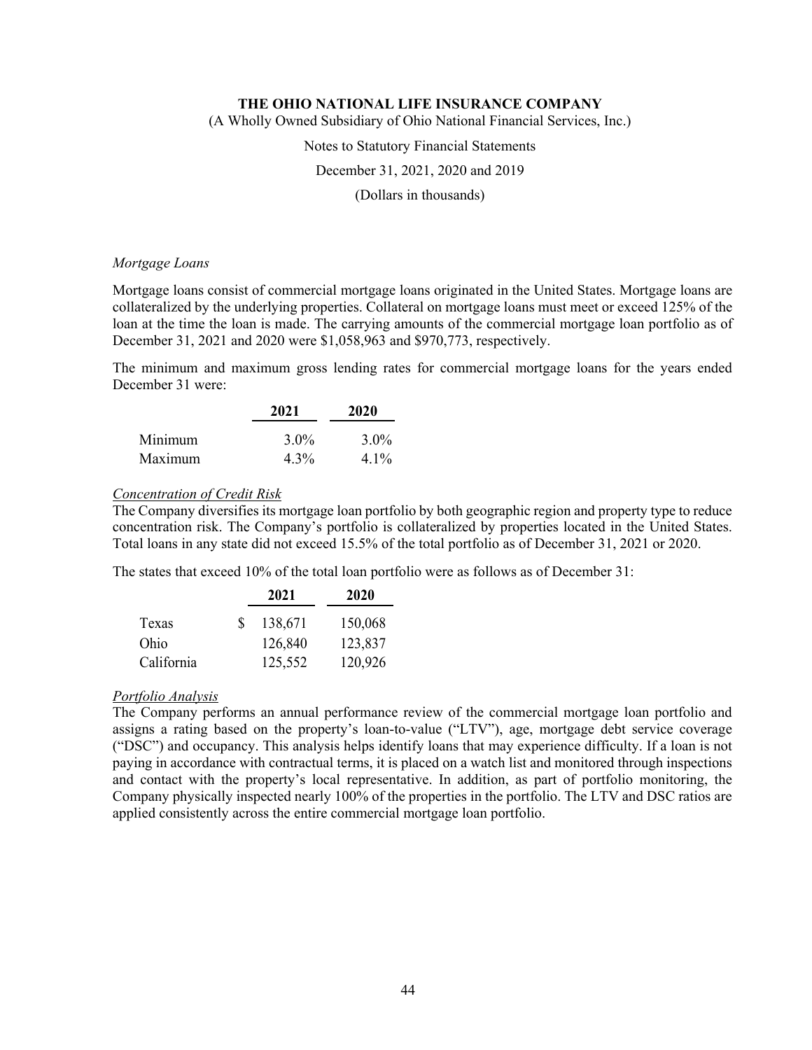*Mortgage Loans*

Mortgage loans consist of commercial mortgage loans originated in the United States. Mortgage loans are collateralized by the underlying properties. Collateral on mortgage loans must meet or exceed 125% of the loan at the time the loan is made. The carrying amounts of the commercial mortgage loan portfolio as of December 31, 2021 and 2020 were $1,058,963 and $970,773, respectively.

The minimum and maximum gross lending rates for commercial mortgage loans for the years ended December 31 were:

| | 2021 | 2020 |
|---|---|---|
| Minimum | 3.0% | 3.0% |
| Maximum | 4.3% | 4.1% |

*Concentration of Credit Risk*

The Company diversifies its mortgage loan portfolio by both geographic region and property type to reduce concentration risk. The Company's portfolio is collateralized by properties located in the United States. Total loans in any state did not exceed 15.5% of the total portfolio as of December 31, 2021 or 2020.

The states that exceed 10% of the total loan portfolio were as follows as of December 31:

| | 2021 | 2020 |
|---|---|---|
| Texas | $ 138,671 | 150,068 |
| Ohio | 126,840 | 123,837 |
| California | 125,552 | 120,926 |

*Portfolio Analysis*

The Company performs an annual performance review of the commercial mortgage loan portfolio and assigns a rating based on the property's loan-to-value ("LTV"), age, mortgage debt service coverage ("DSC") and occupancy. This analysis helps identify loans that may experience difficulty. If a loan is not paying in accordance with contractual terms, it is placed on a watch list and monitored through inspections and contact with the property's local representative. In addition, as part of portfolio monitoring, the Company physically inspected nearly 100% of the properties in the portfolio. The LTV and DSC ratios are applied consistently across the entire commercial mortgage loan portfolio.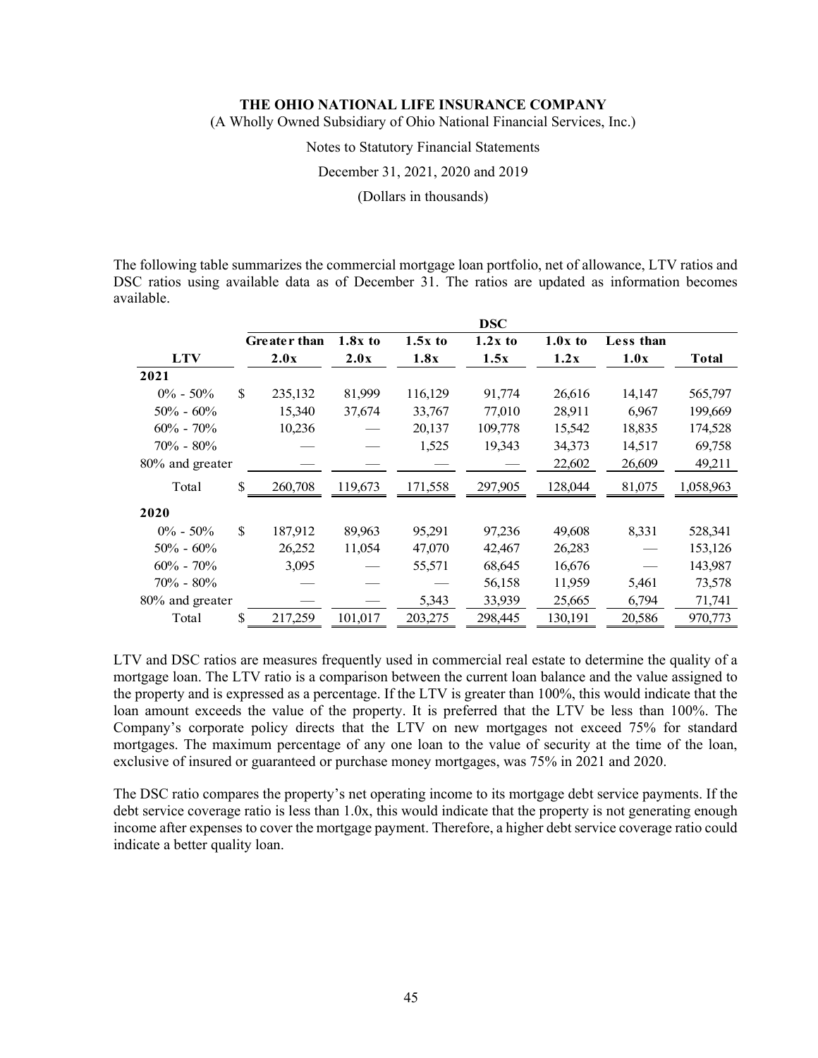The following table summarizes the commercial mortgage loan portfolio, net of allowance, LTV ratios and DSC ratios using available data as of December 31. The ratios are updated as information becomes available.

| | DSC | | | | | | |
|---|---|---|---|---|---|---|---|
| **LTV** | **Greater than 2.0x** | **1.8x to 2.0x** | **1.5x to 1.8x** | **1.2x to 1.5x** | **1.0x to 1.2x** | **Less than 1.0x** | **Total** |
| **2021** | | | | | | | |
| 0% - 50% | $ 235,132 | 81,999 | 116,129 | 91,774 | 26,616 | 14,147 | 565,797 |
| 50% - 60% | 15,340 | 37,674 | 33,767 | 77,010 | 28,911 | 6,967 | 199,669 |
| 60% - 70% | 10,236 | — | 20,137 | 109,778 | 15,542 | 18,835 | 174,528 |
| 70% - 80% | — | — | 1,525 | 19,343 | 34,373 | 14,517 | 69,758 |
| 80% and greater | — | — | — | — | 22,602 | 26,609 | 49,211 |
| Total | $ 260,708 | 119,673 | 171,558 | 297,905 | 128,044 | 81,075 | 1,058,963 |
| **2020** | | | | | | | |
| 0% - 50% | $ 187,912 | 89,963 | 95,291 | 97,236 | 49,608 | 8,331 | 528,341 |
| 50% - 60% | 26,252 | 11,054 | 47,070 | 42,467 | 26,283 | — | 153,126 |
| 60% - 70% | 3,095 | — | 55,571 | 68,645 | 16,676 | — | 143,987 |
| 70% - 80% | — | — | — | 56,158 | 11,959 | 5,461 | 73,578 |
| 80% and greater | — | — | 5,343 | 33,939 | 25,665 | 6,794 | 71,741 |
| Total | $ 217,259 | 101,017 | 203,275 | 298,445 | 130,191 | 20,586 | 970,773 |

LTV and DSC ratios are measures frequently used in commercial real estate to determine the quality of a mortgage loan. The LTV ratio is a comparison between the current loan balance and the value assigned to the property and is expressed as a percentage. If the LTV is greater than 100%, this would indicate that the loan amount exceeds the value of the property. It is preferred that the LTV be less than 100%. The Company's corporate policy directs that the LTV on new mortgages not exceed 75% for standard mortgages. The maximum percentage of any one loan to the value of security at the time of the loan, exclusive of insured or guaranteed or purchase money mortgages, was 75% in 2021 and 2020.

The DSC ratio compares the property's net operating income to its mortgage debt service payments. If the debt service coverage ratio is less than 1.0x, this would indicate that the property is not generating enough income after expenses to cover the mortgage payment. Therefore, a higher debt service coverage ratio could indicate a better quality loan.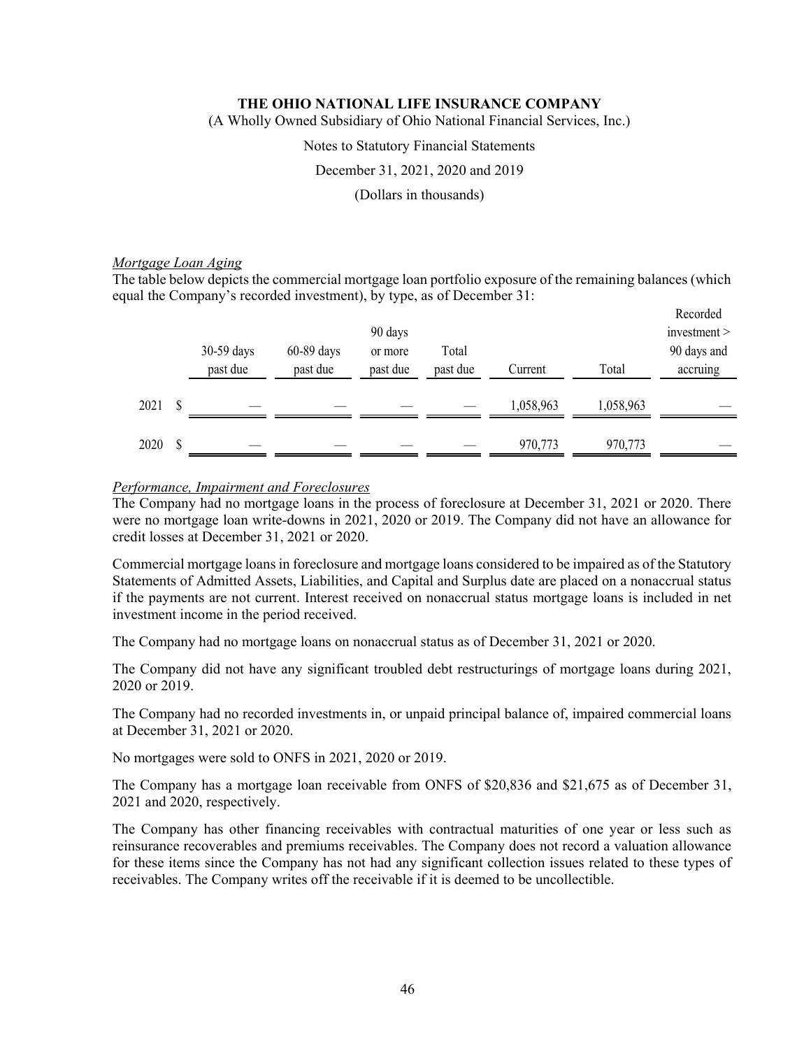*Mortgage Loan Aging*

The table below depicts the commercial mortgage loan portfolio exposure of the remaining balances (which equal the Company's recorded investment), by type, as of December 31:

| | 30-59 days past due | 60-89 days past due | 90 days or more past due | Total past due | Current | Total | Recorded investment > 90 days and accruing |
|---|---|---|---|---|---|---|---|
| 2021 | $ — | — | — | — | 1,058,963 | 1,058,963 | — |
| 2020 | $ — | — | — | — | 970,773 | 970,773 | — |

*Performance, Impairment and Foreclosures*

The Company had no mortgage loans in the process of foreclosure at December 31, 2021 or 2020. There were no mortgage loan write-downs in 2021, 2020 or 2019. The Company did not have an allowance for credit losses at December 31, 2021 or 2020.

Commercial mortgage loans in foreclosure and mortgage loans considered to be impaired as of the Statutory Statements of Admitted Assets, Liabilities, and Capital and Surplus date are placed on a nonaccrual status if the payments are not current. Interest received on nonaccrual status mortgage loans is included in net investment income in the period received.

The Company had no mortgage loans on nonaccrual status as of December 31, 2021 or 2020.

The Company did not have any significant troubled debt restructurings of mortgage loans during 2021, 2020 or 2019.

The Company had no recorded investments in, or unpaid principal balance of, impaired commercial loans at December 31, 2021 or 2020.

No mortgages were sold to ONFS in 2021, 2020 or 2019.

The Company has a mortgage loan receivable from ONFS of $20,836 and $21,675 as of December 31, 2021 and 2020, respectively.

The Company has other financing receivables with contractual maturities of one year or less such as reinsurance recoverables and premiums receivables. The Company does not record a valuation allowance for these items since the Company has not had any significant collection issues related to these types of receivables. The Company writes off the receivable if it is deemed to be uncollectible.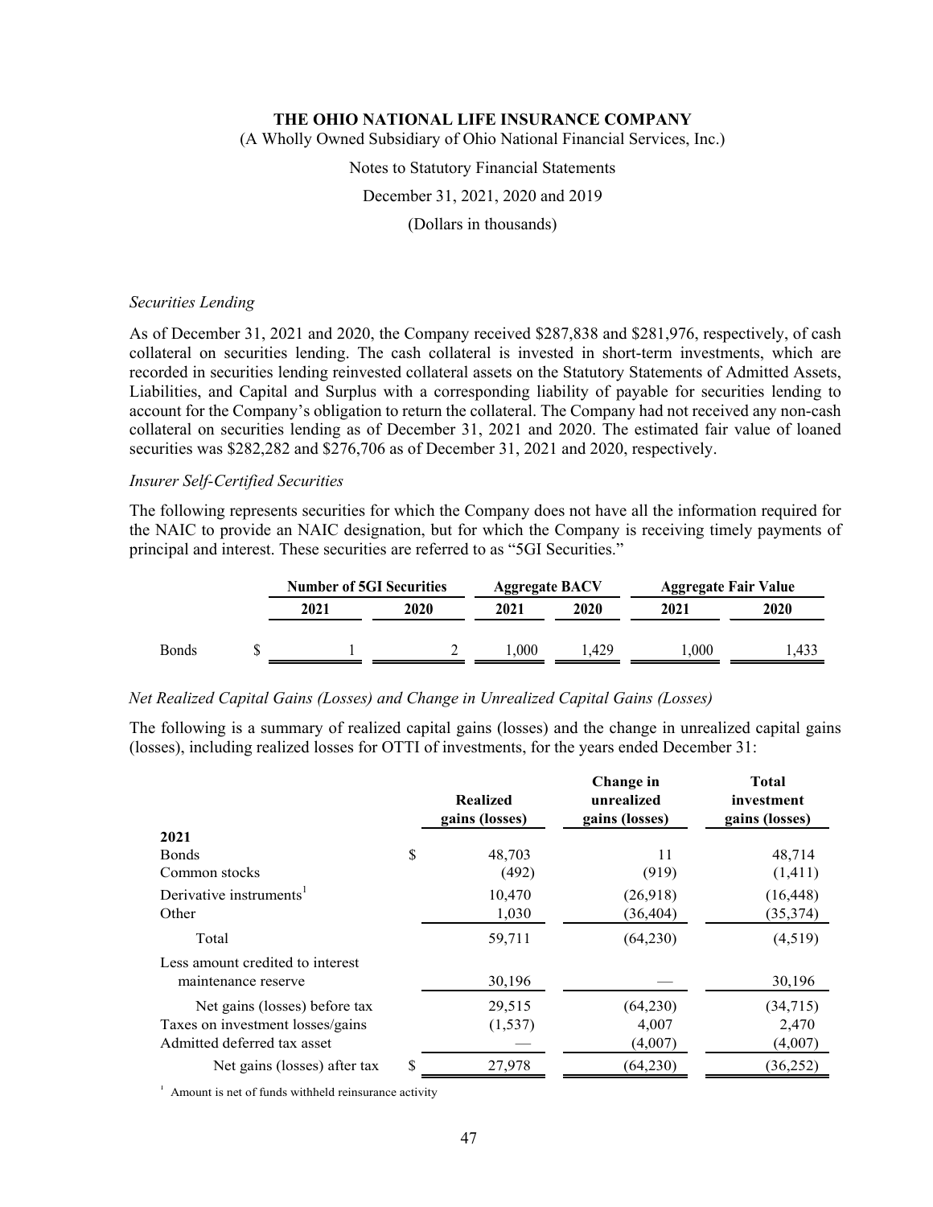*Securities Lending*

As of December 31, 2021 and 2020, the Company received $287,838 and $281,976, respectively, of cash collateral on securities lending. The cash collateral is invested in short-term investments, which are recorded in securities lending reinvested collateral assets on the Statutory Statements of Admitted Assets, Liabilities, and Capital and Surplus with a corresponding liability of payable for securities lending to account for the Company's obligation to return the collateral. The Company had not received any non-cash collateral on securities lending as of December 31, 2021 and 2020. The estimated fair value of loaned securities was $282,282 and $276,706 as of December 31, 2021 and 2020, respectively.

*Insurer Self-Certified Securities*

The following represents securities for which the Company does not have all the information required for the NAIC to provide an NAIC designation, but for which the Company is receiving timely payments of principal and interest. These securities are referred to as "5GI Securities."

| | Number of 5GI Securities | | Aggregate BACV | | Aggregate Fair Value | |
|---|---|---|---|---|---|---|
| | 2021 | 2020 | 2021 | 2020 | 2021 | 2020 |
| Bonds | $ 1 | 2 | 1,000 | 1,429 | 1,000 | 1,433 |

*Net Realized Capital Gains (Losses) and Change in Unrealized Capital Gains (Losses)*

The following is a summary of realized capital gains (losses) and the change in unrealized capital gains (losses), including realized losses for OTTI of investments, for the years ended December 31:

| | Realized gains (losses) | Change in unrealized gains (losses) | Total investment gains (losses) |
|---|---|---|---|
| **2021** | | | |
| Bonds | $ 48,703 | 11 | 48,714 |
| Common stocks | (492) | (919) | (1,411) |
| Derivative instruments[1] | 10,470 | (26,918) | (16,448) |
| Other | 1,030 | (36,404) | (35,374) |
| Total | 59,711 | (64,230) | (4,519) |
| Less amount credited to interest maintenance reserve | 30,196 | — | 30,196 |
| Net gains (losses) before tax | 29,515 | (64,230) | (34,715) |
| Taxes on investment losses/gains | (1,537) | 4,007 | 2,470 |
| Admitted deferred tax asset | — | (4,007) | (4,007) |
| Net gains (losses) after tax | $ 27,978 | (64,230) | (36,252) |

[1] Amount is net of funds withheld reinsurance activity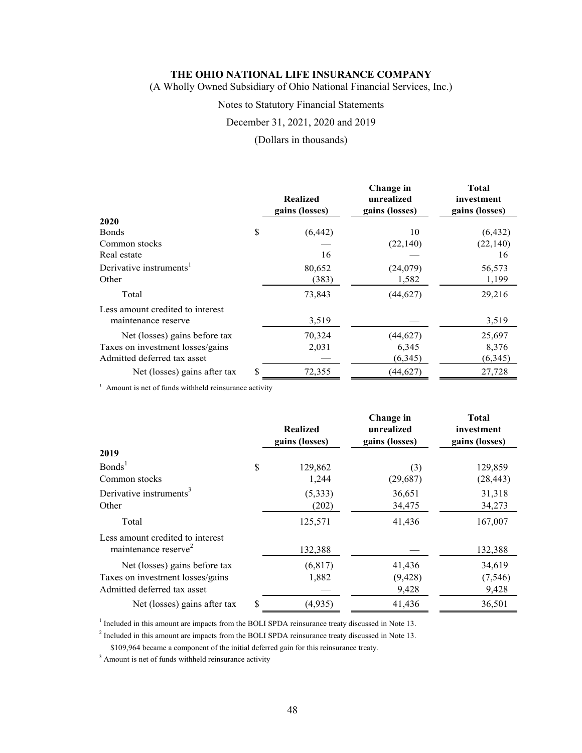**THE OHIO NATIONAL LIFE INSURANCE COMPANY**
(A Wholly Owned Subsidiary of Ohio National Financial Services, Inc.)

Notes to Statutory Financial Statements

December 31, 2021, 2020 and 2019

(Dollars in thousands)

| | Realized gains (losses) | Change in unrealized gains (losses) | Total investment gains (losses) |
|---|---|---|---|
| **2020** | | | |
| Bonds | $ (6,442) | 10 | (6,432) |
| Common stocks | — | (22,140) | (22,140) |
| Real estate | 16 | — | 16 |
| Derivative instruments[1] | 80,652 | (24,079) | 56,573 |
| Other | (383) | 1,582 | 1,199 |
| Total | 73,843 | (44,627) | 29,216 |
| Less amount credited to interest maintenance reserve | 3,519 | — | 3,519 |
| Net (losses) gains before tax | 70,324 | (44,627) | 25,697 |
| Taxes on investment losses/gains | 2,031 | 6,345 | 8,376 |
| Admitted deferred tax asset | — | (6,345) | (6,345) |
| Net (losses) gains after tax | $ 72,355 | (44,627) | 27,728 |

[1] Amount is net of funds withheld reinsurance activity

| | Realized gains (losses) | Change in unrealized gains (losses) | Total investment gains (losses) |
|---|---|---|---|
| **2019** | | | |
| Bonds[1] | $ 129,862 | (3) | 129,859 |
| Common stocks | 1,244 | (29,687) | (28,443) |
| Derivative instruments[3] | (5,333) | 36,651 | 31,318 |
| Other | (202) | 34,475 | 34,273 |
| Total | 125,571 | 41,436 | 167,007 |
| Less amount credited to interest maintenance reserve[2] | 132,388 | — | 132,388 |
| Net (losses) gains before tax | (6,817) | 41,436 | 34,619 |
| Taxes on investment losses/gains | 1,882 | (9,428) | (7,546) |
| Admitted deferred tax asset | — | 9,428 | 9,428 |
| Net (losses) gains after tax | $ (4,935) | 41,436 | 36,501 |

[1] Included in this amount are impacts from the BOLI SPDA reinsurance treaty discussed in Note 13.

[2] Included in this amount are impacts from the BOLI SPDA reinsurance treaty discussed in Note 13. $109,964 became a component of the initial deferred gain for this reinsurance treaty.

[3] Amount is net of funds withheld reinsurance activity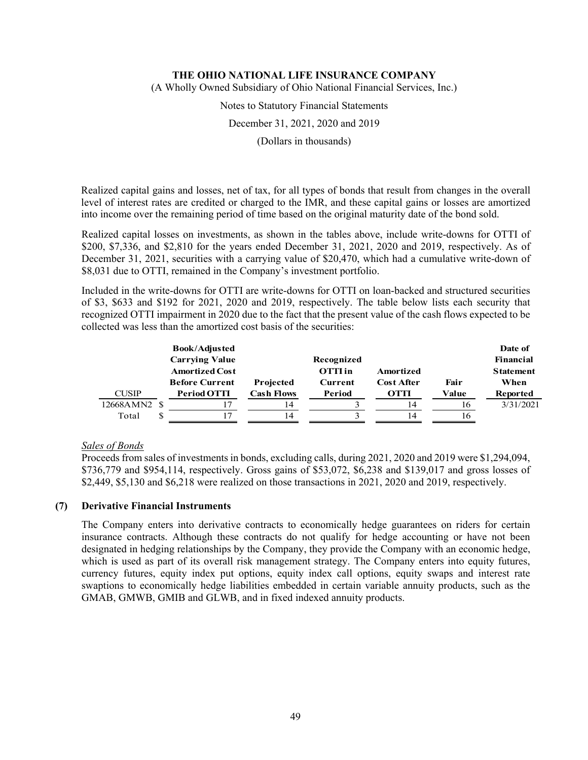Realized capital gains and losses, net of tax, for all types of bonds that result from changes in the overall level of interest rates are credited or charged to the IMR, and these capital gains or losses are amortized into income over the remaining period of time based on the original maturity date of the bond sold.

Realized capital losses on investments, as shown in the tables above, include write-downs for OTTI of $200, $7,336, and $2,810 for the years ended December 31, 2021, 2020 and 2019, respectively. As of December 31, 2021, securities with a carrying value of $20,470, which had a cumulative write-down of $8,031 due to OTTI, remained in the Company's investment portfolio.

Included in the write-downs for OTTI are write-downs for OTTI on loan-backed and structured securities of $3, $633 and $192 for 2021, 2020 and 2019, respectively. The table below lists each security that recognized OTTI impairment in 2020 due to the fact that the present value of the cash flows expected to be collected was less than the amortized cost basis of the securities:

| CUSIP | Book/Adjusted Carrying Value Amortized Cost Before Current Period OTTI | Projected Cash Flows | Recognized OTTI in Current Period | Amortized Cost After OTTI | Fair Value | Date of Financial Statement When Reported |
|---|---|---|---|---|---|---|
| 12668AMN2 | $ 17 | 14 | 3 | 14 | 16 | 3/31/2021 |
| Total | $ 17 | 14 | 3 | 14 | 16 | |

*Sales of Bonds*

Proceeds from sales of investments in bonds, excluding calls, during 2021, 2020 and 2019 were $1,294,094, $736,779 and $954,114, respectively. Gross gains of $53,072, $6,238 and $139,017 and gross losses of $2,449, $5,130 and $6,218 were realized on those transactions in 2021, 2020 and 2019, respectively.

## (7) Derivative Financial Instruments

The Company enters into derivative contracts to economically hedge guarantees on riders for certain insurance contracts. Although these contracts do not qualify for hedge accounting or have not been designated in hedging relationships by the Company, they provide the Company with an economic hedge, which is used as part of its overall risk management strategy. The Company enters into equity futures, currency futures, equity index put options, equity index call options, equity swaps and interest rate swaptions to economically hedge liabilities embedded in certain variable annuity products, such as the GMAB, GMWB, GMIB and GLWB, and in fixed indexed annuity products.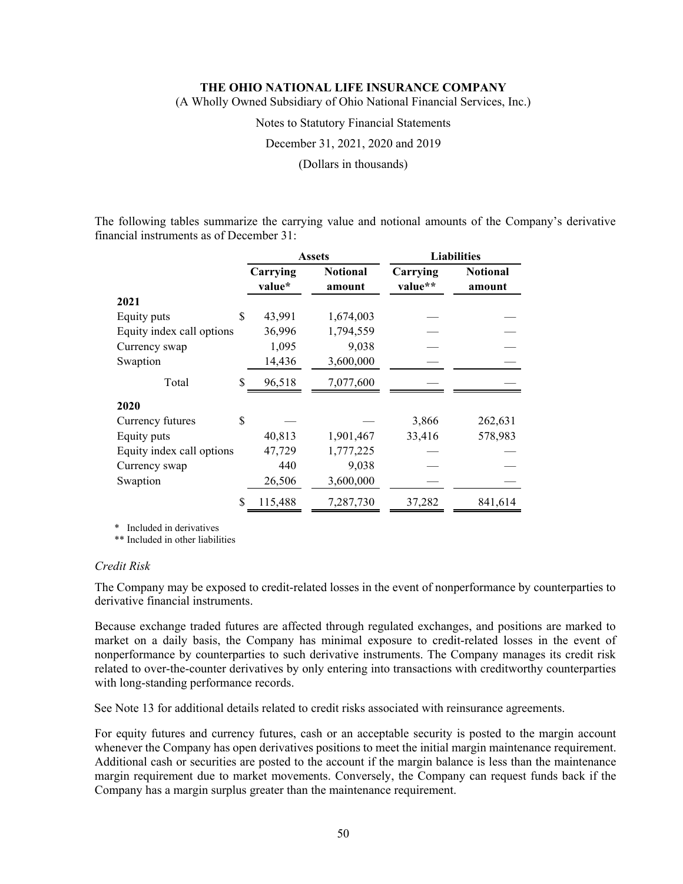The following tables summarize the carrying value and notional amounts of the Company's derivative financial instruments as of December 31:

| | Assets | | Liabilities | |
|---|---|---|---|---|
| | Carrying value* | Notional amount | Carrying value** | Notional amount |
| **2021** | | | | |
| Equity puts | $ 43,991 | 1,674,003 | — | — |
| Equity index call options | 36,996 | 1,794,559 | — | — |
| Currency swap | 1,095 | 9,038 | — | — |
| Swaption | 14,436 | 3,600,000 | — | — |
| Total | $ 96,518 | 7,077,600 | — | — |
| **2020** | | | | |
| Currency futures | $ — | — | 3,866 | 262,631 |
| Equity puts | 40,813 | 1,901,467 | 33,416 | 578,983 |
| Equity index call options | 47,729 | 1,777,225 | — | — |
| Currency swap | 440 | 9,038 | — | — |
| Swaption | 26,506 | 3,600,000 | — | — |
| | $ 115,488 | 7,287,730 | 37,282 | 841,614 |

\* Included in derivatives

** Included in other liabilities

*Credit Risk*

The Company may be exposed to credit-related losses in the event of nonperformance by counterparties to derivative financial instruments.

Because exchange traded futures are affected through regulated exchanges, and positions are marked to market on a daily basis, the Company has minimal exposure to credit-related losses in the event of nonperformance by counterparties to such derivative instruments. The Company manages its credit risk related to over-the-counter derivatives by only entering into transactions with creditworthy counterparties with long-standing performance records.

See Note 13 for additional details related to credit risks associated with reinsurance agreements.

For equity futures and currency futures, cash or an acceptable security is posted to the margin account whenever the Company has open derivatives positions to meet the initial margin maintenance requirement. Additional cash or securities are posted to the account if the margin balance is less than the maintenance margin requirement due to market movements. Conversely, the Company can request funds back if the Company has a margin surplus greater than the maintenance requirement.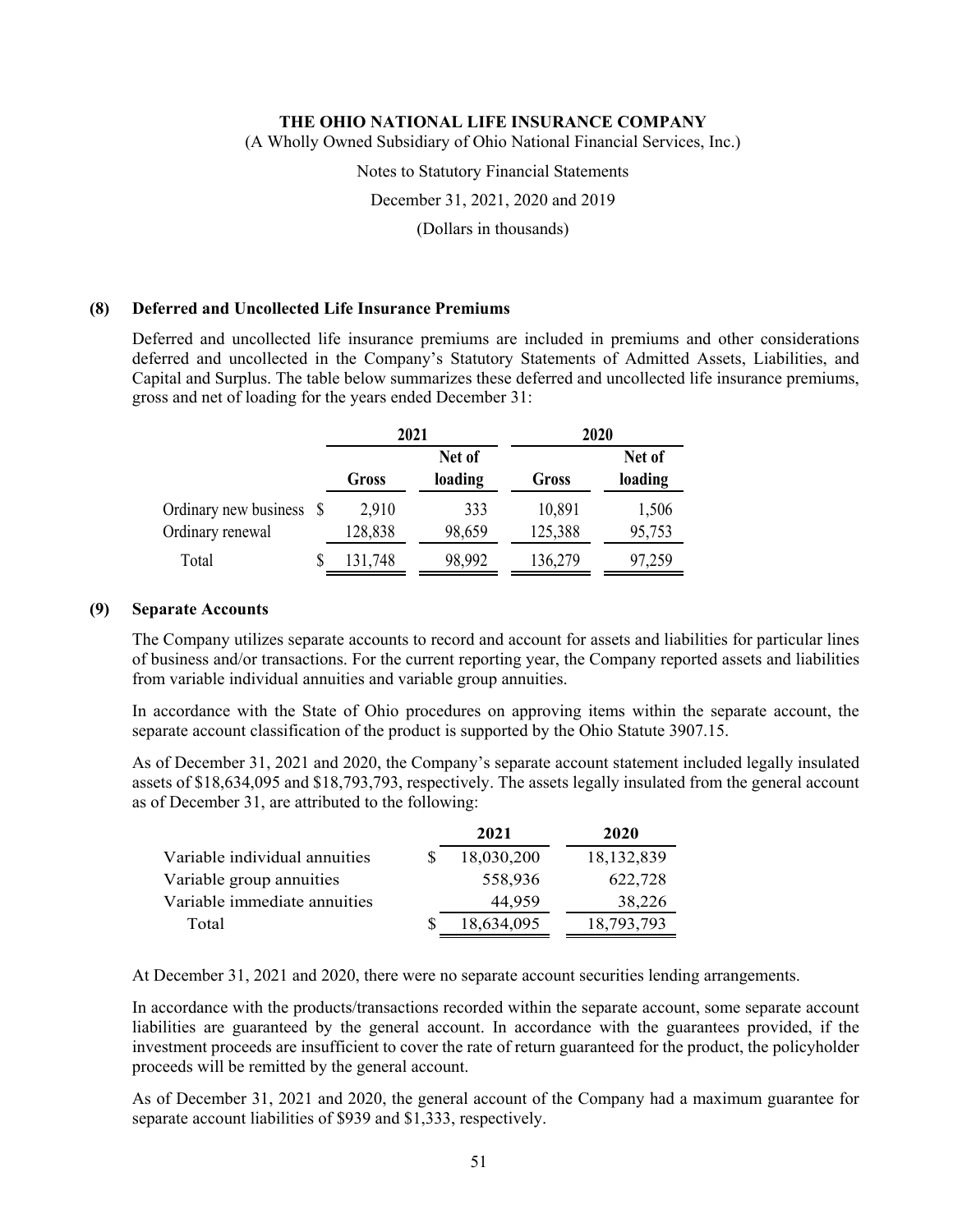## (8) Deferred and Uncollected Life Insurance Premiums

Deferred and uncollected life insurance premiums are included in premiums and other considerations deferred and uncollected in the Company's Statutory Statements of Admitted Assets, Liabilities, and Capital and Surplus. The table below summarizes these deferred and uncollected life insurance premiums, gross and net of loading for the years ended December 31:

| | 2021 | | 2020 | |
|---|---|---|---|---|
| | Gross | Net of loading | Gross | Net of loading |
| Ordinary new business | $ 2,910 | 333 | 10,891 | 1,506 |
| Ordinary renewal | 128,838 | 98,659 | 125,388 | 95,753 |
| Total | $ 131,748 | 98,992 | 136,279 | 97,259 |

## (9) Separate Accounts

The Company utilizes separate accounts to record and account for assets and liabilities for particular lines of business and/or transactions. For the current reporting year, the Company reported assets and liabilities from variable individual annuities and variable group annuities.

In accordance with the State of Ohio procedures on approving items within the separate account, the separate account classification of the product is supported by the Ohio Statute 3907.15.

As of December 31, 2021 and 2020, the Company's separate account statement included legally insulated assets of $18,634,095 and $18,793,793, respectively. The assets legally insulated from the general account as of December 31, are attributed to the following:

| | 2021 | 2020 |
|---|---|---|
| Variable individual annuities | $ 18,030,200 | 18,132,839 |
| Variable group annuities | 558,936 | 622,728 |
| Variable immediate annuities | 44,959 | 38,226 |
| Total | $ 18,634,095 | 18,793,793 |

At December 31, 2021 and 2020, there were no separate account securities lending arrangements.

In accordance with the products/transactions recorded within the separate account, some separate account liabilities are guaranteed by the general account. In accordance with the guarantees provided, if the investment proceeds are insufficient to cover the rate of return guaranteed for the product, the policyholder proceeds will be remitted by the general account.

As of December 31, 2021 and 2020, the general account of the Company had a maximum guarantee for separate account liabilities of $939 and $1,333, respectively.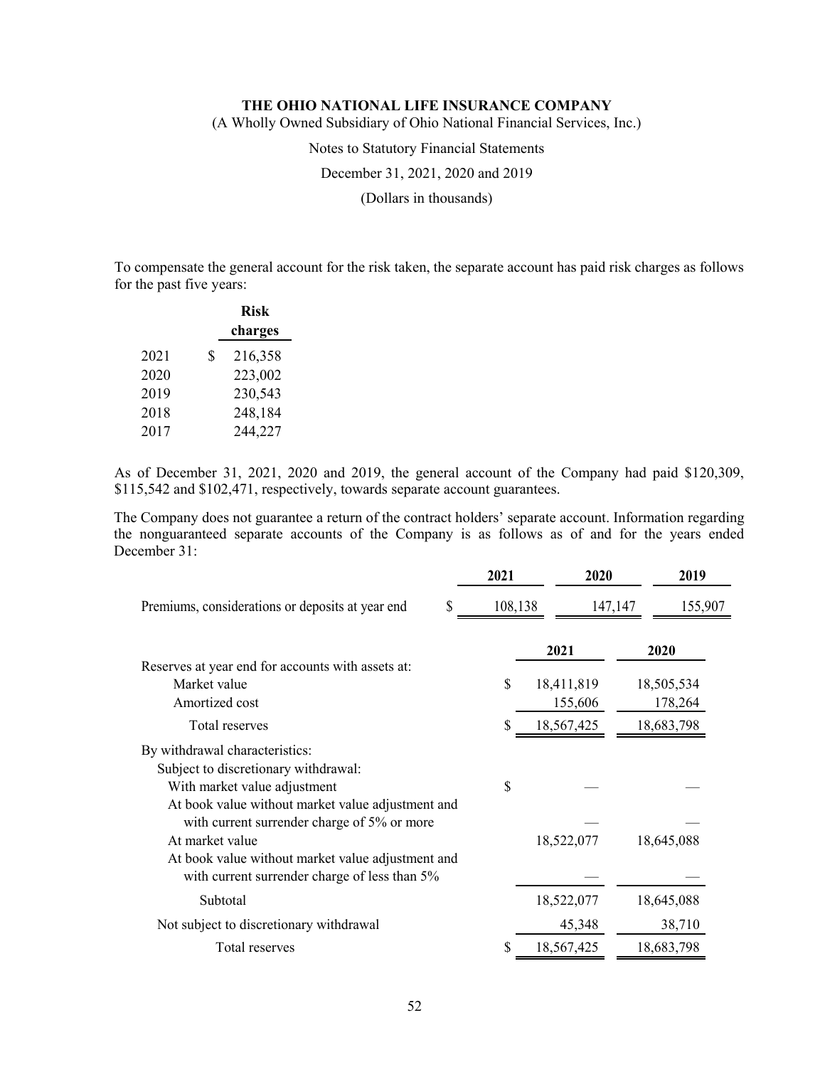To compensate the general account for the risk taken, the separate account has paid risk charges as follows for the past five years:

| | Risk charges |
|---|---|
| 2021 | $ 216,358 |
| 2020 | 223,002 |
| 2019 | 230,543 |
| 2018 | 248,184 |
| 2017 | 244,227 |

As of December 31, 2021, 2020 and 2019, the general account of the Company had paid $120,309, $115,542 and $102,471, respectively, towards separate account guarantees.

The Company does not guarantee a return of the contract holders' separate account. Information regarding the nonguaranteed separate accounts of the Company is as follows as of and for the years ended December 31:

| | 2021 | 2020 | 2019 |
|---|---|---|---|
| Premiums, considerations or deposits at year end | $ 108,138 | 147,147 | 155,907 |

| | 2021 | 2020 |
|---|---|---|
| Reserves at year end for accounts with assets at: | | |
| Market value | $ 18,411,819 | 18,505,534 |
| Amortized cost | 155,606 | 178,264 |
| Total reserves | $ 18,567,425 | 18,683,798 |
| By withdrawal characteristics: | | |
| Subject to discretionary withdrawal: | | |
| With market value adjustment | $ — | — |
| At book value without market value adjustment and with current surrender charge of 5% or more | — | — |
| At market value | 18,522,077 | 18,645,088 |
| At book value without market value adjustment and with current surrender charge of less than 5% | — | — |
| Subtotal | 18,522,077 | 18,645,088 |
| Not subject to discretionary withdrawal | 45,348 | 38,710 |
| Total reserves | $ 18,567,425 | 18,683,798 |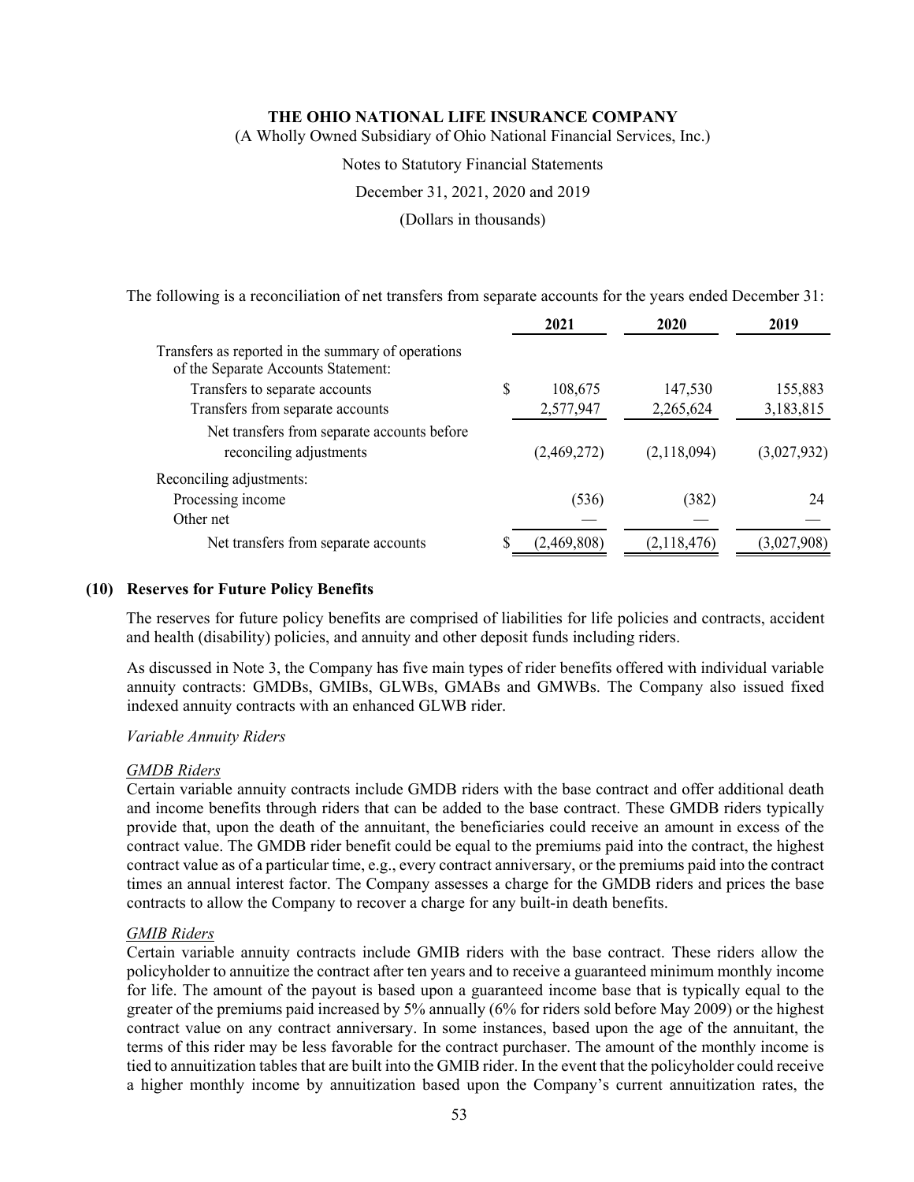The following is a reconciliation of net transfers from separate accounts for the years ended December 31:

| | 2021 | 2020 | 2019 |
|---|---|---|---|
| Transfers as reported in the summary of operations of the Separate Accounts Statement: | | | |
| Transfers to separate accounts | $ 108,675 | 147,530 | 155,883 |
| Transfers from separate accounts | 2,577,947 | 2,265,624 | 3,183,815 |
| Net transfers from separate accounts before reconciling adjustments | (2,469,272) | (2,118,094) | (3,027,932) |
| Reconciling adjustments: | | | |
| Processing income | (536) | (382) | 24 |
| Other net | — | — | — |
| Net transfers from separate accounts | $ (2,469,808) | (2,118,476) | (3,027,908) |

## (10) Reserves for Future Policy Benefits

The reserves for future policy benefits are comprised of liabilities for life policies and contracts, accident and health (disability) policies, and annuity and other deposit funds including riders.

As discussed in Note 3, the Company has five main types of rider benefits offered with individual variable annuity contracts: GMDBs, GMIBs, GLWBs, GMABs and GMWBs. The Company also issued fixed indexed annuity contracts with an enhanced GLWB rider.

*Variable Annuity Riders*

*GMDB Riders*

Certain variable annuity contracts include GMDB riders with the base contract and offer additional death and income benefits through riders that can be added to the base contract. These GMDB riders typically provide that, upon the death of the annuitant, the beneficiaries could receive an amount in excess of the contract value. The GMDB rider benefit could be equal to the premiums paid into the contract, the highest contract value as of a particular time, e.g., every contract anniversary, or the premiums paid into the contract times an annual interest factor. The Company assesses a charge for the GMDB riders and prices the base contracts to allow the Company to recover a charge for any built-in death benefits.

*GMIB Riders*

Certain variable annuity contracts include GMIB riders with the base contract. These riders allow the policyholder to annuitize the contract after ten years and to receive a guaranteed minimum monthly income for life. The amount of the payout is based upon a guaranteed income base that is typically equal to the greater of the premiums paid increased by 5% annually (6% for riders sold before May 2009) or the highest contract value on any contract anniversary. In some instances, based upon the age of the annuitant, the terms of this rider may be less favorable for the contract purchaser. The amount of the monthly income is tied to annuitization tables that are built into the GMIB rider. In the event that the policyholder could receive a higher monthly income by annuitization based upon the Company's current annuitization rates, the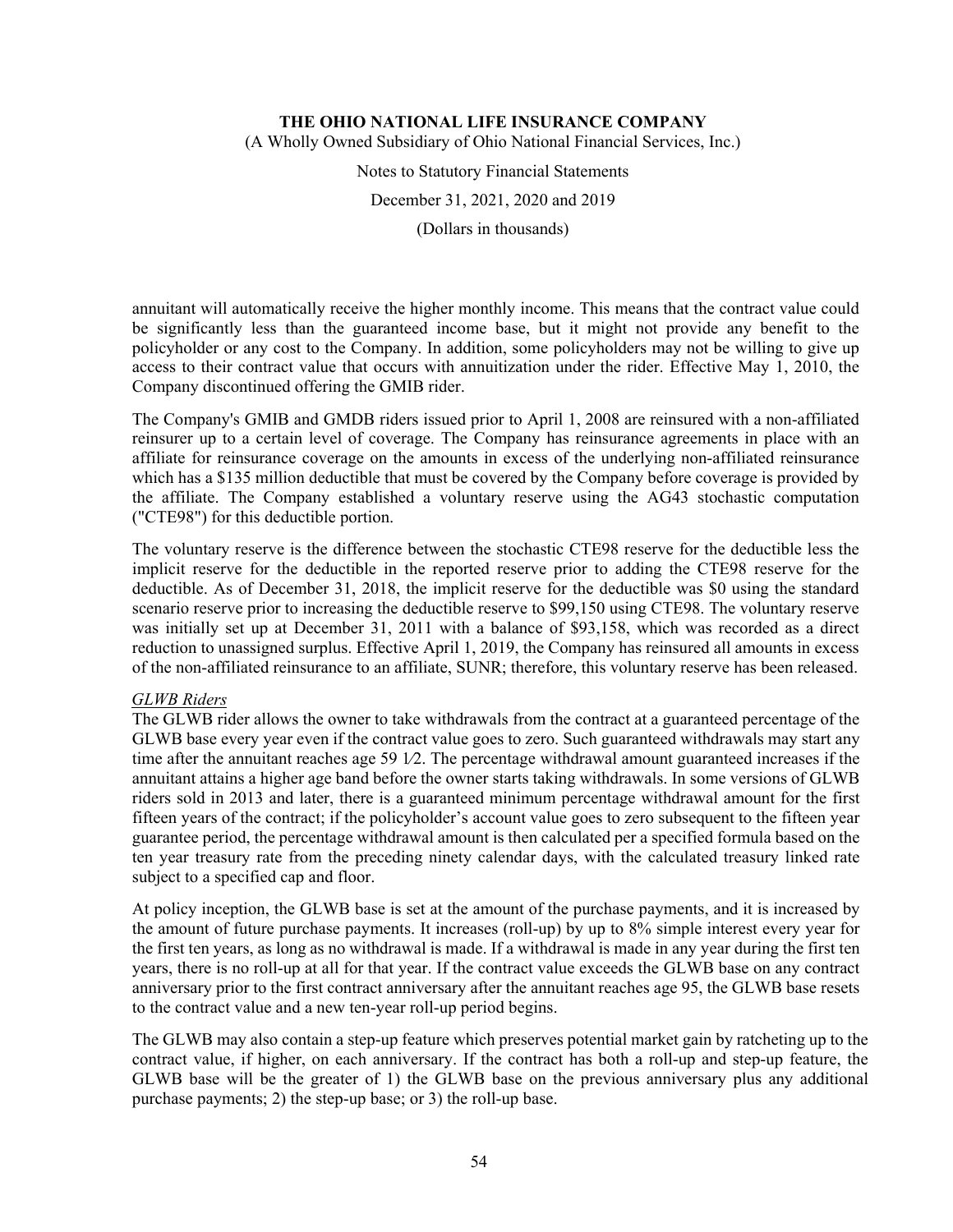annuitant will automatically receive the higher monthly income. This means that the contract value could be significantly less than the guaranteed income base, but it might not provide any benefit to the policyholder or any cost to the Company. In addition, some policyholders may not be willing to give up access to their contract value that occurs with annuitization under the rider. Effective May 1, 2010, the Company discontinued offering the GMIB rider.

The Company's GMIB and GMDB riders issued prior to April 1, 2008 are reinsured with a non-affiliated reinsurer up to a certain level of coverage. The Company has reinsurance agreements in place with an affiliate for reinsurance coverage on the amounts in excess of the underlying non-affiliated reinsurance which has a $135 million deductible that must be covered by the Company before coverage is provided by the affiliate. The Company established a voluntary reserve using the AG43 stochastic computation ("CTE98") for this deductible portion.

The voluntary reserve is the difference between the stochastic CTE98 reserve for the deductible less the implicit reserve for the deductible in the reported reserve prior to adding the CTE98 reserve for the deductible. As of December 31, 2018, the implicit reserve for the deductible was $0 using the standard scenario reserve prior to increasing the deductible reserve to $99,150 using CTE98. The voluntary reserve was initially set up at December 31, 2011 with a balance of $93,158, which was recorded as a direct reduction to unassigned surplus. Effective April 1, 2019, the Company has reinsured all amounts in excess of the non-affiliated reinsurance to an affiliate, SUNR; therefore, this voluntary reserve has been released.

*GLWB Riders*

The GLWB rider allows the owner to take withdrawals from the contract at a guaranteed percentage of the GLWB base every year even if the contract value goes to zero. Such guaranteed withdrawals may start any time after the annuitant reaches age 59 1⁄2. The percentage withdrawal amount guaranteed increases if the annuitant attains a higher age band before the owner starts taking withdrawals. In some versions of GLWB riders sold in 2013 and later, there is a guaranteed minimum percentage withdrawal amount for the first fifteen years of the contract; if the policyholder's account value goes to zero subsequent to the fifteen year guarantee period, the percentage withdrawal amount is then calculated per a specified formula based on the ten year treasury rate from the preceding ninety calendar days, with the calculated treasury linked rate subject to a specified cap and floor.

At policy inception, the GLWB base is set at the amount of the purchase payments, and it is increased by the amount of future purchase payments. It increases (roll-up) by up to 8% simple interest every year for the first ten years, as long as no withdrawal is made. If a withdrawal is made in any year during the first ten years, there is no roll-up at all for that year. If the contract value exceeds the GLWB base on any contract anniversary prior to the first contract anniversary after the annuitant reaches age 95, the GLWB base resets to the contract value and a new ten-year roll-up period begins.

The GLWB may also contain a step-up feature which preserves potential market gain by ratcheting up to the contract value, if higher, on each anniversary. If the contract has both a roll-up and step-up feature, the GLWB base will be the greater of 1) the GLWB base on the previous anniversary plus any additional purchase payments; 2) the step-up base; or 3) the roll-up base.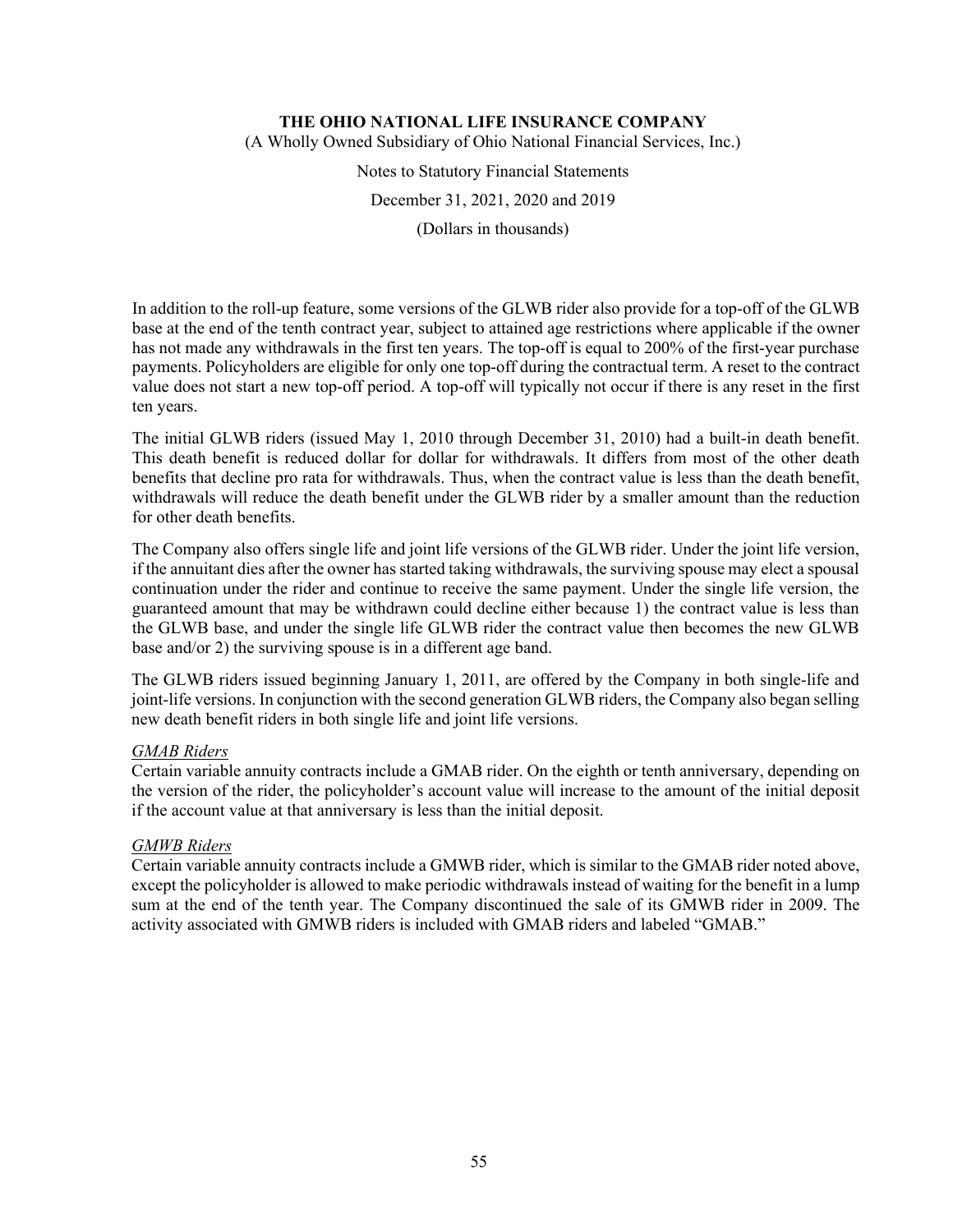In addition to the roll-up feature, some versions of the GLWB rider also provide for a top-off of the GLWB base at the end of the tenth contract year, subject to attained age restrictions where applicable if the owner has not made any withdrawals in the first ten years. The top-off is equal to 200% of the first-year purchase payments. Policyholders are eligible for only one top-off during the contractual term. A reset to the contract value does not start a new top-off period. A top-off will typically not occur if there is any reset in the first ten years.

The initial GLWB riders (issued May 1, 2010 through December 31, 2010) had a built-in death benefit. This death benefit is reduced dollar for dollar for withdrawals. It differs from most of the other death benefits that decline pro rata for withdrawals. Thus, when the contract value is less than the death benefit, withdrawals will reduce the death benefit under the GLWB rider by a smaller amount than the reduction for other death benefits.

The Company also offers single life and joint life versions of the GLWB rider. Under the joint life version, if the annuitant dies after the owner has started taking withdrawals, the surviving spouse may elect a spousal continuation under the rider and continue to receive the same payment. Under the single life version, the guaranteed amount that may be withdrawn could decline either because 1) the contract value is less than the GLWB base, and under the single life GLWB rider the contract value then becomes the new GLWB base and/or 2) the surviving spouse is in a different age band.

The GLWB riders issued beginning January 1, 2011, are offered by the Company in both single-life and joint-life versions. In conjunction with the second generation GLWB riders, the Company also began selling new death benefit riders in both single life and joint life versions.

*GMAB Riders*

Certain variable annuity contracts include a GMAB rider. On the eighth or tenth anniversary, depending on the version of the rider, the policyholder's account value will increase to the amount of the initial deposit if the account value at that anniversary is less than the initial deposit.

*GMWB Riders*

Certain variable annuity contracts include a GMWB rider, which is similar to the GMAB rider noted above, except the policyholder is allowed to make periodic withdrawals instead of waiting for the benefit in a lump sum at the end of the tenth year. The Company discontinued the sale of its GMWB rider in 2009. The activity associated with GMWB riders is included with GMAB riders and labeled "GMAB."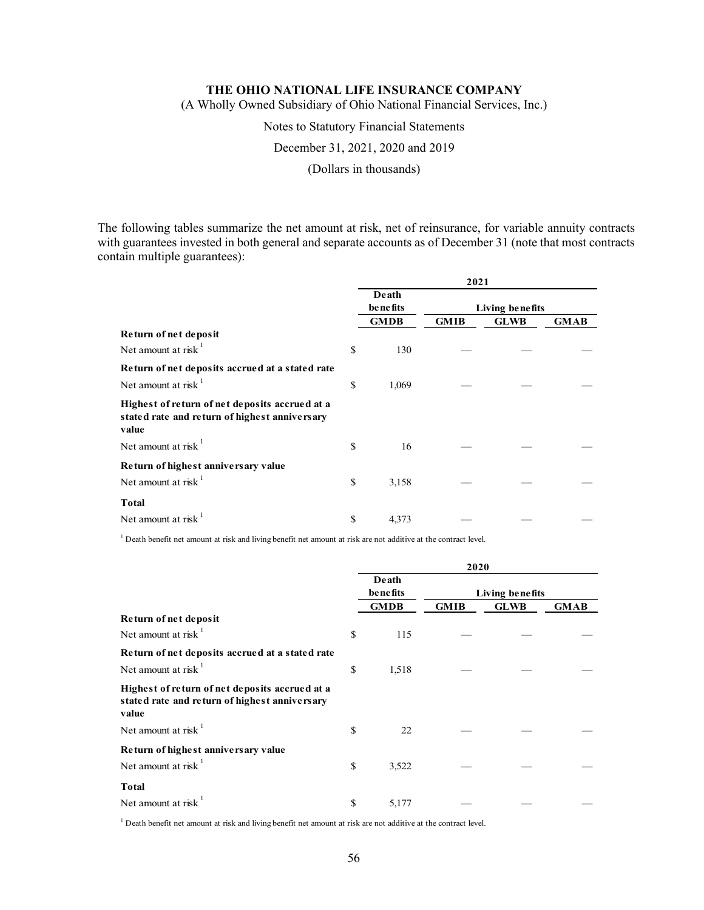THE OHIO NATIONAL LIFE INSURANCE COMPANY
(A Wholly Owned Subsidiary of Ohio National Financial Services, Inc.)
Notes to Statutory Financial Statements
December 31, 2021, 2020 and 2019
(Dollars in thousands)

The following tables summarize the net amount at risk, net of reinsurance, for variable annuity contracts with guarantees invested in both general and separate accounts as of December 31 (note that most contracts contain multiple guarantees):

| | 2021 | | | |
|---|---|---|---|---|
| | **Death benefits** | **Living benefits** | | |
| | **GMDB** | **GMIB** | **GLWB** | **GMAB** |
| **Return of net deposit** | | | | |
| Net amount at risk [1] | $ 130 | — | — | — |
| **Return of net deposits accrued at a stated rate** | | | | |
| Net amount at risk [1] | $ 1,069 | — | — | — |
| **Highest of return of net deposits accrued at a stated rate and return of highest anniversary value** | | | | |
| Net amount at risk [1] | $ 16 | — | — | — |
| **Return of highest anniversary value** | | | | |
| Net amount at risk [1] | $ 3,158 | — | — | — |
| **Total** | | | | |
| Net amount at risk [1] | $ 4,373 | — | — | — |

[1] Death benefit net amount at risk and living benefit net amount at risk are not additive at the contract level.

| | 2020 | | | |
|---|---|---|---|---|
| | **Death benefits** | **Living benefits** | | |
| | **GMDB** | **GMIB** | **GLWB** | **GMAB** |
| **Return of net deposit** | | | | |
| Net amount at risk [1] | $ 115 | — | — | — |
| **Return of net deposits accrued at a stated rate** | | | | |
| Net amount at risk [1] | $ 1,518 | — | — | — |
| **Highest of return of net deposits accrued at a stated rate and return of highest anniversary value** | | | | |
| Net amount at risk [1] | $ 22 | — | — | — |
| **Return of highest anniversary value** | | | | |
| Net amount at risk [1] | $ 3,522 | — | — | — |
| **Total** | | | | |
| Net amount at risk [1] | $ 5,177 | — | — | — |

[1] Death benefit net amount at risk and living benefit net amount at risk are not additive at the contract level.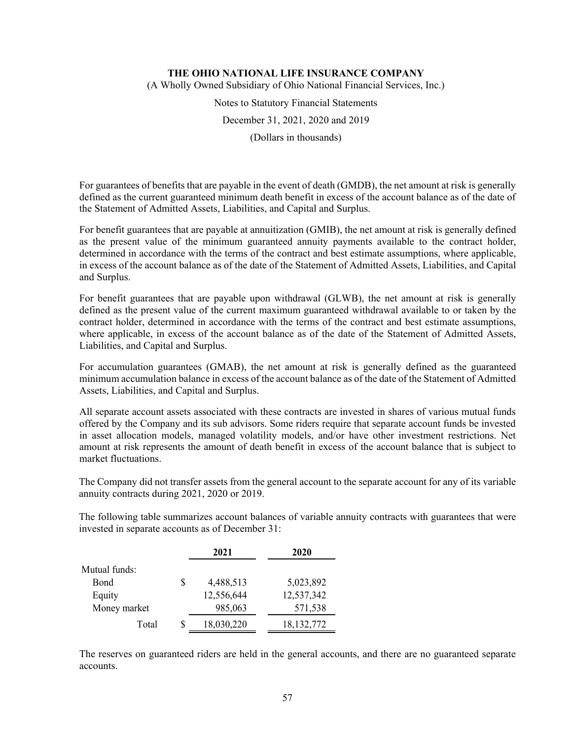For guarantees of benefits that are payable in the event of death (GMDB), the net amount at risk is generally defined as the current guaranteed minimum death benefit in excess of the account balance as of the date of the Statement of Admitted Assets, Liabilities, and Capital and Surplus.

For benefit guarantees that are payable at annuitization (GMIB), the net amount at risk is generally defined as the present value of the minimum guaranteed annuity payments available to the contract holder, determined in accordance with the terms of the contract and best estimate assumptions, where applicable, in excess of the account balance as of the date of the Statement of Admitted Assets, Liabilities, and Capital and Surplus.

For benefit guarantees that are payable upon withdrawal (GLWB), the net amount at risk is generally defined as the present value of the current maximum guaranteed withdrawal available to or taken by the contract holder, determined in accordance with the terms of the contract and best estimate assumptions, where applicable, in excess of the account balance as of the date of the Statement of Admitted Assets, Liabilities, and Capital and Surplus.

For accumulation guarantees (GMAB), the net amount at risk is generally defined as the guaranteed minimum accumulation balance in excess of the account balance as of the date of the Statement of Admitted Assets, Liabilities, and Capital and Surplus.

All separate account assets associated with these contracts are invested in shares of various mutual funds offered by the Company and its sub advisors. Some riders require that separate account funds be invested in asset allocation models, managed volatility models, and/or have other investment restrictions. Net amount at risk represents the amount of death benefit in excess of the account balance that is subject to market fluctuations.

The Company did not transfer assets from the general account to the separate account for any of its variable annuity contracts during 2021, 2020 or 2019.

The following table summarizes account balances of variable annuity contracts with guarantees that were invested in separate accounts as of December 31:

| | 2021 | 2020 |
|---|---|---|
| Mutual funds: | | |
| Bond | $ 4,488,513 | 5,023,892 |
| Equity | 12,556,644 | 12,537,342 |
| Money market | 985,063 | 571,538 |
| Total | $ 18,030,220 | 18,132,772 |

The reserves on guaranteed riders are held in the general accounts, and there are no guaranteed separate accounts.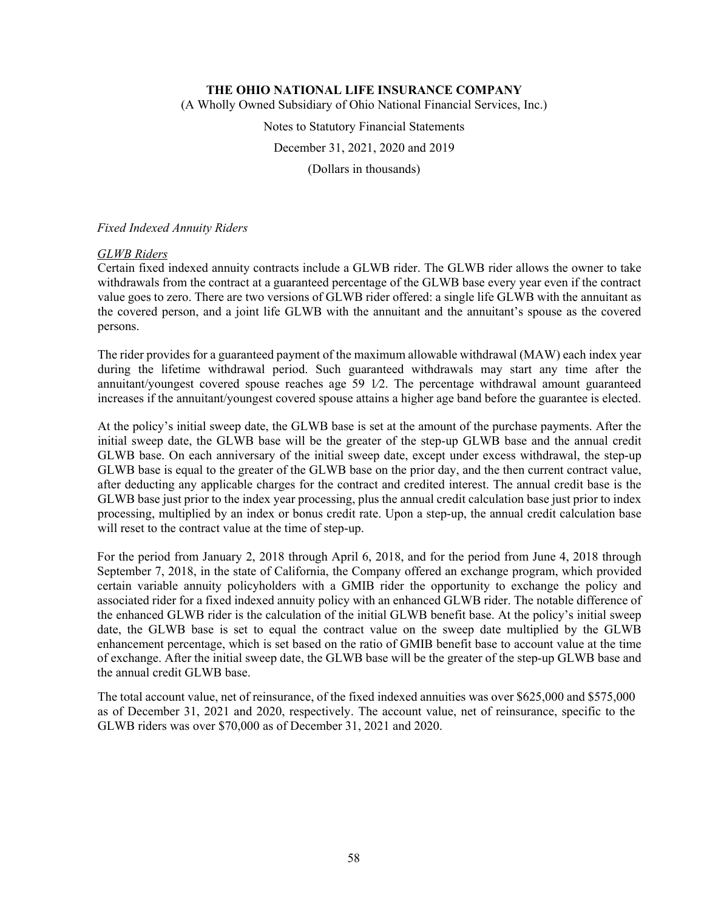*Fixed Indexed Annuity Riders*

*GLWB Riders*

Certain fixed indexed annuity contracts include a GLWB rider. The GLWB rider allows the owner to take withdrawals from the contract at a guaranteed percentage of the GLWB base every year even if the contract value goes to zero. There are two versions of GLWB rider offered: a single life GLWB with the annuitant as the covered person, and a joint life GLWB with the annuitant and the annuitant's spouse as the covered persons.

The rider provides for a guaranteed payment of the maximum allowable withdrawal (MAW) each index year during the lifetime withdrawal period. Such guaranteed withdrawals may start any time after the annuitant/youngest covered spouse reaches age 59 1⁄2. The percentage withdrawal amount guaranteed increases if the annuitant/youngest covered spouse attains a higher age band before the guarantee is elected.

At the policy's initial sweep date, the GLWB base is set at the amount of the purchase payments. After the initial sweep date, the GLWB base will be the greater of the step-up GLWB base and the annual credit GLWB base. On each anniversary of the initial sweep date, except under excess withdrawal, the step-up GLWB base is equal to the greater of the GLWB base on the prior day, and the then current contract value, after deducting any applicable charges for the contract and credited interest. The annual credit base is the GLWB base just prior to the index year processing, plus the annual credit calculation base just prior to index processing, multiplied by an index or bonus credit rate. Upon a step-up, the annual credit calculation base will reset to the contract value at the time of step-up.

For the period from January 2, 2018 through April 6, 2018, and for the period from June 4, 2018 through September 7, 2018, in the state of California, the Company offered an exchange program, which provided certain variable annuity policyholders with a GMIB rider the opportunity to exchange the policy and associated rider for a fixed indexed annuity policy with an enhanced GLWB rider. The notable difference of the enhanced GLWB rider is the calculation of the initial GLWB benefit base. At the policy's initial sweep date, the GLWB base is set to equal the contract value on the sweep date multiplied by the GLWB enhancement percentage, which is set based on the ratio of GMIB benefit base to account value at the time of exchange. After the initial sweep date, the GLWB base will be the greater of the step-up GLWB base and the annual credit GLWB base.

The total account value, net of reinsurance, of the fixed indexed annuities was over $625,000 and $575,000 as of December 31, 2021 and 2020, respectively. The account value, net of reinsurance, specific to the GLWB riders was over $70,000 as of December 31, 2021 and 2020.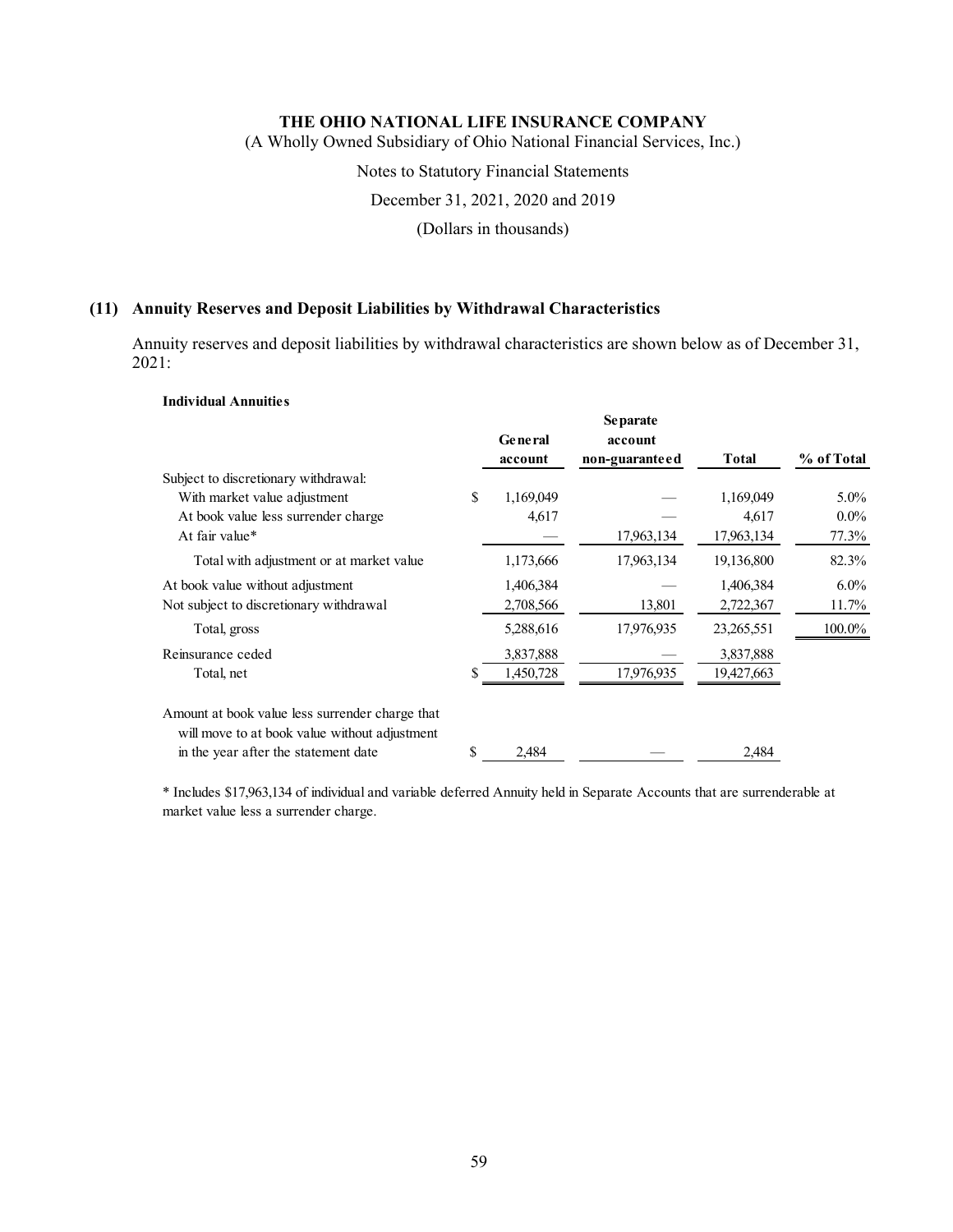THE OHIO NATIONAL LIFE INSURANCE COMPANY

(A Wholly Owned Subsidiary of Ohio National Financial Services, Inc.)

Notes to Statutory Financial Statements

December 31, 2021, 2020 and 2019

(Dollars in thousands)

## (11) Annuity Reserves and Deposit Liabilities by Withdrawal Characteristics

Annuity reserves and deposit liabilities by withdrawal characteristics are shown below as of December 31, 2021:

**Individual Annuities**

| | General account | Separate account non-guaranteed | Total | % of Total |
|---|---|---|---|---|
| Subject to discretionary withdrawal: | | | | |
| With market value adjustment | $ 1,169,049 | — | 1,169,049 | 5.0% |
| At book value less surrender charge | 4,617 | — | 4,617 | 0.0% |
| At fair value* | — | 17,963,134 | 17,963,134 | 77.3% |
| Total with adjustment or at market value | 1,173,666 | 17,963,134 | 19,136,800 | 82.3% |
| At book value without adjustment | 1,406,384 | — | 1,406,384 | 6.0% |
| Not subject to discretionary withdrawal | 2,708,566 | 13,801 | 2,722,367 | 11.7% |
| Total, gross | 5,288,616 | 17,976,935 | 23,265,551 | 100.0% |
| Reinsurance ceded | 3,837,888 | — | 3,837,888 | |
| Total, net | $ 1,450,728 | 17,976,935 | 19,427,663 | |
| Amount at book value less surrender charge that will move to at book value without adjustment in the year after the statement date | $ 2,484 | — | 2,484 | |

* Includes $17,963,134 of individual and variable deferred Annuity held in Separate Accounts that are surrenderable at market value less a surrender charge.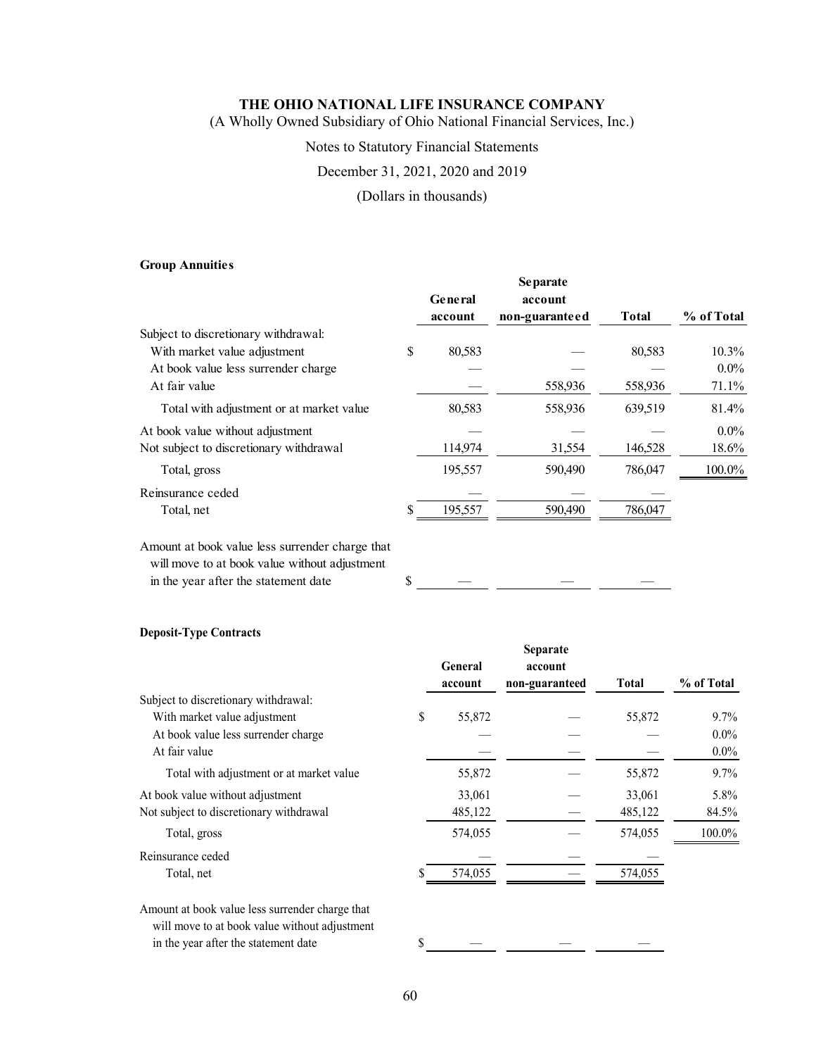**THE OHIO NATIONAL LIFE INSURANCE COMPANY**
(A Wholly Owned Subsidiary of Ohio National Financial Services, Inc.)

Notes to Statutory Financial Statements

December 31, 2021, 2020 and 2019

(Dollars in thousands)

**Group Annuities**

| | General account | Separate account non-guaranteed | Total | % of Total |
|---|---|---|---|---|
| Subject to discretionary withdrawal: | | | | |
| With market value adjustment | $ 80,583 | — | 80,583 | 10.3% |
| At book value less surrender charge | — | — | — | 0.0% |
| At fair value | — | 558,936 | 558,936 | 71.1% |
| Total with adjustment or at market value | 80,583 | 558,936 | 639,519 | 81.4% |
| At book value without adjustment | — | — | — | 0.0% |
| Not subject to discretionary withdrawal | 114,974 | 31,554 | 146,528 | 18.6% |
| Total, gross | 195,557 | 590,490 | 786,047 | 100.0% |
| Reinsurance ceded | — | — | — | |
| Total, net | $ 195,557 | 590,490 | 786,047 | |
| Amount at book value less surrender charge that will move to at book value without adjustment in the year after the statement date | $ — | — | — | |

**Deposit-Type Contracts**

| | General account | Separate account non-guaranteed | Total | % of Total |
|---|---|---|---|---|
| Subject to discretionary withdrawal: | | | | |
| With market value adjustment | $ 55,872 | — | 55,872 | 9.7% |
| At book value less surrender charge | — | — | — | 0.0% |
| At fair value | — | — | — | 0.0% |
| Total with adjustment or at market value | 55,872 | — | 55,872 | 9.7% |
| At book value without adjustment | 33,061 | — | 33,061 | 5.8% |
| Not subject to discretionary withdrawal | 485,122 | — | 485,122 | 84.5% |
| Total, gross | 574,055 | — | 574,055 | 100.0% |
| Reinsurance ceded | — | — | — | |
| Total, net | $ 574,055 | — | 574,055 | |
| Amount at book value less surrender charge that will move to at book value without adjustment in the year after the statement date | $ — | — | — | |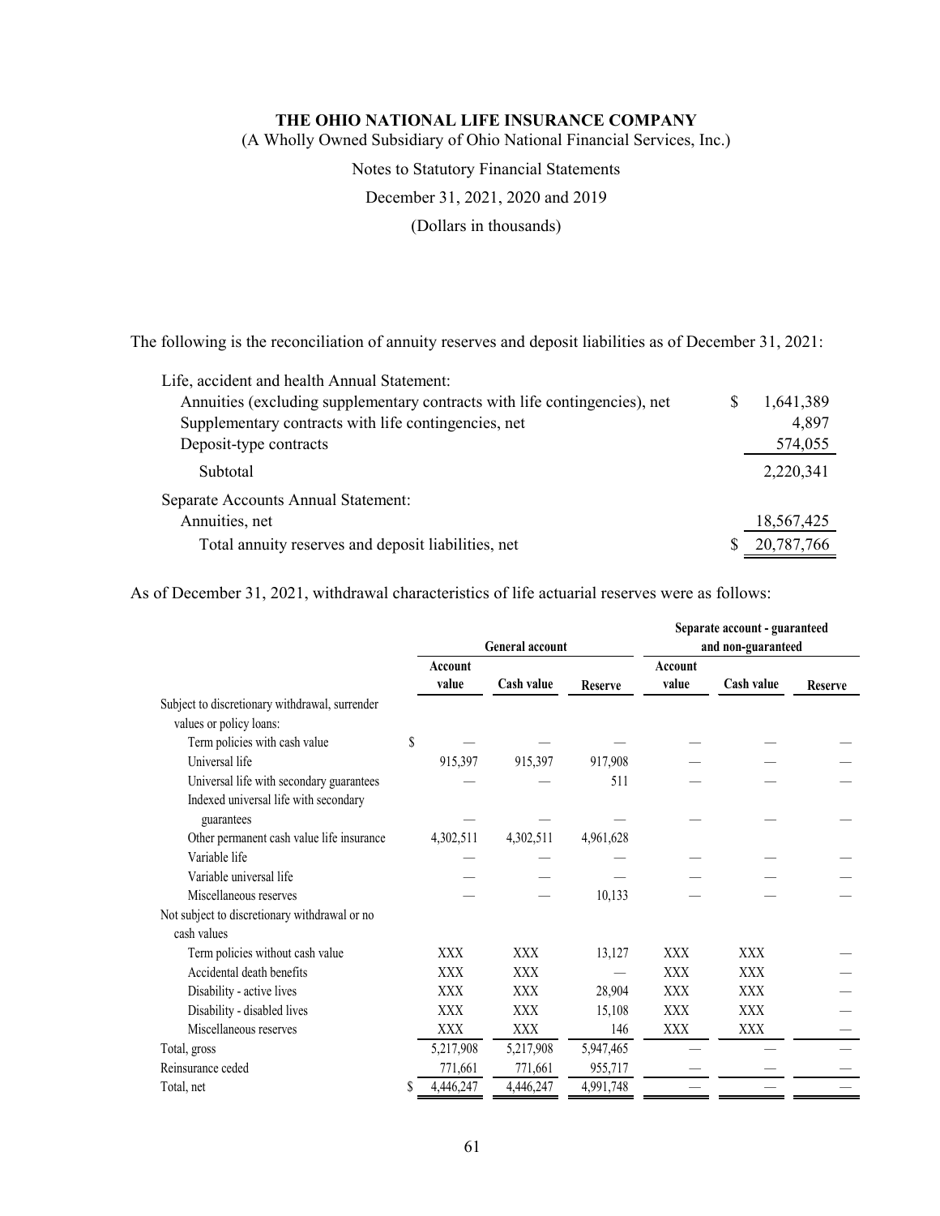The following is the reconciliation of annuity reserves and deposit liabilities as of December 31, 2021:

| | |
|---|---|
| Life, accident and health Annual Statement: | |
| Annuities (excluding supplementary contracts with life contingencies), net | $ 1,641,389 |
| Supplementary contracts with life contingencies, net | 4,897 |
| Deposit-type contracts | 574,055 |
| Subtotal | 2,220,341 |
| Separate Accounts Annual Statement: | |
| Annuities, net | 18,567,425 |
| Total annuity reserves and deposit liabilities, net | $ 20,787,766 |

As of December 31, 2021, withdrawal characteristics of life actuarial reserves were as follows:

| | General account | | | Separate account - guaranteed and non-guaranteed | | |
|---|---|---|---|---|---|---|
| | Account value | Cash value | Reserve | Account value | Cash value | Reserve |
| Subject to discretionary withdrawal, surrender values or policy loans: | | | | | | |
| Term policies with cash value | $ — | — | — | — | — | — |
| Universal life | 915,397 | 915,397 | 917,908 | — | — | — |
| Universal life with secondary guarantees | — | — | 511 | — | — | — |
| Indexed universal life with secondary guarantees | — | — | — | — | — | — |
| Other permanent cash value life insurance | 4,302,511 | 4,302,511 | 4,961,628 | | | |
| Variable life | — | — | — | — | — | — |
| Variable universal life | — | — | — | — | — | — |
| Miscellaneous reserves | — | — | 10,133 | — | — | — |
| Not subject to discretionary withdrawal or no cash values | | | | | | |
| Term policies without cash value | XXX | XXX | 13,127 | XXX | XXX | — |
| Accidental death benefits | XXX | XXX | — | XXX | XXX | — |
| Disability - active lives | XXX | XXX | 28,904 | XXX | XXX | — |
| Disability - disabled lives | XXX | XXX | 15,108 | XXX | XXX | — |
| Miscellaneous reserves | XXX | XXX | 146 | XXX | XXX | — |
| Total, gross | 5,217,908 | 5,217,908 | 5,947,465 | — | — | — |
| Reinsurance ceded | 771,661 | 771,661 | 955,717 | — | — | — |
| Total, net | $ 4,446,247 | 4,446,247 | 4,991,748 | — | — | — |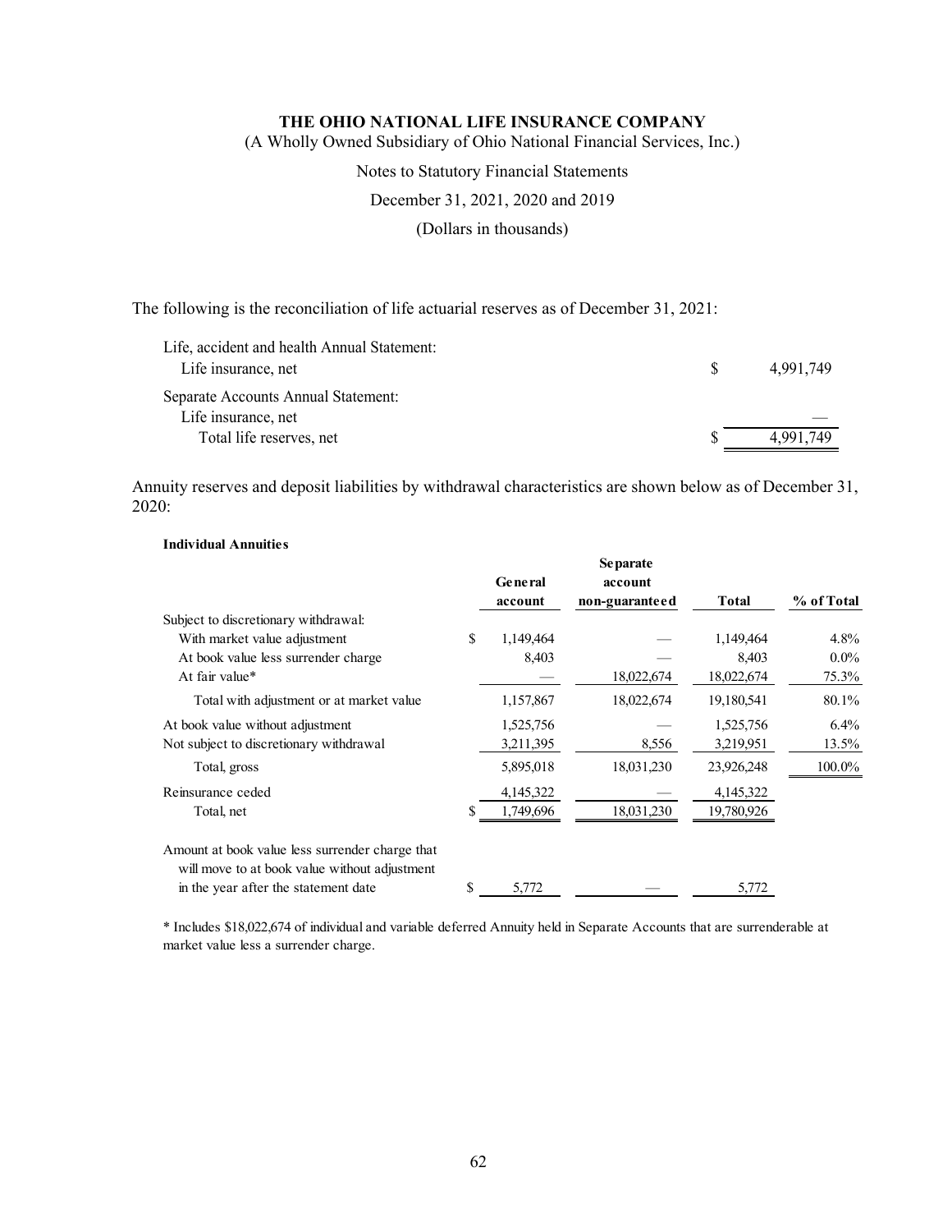**THE OHIO NATIONAL LIFE INSURANCE COMPANY**

(A Wholly Owned Subsidiary of Ohio National Financial Services, Inc.)

Notes to Statutory Financial Statements

December 31, 2021, 2020 and 2019

(Dollars in thousands)

The following is the reconciliation of life actuarial reserves as of December 31, 2021:

| | |
|---|---|
| Life, accident and health Annual Statement: | |
| Life insurance, net | $ 4,991,749 |
| Separate Accounts Annual Statement: | |
| Life insurance, net | — |
| Total life reserves, net | $ 4,991,749 |

Annuity reserves and deposit liabilities by withdrawal characteristics are shown below as of December 31, 2020:

**Individual Annuities**

| | General account | Separate account non-guaranteed | Total | % of Total |
|---|---|---|---|---|
| Subject to discretionary withdrawal: | | | | |
| With market value adjustment | $ 1,149,464 | — | 1,149,464 | 4.8% |
| At book value less surrender charge | 8,403 | — | 8,403 | 0.0% |
| At fair value* | — | 18,022,674 | 18,022,674 | 75.3% |
| Total with adjustment or at market value | 1,157,867 | 18,022,674 | 19,180,541 | 80.1% |
| At book value without adjustment | 1,525,756 | — | 1,525,756 | 6.4% |
| Not subject to discretionary withdrawal | 3,211,395 | 8,556 | 3,219,951 | 13.5% |
| Total, gross | 5,895,018 | 18,031,230 | 23,926,248 | 100.0% |
| Reinsurance ceded | 4,145,322 | — | 4,145,322 | |
| Total, net | $ 1,749,696 | 18,031,230 | 19,780,926 | |
| Amount at book value less surrender charge that will move to at book value without adjustment in the year after the statement date | $ 5,772 | — | 5,772 | |

* Includes $18,022,674 of individual and variable deferred Annuity held in Separate Accounts that are surrenderable at market value less a surrender charge.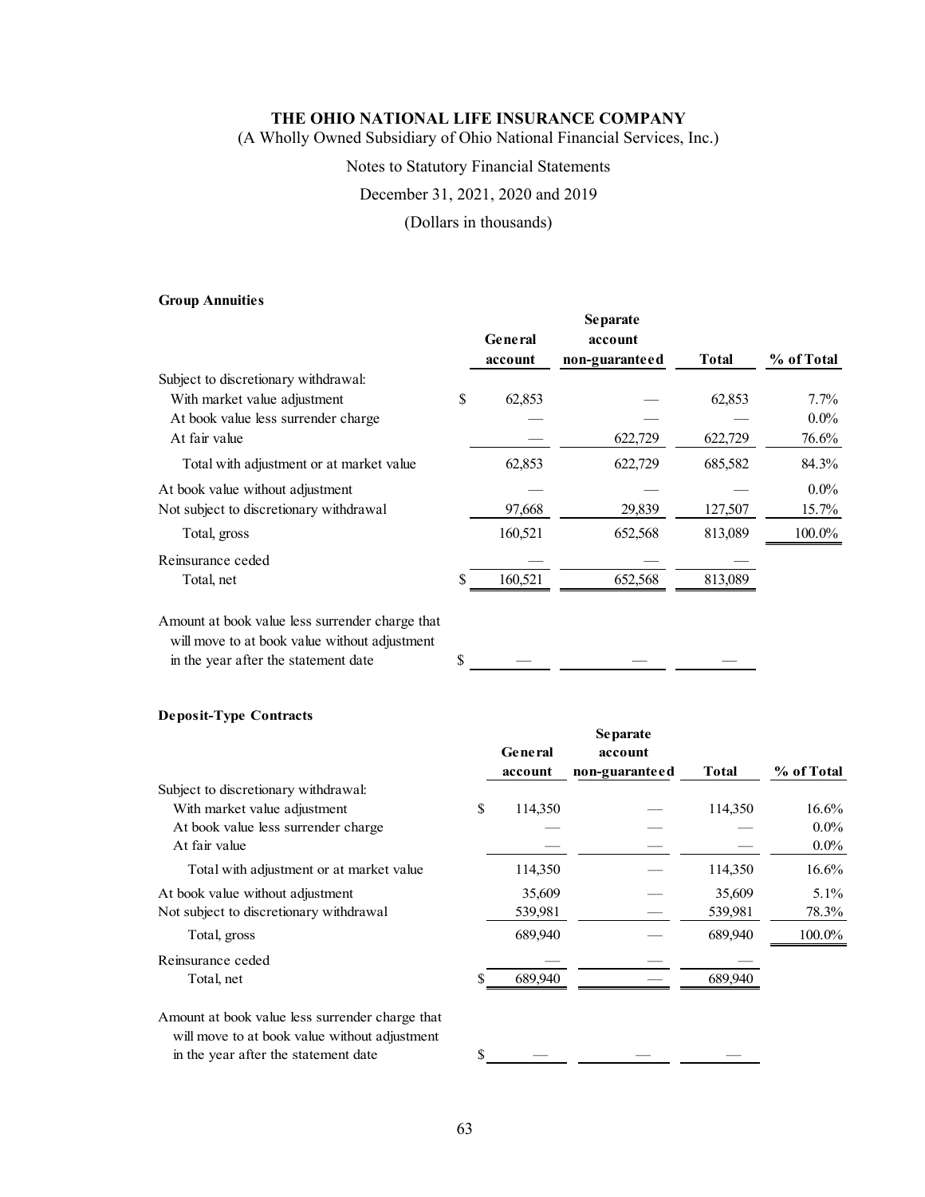**Group Annuities**

| | General account | Separate account non-guaranteed | Total | % of Total |
|---|---|---|---|---|
| Subject to discretionary withdrawal: | | | | |
| With market value adjustment | $ 62,853 | — | 62,853 | 7.7% |
| At book value less surrender charge | — | — | — | 0.0% |
| At fair value | — | 622,729 | 622,729 | 76.6% |
| Total with adjustment or at market value | 62,853 | 622,729 | 685,582 | 84.3% |
| At book value without adjustment | — | — | — | 0.0% |
| Not subject to discretionary withdrawal | 97,668 | 29,839 | 127,507 | 15.7% |
| Total, gross | 160,521 | 652,568 | 813,089 | 100.0% |
| Reinsurance ceded | — | — | — | |
| Total, net | $ 160,521 | 652,568 | 813,089 | |
| Amount at book value less surrender charge that will move to at book value without adjustment in the year after the statement date | $ — | — | — | |

**Deposit-Type Contracts**

| | General account | Separate account non-guaranteed | Total | % of Total |
|---|---|---|---|---|
| Subject to discretionary withdrawal: | | | | |
| With market value adjustment | $ 114,350 | — | 114,350 | 16.6% |
| At book value less surrender charge | — | — | — | 0.0% |
| At fair value | — | — | — | 0.0% |
| Total with adjustment or at market value | 114,350 | — | 114,350 | 16.6% |
| At book value without adjustment | 35,609 | — | 35,609 | 5.1% |
| Not subject to discretionary withdrawal | 539,981 | — | 539,981 | 78.3% |
| Total, gross | 689,940 | — | 689,940 | 100.0% |
| Reinsurance ceded | — | — | — | |
| Total, net | $ 689,940 | — | 689,940 | |
| Amount at book value less surrender charge that will move to at book value without adjustment in the year after the statement date | $ — | — | — | |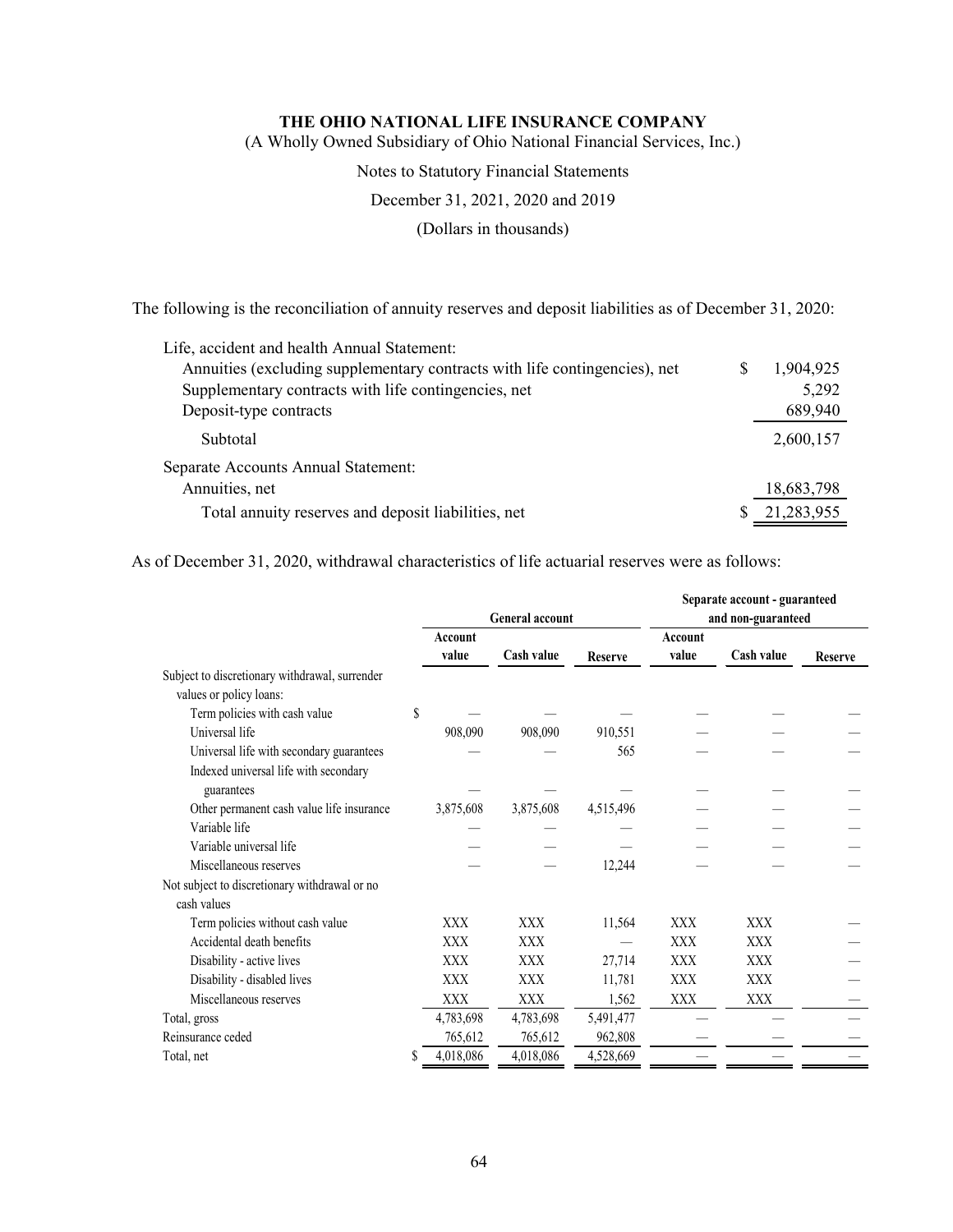**THE OHIO NATIONAL LIFE INSURANCE COMPANY**
(A Wholly Owned Subsidiary of Ohio National Financial Services, Inc.)

Notes to Statutory Financial Statements

December 31, 2021, 2020 and 2019

(Dollars in thousands)

The following is the reconciliation of annuity reserves and deposit liabilities as of December 31, 2020:

| | |
|---|---|
| Life, accident and health Annual Statement: | |
| Annuities (excluding supplementary contracts with life contingencies), net | $ 1,904,925 |
| Supplementary contracts with life contingencies, net | 5,292 |
| Deposit-type contracts | 689,940 |
| Subtotal | 2,600,157 |
| Separate Accounts Annual Statement: | |
| Annuities, net | 18,683,798 |
| Total annuity reserves and deposit liabilities, net | $ 21,283,955 |

As of December 31, 2020, withdrawal characteristics of life actuarial reserves were as follows:

| | General account | | | Separate account - guaranteed and non-guaranteed | | |
|---|---|---|---|---|---|---|
| | Account value | Cash value | Reserve | Account value | Cash value | Reserve |
| Subject to discretionary withdrawal, surrender values or policy loans: | | | | | | |
| Term policies with cash value | $ — | — | — | — | — | — |
| Universal life | 908,090 | 908,090 | 910,551 | — | — | — |
| Universal life with secondary guarantees | — | — | 565 | — | — | — |
| Indexed universal life with secondary guarantees | — | — | — | — | — | — |
| Other permanent cash value life insurance | 3,875,608 | 3,875,608 | 4,515,496 | — | — | — |
| Variable life | — | — | — | — | — | — |
| Variable universal life | — | — | — | — | — | — |
| Miscellaneous reserves | — | — | 12,244 | — | — | — |
| Not subject to discretionary withdrawal or no cash values | | | | | | |
| Term policies without cash value | XXX | XXX | 11,564 | XXX | XXX | — |
| Accidental death benefits | XXX | XXX | — | XXX | XXX | — |
| Disability - active lives | XXX | XXX | 27,714 | XXX | XXX | — |
| Disability - disabled lives | XXX | XXX | 11,781 | XXX | XXX | — |
| Miscellaneous reserves | XXX | XXX | 1,562 | XXX | XXX | — |
| Total, gross | 4,783,698 | 4,783,698 | 5,491,477 | — | — | — |
| Reinsurance ceded | 765,612 | 765,612 | 962,808 | — | — | — |
| Total, net | $ 4,018,086 | 4,018,086 | 4,528,669 | — | — | — |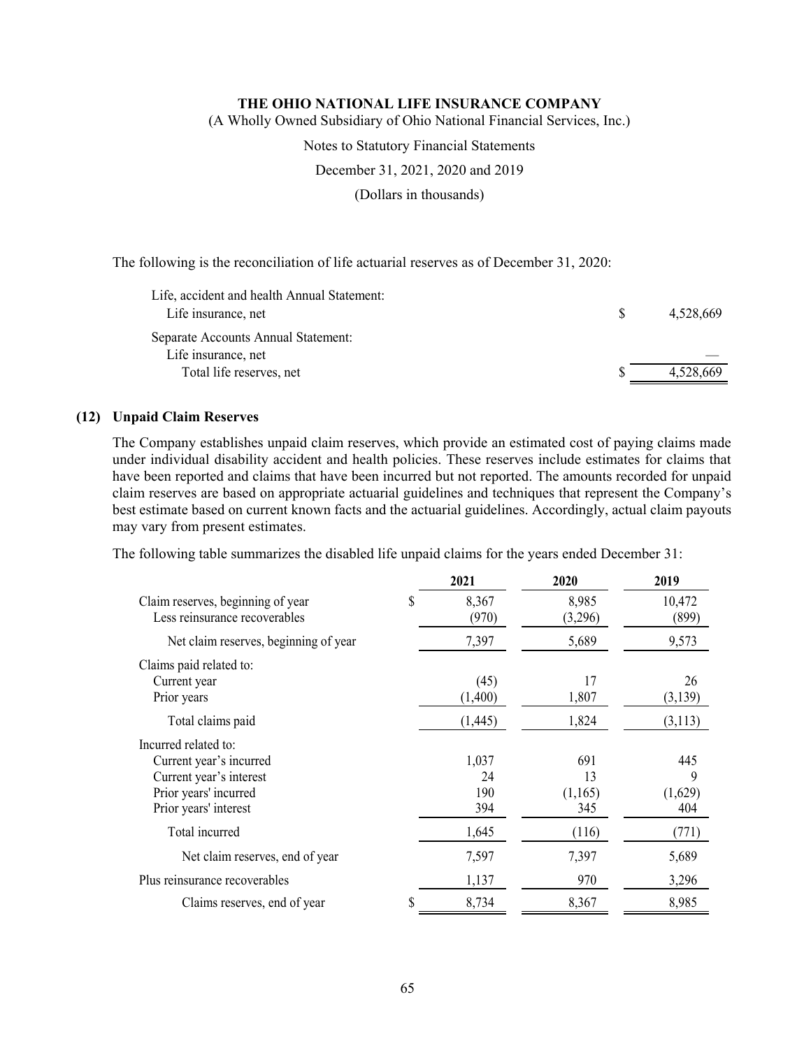The following is the reconciliation of life actuarial reserves as of December 31, 2020:

| | | |
|---|---|---|
| Life, accident and health Annual Statement: | | |
| Life insurance, net | $ | 4,528,669 |
| Separate Accounts Annual Statement: | | |
| Life insurance, net | | — |
| Total life reserves, net | $ | 4,528,669 |

## (12) Unpaid Claim Reserves

The Company establishes unpaid claim reserves, which provide an estimated cost of paying claims made under individual disability accident and health policies. These reserves include estimates for claims that have been reported and claims that have been incurred but not reported. The amounts recorded for unpaid claim reserves are based on appropriate actuarial guidelines and techniques that represent the Company's best estimate based on current known facts and the actuarial guidelines. Accordingly, actual claim payouts may vary from present estimates.

The following table summarizes the disabled life unpaid claims for the years ended December 31:

| | | 2021 | 2020 | 2019 |
|---|---|---|---|---|
| Claim reserves, beginning of year | $ | 8,367 | 8,985 | 10,472 |
| Less reinsurance recoverables | | (970) | (3,296) | (899) |
| Net claim reserves, beginning of year | | 7,397 | 5,689 | 9,573 |
| Claims paid related to: | | | | |
| Current year | | (45) | 17 | 26 |
| Prior years | | (1,400) | 1,807 | (3,139) |
| Total claims paid | | (1,445) | 1,824 | (3,113) |
| Incurred related to: | | | | |
| Current year's incurred | | 1,037 | 691 | 445 |
| Current year's interest | | 24 | 13 | 9 |
| Prior years' incurred | | 190 | (1,165) | (1,629) |
| Prior years' interest | | 394 | 345 | 404 |
| Total incurred | | 1,645 | (116) | (771) |
| Net claim reserves, end of year | | 7,597 | 7,397 | 5,689 |
| Plus reinsurance recoverables | | 1,137 | 970 | 3,296 |
| Claims reserves, end of year | $ | 8,734 | 8,367 | 8,985 |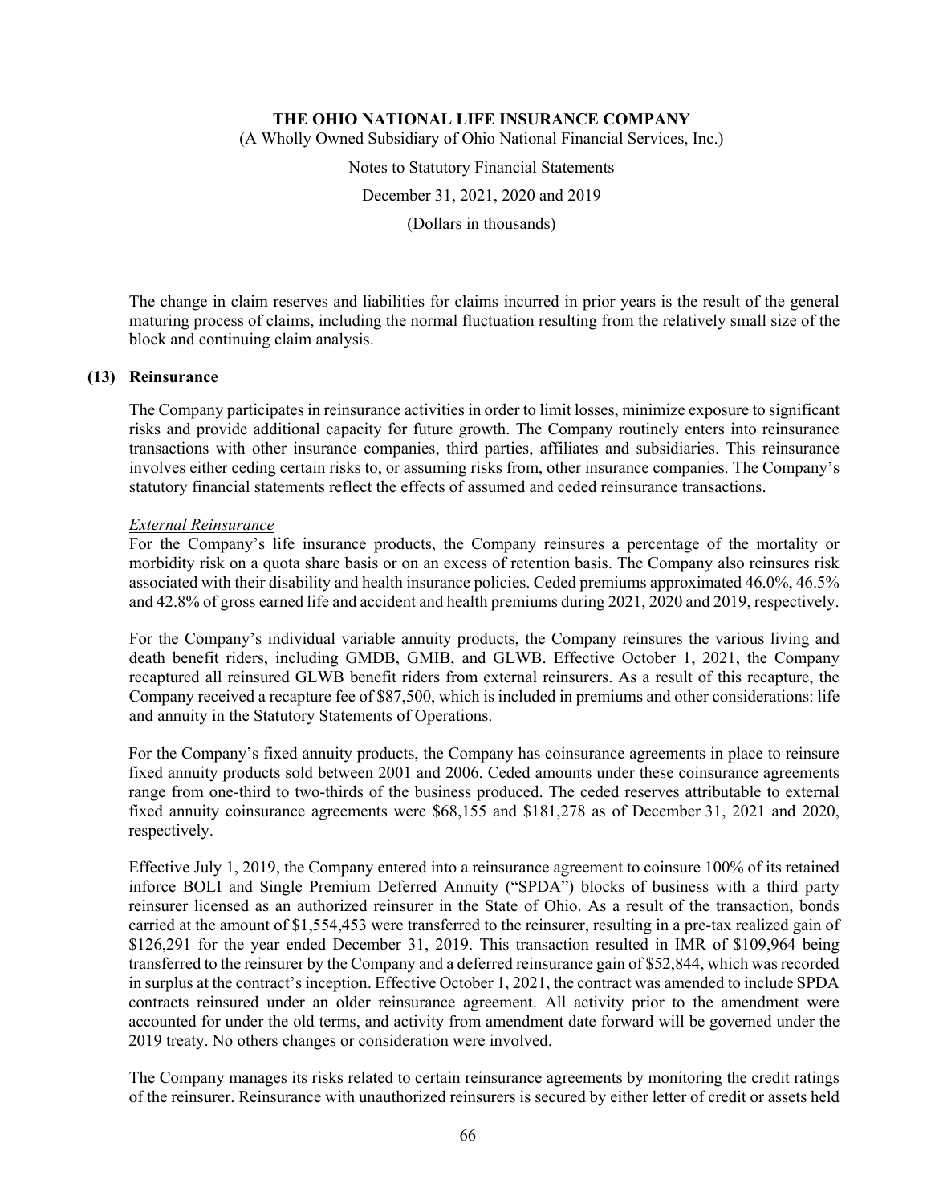The change in claim reserves and liabilities for claims incurred in prior years is the result of the general maturing process of claims, including the normal fluctuation resulting from the relatively small size of the block and continuing claim analysis.

## (13) Reinsurance

The Company participates in reinsurance activities in order to limit losses, minimize exposure to significant risks and provide additional capacity for future growth. The Company routinely enters into reinsurance transactions with other insurance companies, third parties, affiliates and subsidiaries. This reinsurance involves either ceding certain risks to, or assuming risks from, other insurance companies. The Company's statutory financial statements reflect the effects of assumed and ceded reinsurance transactions.

*External Reinsurance*

For the Company's life insurance products, the Company reinsures a percentage of the mortality or morbidity risk on a quota share basis or on an excess of retention basis. The Company also reinsures risk associated with their disability and health insurance policies. Ceded premiums approximated 46.0%, 46.5% and 42.8% of gross earned life and accident and health premiums during 2021, 2020 and 2019, respectively.

For the Company's individual variable annuity products, the Company reinsures the various living and death benefit riders, including GMDB, GMIB, and GLWB. Effective October 1, 2021, the Company recaptured all reinsured GLWB benefit riders from external reinsurers. As a result of this recapture, the Company received a recapture fee of $87,500, which is included in premiums and other considerations: life and annuity in the Statutory Statements of Operations.

For the Company's fixed annuity products, the Company has coinsurance agreements in place to reinsure fixed annuity products sold between 2001 and 2006. Ceded amounts under these coinsurance agreements range from one-third to two-thirds of the business produced. The ceded reserves attributable to external fixed annuity coinsurance agreements were $68,155 and $181,278 as of December 31, 2021 and 2020, respectively.

Effective July 1, 2019, the Company entered into a reinsurance agreement to coinsure 100% of its retained inforce BOLI and Single Premium Deferred Annuity ("SPDA") blocks of business with a third party reinsurer licensed as an authorized reinsurer in the State of Ohio. As a result of the transaction, bonds carried at the amount of $1,554,453 were transferred to the reinsurer, resulting in a pre-tax realized gain of $126,291 for the year ended December 31, 2019. This transaction resulted in IMR of $109,964 being transferred to the reinsurer by the Company and a deferred reinsurance gain of $52,844, which was recorded in surplus at the contract's inception. Effective October 1, 2021, the contract was amended to include SPDA contracts reinsured under an older reinsurance agreement. All activity prior to the amendment were accounted for under the old terms, and activity from amendment date forward will be governed under the 2019 treaty. No others changes or consideration were involved.

The Company manages its risks related to certain reinsurance agreements by monitoring the credit ratings of the reinsurer. Reinsurance with unauthorized reinsurers is secured by either letter of credit or assets held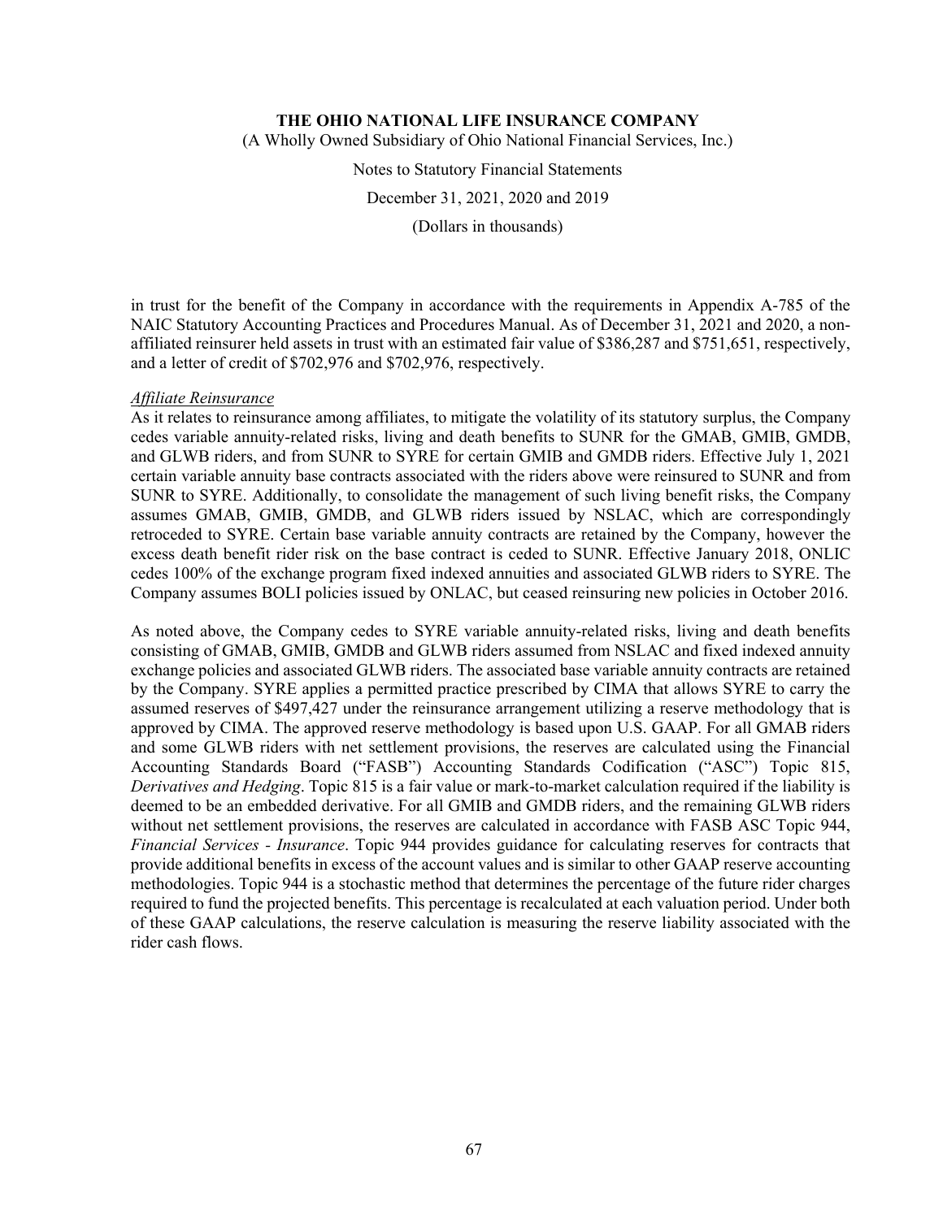in trust for the benefit of the Company in accordance with the requirements in Appendix A-785 of the NAIC Statutory Accounting Practices and Procedures Manual. As of December 31, 2021 and 2020, a non-affiliated reinsurer held assets in trust with an estimated fair value of $386,287 and $751,651, respectively, and a letter of credit of $702,976 and $702,976, respectively.

*Affiliate Reinsurance*

As it relates to reinsurance among affiliates, to mitigate the volatility of its statutory surplus, the Company cedes variable annuity-related risks, living and death benefits to SUNR for the GMAB, GMIB, GMDB, and GLWB riders, and from SUNR to SYRE for certain GMIB and GMDB riders. Effective July 1, 2021 certain variable annuity base contracts associated with the riders above were reinsured to SUNR and from SUNR to SYRE. Additionally, to consolidate the management of such living benefit risks, the Company assumes GMAB, GMIB, GMDB, and GLWB riders issued by NSLAC, which are correspondingly retroceded to SYRE. Certain base variable annuity contracts are retained by the Company, however the excess death benefit rider risk on the base contract is ceded to SUNR. Effective January 2018, ONLIC cedes 100% of the exchange program fixed indexed annuities and associated GLWB riders to SYRE. The Company assumes BOLI policies issued by ONLAC, but ceased reinsuring new policies in October 2016.

As noted above, the Company cedes to SYRE variable annuity-related risks, living and death benefits consisting of GMAB, GMIB, GMDB and GLWB riders assumed from NSLAC and fixed indexed annuity exchange policies and associated GLWB riders. The associated base variable annuity contracts are retained by the Company. SYRE applies a permitted practice prescribed by CIMA that allows SYRE to carry the assumed reserves of $497,427 under the reinsurance arrangement utilizing a reserve methodology that is approved by CIMA. The approved reserve methodology is based upon U.S. GAAP. For all GMAB riders and some GLWB riders with net settlement provisions, the reserves are calculated using the Financial Accounting Standards Board ("FASB") Accounting Standards Codification ("ASC") Topic 815, *Derivatives and Hedging*. Topic 815 is a fair value or mark-to-market calculation required if the liability is deemed to be an embedded derivative. For all GMIB and GMDB riders, and the remaining GLWB riders without net settlement provisions, the reserves are calculated in accordance with FASB ASC Topic 944, *Financial Services - Insurance*. Topic 944 provides guidance for calculating reserves for contracts that provide additional benefits in excess of the account values and is similar to other GAAP reserve accounting methodologies. Topic 944 is a stochastic method that determines the percentage of the future rider charges required to fund the projected benefits. This percentage is recalculated at each valuation period. Under both of these GAAP calculations, the reserve calculation is measuring the reserve liability associated with the rider cash flows.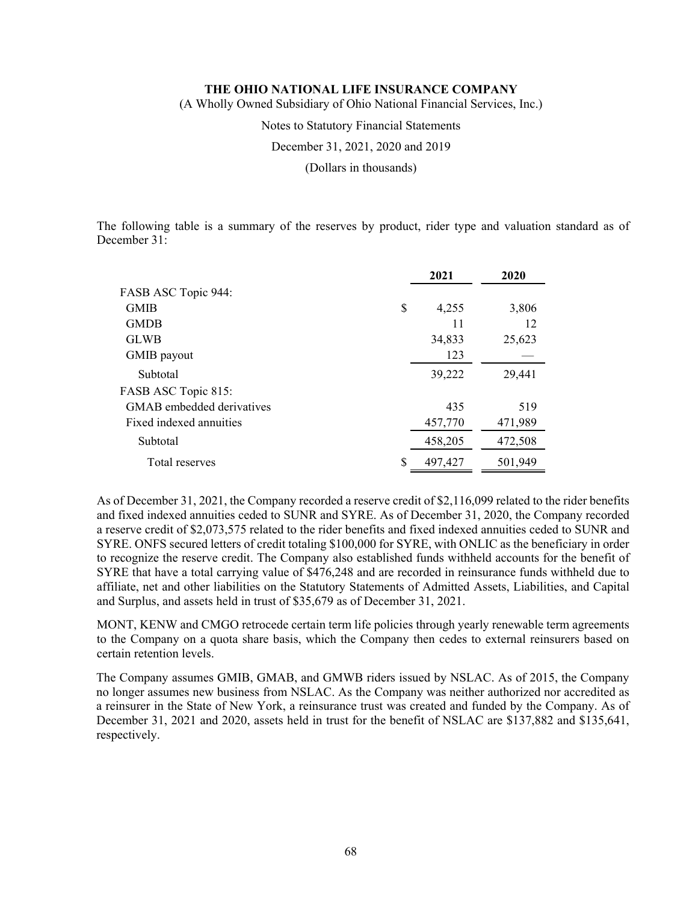The following table is a summary of the reserves by product, rider type and valuation standard as of December 31:

| | 2021 | 2020 |
|---|---|---|
| FASB ASC Topic 944: | | |
| GMIB | $ 4,255 | 3,806 |
| GMDB | 11 | 12 |
| GLWB | 34,833 | 25,623 |
| GMIB payout | 123 | — |
| Subtotal | 39,222 | 29,441 |
| FASB ASC Topic 815: | | |
| GMAB embedded derivatives | 435 | 519 |
| Fixed indexed annuities | 457,770 | 471,989 |
| Subtotal | 458,205 | 472,508 |
| Total reserves | $ 497,427 | 501,949 |

As of December 31, 2021, the Company recorded a reserve credit of $2,116,099 related to the rider benefits and fixed indexed annuities ceded to SUNR and SYRE. As of December 31, 2020, the Company recorded a reserve credit of $2,073,575 related to the rider benefits and fixed indexed annuities ceded to SUNR and SYRE. ONFS secured letters of credit totaling $100,000 for SYRE, with ONLIC as the beneficiary in order to recognize the reserve credit. The Company also established funds withheld accounts for the benefit of SYRE that have a total carrying value of $476,248 and are recorded in reinsurance funds withheld due to affiliate, net and other liabilities on the Statutory Statements of Admitted Assets, Liabilities, and Capital and Surplus, and assets held in trust of $35,679 as of December 31, 2021.

MONT, KENW and CMGO retrocede certain term life policies through yearly renewable term agreements to the Company on a quota share basis, which the Company then cedes to external reinsurers based on certain retention levels.

The Company assumes GMIB, GMAB, and GMWB riders issued by NSLAC. As of 2015, the Company no longer assumes new business from NSLAC. As the Company was neither authorized nor accredited as a reinsurer in the State of New York, a reinsurance trust was created and funded by the Company. As of December 31, 2021 and 2020, assets held in trust for the benefit of NSLAC are $137,882 and $135,641, respectively.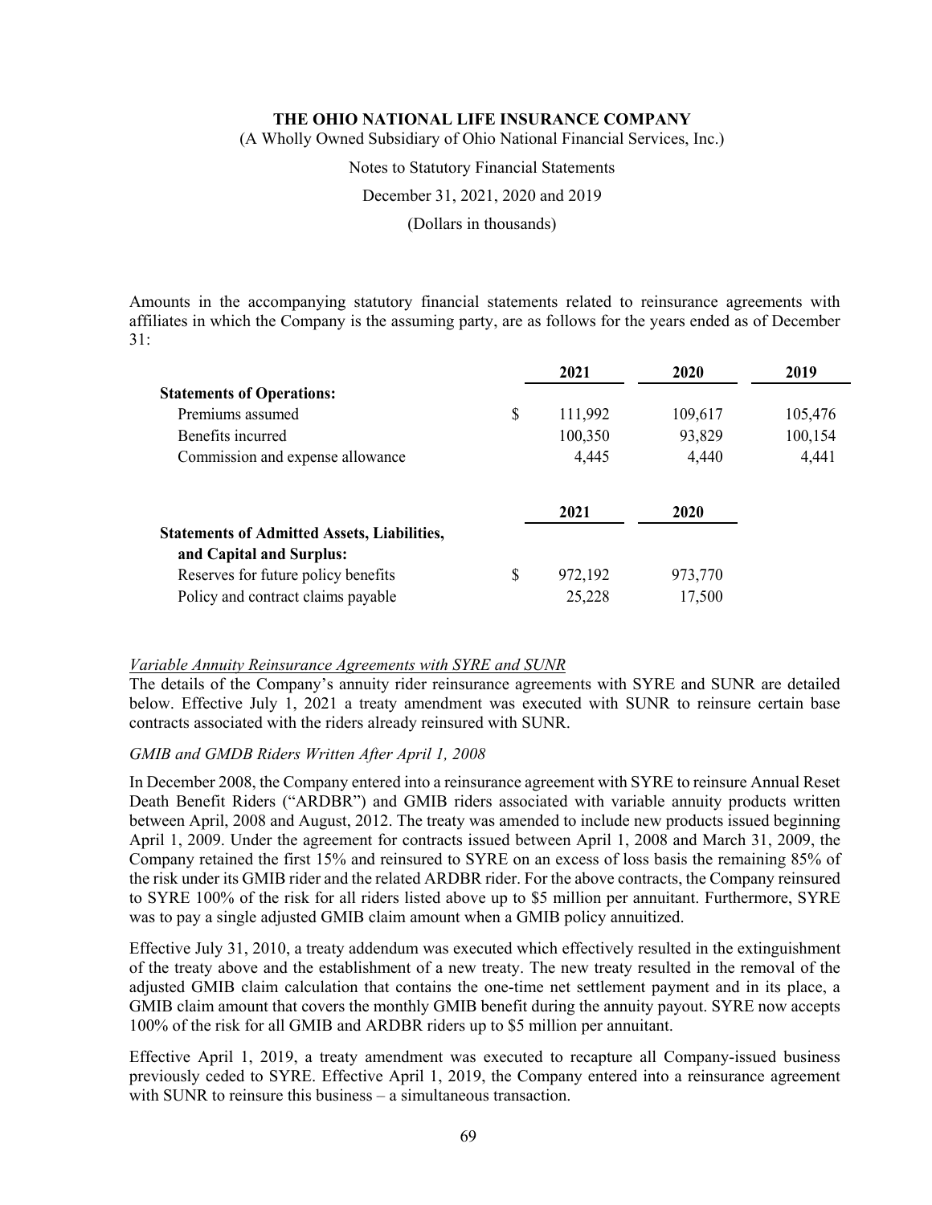Amounts in the accompanying statutory financial statements related to reinsurance agreements with affiliates in which the Company is the assuming party, are as follows for the years ended as of December 31:

| | | 2021 | 2020 | 2019 |
|---|---|---|---|---|
| **Statements of Operations:** | | | | |
| Premiums assumed | $ | 111,992 | 109,617 | 105,476 |
| Benefits incurred | | 100,350 | 93,829 | 100,154 |
| Commission and expense allowance | | 4,445 | 4,440 | 4,441 |

| | | 2021 | 2020 |
|---|---|---|---|
| **Statements of Admitted Assets, Liabilities, and Capital and Surplus:** | | | |
| Reserves for future policy benefits | $ | 972,192 | 973,770 |
| Policy and contract claims payable | | 25,228 | 17,500 |

_Variable Annuity Reinsurance Agreements with SYRE and SUNR_

The details of the Company's annuity rider reinsurance agreements with SYRE and SUNR are detailed below. Effective July 1, 2021 a treaty amendment was executed with SUNR to reinsure certain base contracts associated with the riders already reinsured with SUNR.

*GMIB and GMDB Riders Written After April 1, 2008*

In December 2008, the Company entered into a reinsurance agreement with SYRE to reinsure Annual Reset Death Benefit Riders ("ARDBR") and GMIB riders associated with variable annuity products written between April, 2008 and August, 2012. The treaty was amended to include new products issued beginning April 1, 2009. Under the agreement for contracts issued between April 1, 2008 and March 31, 2009, the Company retained the first 15% and reinsured to SYRE on an excess of loss basis the remaining 85% of the risk under its GMIB rider and the related ARDBR rider. For the above contracts, the Company reinsured to SYRE 100% of the risk for all riders listed above up to $5 million per annuitant. Furthermore, SYRE was to pay a single adjusted GMIB claim amount when a GMIB policy annuitized.

Effective July 31, 2010, a treaty addendum was executed which effectively resulted in the extinguishment of the treaty above and the establishment of a new treaty. The new treaty resulted in the removal of the adjusted GMIB claim calculation that contains the one-time net settlement payment and in its place, a GMIB claim amount that covers the monthly GMIB benefit during the annuity payout. SYRE now accepts 100% of the risk for all GMIB and ARDBR riders up to $5 million per annuitant.

Effective April 1, 2019, a treaty amendment was executed to recapture all Company-issued business previously ceded to SYRE. Effective April 1, 2019, the Company entered into a reinsurance agreement with SUNR to reinsure this business – a simultaneous transaction.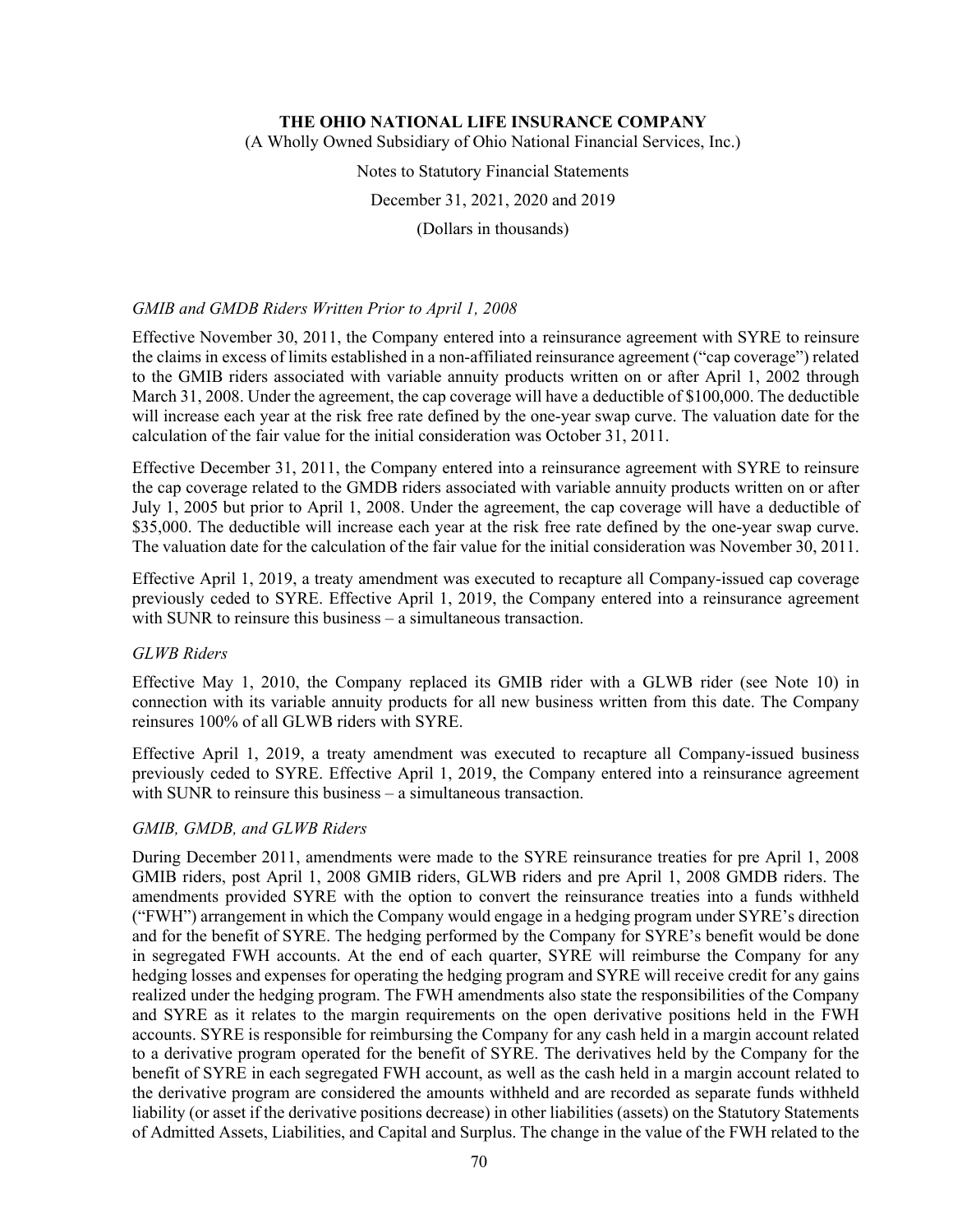*GMIB and GMDB Riders Written Prior to April 1, 2008*

Effective November 30, 2011, the Company entered into a reinsurance agreement with SYRE to reinsure the claims in excess of limits established in a non-affiliated reinsurance agreement ("cap coverage") related to the GMIB riders associated with variable annuity products written on or after April 1, 2002 through March 31, 2008. Under the agreement, the cap coverage will have a deductible of $100,000. The deductible will increase each year at the risk free rate defined by the one-year swap curve. The valuation date for the calculation of the fair value for the initial consideration was October 31, 2011.

Effective December 31, 2011, the Company entered into a reinsurance agreement with SYRE to reinsure the cap coverage related to the GMDB riders associated with variable annuity products written on or after July 1, 2005 but prior to April 1, 2008. Under the agreement, the cap coverage will have a deductible of $35,000. The deductible will increase each year at the risk free rate defined by the one-year swap curve. The valuation date for the calculation of the fair value for the initial consideration was November 30, 2011.

Effective April 1, 2019, a treaty amendment was executed to recapture all Company-issued cap coverage previously ceded to SYRE. Effective April 1, 2019, the Company entered into a reinsurance agreement with SUNR to reinsure this business – a simultaneous transaction.

*GLWB Riders*

Effective May 1, 2010, the Company replaced its GMIB rider with a GLWB rider (see Note 10) in connection with its variable annuity products for all new business written from this date. The Company reinsures 100% of all GLWB riders with SYRE.

Effective April 1, 2019, a treaty amendment was executed to recapture all Company-issued business previously ceded to SYRE. Effective April 1, 2019, the Company entered into a reinsurance agreement with SUNR to reinsure this business – a simultaneous transaction.

*GMIB, GMDB, and GLWB Riders*

During December 2011, amendments were made to the SYRE reinsurance treaties for pre April 1, 2008 GMIB riders, post April 1, 2008 GMIB riders, GLWB riders and pre April 1, 2008 GMDB riders. The amendments provided SYRE with the option to convert the reinsurance treaties into a funds withheld ("FWH") arrangement in which the Company would engage in a hedging program under SYRE's direction and for the benefit of SYRE. The hedging performed by the Company for SYRE's benefit would be done in segregated FWH accounts. At the end of each quarter, SYRE will reimburse the Company for any hedging losses and expenses for operating the hedging program and SYRE will receive credit for any gains realized under the hedging program. The FWH amendments also state the responsibilities of the Company and SYRE as it relates to the margin requirements on the open derivative positions held in the FWH accounts. SYRE is responsible for reimbursing the Company for any cash held in a margin account related to a derivative program operated for the benefit of SYRE. The derivatives held by the Company for the benefit of SYRE in each segregated FWH account, as well as the cash held in a margin account related to the derivative program are considered the amounts withheld and are recorded as separate funds withheld liability (or asset if the derivative positions decrease) in other liabilities (assets) on the Statutory Statements of Admitted Assets, Liabilities, and Capital and Surplus. The change in the value of the FWH related to the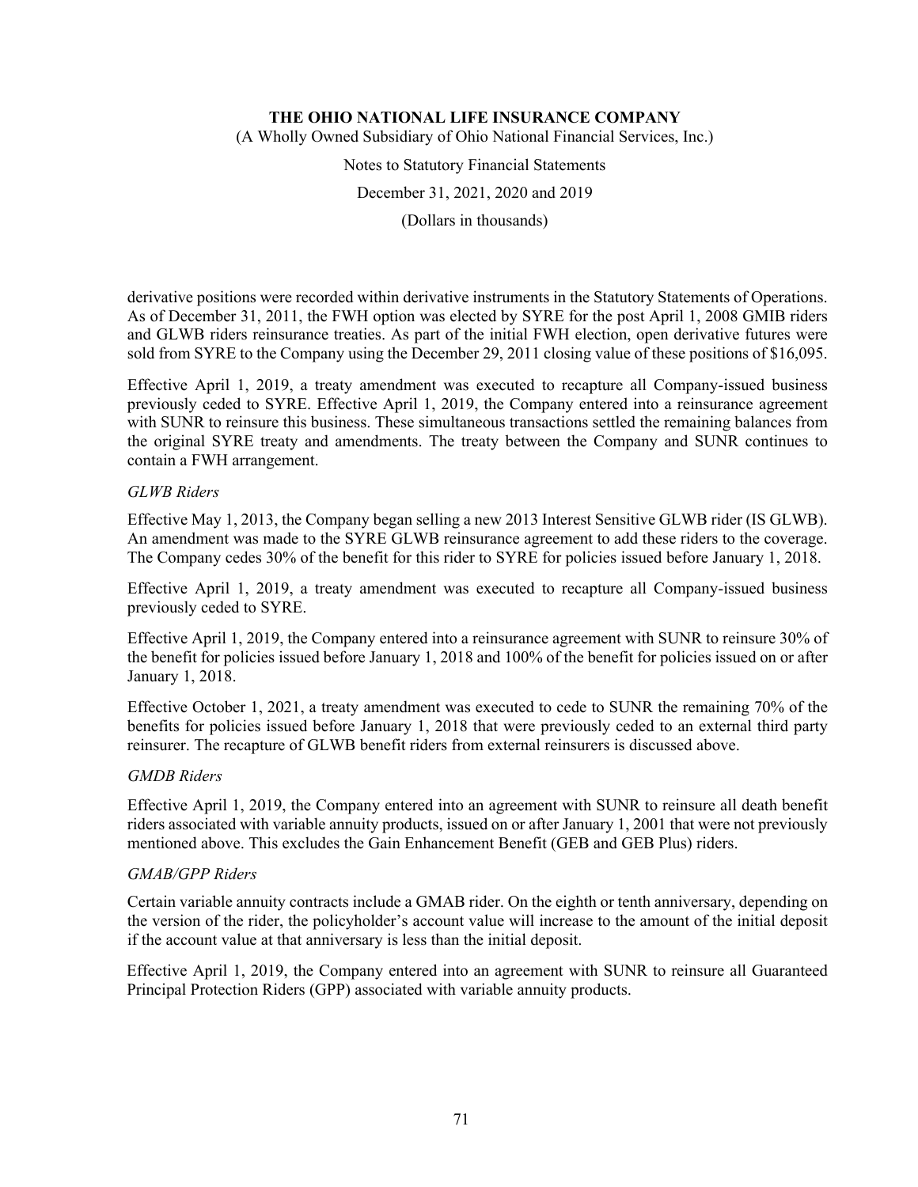derivative positions were recorded within derivative instruments in the Statutory Statements of Operations. As of December 31, 2011, the FWH option was elected by SYRE for the post April 1, 2008 GMIB riders and GLWB riders reinsurance treaties. As part of the initial FWH election, open derivative futures were sold from SYRE to the Company using the December 29, 2011 closing value of these positions of $16,095.

Effective April 1, 2019, a treaty amendment was executed to recapture all Company-issued business previously ceded to SYRE. Effective April 1, 2019, the Company entered into a reinsurance agreement with SUNR to reinsure this business. These simultaneous transactions settled the remaining balances from the original SYRE treaty and amendments. The treaty between the Company and SUNR continues to contain a FWH arrangement.

*GLWB Riders*

Effective May 1, 2013, the Company began selling a new 2013 Interest Sensitive GLWB rider (IS GLWB). An amendment was made to the SYRE GLWB reinsurance agreement to add these riders to the coverage. The Company cedes 30% of the benefit for this rider to SYRE for policies issued before January 1, 2018.

Effective April 1, 2019, a treaty amendment was executed to recapture all Company-issued business previously ceded to SYRE.

Effective April 1, 2019, the Company entered into a reinsurance agreement with SUNR to reinsure 30% of the benefit for policies issued before January 1, 2018 and 100% of the benefit for policies issued on or after January 1, 2018.

Effective October 1, 2021, a treaty amendment was executed to cede to SUNR the remaining 70% of the benefits for policies issued before January 1, 2018 that were previously ceded to an external third party reinsurer. The recapture of GLWB benefit riders from external reinsurers is discussed above.

*GMDB Riders*

Effective April 1, 2019, the Company entered into an agreement with SUNR to reinsure all death benefit riders associated with variable annuity products, issued on or after January 1, 2001 that were not previously mentioned above. This excludes the Gain Enhancement Benefit (GEB and GEB Plus) riders.

*GMAB/GPP Riders*

Certain variable annuity contracts include a GMAB rider. On the eighth or tenth anniversary, depending on the version of the rider, the policyholder's account value will increase to the amount of the initial deposit if the account value at that anniversary is less than the initial deposit.

Effective April 1, 2019, the Company entered into an agreement with SUNR to reinsure all Guaranteed Principal Protection Riders (GPP) associated with variable annuity products.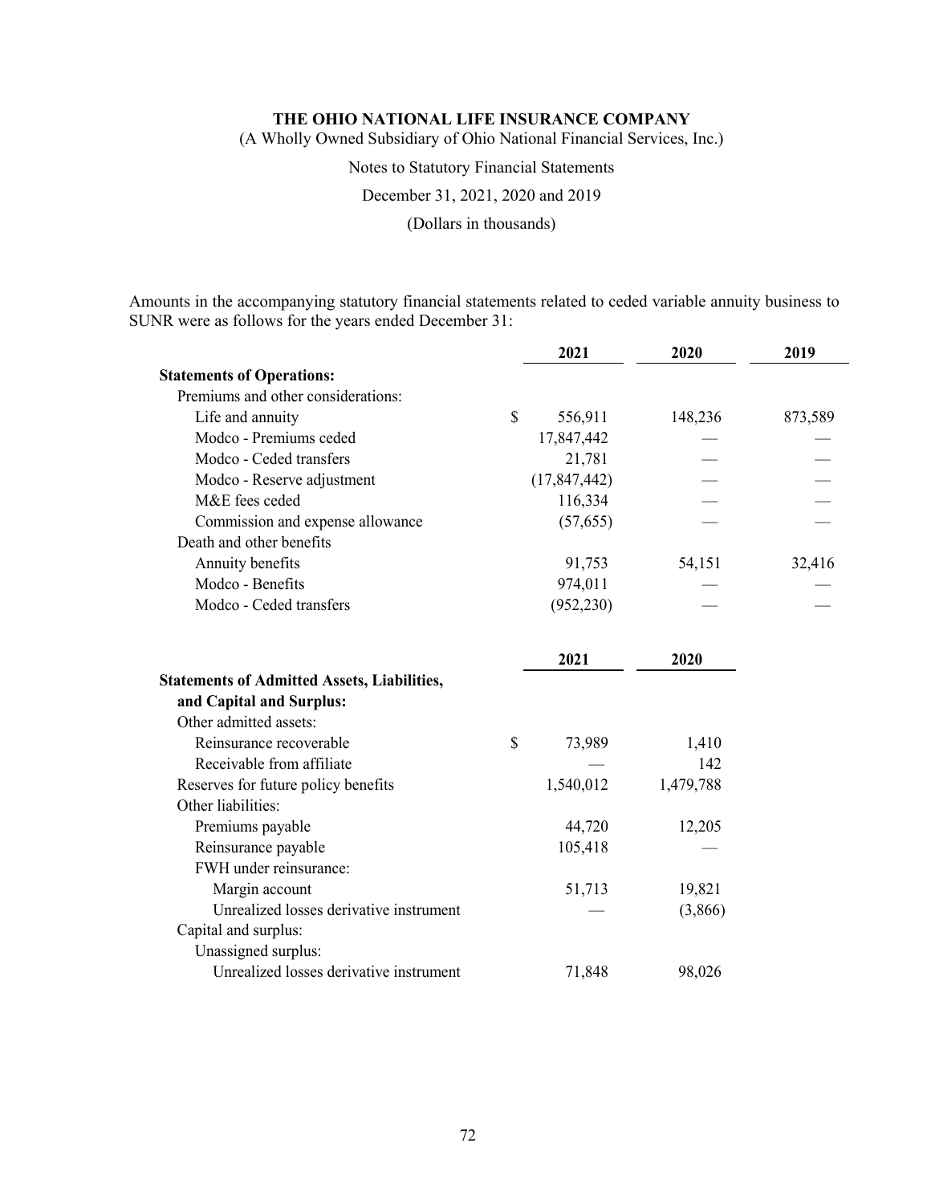Amounts in the accompanying statutory financial statements related to ceded variable annuity business to SUNR were as follows for the years ended December 31:

| | 2021 | 2020 | 2019 |
|---|---|---|---|
| **Statements of Operations:** | | | |
| Premiums and other considerations: | | | |
| Life and annuity | $ 556,911 | 148,236 | 873,589 |
| Modco - Premiums ceded | 17,847,442 | — | — |
| Modco - Ceded transfers | 21,781 | — | — |
| Modco - Reserve adjustment | (17,847,442) | — | — |
| M&E fees ceded | 116,334 | — | — |
| Commission and expense allowance | (57,655) | — | — |
| Death and other benefits | | | |
| Annuity benefits | 91,753 | 54,151 | 32,416 |
| Modco - Benefits | 974,011 | — | — |
| Modco - Ceded transfers | (952,230) | — | — |

| | 2021 | 2020 |
|---|---|---|
| **Statements of Admitted Assets, Liabilities, and Capital and Surplus:** | | |
| Other admitted assets: | | |
| Reinsurance recoverable | $ 73,989 | 1,410 |
| Receivable from affiliate | — | 142 |
| Reserves for future policy benefits | 1,540,012 | 1,479,788 |
| Other liabilities: | | |
| Premiums payable | 44,720 | 12,205 |
| Reinsurance payable | 105,418 | — |
| FWH under reinsurance: | | |
| Margin account | 51,713 | 19,821 |
| Unrealized losses derivative instrument | — | (3,866) |
| Capital and surplus: | | |
| Unassigned surplus: | | |
| Unrealized losses derivative instrument | 71,848 | 98,026 |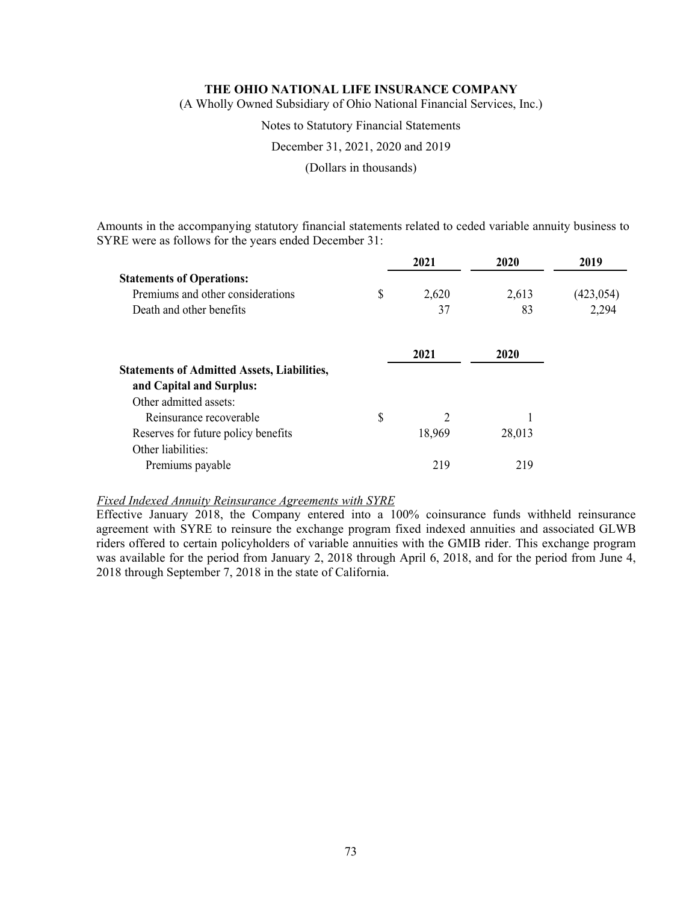Amounts in the accompanying statutory financial statements related to ceded variable annuity business to SYRE were as follows for the years ended December 31:

| | | 2021 | 2020 | 2019 |
|---|---|---|---|---|
| **Statements of Operations:** | | | | |
| Premiums and other considerations | $ | 2,620 | 2,613 | (423,054) |
| Death and other benefits | | 37 | 83 | 2,294 |

| | | 2021 | 2020 |
|---|---|---|---|
| **Statements of Admitted Assets, Liabilities, and Capital and Surplus:** | | | |
| Other admitted assets: | | | |
| Reinsurance recoverable | $ | 2 | 1 |
| Reserves for future policy benefits | | 18,969 | 28,013 |
| Other liabilities: | | | |
| Premiums payable | | 219 | 219 |

*Fixed Indexed Annuity Reinsurance Agreements with SYRE*

Effective January 2018, the Company entered into a 100% coinsurance funds withheld reinsurance agreement with SYRE to reinsure the exchange program fixed indexed annuities and associated GLWB riders offered to certain policyholders of variable annuities with the GMIB rider. This exchange program was available for the period from January 2, 2018 through April 6, 2018, and for the period from June 4, 2018 through September 7, 2018 in the state of California.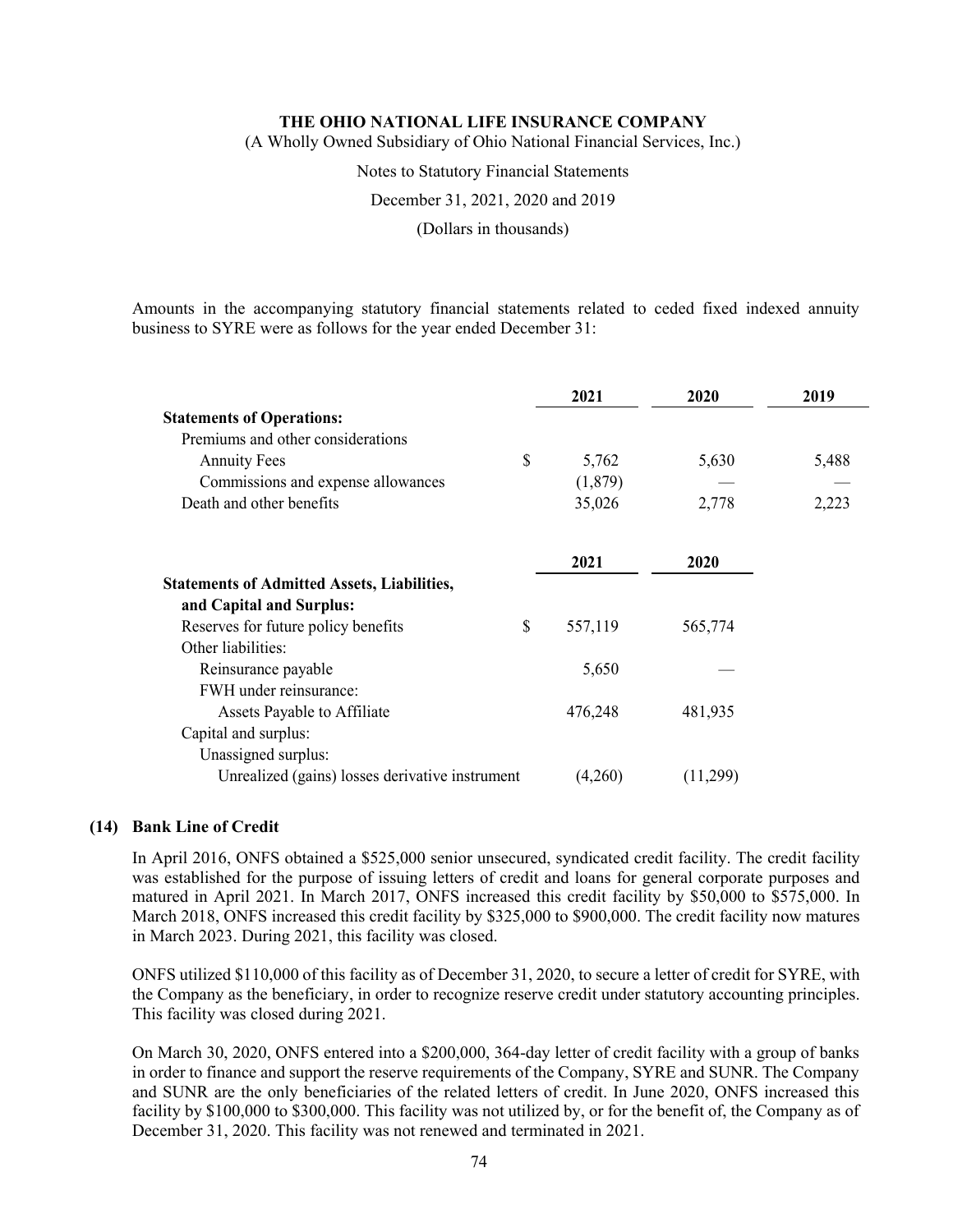Amounts in the accompanying statutory financial statements related to ceded fixed indexed annuity business to SYRE were as follows for the year ended December 31:

| | | 2021 | 2020 | 2019 |
|---|---|---|---|---|
| **Statements of Operations:** | | | | |
| Premiums and other considerations | | | | |
| Annuity Fees | $ | 5,762 | 5,630 | 5,488 |
| Commissions and expense allowances | | (1,879) | — | — |
| Death and other benefits | | 35,026 | 2,778 | 2,223 |

| | | 2021 | 2020 |
|---|---|---|---|
| **Statements of Admitted Assets, Liabilities, and Capital and Surplus:** | | | |
| Reserves for future policy benefits | $ | 557,119 | 565,774 |
| Other liabilities: | | | |
| Reinsurance payable | | 5,650 | — |
| FWH under reinsurance: | | | |
| Assets Payable to Affiliate | | 476,248 | 481,935 |
| Capital and surplus: | | | |
| Unassigned surplus: | | | |
| Unrealized (gains) losses derivative instrument | | (4,260) | (11,299) |

## (14) Bank Line of Credit

In April 2016, ONFS obtained a $525,000 senior unsecured, syndicated credit facility. The credit facility was established for the purpose of issuing letters of credit and loans for general corporate purposes and matured in April 2021. In March 2017, ONFS increased this credit facility by $50,000 to $575,000. In March 2018, ONFS increased this credit facility by $325,000 to $900,000. The credit facility now matures in March 2023. During 2021, this facility was closed.

ONFS utilized $110,000 of this facility as of December 31, 2020, to secure a letter of credit for SYRE, with the Company as the beneficiary, in order to recognize reserve credit under statutory accounting principles. This facility was closed during 2021.

On March 30, 2020, ONFS entered into a $200,000, 364-day letter of credit facility with a group of banks in order to finance and support the reserve requirements of the Company, SYRE and SUNR. The Company and SUNR are the only beneficiaries of the related letters of credit. In June 2020, ONFS increased this facility by $100,000 to $300,000. This facility was not utilized by, or for the benefit of, the Company as of December 31, 2020. This facility was not renewed and terminated in 2021.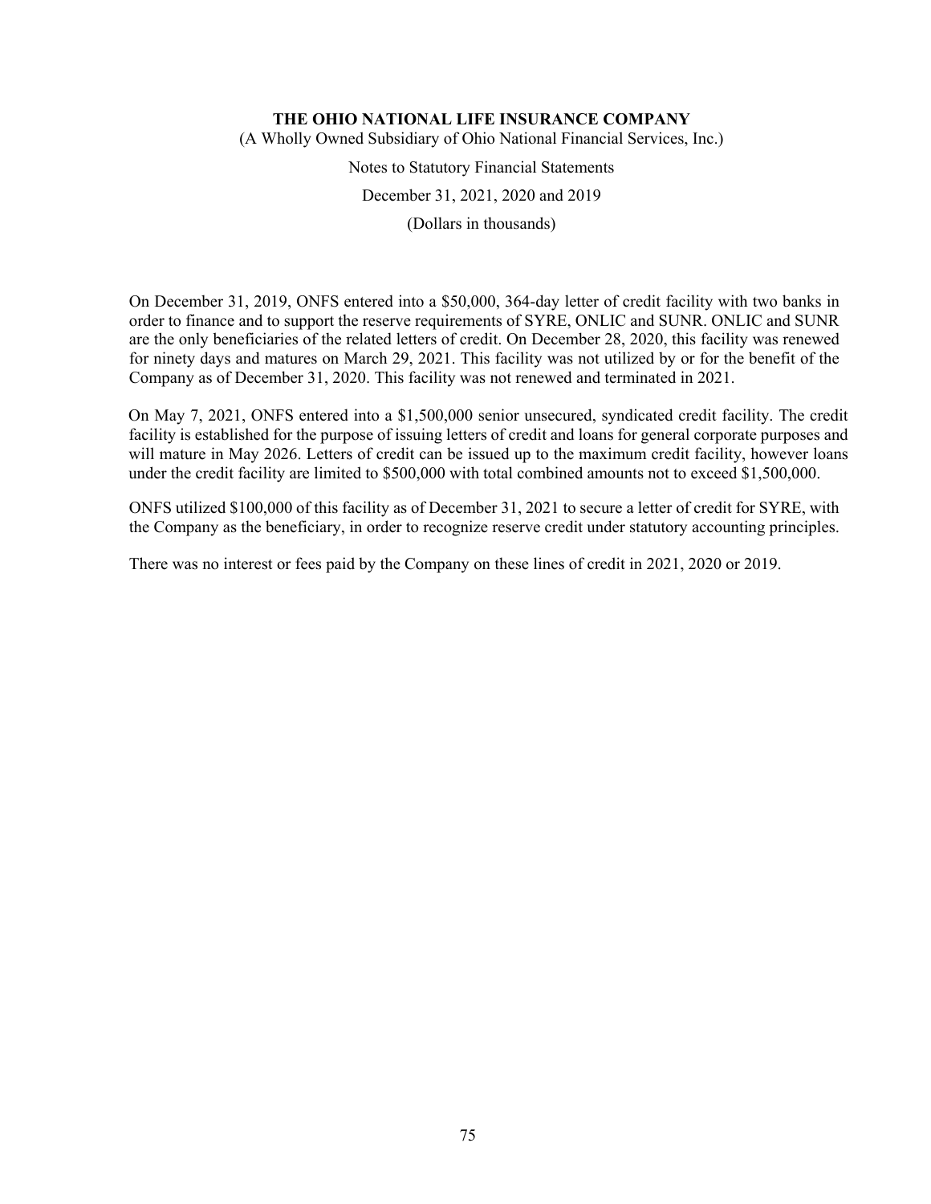On December 31, 2019, ONFS entered into a $50,000, 364-day letter of credit facility with two banks in order to finance and to support the reserve requirements of SYRE, ONLIC and SUNR. ONLIC and SUNR are the only beneficiaries of the related letters of credit. On December 28, 2020, this facility was renewed for ninety days and matures on March 29, 2021. This facility was not utilized by or for the benefit of the Company as of December 31, 2020. This facility was not renewed and terminated in 2021.

On May 7, 2021, ONFS entered into a $1,500,000 senior unsecured, syndicated credit facility. The credit facility is established for the purpose of issuing letters of credit and loans for general corporate purposes and will mature in May 2026. Letters of credit can be issued up to the maximum credit facility, however loans under the credit facility are limited to $500,000 with total combined amounts not to exceed $1,500,000.

ONFS utilized $100,000 of this facility as of December 31, 2021 to secure a letter of credit for SYRE, with the Company as the beneficiary, in order to recognize reserve credit under statutory accounting principles.

There was no interest or fees paid by the Company on these lines of credit in 2021, 2020 or 2019.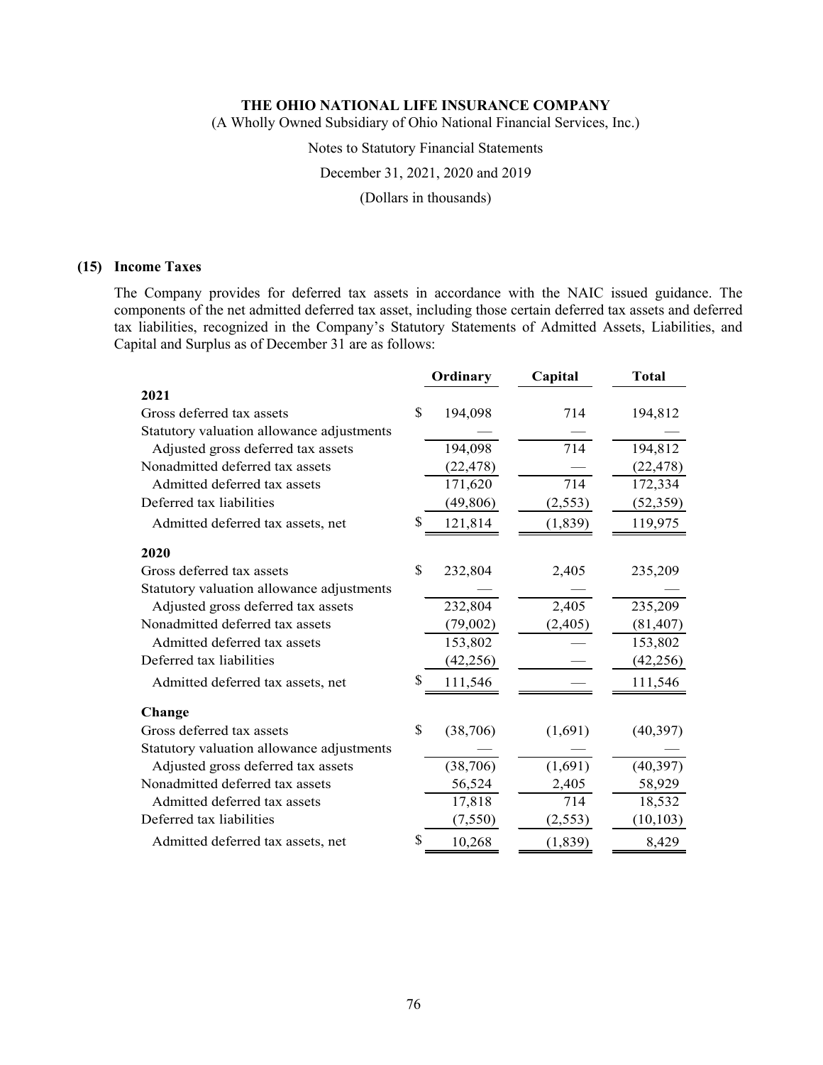## (15) Income Taxes

The Company provides for deferred tax assets in accordance with the NAIC issued guidance. The components of the net admitted deferred tax asset, including those certain deferred tax assets and deferred tax liabilities, recognized in the Company's Statutory Statements of Admitted Assets, Liabilities, and Capital and Surplus as of December 31 are as follows:

| | Ordinary | Capital | Total |
|---|---|---|---|
| **2021** | | | |
| Gross deferred tax assets | $ 194,098 | 714 | 194,812 |
| Statutory valuation allowance adjustments | — | — | — |
| Adjusted gross deferred tax assets | 194,098 | 714 | 194,812 |
| Nonadmitted deferred tax assets | (22,478) | — | (22,478) |
| Admitted deferred tax assets | 171,620 | 714 | 172,334 |
| Deferred tax liabilities | (49,806) | (2,553) | (52,359) |
| Admitted deferred tax assets, net | $ 121,814 | (1,839) | 119,975 |
| **2020** | | | |
| Gross deferred tax assets | $ 232,804 | 2,405 | 235,209 |
| Statutory valuation allowance adjustments | — | — | — |
| Adjusted gross deferred tax assets | 232,804 | 2,405 | 235,209 |
| Nonadmitted deferred tax assets | (79,002) | (2,405) | (81,407) |
| Admitted deferred tax assets | 153,802 | — | 153,802 |
| Deferred tax liabilities | (42,256) | — | (42,256) |
| Admitted deferred tax assets, net | $ 111,546 | — | 111,546 |
| **Change** | | | |
| Gross deferred tax assets | $ (38,706) | (1,691) | (40,397) |
| Statutory valuation allowance adjustments | — | — | — |
| Adjusted gross deferred tax assets | (38,706) | (1,691) | (40,397) |
| Nonadmitted deferred tax assets | 56,524 | 2,405 | 58,929 |
| Admitted deferred tax assets | 17,818 | 714 | 18,532 |
| Deferred tax liabilities | (7,550) | (2,553) | (10,103) |
| Admitted deferred tax assets, net | $ 10,268 | (1,839) | 8,429 |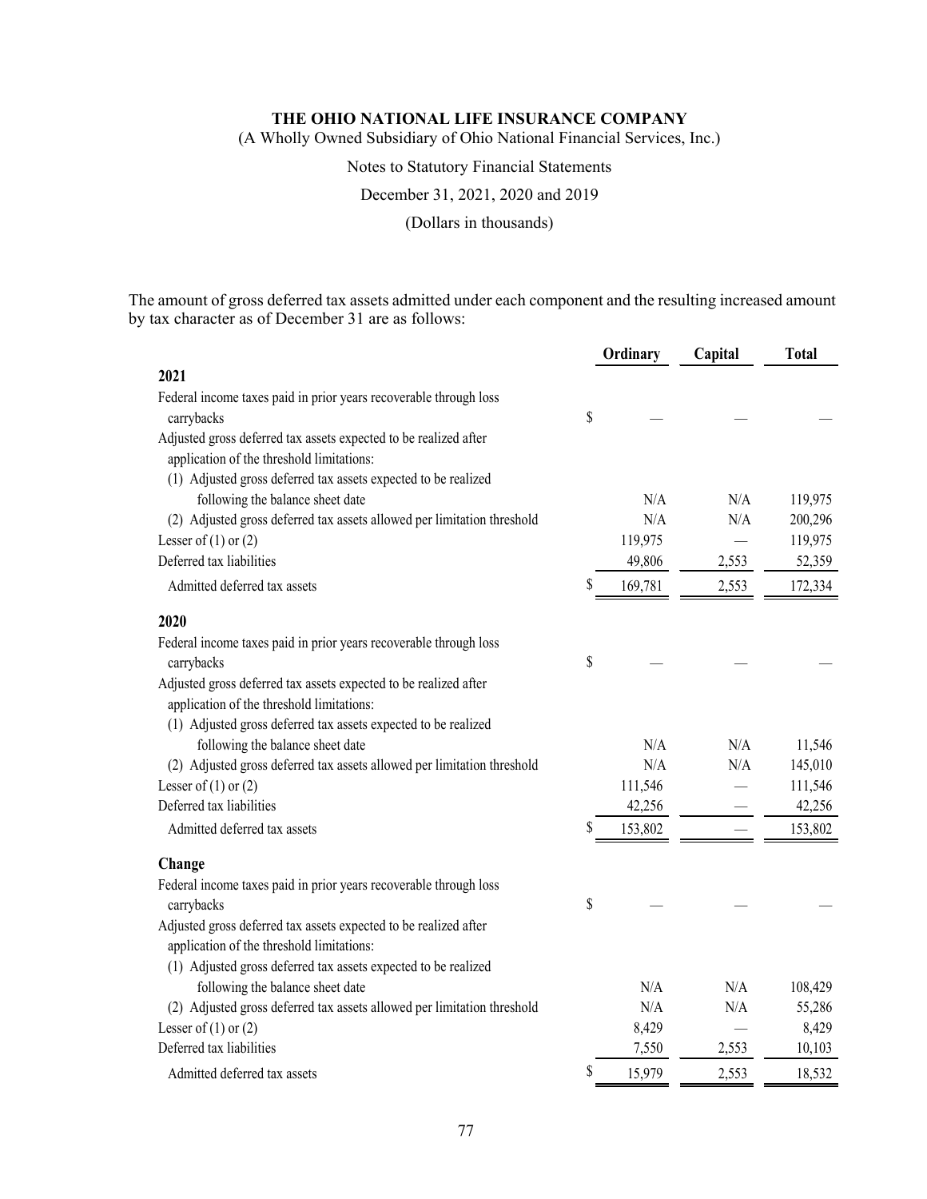The amount of gross deferred tax assets admitted under each component and the resulting increased amount by tax character as of December 31 are as follows:

| | Ordinary | Capital | Total |
|---|---|---|---|
| **2021** | | | |
| Federal income taxes paid in prior years recoverable through loss carrybacks | $ — | — | — |
| Adjusted gross deferred tax assets expected to be realized after application of the threshold limitations: | | | |
| (1) Adjusted gross deferred tax assets expected to be realized following the balance sheet date | N/A | N/A | 119,975 |
| (2) Adjusted gross deferred tax assets allowed per limitation threshold | N/A | N/A | 200,296 |
| Lesser of (1) or (2) | 119,975 | — | 119,975 |
| Deferred tax liabilities | 49,806 | 2,553 | 52,359 |
| Admitted deferred tax assets | $ 169,781 | 2,553 | 172,334 |
| **2020** | | | |
| Federal income taxes paid in prior years recoverable through loss carrybacks | $ — | — | — |
| Adjusted gross deferred tax assets expected to be realized after application of the threshold limitations: | | | |
| (1) Adjusted gross deferred tax assets expected to be realized following the balance sheet date | N/A | N/A | 11,546 |
| (2) Adjusted gross deferred tax assets allowed per limitation threshold | N/A | N/A | 145,010 |
| Lesser of (1) or (2) | 111,546 | — | 111,546 |
| Deferred tax liabilities | 42,256 | — | 42,256 |
| Admitted deferred tax assets | $ 153,802 | — | 153,802 |
| **Change** | | | |
| Federal income taxes paid in prior years recoverable through loss carrybacks | $ — | — | — |
| Adjusted gross deferred tax assets expected to be realized after application of the threshold limitations: | | | |
| (1) Adjusted gross deferred tax assets expected to be realized following the balance sheet date | N/A | N/A | 108,429 |
| (2) Adjusted gross deferred tax assets allowed per limitation threshold | N/A | N/A | 55,286 |
| Lesser of (1) or (2) | 8,429 | — | 8,429 |
| Deferred tax liabilities | 7,550 | 2,553 | 10,103 |
| Admitted deferred tax assets | $ 15,979 | 2,553 | 18,532 |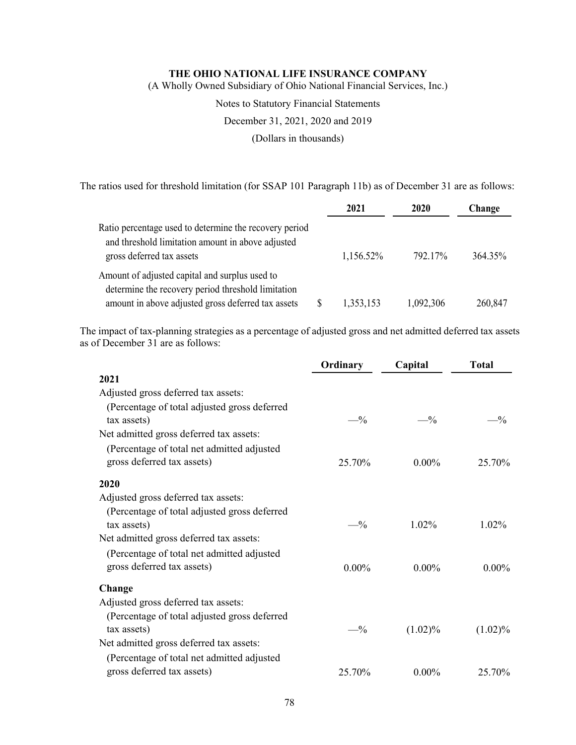**THE OHIO NATIONAL LIFE INSURANCE COMPANY**

(A Wholly Owned Subsidiary of Ohio National Financial Services, Inc.)

Notes to Statutory Financial Statements

December 31, 2021, 2020 and 2019

(Dollars in thousands)

The ratios used for threshold limitation (for SSAP 101 Paragraph 11b) as of December 31 are as follows:

| | 2021 | 2020 | Change |
|---|---|---|---|
| Ratio percentage used to determine the recovery period and threshold limitation amount in above adjusted gross deferred tax assets | 1,156.52% | 792.17% | 364.35% |
| Amount of adjusted capital and surplus used to determine the recovery period threshold limitation amount in above adjusted gross deferred tax assets | $ 1,353,153 | 1,092,306 | 260,847 |

The impact of tax-planning strategies as a percentage of adjusted gross and net admitted deferred tax assets as of December 31 are as follows:

| | Ordinary | Capital | Total |
|---|---|---|---|
| **2021** | | | |
| Adjusted gross deferred tax assets: | | | |
| (Percentage of total adjusted gross deferred tax assets) | —% | —% | —% |
| Net admitted gross deferred tax assets: | | | |
| (Percentage of total net admitted adjusted gross deferred tax assets) | 25.70% | 0.00% | 25.70% |
| **2020** | | | |
| Adjusted gross deferred tax assets: | | | |
| (Percentage of total adjusted gross deferred tax assets) | —% | 1.02% | 1.02% |
| Net admitted gross deferred tax assets: | | | |
| (Percentage of total net admitted adjusted gross deferred tax assets) | 0.00% | 0.00% | 0.00% |
| **Change** | | | |
| Adjusted gross deferred tax assets: | | | |
| (Percentage of total adjusted gross deferred tax assets) | —% | (1.02)% | (1.02)% |
| Net admitted gross deferred tax assets: | | | |
| (Percentage of total net admitted adjusted gross deferred tax assets) | 25.70% | 0.00% | 25.70% |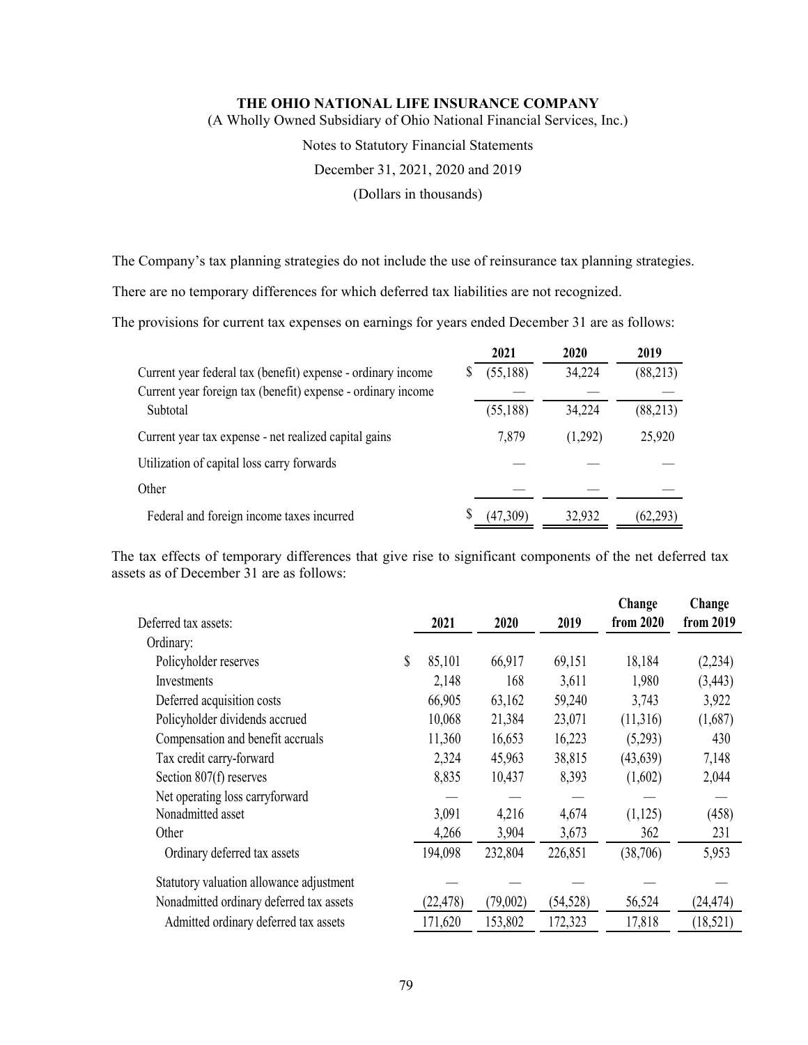**THE OHIO NATIONAL LIFE INSURANCE COMPANY**

(A Wholly Owned Subsidiary of Ohio National Financial Services, Inc.)

Notes to Statutory Financial Statements

December 31, 2021, 2020 and 2019

(Dollars in thousands)

The Company's tax planning strategies do not include the use of reinsurance tax planning strategies.

There are no temporary differences for which deferred tax liabilities are not recognized.

The provisions for current tax expenses on earnings for years ended December 31 are as follows:

| | 2021 | 2020 | 2019 |
|---|---|---|---|
| Current year federal tax (benefit) expense - ordinary income | $ (55,188) | 34,224 | (88,213) |
| Current year foreign tax (benefit) expense - ordinary income | — | — | — |
| Subtotal | (55,188) | 34,224 | (88,213) |
| Current year tax expense - net realized capital gains | 7,879 | (1,292) | 25,920 |
| Utilization of capital loss carry forwards | — | — | — |
| Other | — | — | — |
| Federal and foreign income taxes incurred | $ (47,309) | 32,932 | (62,293) |

The tax effects of temporary differences that give rise to significant components of the net deferred tax assets as of December 31 are as follows:

| Deferred tax assets: | 2021 | 2020 | 2019 | Change from 2020 | Change from 2019 |
|---|---|---|---|---|---|
| Ordinary: | | | | | |
| Policyholder reserves | $ 85,101 | 66,917 | 69,151 | 18,184 | (2,234) |
| Investments | 2,148 | 168 | 3,611 | 1,980 | (3,443) |
| Deferred acquisition costs | 66,905 | 63,162 | 59,240 | 3,743 | 3,922 |
| Policyholder dividends accrued | 10,068 | 21,384 | 23,071 | (11,316) | (1,687) |
| Compensation and benefit accruals | 11,360 | 16,653 | 16,223 | (5,293) | 430 |
| Tax credit carry-forward | 2,324 | 45,963 | 38,815 | (43,639) | 7,148 |
| Section 807(f) reserves | 8,835 | 10,437 | 8,393 | (1,602) | 2,044 |
| Net operating loss carryforward | — | — | — | — | — |
| Nonadmitted asset | 3,091 | 4,216 | 4,674 | (1,125) | (458) |
| Other | 4,266 | 3,904 | 3,673 | 362 | 231 |
| Ordinary deferred tax assets | 194,098 | 232,804 | 226,851 | (38,706) | 5,953 |
| Statutory valuation allowance adjustment | — | — | — | — | — |
| Nonadmitted ordinary deferred tax assets | (22,478) | (79,002) | (54,528) | 56,524 | (24,474) |
| Admitted ordinary deferred tax assets | 171,620 | 153,802 | 172,323 | 17,818 | (18,521) |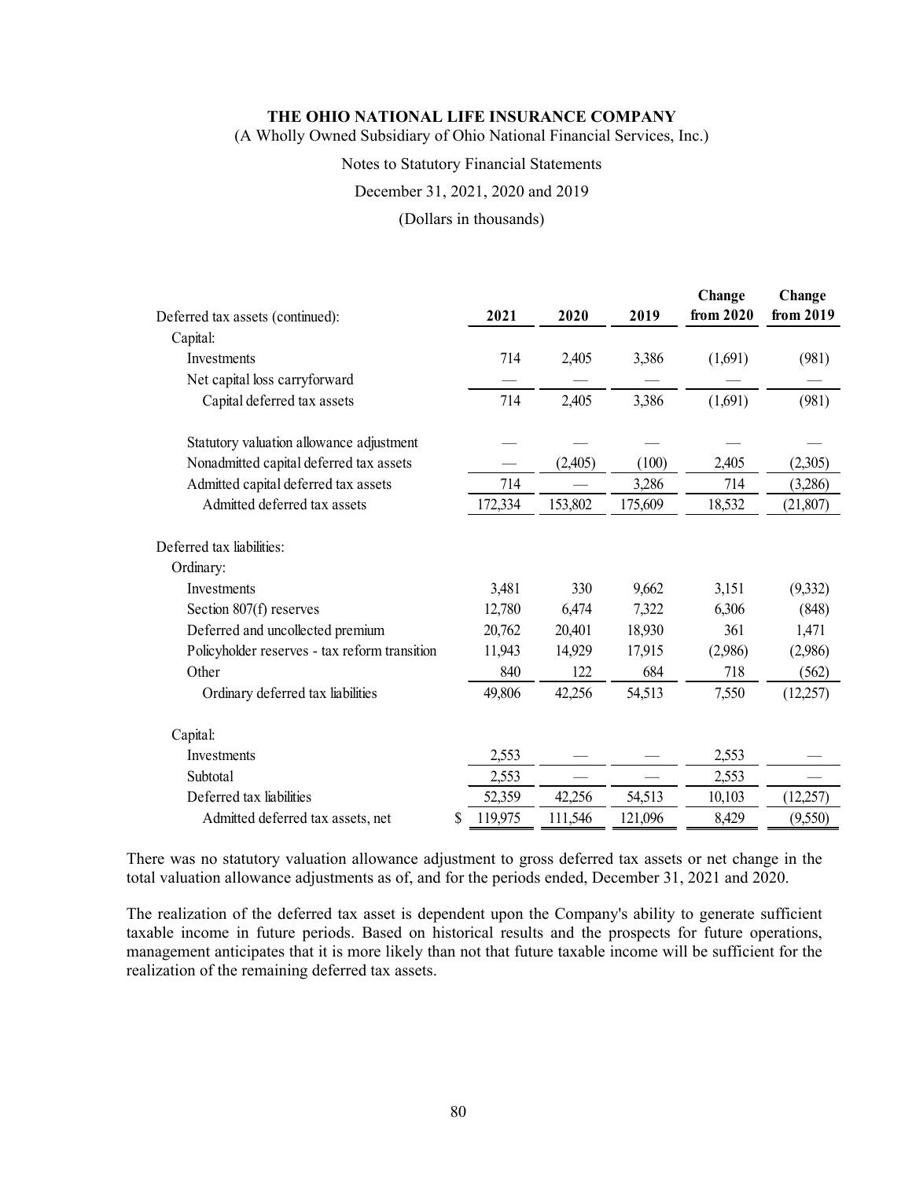**THE OHIO NATIONAL LIFE INSURANCE COMPANY**

(A Wholly Owned Subsidiary of Ohio National Financial Services, Inc.)

Notes to Statutory Financial Statements

December 31, 2021, 2020 and 2019

(Dollars in thousands)

| Deferred tax assets (continued): | 2021 | 2020 | 2019 | Change from 2020 | Change from 2019 |
|---|---|---|---|---|---|
| Capital: | | | | | |
| Investments | 714 | 2,405 | 3,386 | (1,691) | (981) |
| Net capital loss carryforward | — | — | — | — | — |
| Capital deferred tax assets | 714 | 2,405 | 3,386 | (1,691) | (981) |
| | | | | | |
| Statutory valuation allowance adjustment | — | — | — | — | — |
| Nonadmitted capital deferred tax assets | — | (2,405) | (100) | 2,405 | (2,305) |
| Admitted capital deferred tax assets | 714 | — | 3,286 | 714 | (3,286) |
| Admitted deferred tax assets | 172,334 | 153,802 | 175,609 | 18,532 | (21,807) |
| | | | | | |
| Deferred tax liabilities: | | | | | |
| Ordinary: | | | | | |
| Investments | 3,481 | 330 | 9,662 | 3,151 | (9,332) |
| Section 807(f) reserves | 12,780 | 6,474 | 7,322 | 6,306 | (848) |
| Deferred and uncollected premium | 20,762 | 20,401 | 18,930 | 361 | 1,471 |
| Policyholder reserves - tax reform transition | 11,943 | 14,929 | 17,915 | (2,986) | (2,986) |
| Other | 840 | 122 | 684 | 718 | (562) |
| Ordinary deferred tax liabilities | 49,806 | 42,256 | 54,513 | 7,550 | (12,257) |
| | | | | | |
| Capital: | | | | | |
| Investments | 2,553 | — | — | 2,553 | — |
| Subtotal | 2,553 | — | — | 2,553 | — |
| Deferred tax liabilities | 52,359 | 42,256 | 54,513 | 10,103 | (12,257) |
| Admitted deferred tax assets, net | $ 119,975 | 111,546 | 121,096 | 8,429 | (9,550) |

There was no statutory valuation allowance adjustment to gross deferred tax assets or net change in the total valuation allowance adjustments as of, and for the periods ended, December 31, 2021 and 2020.

The realization of the deferred tax asset is dependent upon the Company's ability to generate sufficient taxable income in future periods. Based on historical results and the prospects for future operations, management anticipates that it is more likely than not that future taxable income will be sufficient for the realization of the remaining deferred tax assets.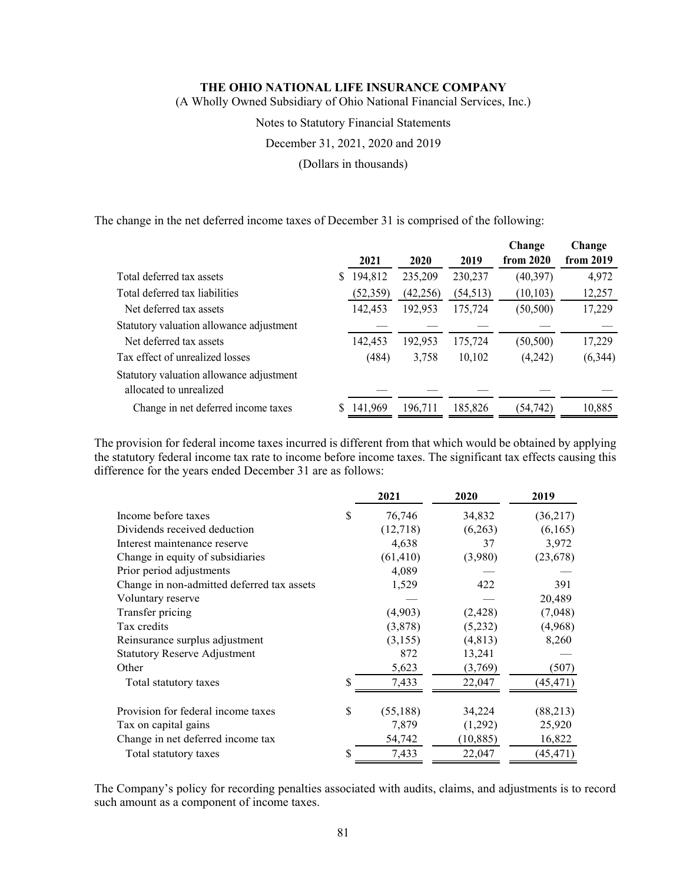The change in the net deferred income taxes of December 31 is comprised of the following:

| | 2021 | 2020 | 2019 | Change from 2020 | Change from 2019 |
|---|---|---|---|---|---|
| Total deferred tax assets | $ 194,812 | 235,209 | 230,237 | (40,397) | 4,972 |
| Total deferred tax liabilities | (52,359) | (42,256) | (54,513) | (10,103) | 12,257 |
| Net deferred tax assets | 142,453 | 192,953 | 175,724 | (50,500) | 17,229 |
| Statutory valuation allowance adjustment | — | — | — | — | — |
| Net deferred tax assets | 142,453 | 192,953 | 175,724 | (50,500) | 17,229 |
| Tax effect of unrealized losses | (484) | 3,758 | 10,102 | (4,242) | (6,344) |
| Statutory valuation allowance adjustment allocated to unrealized | — | — | — | — | — |
| Change in net deferred income taxes | $ 141,969 | 196,711 | 185,826 | (54,742) | 10,885 |

The provision for federal income taxes incurred is different from that which would be obtained by applying the statutory federal income tax rate to income before income taxes. The significant tax effects causing this difference for the years ended December 31 are as follows:

| | 2021 | 2020 | 2019 |
|---|---|---|---|
| Income before taxes | $ 76,746 | 34,832 | (36,217) |
| Dividends received deduction | (12,718) | (6,263) | (6,165) |
| Interest maintenance reserve | 4,638 | 37 | 3,972 |
| Change in equity of subsidiaries | (61,410) | (3,980) | (23,678) |
| Prior period adjustments | 4,089 | — | — |
| Change in non-admitted deferred tax assets | 1,529 | 422 | 391 |
| Voluntary reserve | — | — | 20,489 |
| Transfer pricing | (4,903) | (2,428) | (7,048) |
| Tax credits | (3,878) | (5,232) | (4,968) |
| Reinsurance surplus adjustment | (3,155) | (4,813) | 8,260 |
| Statutory Reserve Adjustment | 872 | 13,241 | — |
| Other | 5,623 | (3,769) | (507) |
| Total statutory taxes | $ 7,433 | 22,047 | (45,471) |
| | | | |
| Provision for federal income taxes | $ (55,188) | 34,224 | (88,213) |
| Tax on capital gains | 7,879 | (1,292) | 25,920 |
| Change in net deferred income tax | 54,742 | (10,885) | 16,822 |
| Total statutory taxes | $ 7,433 | 22,047 | (45,471) |

The Company's policy for recording penalties associated with audits, claims, and adjustments is to record such amount as a component of income taxes.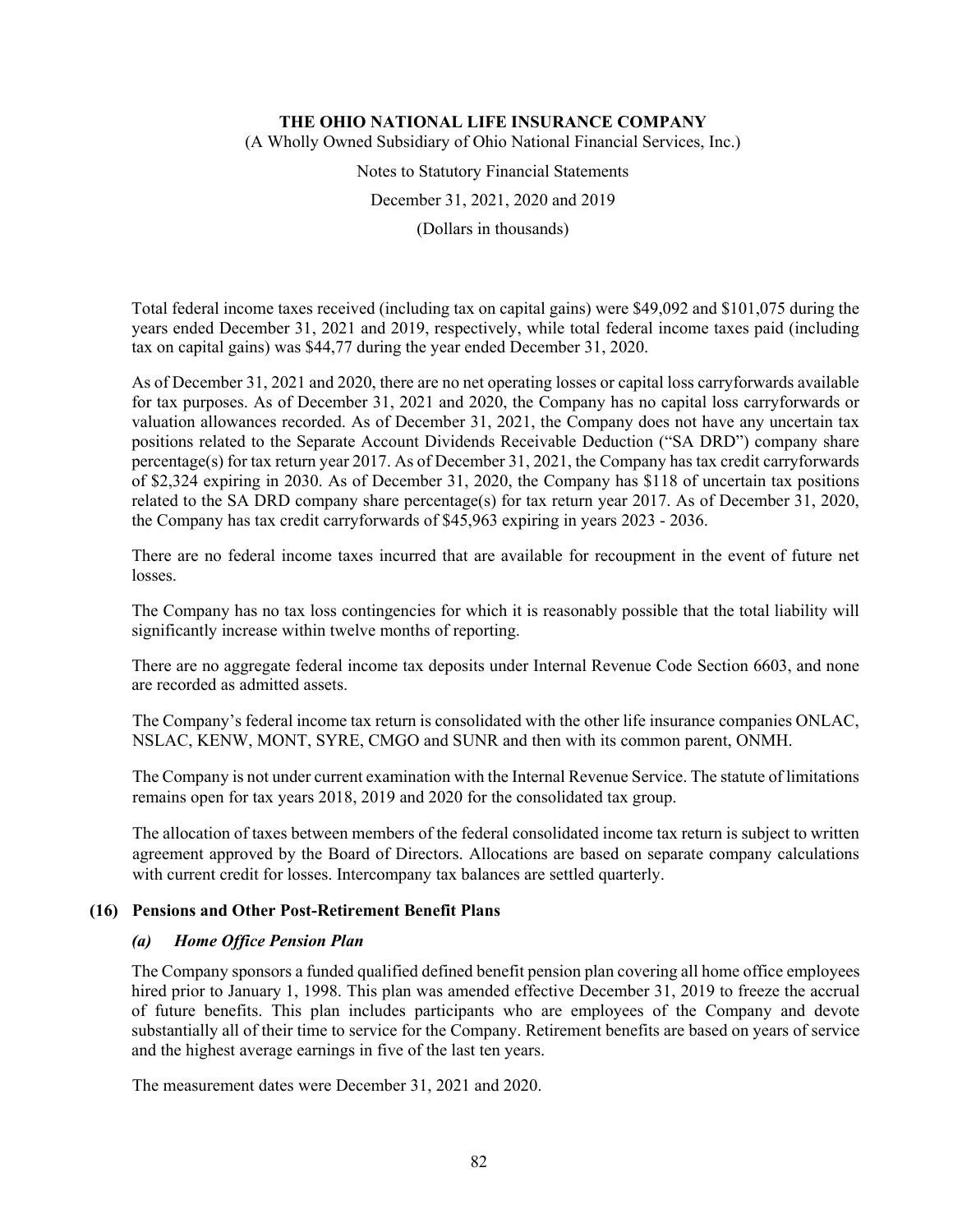Total federal income taxes received (including tax on capital gains) were $49,092 and $101,075 during the years ended December 31, 2021 and 2019, respectively, while total federal income taxes paid (including tax on capital gains) was $44,77 during the year ended December 31, 2020.

As of December 31, 2021 and 2020, there are no net operating losses or capital loss carryforwards available for tax purposes. As of December 31, 2021 and 2020, the Company has no capital loss carryforwards or valuation allowances recorded. As of December 31, 2021, the Company does not have any uncertain tax positions related to the Separate Account Dividends Receivable Deduction ("SA DRD") company share percentage(s) for tax return year 2017. As of December 31, 2021, the Company has tax credit carryforwards of $2,324 expiring in 2030. As of December 31, 2020, the Company has $118 of uncertain tax positions related to the SA DRD company share percentage(s) for tax return year 2017. As of December 31, 2020, the Company has tax credit carryforwards of $45,963 expiring in years 2023 - 2036.

There are no federal income taxes incurred that are available for recoupment in the event of future net losses.

The Company has no tax loss contingencies for which it is reasonably possible that the total liability will significantly increase within twelve months of reporting.

There are no aggregate federal income tax deposits under Internal Revenue Code Section 6603, and none are recorded as admitted assets.

The Company's federal income tax return is consolidated with the other life insurance companies ONLAC, NSLAC, KENW, MONT, SYRE, CMGO and SUNR and then with its common parent, ONMH.

The Company is not under current examination with the Internal Revenue Service. The statute of limitations remains open for tax years 2018, 2019 and 2020 for the consolidated tax group.

The allocation of taxes between members of the federal consolidated income tax return is subject to written agreement approved by the Board of Directors. Allocations are based on separate company calculations with current credit for losses. Intercompany tax balances are settled quarterly.

## (16) Pensions and Other Post-Retirement Benefit Plans

### *(a) Home Office Pension Plan*

The Company sponsors a funded qualified defined benefit pension plan covering all home office employees hired prior to January 1, 1998. This plan was amended effective December 31, 2019 to freeze the accrual of future benefits. This plan includes participants who are employees of the Company and devote substantially all of their time to service for the Company. Retirement benefits are based on years of service and the highest average earnings in five of the last ten years.

The measurement dates were December 31, 2021 and 2020.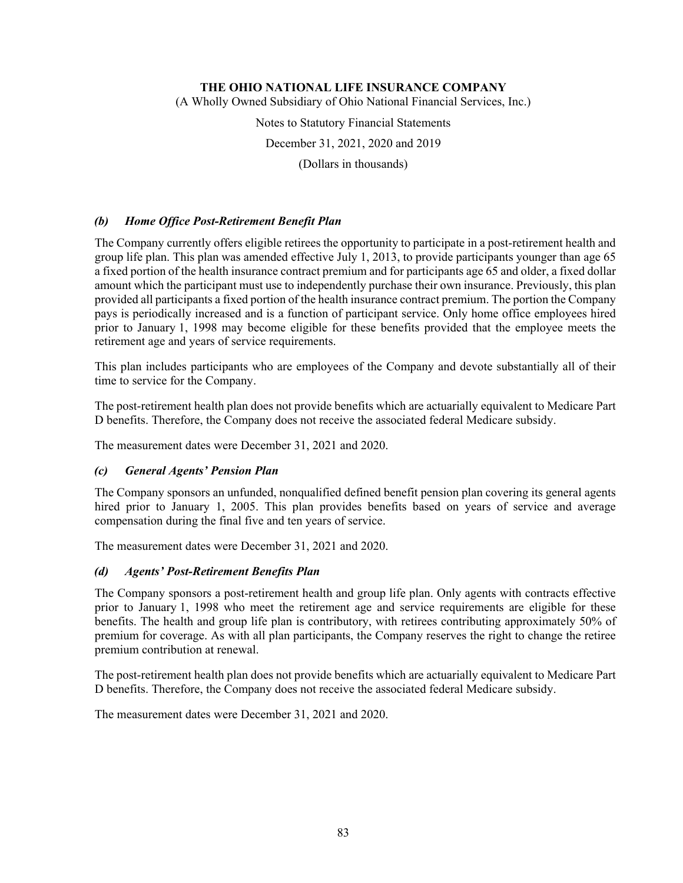### *(b) Home Office Post-Retirement Benefit Plan*

The Company currently offers eligible retirees the opportunity to participate in a post-retirement health and group life plan. This plan was amended effective July 1, 2013, to provide participants younger than age 65 a fixed portion of the health insurance contract premium and for participants age 65 and older, a fixed dollar amount which the participant must use to independently purchase their own insurance. Previously, this plan provided all participants a fixed portion of the health insurance contract premium. The portion the Company pays is periodically increased and is a function of participant service. Only home office employees hired prior to January 1, 1998 may become eligible for these benefits provided that the employee meets the retirement age and years of service requirements.

This plan includes participants who are employees of the Company and devote substantially all of their time to service for the Company.

The post-retirement health plan does not provide benefits which are actuarially equivalent to Medicare Part D benefits. Therefore, the Company does not receive the associated federal Medicare subsidy.

The measurement dates were December 31, 2021 and 2020.

### *(c) General Agents' Pension Plan*

The Company sponsors an unfunded, nonqualified defined benefit pension plan covering its general agents hired prior to January 1, 2005. This plan provides benefits based on years of service and average compensation during the final five and ten years of service.

The measurement dates were December 31, 2021 and 2020.

### *(d) Agents' Post-Retirement Benefits Plan*

The Company sponsors a post-retirement health and group life plan. Only agents with contracts effective prior to January 1, 1998 who meet the retirement age and service requirements are eligible for these benefits. The health and group life plan is contributory, with retirees contributing approximately 50% of premium for coverage. As with all plan participants, the Company reserves the right to change the retiree premium contribution at renewal.

The post-retirement health plan does not provide benefits which are actuarially equivalent to Medicare Part D benefits. Therefore, the Company does not receive the associated federal Medicare subsidy.

The measurement dates were December 31, 2021 and 2020.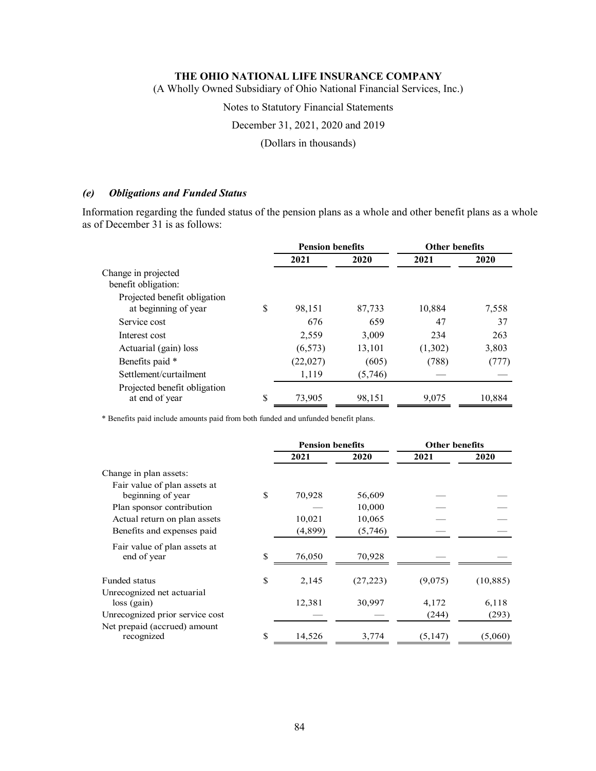### *(e) Obligations and Funded Status*

Information regarding the funded status of the pension plans as a whole and other benefit plans as a whole as of December 31 is as follows:

| | Pension benefits | | Other benefits | |
|---|---|---|---|---|
| | 2021 | 2020 | 2021 | 2020 |
| Change in projected benefit obligation: | | | | |
| Projected benefit obligation at beginning of year | $ 98,151 | 87,733 | 10,884 | 7,558 |
| Service cost | 676 | 659 | 47 | 37 |
| Interest cost | 2,559 | 3,009 | 234 | 263 |
| Actuarial (gain) loss | (6,573) | 13,101 | (1,302) | 3,803 |
| Benefits paid * | (22,027) | (605) | (788) | (777) |
| Settlement/curtailment | 1,119 | (5,746) | — | — |
| Projected benefit obligation at end of year | $ 73,905 | 98,151 | 9,075 | 10,884 |

\* Benefits paid include amounts paid from both funded and unfunded benefit plans.

| | Pension benefits | | Other benefits | |
|---|---|---|---|---|
| | 2021 | 2020 | 2021 | 2020 |
| Change in plan assets: | | | | |
| Fair value of plan assets at beginning of year | $ 70,928 | 56,609 | — | — |
| Plan sponsor contribution | — | 10,000 | — | — |
| Actual return on plan assets | 10,021 | 10,065 | — | — |
| Benefits and expenses paid | (4,899) | (5,746) | — | — |
| Fair value of plan assets at end of year | $ 76,050 | 70,928 | — | — |
| Funded status | $ 2,145 | (27,223) | (9,075) | (10,885) |
| Unrecognized net actuarial loss (gain) | 12,381 | 30,997 | 4,172 | 6,118 |
| Unrecognized prior service cost | — | — | (244) | (293) |
| Net prepaid (accrued) amount recognized | $ 14,526 | 3,774 | (5,147) | (5,060) |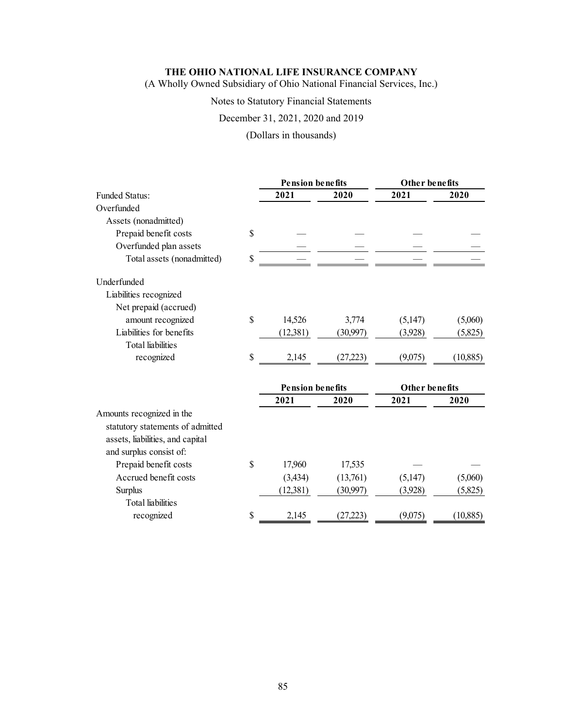**THE OHIO NATIONAL LIFE INSURANCE COMPANY**
(A Wholly Owned Subsidiary of Ohio National Financial Services, Inc.)

Notes to Statutory Financial Statements

December 31, 2021, 2020 and 2019

(Dollars in thousands)

| | | Pension benefits | | Other benefits | |
|---|---|---|---|---|---|
| Funded Status: | | 2021 | 2020 | 2021 | 2020 |
| Overfunded | | | | | |
| Assets (nonadmitted) | | | | | |
| Prepaid benefit costs | $ | — | — | — | — |
| Overfunded plan assets | | — | — | — | — |
| Total assets (nonadmitted) | $ | — | — | — | — |
| Underfunded | | | | | |
| Liabilities recognized | | | | | |
| Net prepaid (accrued) amount recognized | $ | 14,526 | 3,774 | (5,147) | (5,060) |
| Liabilities for benefits | | (12,381) | (30,997) | (3,928) | (5,825) |
| Total liabilities recognized | $ | 2,145 | (27,223) | (9,075) | (10,885) |

| | | Pension benefits | | Other benefits | |
|---|---|---|---|---|---|
| | | 2021 | 2020 | 2021 | 2020 |
| Amounts recognized in the statutory statements of admitted assets, liabilities, and capital and surplus consist of: | | | | | |
| Prepaid benefit costs | $ | 17,960 | 17,535 | — | — |
| Accrued benefit costs | | (3,434) | (13,761) | (5,147) | (5,060) |
| Surplus | | (12,381) | (30,997) | (3,928) | (5,825) |
| Total liabilities recognized | $ | 2,145 | (27,223) | (9,075) | (10,885) |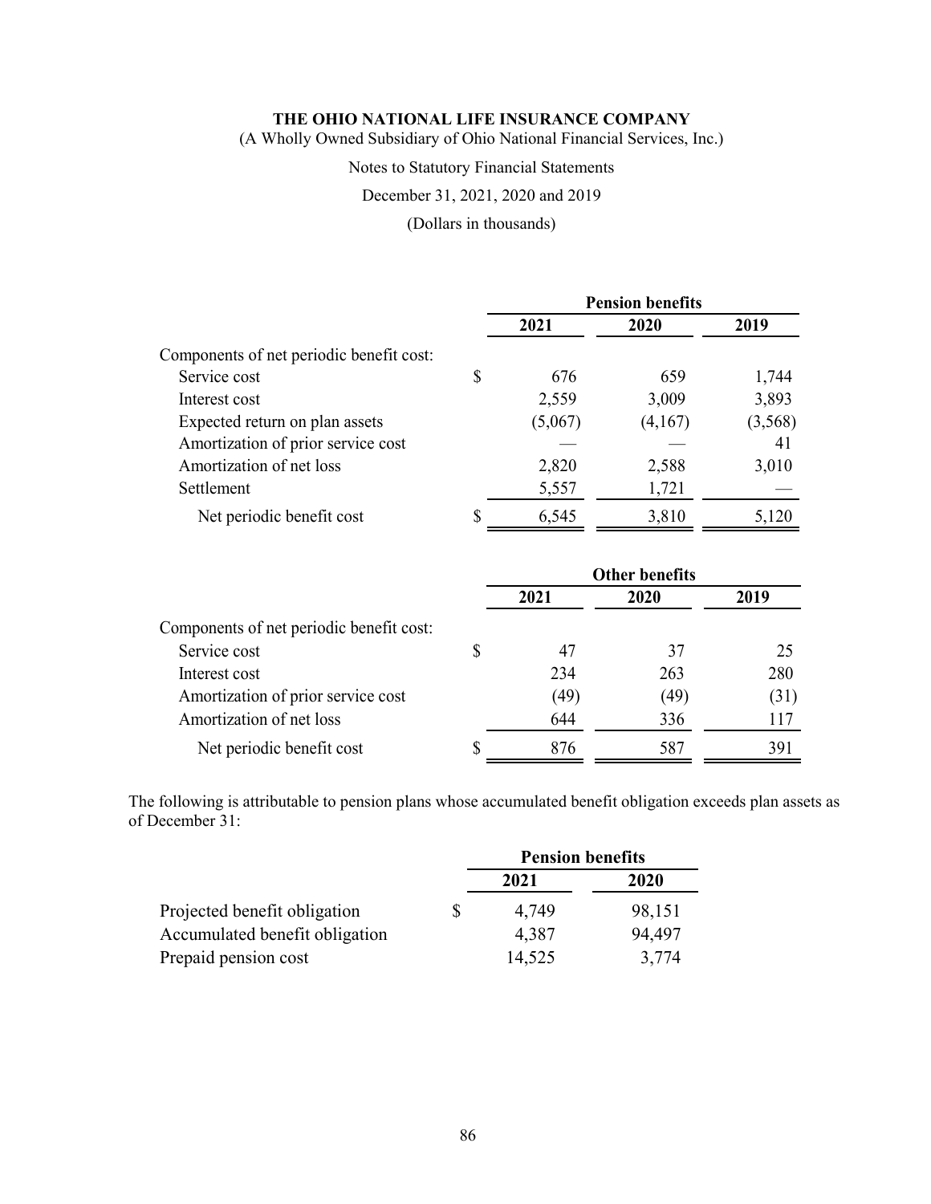**THE OHIO NATIONAL LIFE INSURANCE COMPANY**
(A Wholly Owned Subsidiary of Ohio National Financial Services, Inc.)

Notes to Statutory Financial Statements

December 31, 2021, 2020 and 2019

(Dollars in thousands)

| | Pension benefits | | |
|---|---|---|---|
| | 2021 | 2020 | 2019 |
| Components of net periodic benefit cost: | | | |
| Service cost | $ 676 | 659 | 1,744 |
| Interest cost | 2,559 | 3,009 | 3,893 |
| Expected return on plan assets | (5,067) | (4,167) | (3,568) |
| Amortization of prior service cost | — | — | 41 |
| Amortization of net loss | 2,820 | 2,588 | 3,010 |
| Settlement | 5,557 | 1,721 | — |
| Net periodic benefit cost | $ 6,545 | 3,810 | 5,120 |

| | Other benefits | | |
|---|---|---|---|
| | 2021 | 2020 | 2019 |
| Components of net periodic benefit cost: | | | |
| Service cost | $ 47 | 37 | 25 |
| Interest cost | 234 | 263 | 280 |
| Amortization of prior service cost | (49) | (49) | (31) |
| Amortization of net loss | 644 | 336 | 117 |
| Net periodic benefit cost | $ 876 | 587 | 391 |

The following is attributable to pension plans whose accumulated benefit obligation exceeds plan assets as of December 31:

| | Pension benefits | |
|---|---|---|
| | 2021 | 2020 |
| Projected benefit obligation | $ 4,749 | 98,151 |
| Accumulated benefit obligation | 4,387 | 94,497 |
| Prepaid pension cost | 14,525 | 3,774 |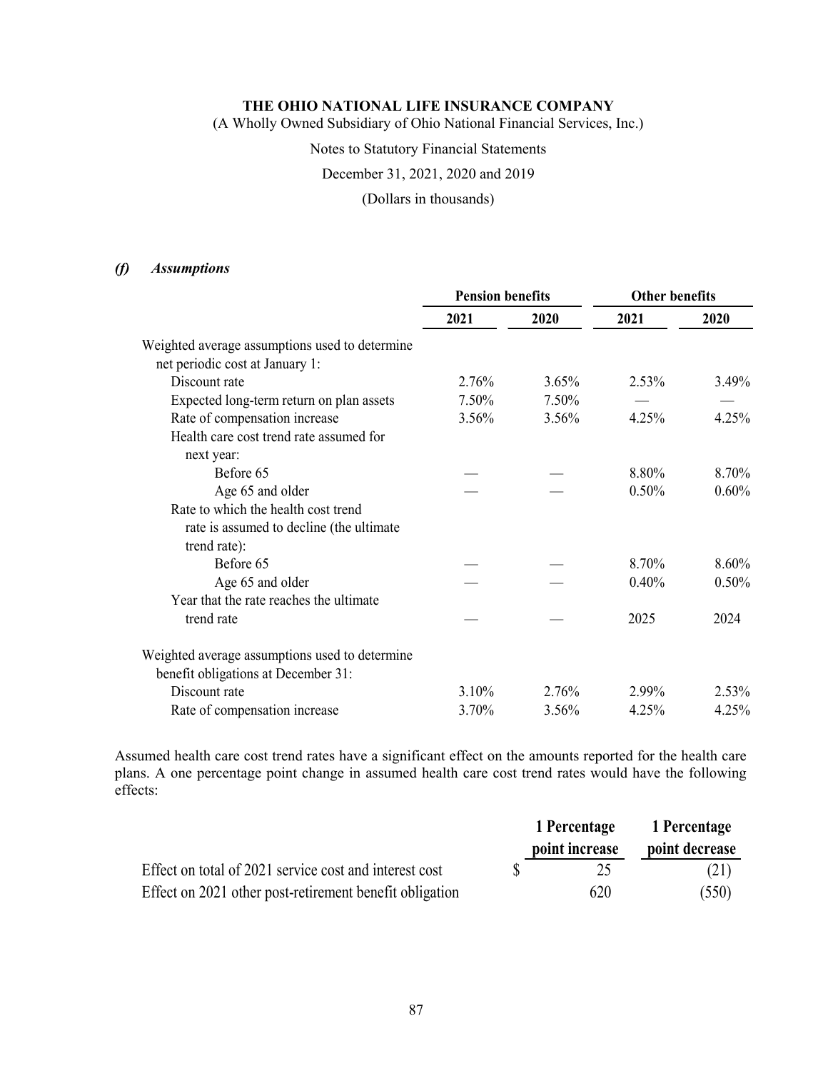#### *(f) Assumptions*

| | Pension benefits | | Other benefits | |
|---|---|---|---|---|
| | 2021 | 2020 | 2021 | 2020 |
| Weighted average assumptions used to determine net periodic cost at January 1: | | | | |
| Discount rate | 2.76% | 3.65% | 2.53% | 3.49% |
| Expected long-term return on plan assets | 7.50% | 7.50% | — | — |
| Rate of compensation increase | 3.56% | 3.56% | 4.25% | 4.25% |
| Health care cost trend rate assumed for next year: | | | | |
| Before 65 | — | — | 8.80% | 8.70% |
| Age 65 and older | — | — | 0.50% | 0.60% |
| Rate to which the health cost trend rate is assumed to decline (the ultimate trend rate): | | | | |
| Before 65 | — | — | 8.70% | 8.60% |
| Age 65 and older | — | — | 0.40% | 0.50% |
| Year that the rate reaches the ultimate trend rate | — | — | 2025 | 2024 |
| Weighted average assumptions used to determine benefit obligations at December 31: | | | | |
| Discount rate | 3.10% | 2.76% | 2.99% | 2.53% |
| Rate of compensation increase | 3.70% | 3.56% | 4.25% | 4.25% |

Assumed health care cost trend rates have a significant effect on the amounts reported for the health care plans. A one percentage point change in assumed health care cost trend rates would have the following effects:

| | 1 Percentage point increase | 1 Percentage point decrease |
|---|---|---|
| Effect on total of 2021 service cost and interest cost | $ 25 | (21) |
| Effect on 2021 other post-retirement benefit obligation | 620 | (550) |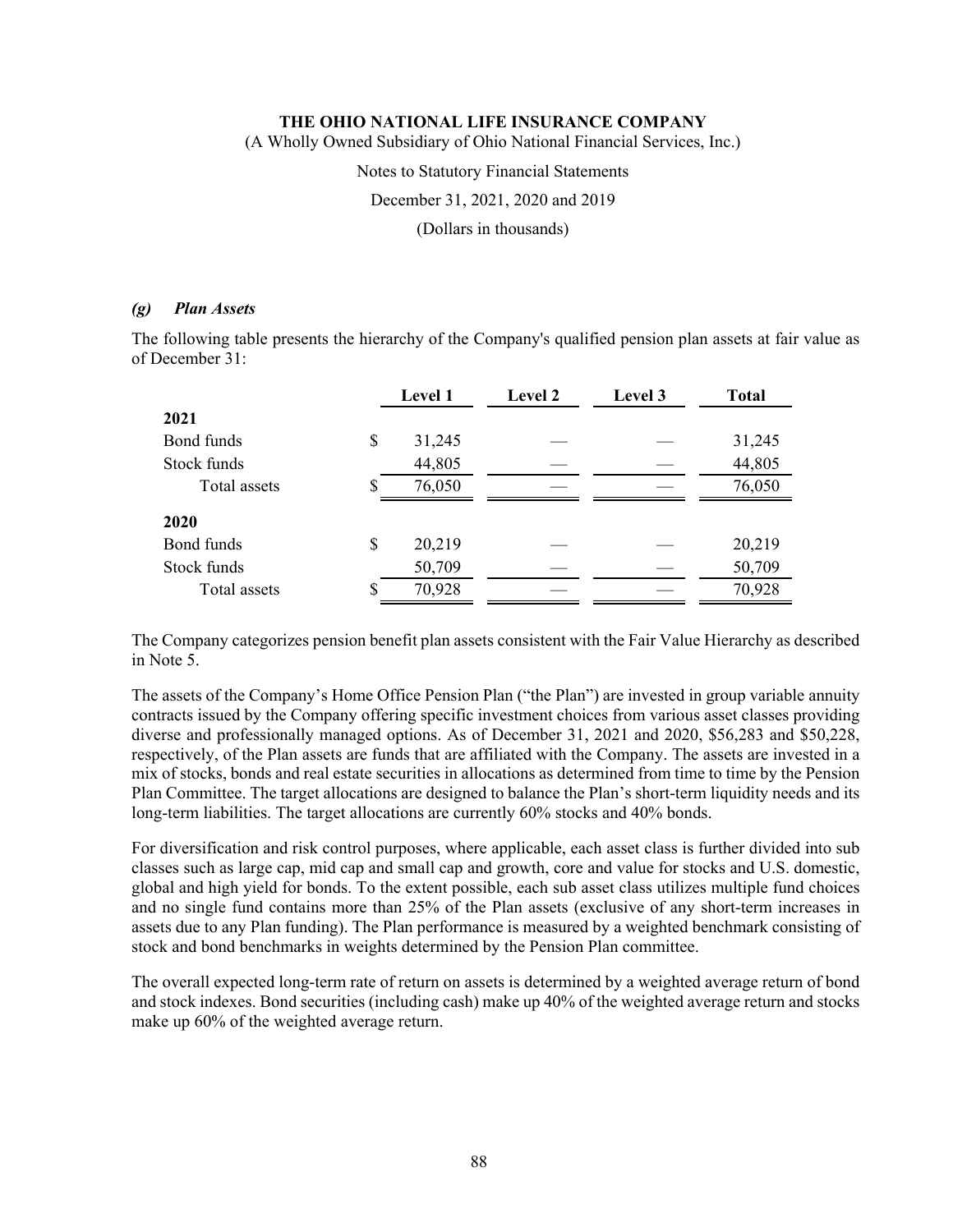### *(g) Plan Assets*

The following table presents the hierarchy of the Company's qualified pension plan assets at fair value as of December 31:

| | Level 1 | Level 2 | Level 3 | Total |
|---|---|---|---|---|
| **2021** | | | | |
| Bond funds | $ 31,245 | — | — | 31,245 |
| Stock funds | 44,805 | — | — | 44,805 |
| Total assets | $ 76,050 | — | — | 76,050 |
| **2020** | | | | |
| Bond funds | $ 20,219 | — | — | 20,219 |
| Stock funds | 50,709 | — | — | 50,709 |
| Total assets | $ 70,928 | — | — | 70,928 |

The Company categorizes pension benefit plan assets consistent with the Fair Value Hierarchy as described in Note 5.

The assets of the Company's Home Office Pension Plan ("the Plan") are invested in group variable annuity contracts issued by the Company offering specific investment choices from various asset classes providing diverse and professionally managed options. As of December 31, 2021 and 2020, $56,283 and $50,228, respectively, of the Plan assets are funds that are affiliated with the Company. The assets are invested in a mix of stocks, bonds and real estate securities in allocations as determined from time to time by the Pension Plan Committee. The target allocations are designed to balance the Plan's short-term liquidity needs and its long-term liabilities. The target allocations are currently 60% stocks and 40% bonds.

For diversification and risk control purposes, where applicable, each asset class is further divided into sub classes such as large cap, mid cap and small cap and growth, core and value for stocks and U.S. domestic, global and high yield for bonds. To the extent possible, each sub asset class utilizes multiple fund choices and no single fund contains more than 25% of the Plan assets (exclusive of any short-term increases in assets due to any Plan funding). The Plan performance is measured by a weighted benchmark consisting of stock and bond benchmarks in weights determined by the Pension Plan committee.

The overall expected long-term rate of return on assets is determined by a weighted average return of bond and stock indexes. Bond securities (including cash) make up 40% of the weighted average return and stocks make up 60% of the weighted average return.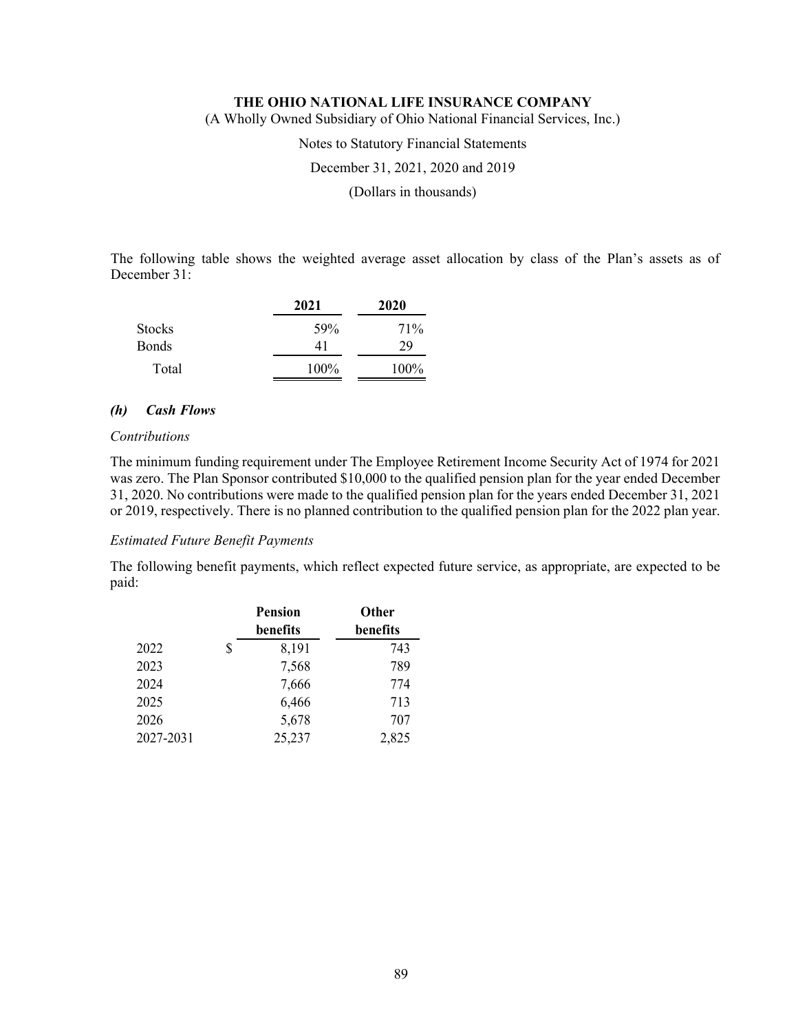The following table shows the weighted average asset allocation by class of the Plan's assets as of December 31:

| | 2021 | 2020 |
|---|---|---|
| Stocks | 59% | 71% |
| Bonds | 41 | 29 |
| Total | 100% | 100% |

### *(h) Cash Flows*

*Contributions*

The minimum funding requirement under The Employee Retirement Income Security Act of 1974 for 2021 was zero. The Plan Sponsor contributed $10,000 to the qualified pension plan for the year ended December 31, 2020. No contributions were made to the qualified pension plan for the years ended December 31, 2021 or 2019, respectively. There is no planned contribution to the qualified pension plan for the 2022 plan year.

*Estimated Future Benefit Payments*

The following benefit payments, which reflect expected future service, as appropriate, are expected to be paid:

| | Pension benefits | Other benefits |
|---|---|---|
| 2022 | $ 8,191 | 743 |
| 2023 | 7,568 | 789 |
| 2024 | 7,666 | 774 |
| 2025 | 6,466 | 713 |
| 2026 | 5,678 | 707 |
| 2027-2031 | 25,237 | 2,825 |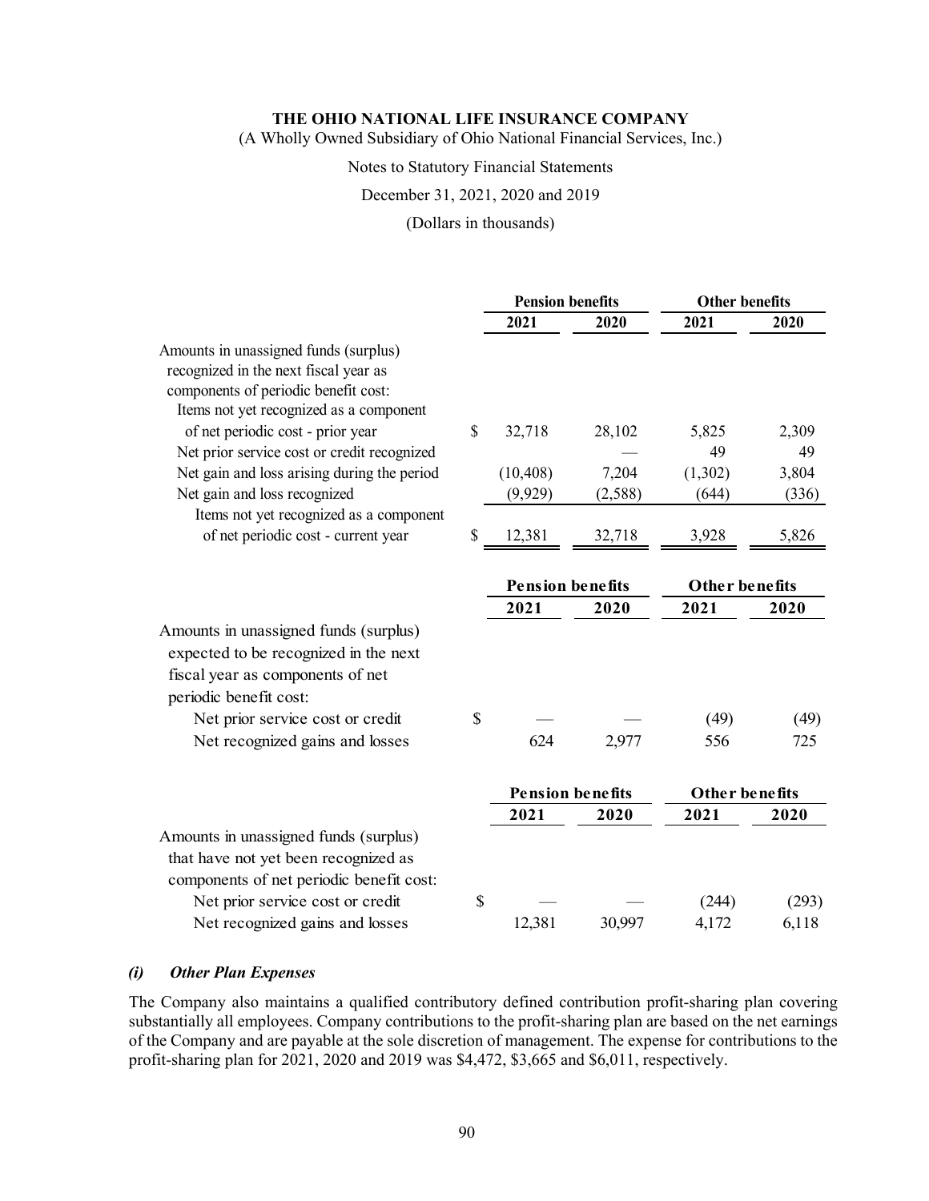**THE OHIO NATIONAL LIFE INSURANCE COMPANY**

(A Wholly Owned Subsidiary of Ohio National Financial Services, Inc.)

Notes to Statutory Financial Statements

December 31, 2021, 2020 and 2019

(Dollars in thousands)

| | Pension benefits | | Other benefits | |
|---|---|---|---|---|
| | **2021** | **2020** | **2021** | **2020** |
| Amounts in unassigned funds (surplus) recognized in the next fiscal year as components of periodic benefit cost: | | | | |
| Items not yet recognized as a component of net periodic cost - prior year | $ 32,718 | 28,102 | 5,825 | 2,309 |
| Net prior service cost or credit recognized | — | — | 49 | 49 |
| Net gain and loss arising during the period | (10,408) | 7,204 | (1,302) | 3,804 |
| Net gain and loss recognized | (9,929) | (2,588) | (644) | (336) |
| Items not yet recognized as a component of net periodic cost - current year | $ 12,381 | 32,718 | 3,928 | 5,826 |

| | Pension benefits | | Other benefits | |
|---|---|---|---|---|
| | **2021** | **2020** | **2021** | **2020** |
| Amounts in unassigned funds (surplus) expected to be recognized in the next fiscal year as components of net periodic benefit cost: | | | | |
| Net prior service cost or credit | $ — | — | (49) | (49) |
| Net recognized gains and losses | 624 | 2,977 | 556 | 725 |

| | Pension benefits | | Other benefits | |
|---|---|---|---|---|
| | **2021** | **2020** | **2021** | **2020** |
| Amounts in unassigned funds (surplus) that have not yet been recognized as components of net periodic benefit cost: | | | | |
| Net prior service cost or credit | $ — | — | (244) | (293) |
| Net recognized gains and losses | 12,381 | 30,997 | 4,172 | 6,118 |

***(i) Other Plan Expenses***

The Company also maintains a qualified contributory defined contribution profit-sharing plan covering substantially all employees. Company contributions to the profit-sharing plan are based on the net earnings of the Company and are payable at the sole discretion of management. The expense for contributions to the profit-sharing plan for 2021, 2020 and 2019 was $4,472, $3,665 and $6,011, respectively.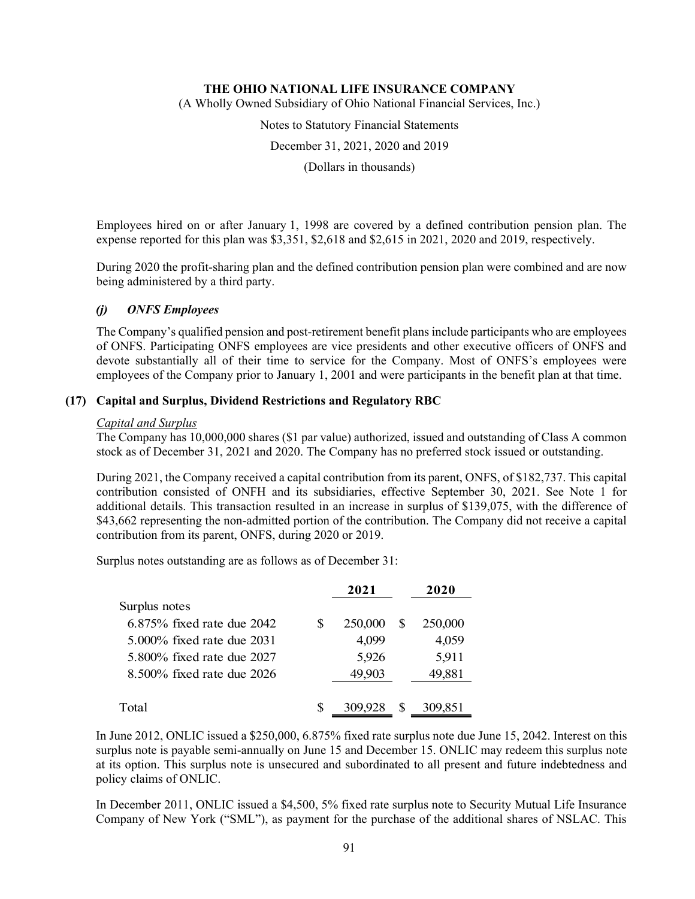Employees hired on or after January 1, 1998 are covered by a defined contribution pension plan. The expense reported for this plan was $3,351, $2,618 and $2,615 in 2021, 2020 and 2019, respectively.

During 2020 the profit-sharing plan and the defined contribution pension plan were combined and are now being administered by a third party.

### *(j) ONFS Employees*

The Company's qualified pension and post-retirement benefit plans include participants who are employees of ONFS. Participating ONFS employees are vice presidents and other executive officers of ONFS and devote substantially all of their time to service for the Company. Most of ONFS's employees were employees of the Company prior to January 1, 2001 and were participants in the benefit plan at that time.

## (17) Capital and Surplus, Dividend Restrictions and Regulatory RBC

*Capital and Surplus*

The Company has 10,000,000 shares ($1 par value) authorized, issued and outstanding of Class A common stock as of December 31, 2021 and 2020. The Company has no preferred stock issued or outstanding.

During 2021, the Company received a capital contribution from its parent, ONFS, of $182,737. This capital contribution consisted of ONFH and its subsidiaries, effective September 30, 2021. See Note 1 for additional details. This transaction resulted in an increase in surplus of $139,075, with the difference of $43,662 representing the non-admitted portion of the contribution. The Company did not receive a capital contribution from its parent, ONFS, during 2020 or 2019.

Surplus notes outstanding are as follows as of December 31:

| | 2021 | 2020 |
|---|---|---|
| Surplus notes | | |
| 6.875% fixed rate due 2042 | $ 250,000 | $ 250,000 |
| 5.000% fixed rate due 2031 | 4,099 | 4,059 |
| 5.800% fixed rate due 2027 | 5,926 | 5,911 |
| 8.500% fixed rate due 2026 | 49,903 | 49,881 |
| Total | $ 309,928 | $ 309,851 |

In June 2012, ONLIC issued a $250,000, 6.875% fixed rate surplus note due June 15, 2042. Interest on this surplus note is payable semi-annually on June 15 and December 15. ONLIC may redeem this surplus note at its option. This surplus note is unsecured and subordinated to all present and future indebtedness and policy claims of ONLIC.

In December 2011, ONLIC issued a $4,500, 5% fixed rate surplus note to Security Mutual Life Insurance Company of New York ("SML"), as payment for the purchase of the additional shares of NSLAC. This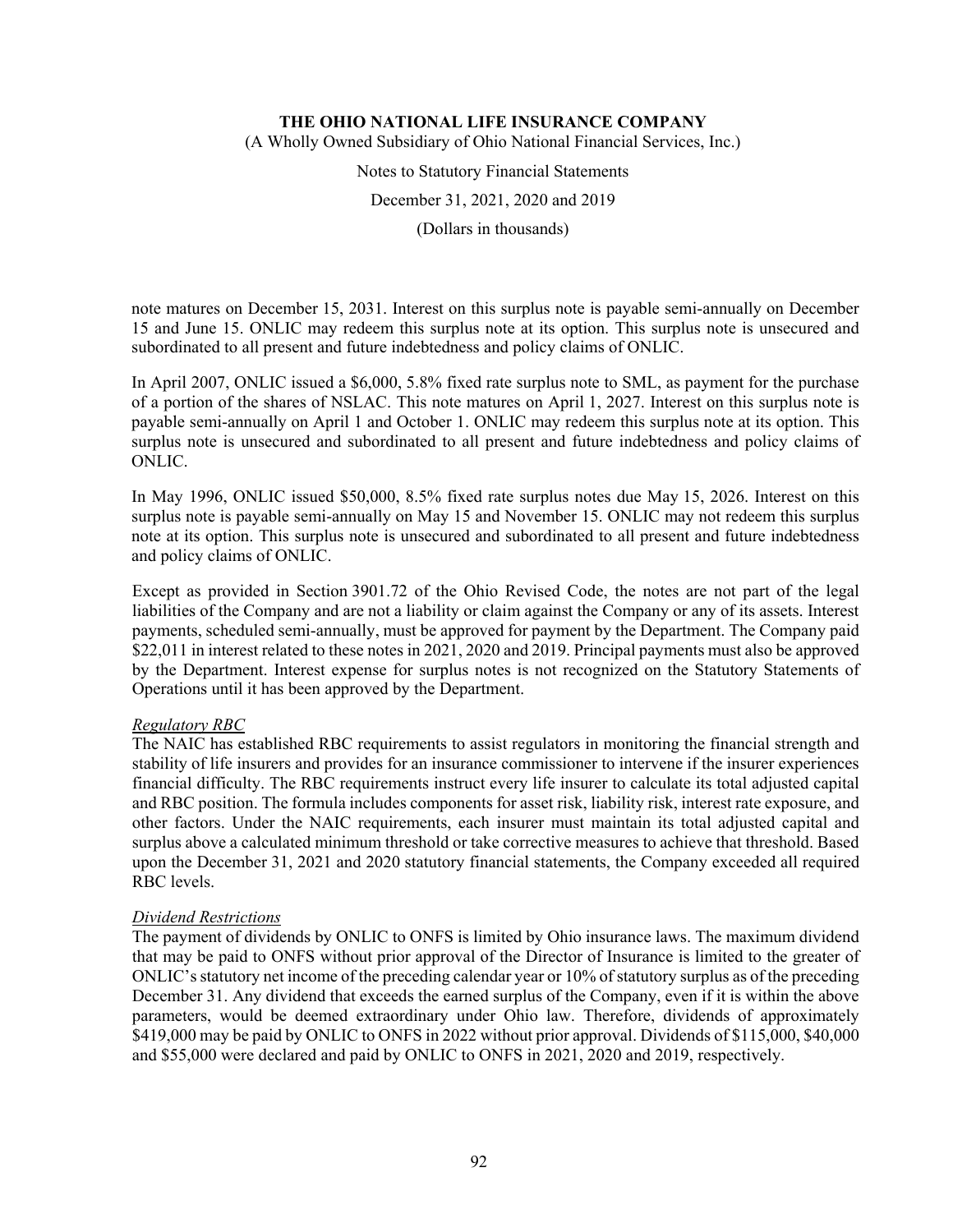note matures on December 15, 2031. Interest on this surplus note is payable semi-annually on December 15 and June 15. ONLIC may redeem this surplus note at its option. This surplus note is unsecured and subordinated to all present and future indebtedness and policy claims of ONLIC.

In April 2007, ONLIC issued a $6,000, 5.8% fixed rate surplus note to SML, as payment for the purchase of a portion of the shares of NSLAC. This note matures on April 1, 2027. Interest on this surplus note is payable semi-annually on April 1 and October 1. ONLIC may redeem this surplus note at its option. This surplus note is unsecured and subordinated to all present and future indebtedness and policy claims of ONLIC.

In May 1996, ONLIC issued $50,000, 8.5% fixed rate surplus notes due May 15, 2026. Interest on this surplus note is payable semi-annually on May 15 and November 15. ONLIC may not redeem this surplus note at its option. This surplus note is unsecured and subordinated to all present and future indebtedness and policy claims of ONLIC.

Except as provided in Section 3901.72 of the Ohio Revised Code, the notes are not part of the legal liabilities of the Company and are not a liability or claim against the Company or any of its assets. Interest payments, scheduled semi-annually, must be approved for payment by the Department. The Company paid $22,011 in interest related to these notes in 2021, 2020 and 2019. Principal payments must also be approved by the Department. Interest expense for surplus notes is not recognized on the Statutory Statements of Operations until it has been approved by the Department.

*Regulatory RBC*

The NAIC has established RBC requirements to assist regulators in monitoring the financial strength and stability of life insurers and provides for an insurance commissioner to intervene if the insurer experiences financial difficulty. The RBC requirements instruct every life insurer to calculate its total adjusted capital and RBC position. The formula includes components for asset risk, liability risk, interest rate exposure, and other factors. Under the NAIC requirements, each insurer must maintain its total adjusted capital and surplus above a calculated minimum threshold or take corrective measures to achieve that threshold. Based upon the December 31, 2021 and 2020 statutory financial statements, the Company exceeded all required RBC levels.

*Dividend Restrictions*

The payment of dividends by ONLIC to ONFS is limited by Ohio insurance laws. The maximum dividend that may be paid to ONFS without prior approval of the Director of Insurance is limited to the greater of ONLIC's statutory net income of the preceding calendar year or 10% of statutory surplus as of the preceding December 31. Any dividend that exceeds the earned surplus of the Company, even if it is within the above parameters, would be deemed extraordinary under Ohio law. Therefore, dividends of approximately $419,000 may be paid by ONLIC to ONFS in 2022 without prior approval. Dividends of $115,000, $40,000 and $55,000 were declared and paid by ONLIC to ONFS in 2021, 2020 and 2019, respectively.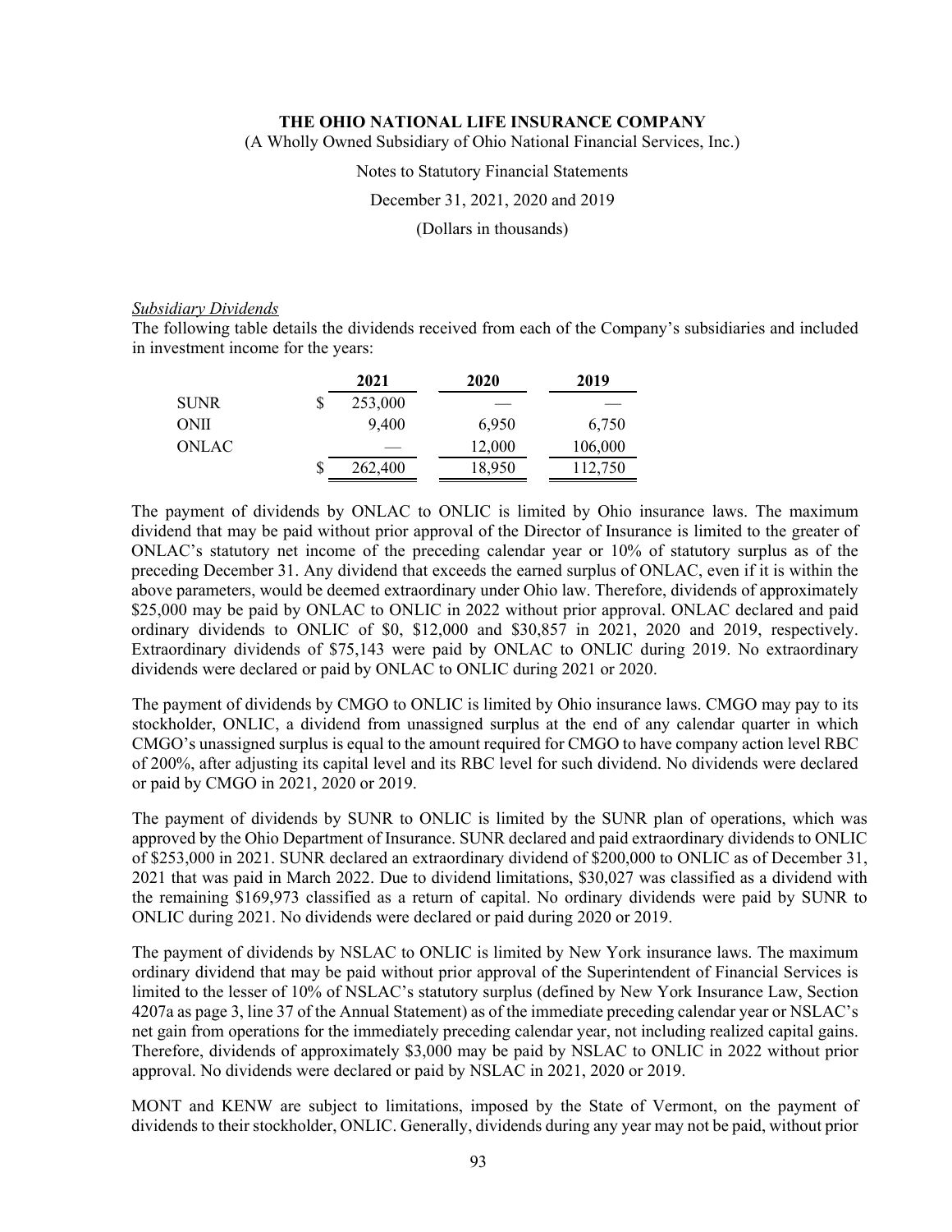*Subsidiary Dividends*

The following table details the dividends received from each of the Company's subsidiaries and included in investment income for the years:

| | 2021 | 2020 | 2019 |
|---|---|---|---|
| SUNR | $ 253,000 | — | — |
| ONII | 9,400 | 6,950 | 6,750 |
| ONLAC | — | 12,000 | 106,000 |
| | $ 262,400 | 18,950 | 112,750 |

The payment of dividends by ONLAC to ONLIC is limited by Ohio insurance laws. The maximum dividend that may be paid without prior approval of the Director of Insurance is limited to the greater of ONLAC's statutory net income of the preceding calendar year or 10% of statutory surplus as of the preceding December 31. Any dividend that exceeds the earned surplus of ONLAC, even if it is within the above parameters, would be deemed extraordinary under Ohio law. Therefore, dividends of approximately $25,000 may be paid by ONLAC to ONLIC in 2022 without prior approval. ONLAC declared and paid ordinary dividends to ONLIC of $0, $12,000 and $30,857 in 2021, 2020 and 2019, respectively. Extraordinary dividends of $75,143 were paid by ONLAC to ONLIC during 2019. No extraordinary dividends were declared or paid by ONLAC to ONLIC during 2021 or 2020.

The payment of dividends by CMGO to ONLIC is limited by Ohio insurance laws. CMGO may pay to its stockholder, ONLIC, a dividend from unassigned surplus at the end of any calendar quarter in which CMGO's unassigned surplus is equal to the amount required for CMGO to have company action level RBC of 200%, after adjusting its capital level and its RBC level for such dividend. No dividends were declared or paid by CMGO in 2021, 2020 or 2019.

The payment of dividends by SUNR to ONLIC is limited by the SUNR plan of operations, which was approved by the Ohio Department of Insurance. SUNR declared and paid extraordinary dividends to ONLIC of $253,000 in 2021. SUNR declared an extraordinary dividend of $200,000 to ONLIC as of December 31, 2021 that was paid in March 2022. Due to dividend limitations, $30,027 was classified as a dividend with the remaining $169,973 classified as a return of capital. No ordinary dividends were paid by SUNR to ONLIC during 2021. No dividends were declared or paid during 2020 or 2019.

The payment of dividends by NSLAC to ONLIC is limited by New York insurance laws. The maximum ordinary dividend that may be paid without prior approval of the Superintendent of Financial Services is limited to the lesser of 10% of NSLAC's statutory surplus (defined by New York Insurance Law, Section 4207a as page 3, line 37 of the Annual Statement) as of the immediate preceding calendar year or NSLAC's net gain from operations for the immediately preceding calendar year, not including realized capital gains. Therefore, dividends of approximately $3,000 may be paid by NSLAC to ONLIC in 2022 without prior approval. No dividends were declared or paid by NSLAC in 2021, 2020 or 2019.

MONT and KENW are subject to limitations, imposed by the State of Vermont, on the payment of dividends to their stockholder, ONLIC. Generally, dividends during any year may not be paid, without prior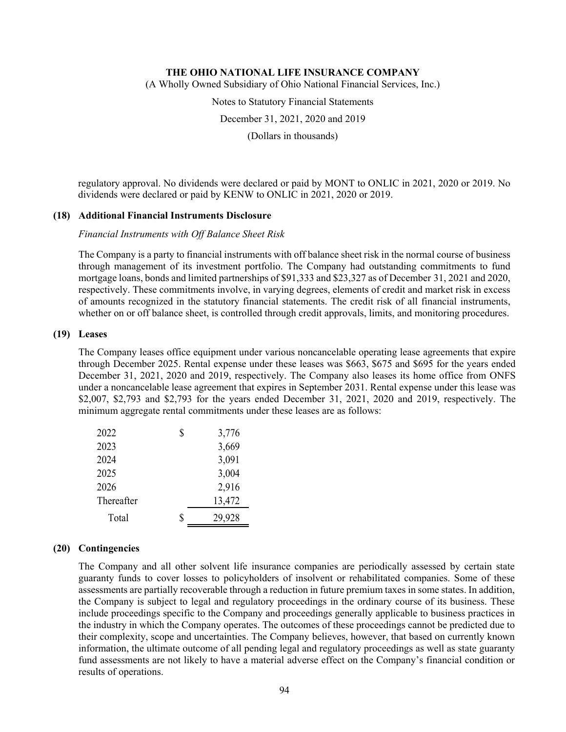regulatory approval. No dividends were declared or paid by MONT to ONLIC in 2021, 2020 or 2019. No dividends were declared or paid by KENW to ONLIC in 2021, 2020 or 2019.

## (18) Additional Financial Instruments Disclosure

*Financial Instruments with Off Balance Sheet Risk*

The Company is a party to financial instruments with off balance sheet risk in the normal course of business through management of its investment portfolio. The Company had outstanding commitments to fund mortgage loans, bonds and limited partnerships of $91,333 and $23,327 as of December 31, 2021 and 2020, respectively. These commitments involve, in varying degrees, elements of credit and market risk in excess of amounts recognized in the statutory financial statements. The credit risk of all financial instruments, whether on or off balance sheet, is controlled through credit approvals, limits, and monitoring procedures.

## (19) Leases

The Company leases office equipment under various noncancelable operating lease agreements that expire through December 2025. Rental expense under these leases was $663, $675 and $695 for the years ended December 31, 2021, 2020 and 2019, respectively. The Company also leases its home office from ONFS under a noncancelable lease agreement that expires in September 2031. Rental expense under this lease was $2,007, $2,793 and $2,793 for the years ended December 31, 2021, 2020 and 2019, respectively. The minimum aggregate rental commitments under these leases are as follows:

| | | |
|---|---|---|
| 2022 | $ | 3,776 |
| 2023 | | 3,669 |
| 2024 | | 3,091 |
| 2025 | | 3,004 |
| 2026 | | 2,916 |
| Thereafter | | 13,472 |
| Total | $ | 29,928 |

## (20) Contingencies

The Company and all other solvent life insurance companies are periodically assessed by certain state guaranty funds to cover losses to policyholders of insolvent or rehabilitated companies. Some of these assessments are partially recoverable through a reduction in future premium taxes in some states. In addition, the Company is subject to legal and regulatory proceedings in the ordinary course of its business. These include proceedings specific to the Company and proceedings generally applicable to business practices in the industry in which the Company operates. The outcomes of these proceedings cannot be predicted due to their complexity, scope and uncertainties. The Company believes, however, that based on currently known information, the ultimate outcome of all pending legal and regulatory proceedings as well as state guaranty fund assessments are not likely to have a material adverse effect on the Company's financial condition or results of operations.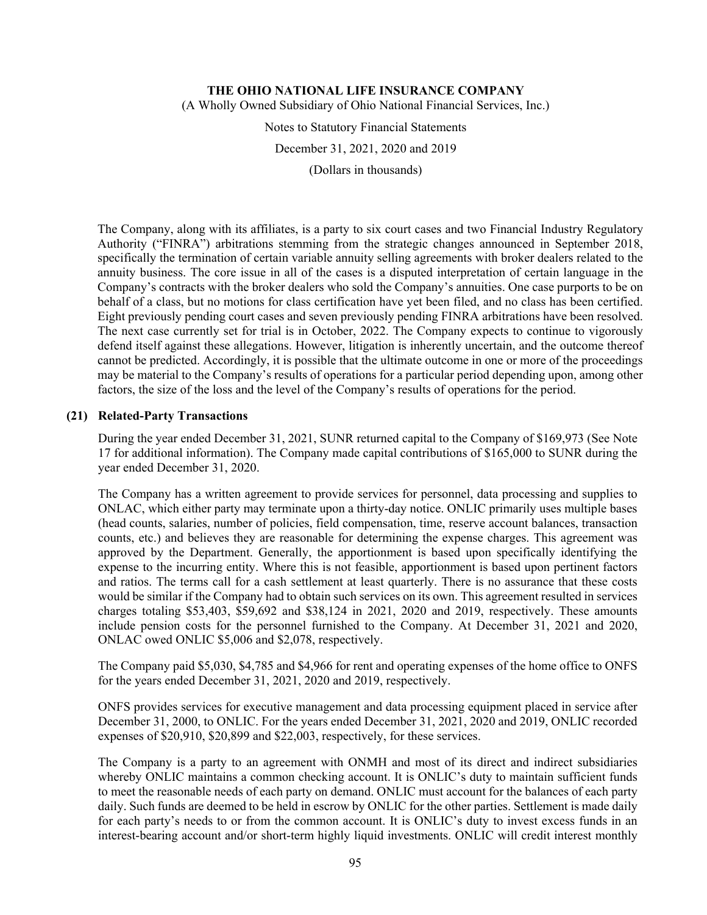The Company, along with its affiliates, is a party to six court cases and two Financial Industry Regulatory Authority ("FINRA") arbitrations stemming from the strategic changes announced in September 2018, specifically the termination of certain variable annuity selling agreements with broker dealers related to the annuity business. The core issue in all of the cases is a disputed interpretation of certain language in the Company's contracts with the broker dealers who sold the Company's annuities. One case purports to be on behalf of a class, but no motions for class certification have yet been filed, and no class has been certified. Eight previously pending court cases and seven previously pending FINRA arbitrations have been resolved. The next case currently set for trial is in October, 2022. The Company expects to continue to vigorously defend itself against these allegations. However, litigation is inherently uncertain, and the outcome thereof cannot be predicted. Accordingly, it is possible that the ultimate outcome in one or more of the proceedings may be material to the Company's results of operations for a particular period depending upon, among other factors, the size of the loss and the level of the Company's results of operations for the period.

## (21) Related-Party Transactions

During the year ended December 31, 2021, SUNR returned capital to the Company of $169,973 (See Note 17 for additional information). The Company made capital contributions of $165,000 to SUNR during the year ended December 31, 2020.

The Company has a written agreement to provide services for personnel, data processing and supplies to ONLAC, which either party may terminate upon a thirty-day notice. ONLIC primarily uses multiple bases (head counts, salaries, number of policies, field compensation, time, reserve account balances, transaction counts, etc.) and believes they are reasonable for determining the expense charges. This agreement was approved by the Department. Generally, the apportionment is based upon specifically identifying the expense to the incurring entity. Where this is not feasible, apportionment is based upon pertinent factors and ratios. The terms call for a cash settlement at least quarterly. There is no assurance that these costs would be similar if the Company had to obtain such services on its own. This agreement resulted in services charges totaling $53,403, $59,692 and $38,124 in 2021, 2020 and 2019, respectively. These amounts include pension costs for the personnel furnished to the Company. At December 31, 2021 and 2020, ONLAC owed ONLIC $5,006 and $2,078, respectively.

The Company paid $5,030, $4,785 and $4,966 for rent and operating expenses of the home office to ONFS for the years ended December 31, 2021, 2020 and 2019, respectively.

ONFS provides services for executive management and data processing equipment placed in service after December 31, 2000, to ONLIC. For the years ended December 31, 2021, 2020 and 2019, ONLIC recorded expenses of $20,910, $20,899 and $22,003, respectively, for these services.

The Company is a party to an agreement with ONMH and most of its direct and indirect subsidiaries whereby ONLIC maintains a common checking account. It is ONLIC's duty to maintain sufficient funds to meet the reasonable needs of each party on demand. ONLIC must account for the balances of each party daily. Such funds are deemed to be held in escrow by ONLIC for the other parties. Settlement is made daily for each party's needs to or from the common account. It is ONLIC's duty to invest excess funds in an interest-bearing account and/or short-term highly liquid investments. ONLIC will credit interest monthly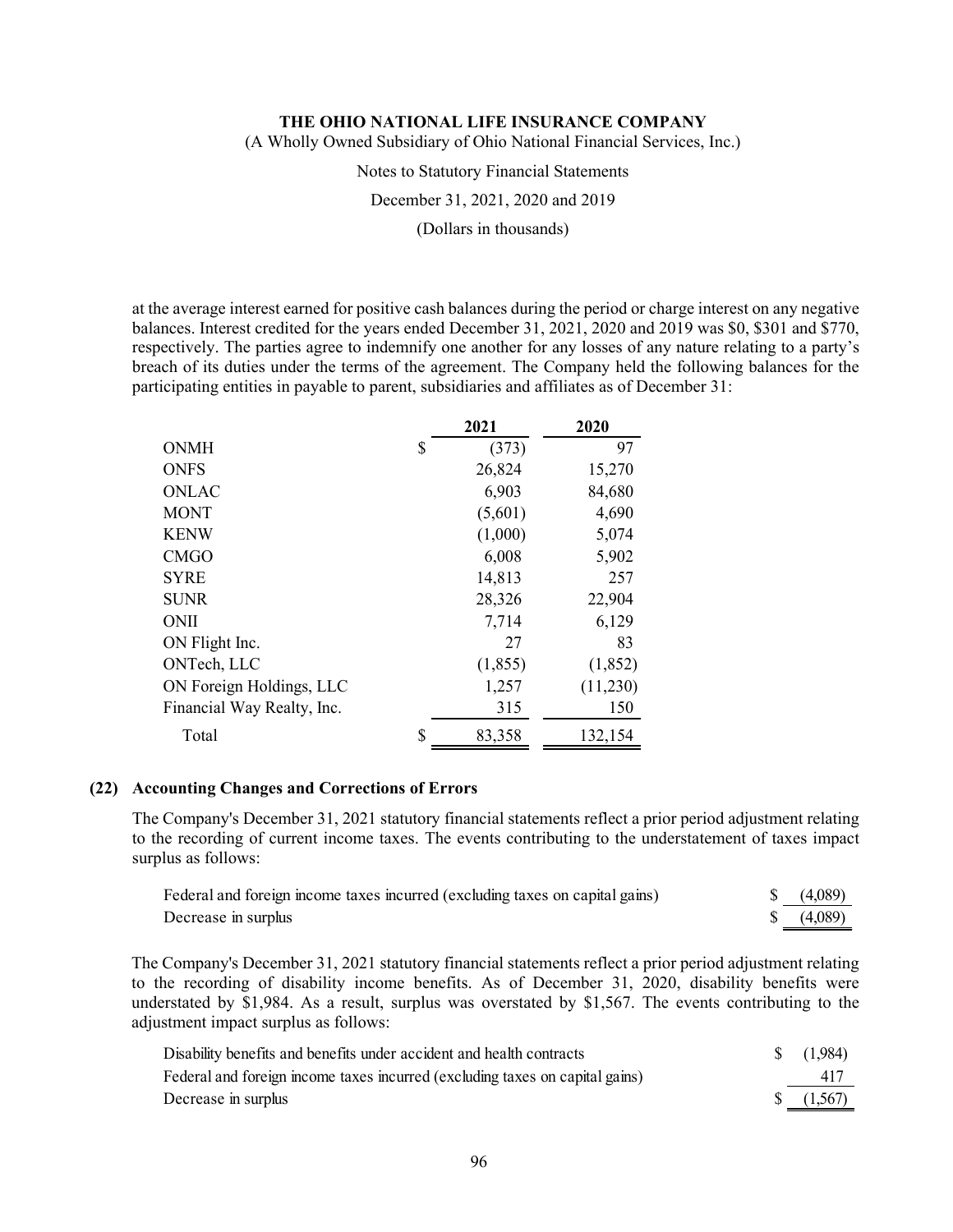at the average interest earned for positive cash balances during the period or charge interest on any negative balances. Interest credited for the years ended December 31, 2021, 2020 and 2019 was $0, $301 and $770, respectively. The parties agree to indemnify one another for any losses of any nature relating to a party's breach of its duties under the terms of the agreement. The Company held the following balances for the participating entities in payable to parent, subsidiaries and affiliates as of December 31:

| | 2021 | 2020 |
|---|---|---|
| ONMH | $ (373) | 97 |
| ONFS | 26,824 | 15,270 |
| ONLAC | 6,903 | 84,680 |
| MONT | (5,601) | 4,690 |
| KENW | (1,000) | 5,074 |
| CMGO | 6,008 | 5,902 |
| SYRE | 14,813 | 257 |
| SUNR | 28,326 | 22,904 |
| ONII | 7,714 | 6,129 |
| ON Flight Inc. | 27 | 83 |
| ONTech, LLC | (1,855) | (1,852) |
| ON Foreign Holdings, LLC | 1,257 | (11,230) |
| Financial Way Realty, Inc. | 315 | 150 |
| Total | $ 83,358 | 132,154 |

## (22) Accounting Changes and Corrections of Errors

The Company's December 31, 2021 statutory financial statements reflect a prior period adjustment relating to the recording of current income taxes. The events contributing to the understatement of taxes impact surplus as follows:

| | |
|---|---|
| Federal and foreign income taxes incurred (excluding taxes on capital gains) | $ (4,089) |
| Decrease in surplus | $ (4,089) |

The Company's December 31, 2021 statutory financial statements reflect a prior period adjustment relating to the recording of disability income benefits. As of December 31, 2020, disability benefits were understated by $1,984. As a result, surplus was overstated by $1,567. The events contributing to the adjustment impact surplus as follows:

| | |
|---|---|
| Disability benefits and benefits under accident and health contracts | $ (1,984) |
| Federal and foreign income taxes incurred (excluding taxes on capital gains) | 417 |
| Decrease in surplus | $ (1,567) |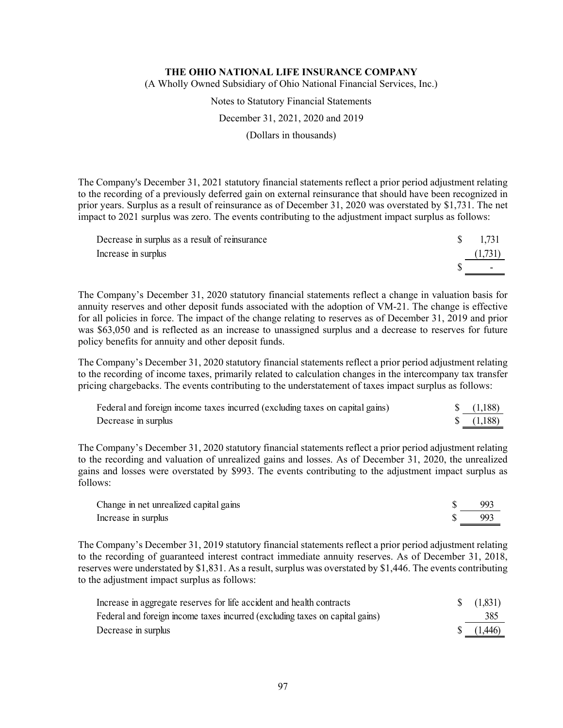**THE OHIO NATIONAL LIFE INSURANCE COMPANY**

(A Wholly Owned Subsidiary of Ohio National Financial Services, Inc.)

Notes to Statutory Financial Statements

December 31, 2021, 2020 and 2019

(Dollars in thousands)

The Company's December 31, 2021 statutory financial statements reflect a prior period adjustment relating to the recording of a previously deferred gain on external reinsurance that should have been recognized in prior years. Surplus as a result of reinsurance as of December 31, 2020 was overstated by $1,731. The net impact to 2021 surplus was zero. The events contributing to the adjustment impact surplus as follows:

| | |
|---|---|
| Decrease in surplus as a result of reinsurance | $ 1,731 |
| Increase in surplus | (1,731) |
| | $ - |

The Company's December 31, 2020 statutory financial statements reflect a change in valuation basis for annuity reserves and other deposit funds associated with the adoption of VM-21. The change is effective for all policies in force. The impact of the change relating to reserves as of December 31, 2019 and prior was $63,050 and is reflected as an increase to unassigned surplus and a decrease to reserves for future policy benefits for annuity and other deposit funds.

The Company's December 31, 2020 statutory financial statements reflect a prior period adjustment relating to the recording of income taxes, primarily related to calculation changes in the intercompany tax transfer pricing chargebacks. The events contributing to the understatement of taxes impact surplus as follows:

| | |
|---|---|
| Federal and foreign income taxes incurred (excluding taxes on capital gains) | $ (1,188) |
| Decrease in surplus | $ (1,188) |

The Company's December 31, 2020 statutory financial statements reflect a prior period adjustment relating to the recording and valuation of unrealized gains and losses. As of December 31, 2020, the unrealized gains and losses were overstated by $993. The events contributing to the adjustment impact surplus as follows:

| | |
|---|---|
| Change in net unrealized capital gains | $ 993 |
| Increase in surplus | $ 993 |

The Company's December 31, 2019 statutory financial statements reflect a prior period adjustment relating to the recording of guaranteed interest contract immediate annuity reserves. As of December 31, 2018, reserves were understated by $1,831. As a result, surplus was overstated by $1,446. The events contributing to the adjustment impact surplus as follows:

| | |
|---|---|
| Increase in aggregate reserves for life accident and health contracts | $ (1,831) |
| Federal and foreign income taxes incurred (excluding taxes on capital gains) | 385 |
| Decrease in surplus | $ (1,446) |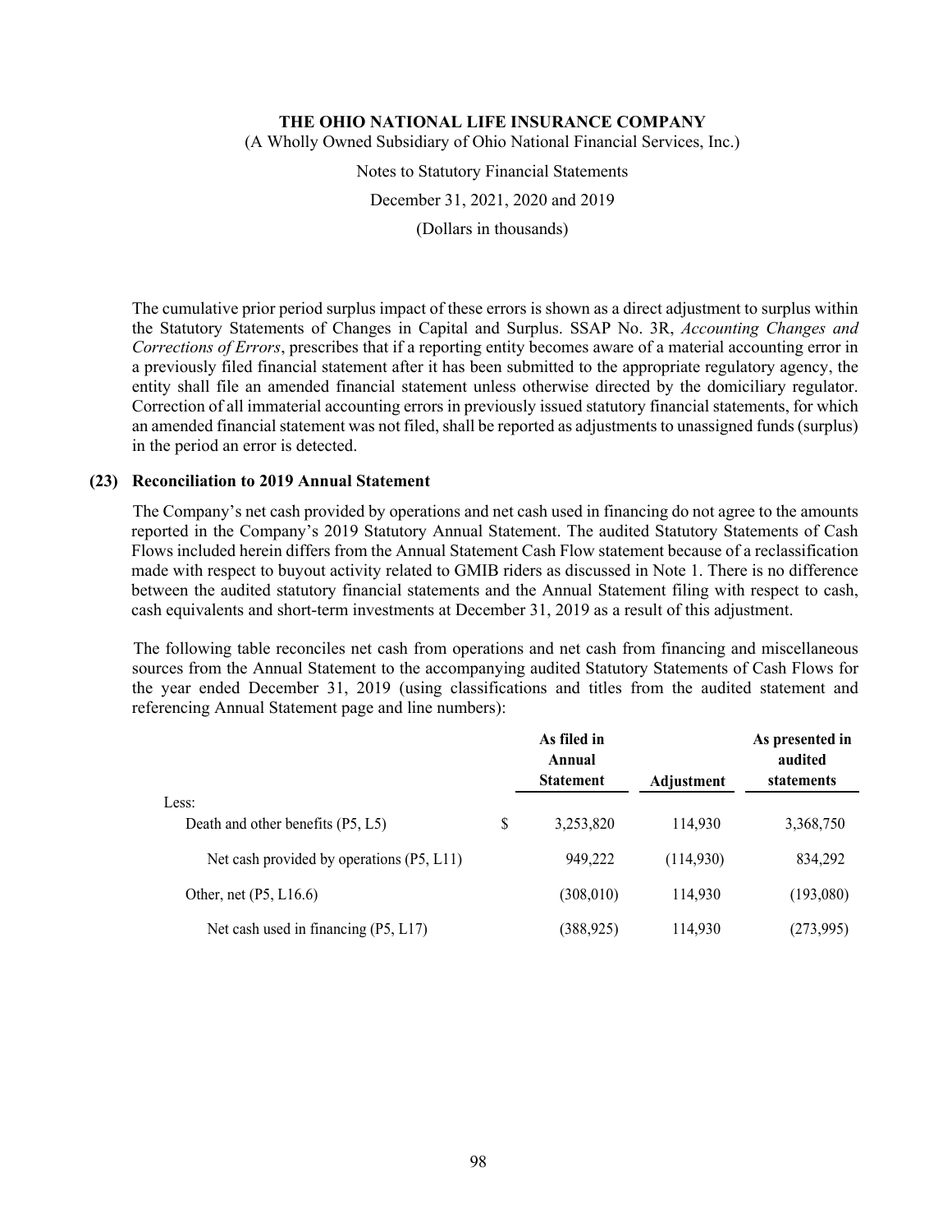The cumulative prior period surplus impact of these errors is shown as a direct adjustment to surplus within the Statutory Statements of Changes in Capital and Surplus. SSAP No. 3R, *Accounting Changes and Corrections of Errors*, prescribes that if a reporting entity becomes aware of a material accounting error in a previously filed financial statement after it has been submitted to the appropriate regulatory agency, the entity shall file an amended financial statement unless otherwise directed by the domiciliary regulator. Correction of all immaterial accounting errors in previously issued statutory financial statements, for which an amended financial statement was not filed, shall be reported as adjustments to unassigned funds (surplus) in the period an error is detected.

## (23) Reconciliation to 2019 Annual Statement

The Company's net cash provided by operations and net cash used in financing do not agree to the amounts reported in the Company's 2019 Statutory Annual Statement. The audited Statutory Statements of Cash Flows included herein differs from the Annual Statement Cash Flow statement because of a reclassification made with respect to buyout activity related to GMIB riders as discussed in Note 1. There is no difference between the audited statutory financial statements and the Annual Statement filing with respect to cash, cash equivalents and short-term investments at December 31, 2019 as a result of this adjustment.

The following table reconciles net cash from operations and net cash from financing and miscellaneous sources from the Annual Statement to the accompanying audited Statutory Statements of Cash Flows for the year ended December 31, 2019 (using classifications and titles from the audited statement and referencing Annual Statement page and line numbers):

| | As filed in Annual Statement | Adjustment | As presented in audited statements |
|---|---|---|---|
| Less: | | | |
| Death and other benefits (P5, L5) | $ 3,253,820 | 114,930 | 3,368,750 |
| Net cash provided by operations (P5, L11) | 949,222 | (114,930) | 834,292 |
| Other, net (P5, L16.6) | (308,010) | 114,930 | (193,080) |
| Net cash used in financing (P5, L17) | (388,925) | 114,930 | (273,995) |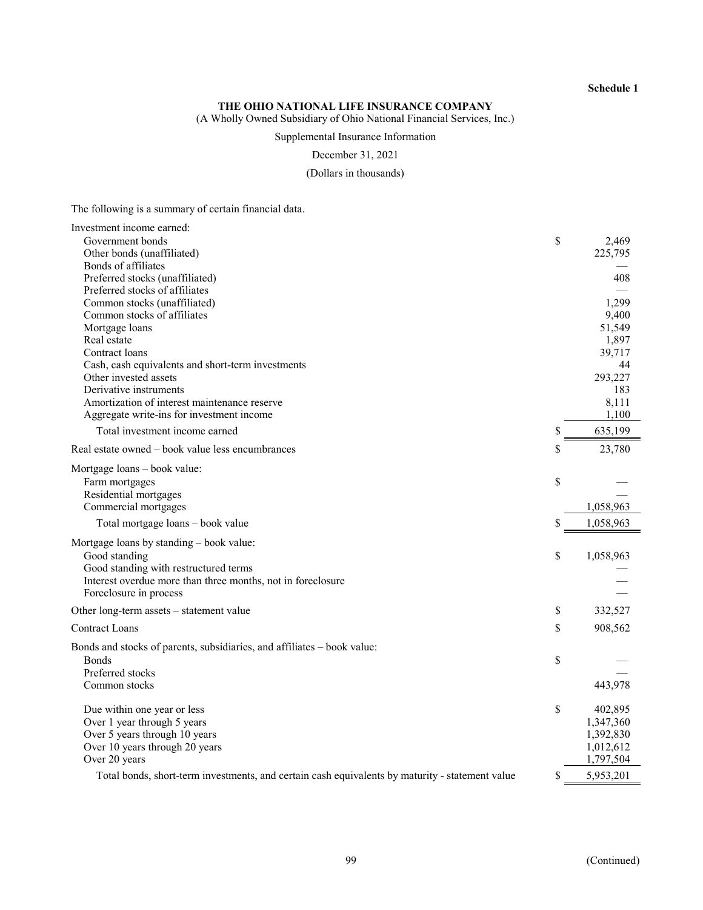**Schedule 1**

**THE OHIO NATIONAL LIFE INSURANCE COMPANY**

(A Wholly Owned Subsidiary of Ohio National Financial Services, Inc.)

Supplemental Insurance Information

December 31, 2021

(Dollars in thousands)

The following is a summary of certain financial data.

| | | |
|---|---|---|
| Investment income earned: | | |
| Government bonds | $ | 2,469 |
| Other bonds (unaffiliated) | | 225,795 |
| Bonds of affiliates | | — |
| Preferred stocks (unaffiliated) | | 408 |
| Preferred stocks of affiliates | | — |
| Common stocks (unaffiliated) | | 1,299 |
| Common stocks of affiliates | | 9,400 |
| Mortgage loans | | 51,549 |
| Real estate | | 1,897 |
| Contract loans | | 39,717 |
| Cash, cash equivalents and short-term investments | | 44 |
| Other invested assets | | 293,227 |
| Derivative instruments | | 183 |
| Amortization of interest maintenance reserve | | 8,111 |
| Aggregate write-ins for investment income | | 1,100 |
| Total investment income earned | $ | 635,199 |
| Real estate owned – book value less encumbrances | $ | 23,780 |
| Mortgage loans – book value: | | |
| Farm mortgages | $ | — |
| Residential mortgages | | — |
| Commercial mortgages | | 1,058,963 |
| Total mortgage loans – book value | $ | 1,058,963 |
| Mortgage loans by standing – book value: | | |
| Good standing | $ | 1,058,963 |
| Good standing with restructured terms | | — |
| Interest overdue more than three months, not in foreclosure | | — |
| Foreclosure in process | | — |
| Other long-term assets – statement value | $ | 332,527 |
| Contract Loans | $ | 908,562 |
| Bonds and stocks of parents, subsidiaries, and affiliates – book value: | | |
| Bonds | $ | — |
| Preferred stocks | | — |
| Common stocks | | 443,978 |
| Due within one year or less | $ | 402,895 |
| Over 1 year through 5 years | | 1,347,360 |
| Over 5 years through 10 years | | 1,392,830 |
| Over 10 years through 20 years | | 1,012,612 |
| Over 20 years | | 1,797,504 |
| Total bonds, short-term investments, and certain cash equivalents by maturity - statement value | $ | 5,953,201 |

(Continued)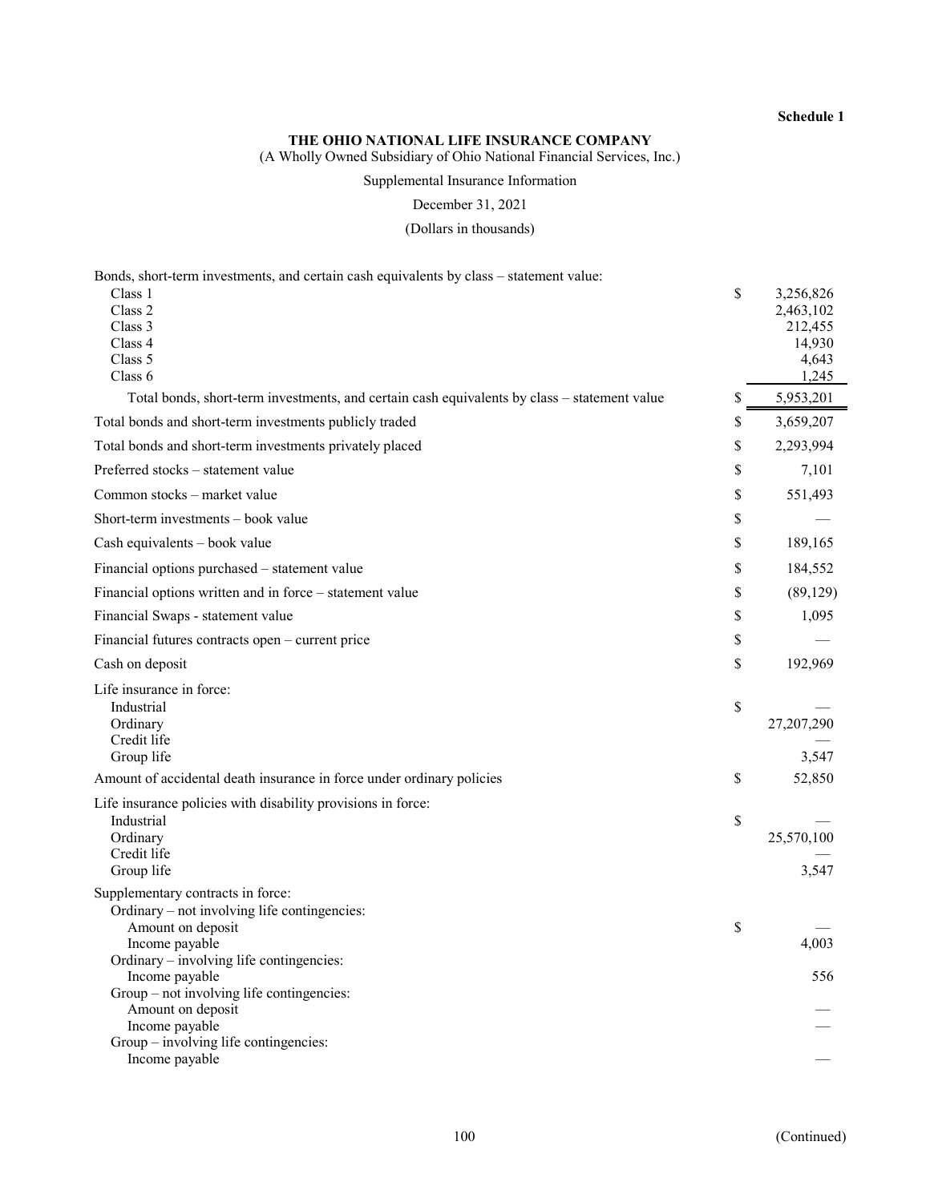**Schedule 1**

**THE OHIO NATIONAL LIFE INSURANCE COMPANY**

(A Wholly Owned Subsidiary of Ohio National Financial Services, Inc.)

Supplemental Insurance Information

December 31, 2021

(Dollars in thousands)

| | | |
|---|---|---|
| Bonds, short-term investments, and certain cash equivalents by class – statement value: | | |
| Class 1 | $ | 3,256,826 |
| Class 2 | | 2,463,102 |
| Class 3 | | 212,455 |
| Class 4 | | 14,930 |
| Class 5 | | 4,643 |
| Class 6 | | 1,245 |
| Total bonds, short-term investments, and certain cash equivalents by class – statement value | $ | 5,953,201 |
| Total bonds and short-term investments publicly traded | $ | 3,659,207 |
| Total bonds and short-term investments privately placed | $ | 2,293,994 |
| Preferred stocks – statement value | $ | 7,101 |
| Common stocks – market value | $ | 551,493 |
| Short-term investments – book value | $ | — |
| Cash equivalents – book value | $ | 189,165 |
| Financial options purchased – statement value | $ | 184,552 |
| Financial options written and in force – statement value | $ | (89,129) |
| Financial Swaps - statement value | $ | 1,095 |
| Financial futures contracts open – current price | $ | — |
| Cash on deposit | $ | 192,969 |
| Life insurance in force: | | |
| Industrial | $ | — |
| Ordinary | | 27,207,290 |
| Credit life | | — |
| Group life | | 3,547 |
| Amount of accidental death insurance in force under ordinary policies | $ | 52,850 |
| Life insurance policies with disability provisions in force: | | |
| Industrial | $ | — |
| Ordinary | | 25,570,100 |
| Credit life | | — |
| Group life | | 3,547 |
| Supplementary contracts in force: | | |
| Ordinary – not involving life contingencies: | | |
| Amount on deposit | $ | — |
| Income payable | | 4,003 |
| Ordinary – involving life contingencies: | | |
| Income payable | | 556 |
| Group – not involving life contingencies: | | |
| Amount on deposit | | — |
| Income payable | | — |
| Group – involving life contingencies: | | |
| Income payable | | — |

(Continued)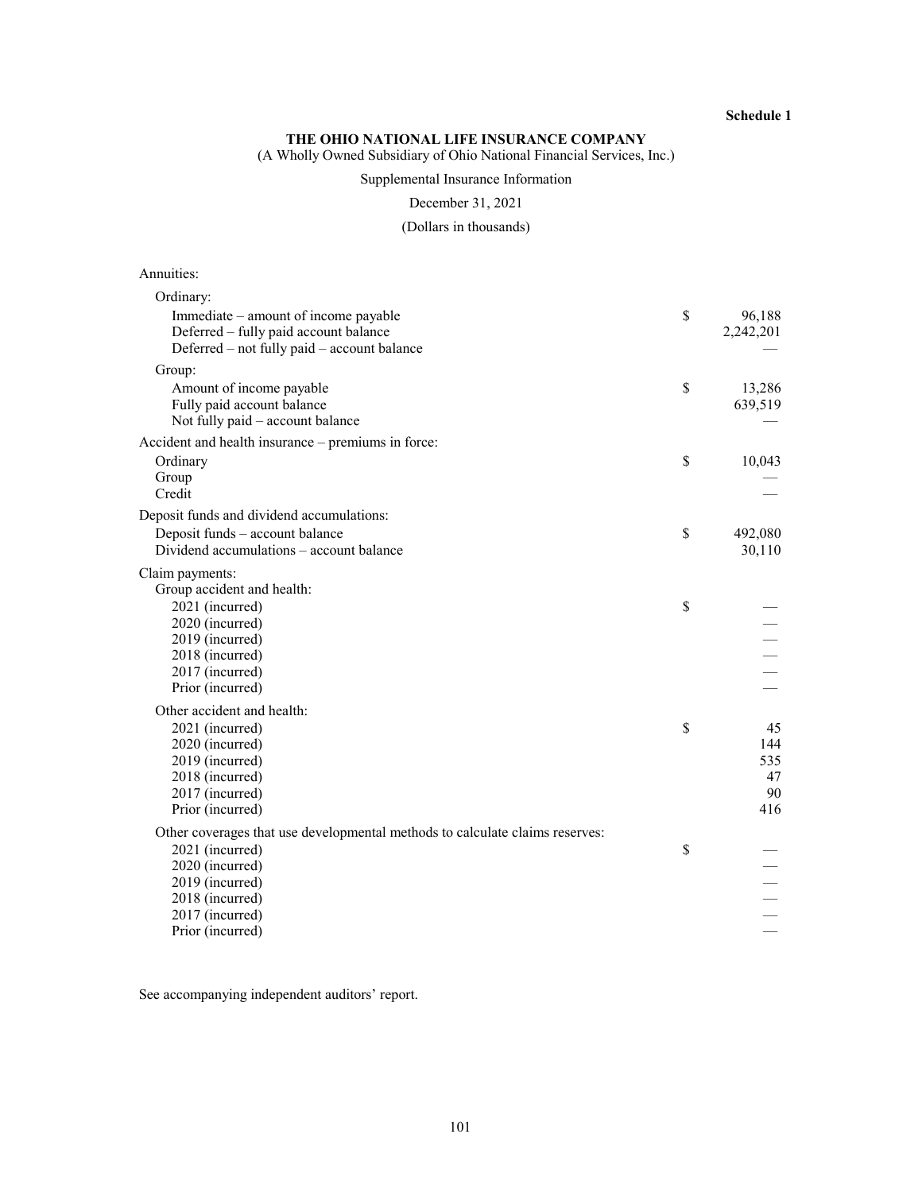**Schedule 1**

**THE OHIO NATIONAL LIFE INSURANCE COMPANY**

(A Wholly Owned Subsidiary of Ohio National Financial Services, Inc.)

Supplemental Insurance Information

December 31, 2021

(Dollars in thousands)

| | | |
|---|---|---|
| Annuities: | | |
| Ordinary: | | |
| Immediate – amount of income payable | $ | 96,188 |
| Deferred – fully paid account balance | | 2,242,201 |
| Deferred – not fully paid – account balance | | — |
| Group: | | |
| Amount of income payable | $ | 13,286 |
| Fully paid account balance | | 639,519 |
| Not fully paid – account balance | | — |
| Accident and health insurance – premiums in force: | | |
| Ordinary | $ | 10,043 |
| Group | | — |
| Credit | | — |
| Deposit funds and dividend accumulations: | | |
| Deposit funds – account balance | $ | 492,080 |
| Dividend accumulations – account balance | | 30,110 |
| Claim payments: | | |
| Group accident and health: | | |
| 2021 (incurred) | $ | — |
| 2020 (incurred) | | — |
| 2019 (incurred) | | — |
| 2018 (incurred) | | — |
| 2017 (incurred) | | — |
| Prior (incurred) | | — |
| Other accident and health: | | |
| 2021 (incurred) | $ | 45 |
| 2020 (incurred) | | 144 |
| 2019 (incurred) | | 535 |
| 2018 (incurred) | | 47 |
| 2017 (incurred) | | 90 |
| Prior (incurred) | | 416 |
| Other coverages that use developmental methods to calculate claims reserves: | | |
| 2021 (incurred) | $ | — |
| 2020 (incurred) | | — |
| 2019 (incurred) | | — |
| 2018 (incurred) | | — |
| 2017 (incurred) | | — |
| Prior (incurred) | | — |

See accompanying independent auditors' report.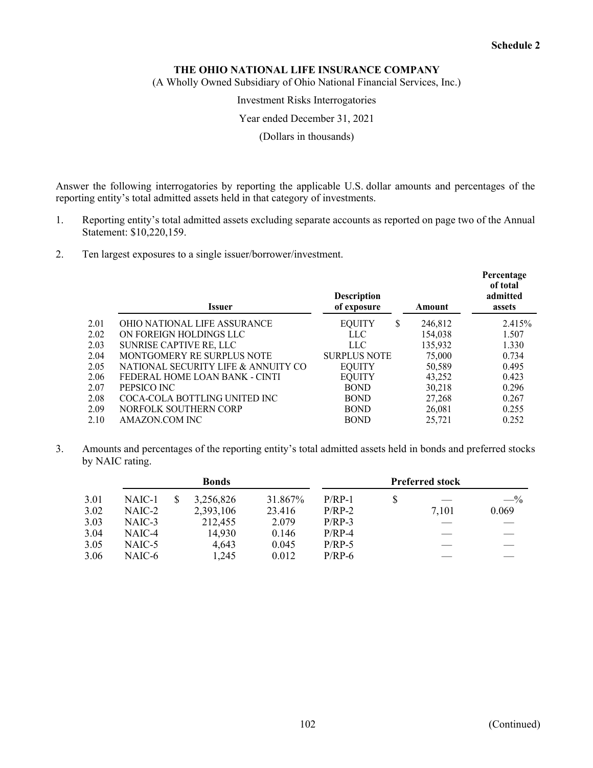**Schedule 2**

**THE OHIO NATIONAL LIFE INSURANCE COMPANY**

(A Wholly Owned Subsidiary of Ohio National Financial Services, Inc.)

Investment Risks Interrogatories

Year ended December 31, 2021

(Dollars in thousands)

Answer the following interrogatories by reporting the applicable U.S. dollar amounts and percentages of the reporting entity's total admitted assets held in that category of investments.

1. Reporting entity's total admitted assets excluding separate accounts as reported on page two of the Annual Statement: $10,220,159.

2. Ten largest exposures to a single issuer/borrower/investment.

| | Issuer | Description of exposure | Amount | Percentage of total admitted assets |
|---|---|---|---|---|
| 2.01 | OHIO NATIONAL LIFE ASSURANCE | EQUITY | $ 246,812 | 2.415% |
| 2.02 | ON FOREIGN HOLDINGS LLC | LLC | 154,038 | 1.507 |
| 2.03 | SUNRISE CAPTIVE RE, LLC | LLC | 135,932 | 1.330 |
| 2.04 | MONTGOMERY RE SURPLUS NOTE | SURPLUS NOTE | 75,000 | 0.734 |
| 2.05 | NATIONAL SECURITY LIFE & ANNUITY CO | EQUITY | 50,589 | 0.495 |
| 2.06 | FEDERAL HOME LOAN BANK - CINTI | EQUITY | 43,252 | 0.423 |
| 2.07 | PEPSICO INC | BOND | 30,218 | 0.296 |
| 2.08 | COCA-COLA BOTTLING UNITED INC | BOND | 27,268 | 0.267 |
| 2.09 | NORFOLK SOUTHERN CORP | BOND | 26,081 | 0.255 |
| 2.10 | AMAZON.COM INC | BOND | 25,721 | 0.252 |

3. Amounts and percentages of the reporting entity's total admitted assets held in bonds and preferred stocks by NAIC rating.

| | Bonds | | | Preferred stock | | |
|---|---|---|---|---|---|---|
| 3.01 | NAIC-1 | $ 3,256,826 | 31.867% | P/RP-1 | $ — | —% |
| 3.02 | NAIC-2 | 2,393,106 | 23.416 | P/RP-2 | 7,101 | 0.069 |
| 3.03 | NAIC-3 | 212,455 | 2.079 | P/RP-3 | — | — |
| 3.04 | NAIC-4 | 14,930 | 0.146 | P/RP-4 | — | — |
| 3.05 | NAIC-5 | 4,643 | 0.045 | P/RP-5 | — | — |
| 3.06 | NAIC-6 | 1,245 | 0.012 | P/RP-6 | — | — |

(Continued)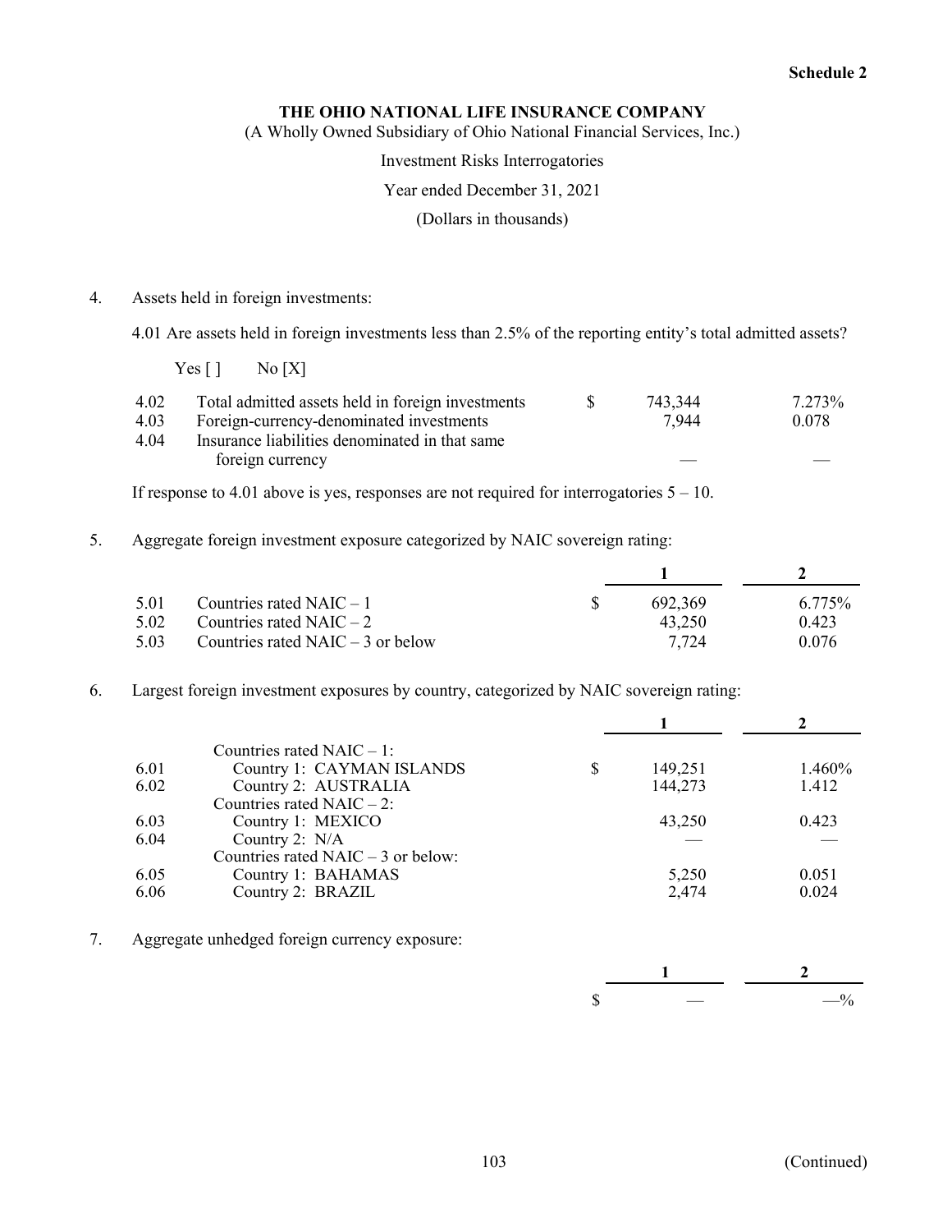**Schedule 2**

**THE OHIO NATIONAL LIFE INSURANCE COMPANY**

(A Wholly Owned Subsidiary of Ohio National Financial Services, Inc.)

Investment Risks Interrogatories

Year ended December 31, 2021

(Dollars in thousands)

4. Assets held in foreign investments:

4.01 Are assets held in foreign investments less than 2.5% of the reporting entity's total admitted assets?

Yes [ ]   No [X]

| | | | |
|---|---|---|---|
| 4.02 | Total admitted assets held in foreign investments | $ 743,344 | 7.273% |
| 4.03 | Foreign-currency-denominated investments | 7,944 | 0.078 |
| 4.04 | Insurance liabilities denominated in that same foreign currency | — | — |

If response to 4.01 above is yes, responses are not required for interrogatories 5 – 10.

5. Aggregate foreign investment exposure categorized by NAIC sovereign rating:

| | | 1 | 2 |
|---|---|---|---|
| 5.01 | Countries rated NAIC – 1 | $ 692,369 | 6.775% |
| 5.02 | Countries rated NAIC – 2 | 43,250 | 0.423 |
| 5.03 | Countries rated NAIC – 3 or below | 7,724 | 0.076 |

6. Largest foreign investment exposures by country, categorized by NAIC sovereign rating:

| | | 1 | 2 |
|---|---|---|---|
| | Countries rated NAIC – 1: | | |
| 6.01 | Country 1: CAYMAN ISLANDS | $ 149,251 | 1.460% |
| 6.02 | Country 2: AUSTRALIA | 144,273 | 1.412 |
| | Countries rated NAIC – 2: | | |
| 6.03 | Country 1: MEXICO | 43,250 | 0.423 |
| 6.04 | Country 2: N/A | — | — |
| | Countries rated NAIC – 3 or below: | | |
| 6.05 | Country 1: BAHAMAS | 5,250 | 0.051 |
| 6.06 | Country 2: BRAZIL | 2,474 | 0.024 |

7. Aggregate unhedged foreign currency exposure:

| 1 | 2 |
|---|---|
| $ — | —% |

(Continued)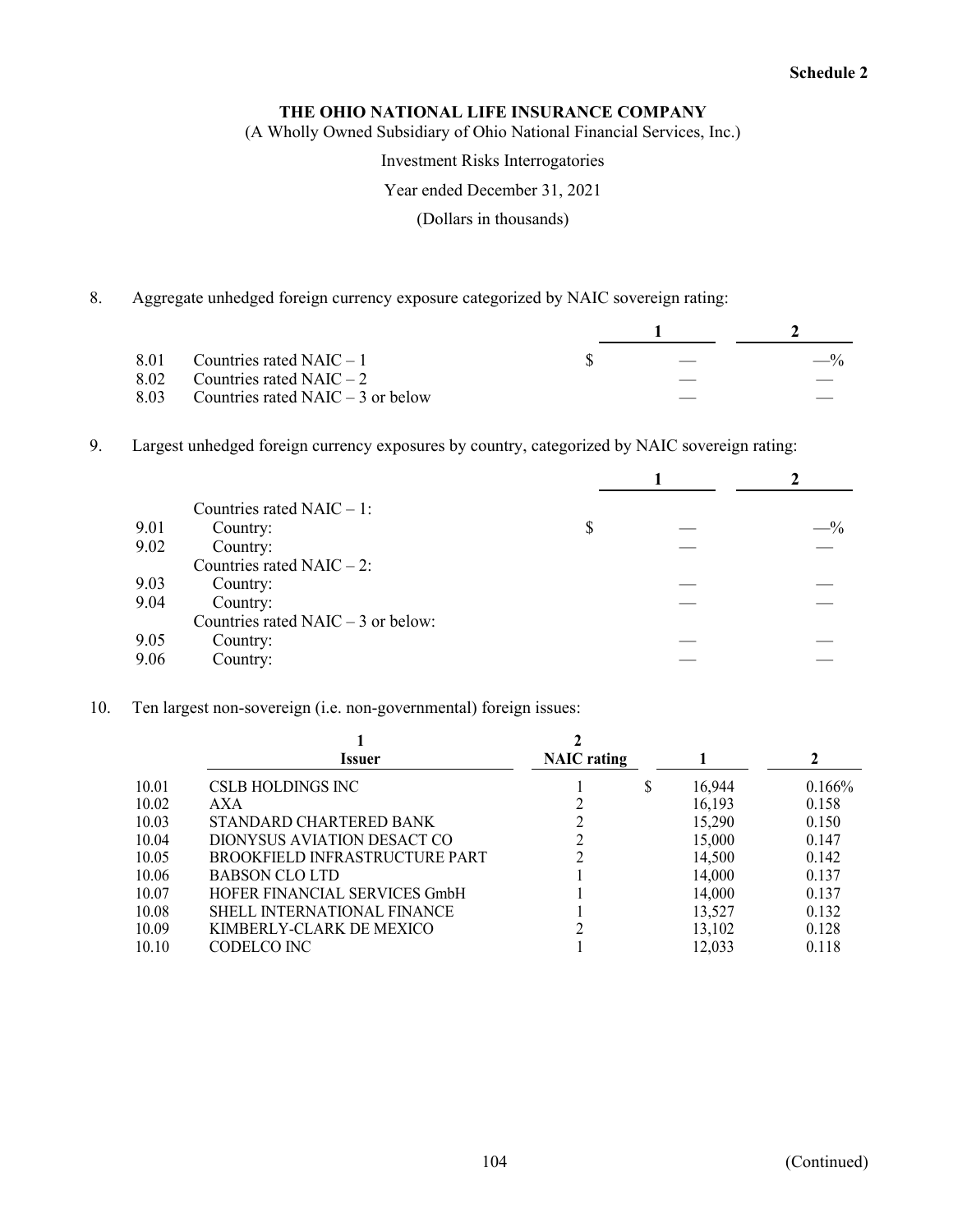**Schedule 2**

**THE OHIO NATIONAL LIFE INSURANCE COMPANY**

(A Wholly Owned Subsidiary of Ohio National Financial Services, Inc.)

Investment Risks Interrogatories

Year ended December 31, 2021

(Dollars in thousands)

8. Aggregate unhedged foreign currency exposure categorized by NAIC sovereign rating:

| | | 1 | 2 |
|---|---|---|---|
| 8.01 | Countries rated NAIC – 1 | $ — | —% |
| 8.02 | Countries rated NAIC – 2 | — | — |
| 8.03 | Countries rated NAIC – 3 or below | — | — |

9. Largest unhedged foreign currency exposures by country, categorized by NAIC sovereign rating:

| | | 1 | 2 |
|---|---|---|---|
| | Countries rated NAIC – 1: | | |
| 9.01 | Country: | $ — | —% |
| 9.02 | Country: | — | — |
| | Countries rated NAIC – 2: | | |
| 9.03 | Country: | — | — |
| 9.04 | Country: | — | — |
| | Countries rated NAIC – 3 or below: | | |
| 9.05 | Country: | — | — |
| 9.06 | Country: | — | — |

10. Ten largest non-sovereign (i.e. non-governmental) foreign issues:

| | 1<br>Issuer | 2<br>NAIC rating | 1 | 2 |
|---|---|---|---|---|
| 10.01 | CSLB HOLDINGS INC | 1 | $ 16,944 | 0.166% |
| 10.02 | AXA | 2 | 16,193 | 0.158 |
| 10.03 | STANDARD CHARTERED BANK | 2 | 15,290 | 0.150 |
| 10.04 | DIONYSUS AVIATION DESACT CO | 2 | 15,000 | 0.147 |
| 10.05 | BROOKFIELD INFRASTRUCTURE PART | 2 | 14,500 | 0.142 |
| 10.06 | BABSON CLO LTD | 1 | 14,000 | 0.137 |
| 10.07 | HOFER FINANCIAL SERVICES GmbH | 1 | 14,000 | 0.137 |
| 10.08 | SHELL INTERNATIONAL FINANCE | 1 | 13,527 | 0.132 |
| 10.09 | KIMBERLY-CLARK DE MEXICO | 2 | 13,102 | 0.128 |
| 10.10 | CODELCO INC | 1 | 12,033 | 0.118 |

(Continued)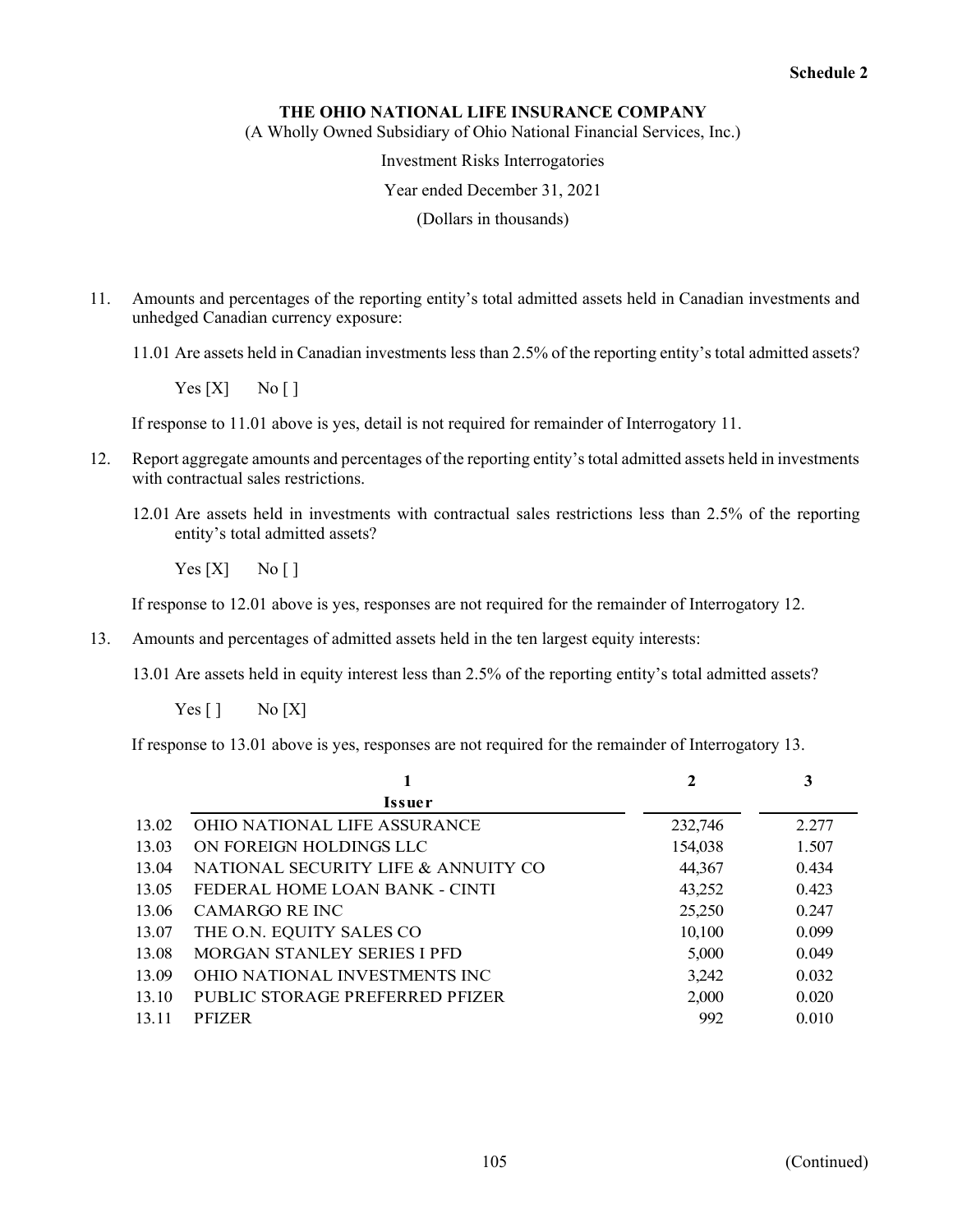**Schedule 2**

**THE OHIO NATIONAL LIFE INSURANCE COMPANY**

(A Wholly Owned Subsidiary of Ohio National Financial Services, Inc.)

Investment Risks Interrogatories

Year ended December 31, 2021

(Dollars in thousands)

11. Amounts and percentages of the reporting entity's total admitted assets held in Canadian investments and unhedged Canadian currency exposure:

    11.01 Are assets held in Canadian investments less than 2.5% of the reporting entity's total admitted assets?

    Yes [X]   No [ ]

    If response to 11.01 above is yes, detail is not required for remainder of Interrogatory 11.

12. Report aggregate amounts and percentages of the reporting entity's total admitted assets held in investments with contractual sales restrictions.

    12.01 Are assets held in investments with contractual sales restrictions less than 2.5% of the reporting entity's total admitted assets?

    Yes [X]   No [ ]

    If response to 12.01 above is yes, responses are not required for the remainder of Interrogatory 12.

13. Amounts and percentages of admitted assets held in the ten largest equity interests:

    13.01 Are assets held in equity interest less than 2.5% of the reporting entity's total admitted assets?

    Yes [ ]   No [X]

    If response to 13.01 above is yes, responses are not required for the remainder of Interrogatory 13.

| | 1 | 2 | 3 |
|---|---|---|---|
| | **Issuer** | | |
| 13.02 | OHIO NATIONAL LIFE ASSURANCE | 232,746 | 2.277 |
| 13.03 | ON FOREIGN HOLDINGS LLC | 154,038 | 1.507 |
| 13.04 | NATIONAL SECURITY LIFE & ANNUITY CO | 44,367 | 0.434 |
| 13.05 | FEDERAL HOME LOAN BANK - CINTI | 43,252 | 0.423 |
| 13.06 | CAMARGO RE INC | 25,250 | 0.247 |
| 13.07 | THE O.N. EQUITY SALES CO | 10,100 | 0.099 |
| 13.08 | MORGAN STANLEY SERIES I PFD | 5,000 | 0.049 |
| 13.09 | OHIO NATIONAL INVESTMENTS INC | 3,242 | 0.032 |
| 13.10 | PUBLIC STORAGE PREFERRED PFIZER | 2,000 | 0.020 |
| 13.11 | PFIZER | 992 | 0.010 |

(Continued)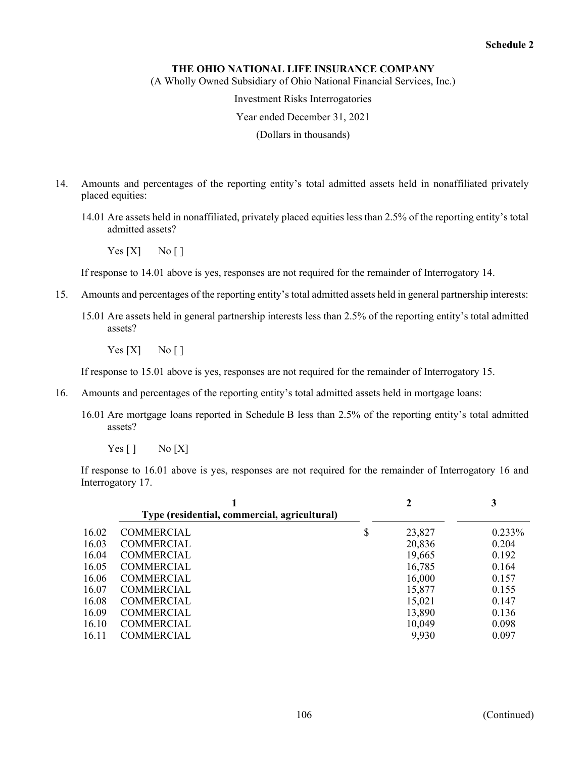**Schedule 2**

**THE OHIO NATIONAL LIFE INSURANCE COMPANY**

(A Wholly Owned Subsidiary of Ohio National Financial Services, Inc.)

Investment Risks Interrogatories

Year ended December 31, 2021

(Dollars in thousands)

14. Amounts and percentages of the reporting entity's total admitted assets held in nonaffiliated privately placed equities:

    14.01 Are assets held in nonaffiliated, privately placed equities less than 2.5% of the reporting entity's total admitted assets?

    Yes [X]     No [ ]

    If response to 14.01 above is yes, responses are not required for the remainder of Interrogatory 14.

15. Amounts and percentages of the reporting entity's total admitted assets held in general partnership interests:

    15.01 Are assets held in general partnership interests less than 2.5% of the reporting entity's total admitted assets?

    Yes [X]     No [ ]

    If response to 15.01 above is yes, responses are not required for the remainder of Interrogatory 15.

16. Amounts and percentages of the reporting entity's total admitted assets held in mortgage loans:

    16.01 Are mortgage loans reported in Schedule B less than 2.5% of the reporting entity's total admitted assets?

    Yes [ ]     No [X]

    If response to 16.01 above is yes, responses are not required for the remainder of Interrogatory 16 and Interrogatory 17.

| | 1<br>Type (residential, commercial, agricultural) | 2 | 3 |
|---|---|---|---|
| 16.02 | COMMERCIAL | $ 23,827 | 0.233% |
| 16.03 | COMMERCIAL | 20,836 | 0.204 |
| 16.04 | COMMERCIAL | 19,665 | 0.192 |
| 16.05 | COMMERCIAL | 16,785 | 0.164 |
| 16.06 | COMMERCIAL | 16,000 | 0.157 |
| 16.07 | COMMERCIAL | 15,877 | 0.155 |
| 16.08 | COMMERCIAL | 15,021 | 0.147 |
| 16.09 | COMMERCIAL | 13,890 | 0.136 |
| 16.10 | COMMERCIAL | 10,049 | 0.098 |
| 16.11 | COMMERCIAL | 9,930 | 0.097 |

(Continued)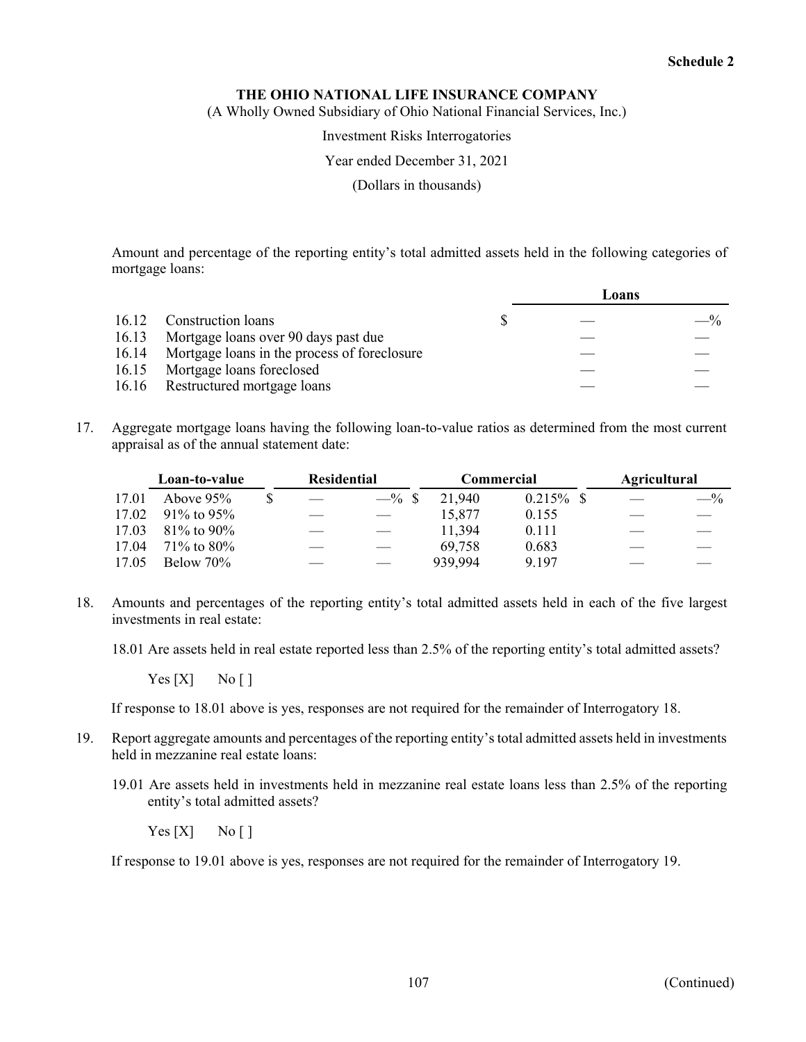**Schedule 2**

**THE OHIO NATIONAL LIFE INSURANCE COMPANY**

(A Wholly Owned Subsidiary of Ohio National Financial Services, Inc.)

Investment Risks Interrogatories

Year ended December 31, 2021

(Dollars in thousands)

Amount and percentage of the reporting entity's total admitted assets held in the following categories of mortgage loans:

| | | Loans | |
|---|---|---|---|
| 16.12 | Construction loans | $ — | —% |
| 16.13 | Mortgage loans over 90 days past due | — | — |
| 16.14 | Mortgage loans in the process of foreclosure | — | — |
| 16.15 | Mortgage loans foreclosed | — | — |
| 16.16 | Restructured mortgage loans | — | — |

17. Aggregate mortgage loans having the following loan-to-value ratios as determined from the most current appraisal as of the annual statement date:

| | Loan-to-value | Residential | | Commercial | | Agricultural | |
|---|---|---|---|---|---|---|---|
| 17.01 | Above 95% | $ — | —% | $ 21,940 | 0.215% | $ — | —% |
| 17.02 | 91% to 95% | — | — | 15,877 | 0.155 | — | — |
| 17.03 | 81% to 90% | — | — | 11,394 | 0.111 | — | — |
| 17.04 | 71% to 80% | — | — | 69,758 | 0.683 | — | — |
| 17.05 | Below 70% | — | — | 939,994 | 9.197 | — | — |

18. Amounts and percentages of the reporting entity's total admitted assets held in each of the five largest investments in real estate:

18.01 Are assets held in real estate reported less than 2.5% of the reporting entity's total admitted assets?

Yes [X]  No [ ]

If response to 18.01 above is yes, responses are not required for the remainder of Interrogatory 18.

19. Report aggregate amounts and percentages of the reporting entity's total admitted assets held in investments held in mezzanine real estate loans:

19.01 Are assets held in investments held in mezzanine real estate loans less than 2.5% of the reporting entity's total admitted assets?

Yes [X]  No [ ]

If response to 19.01 above is yes, responses are not required for the remainder of Interrogatory 19.

(Continued)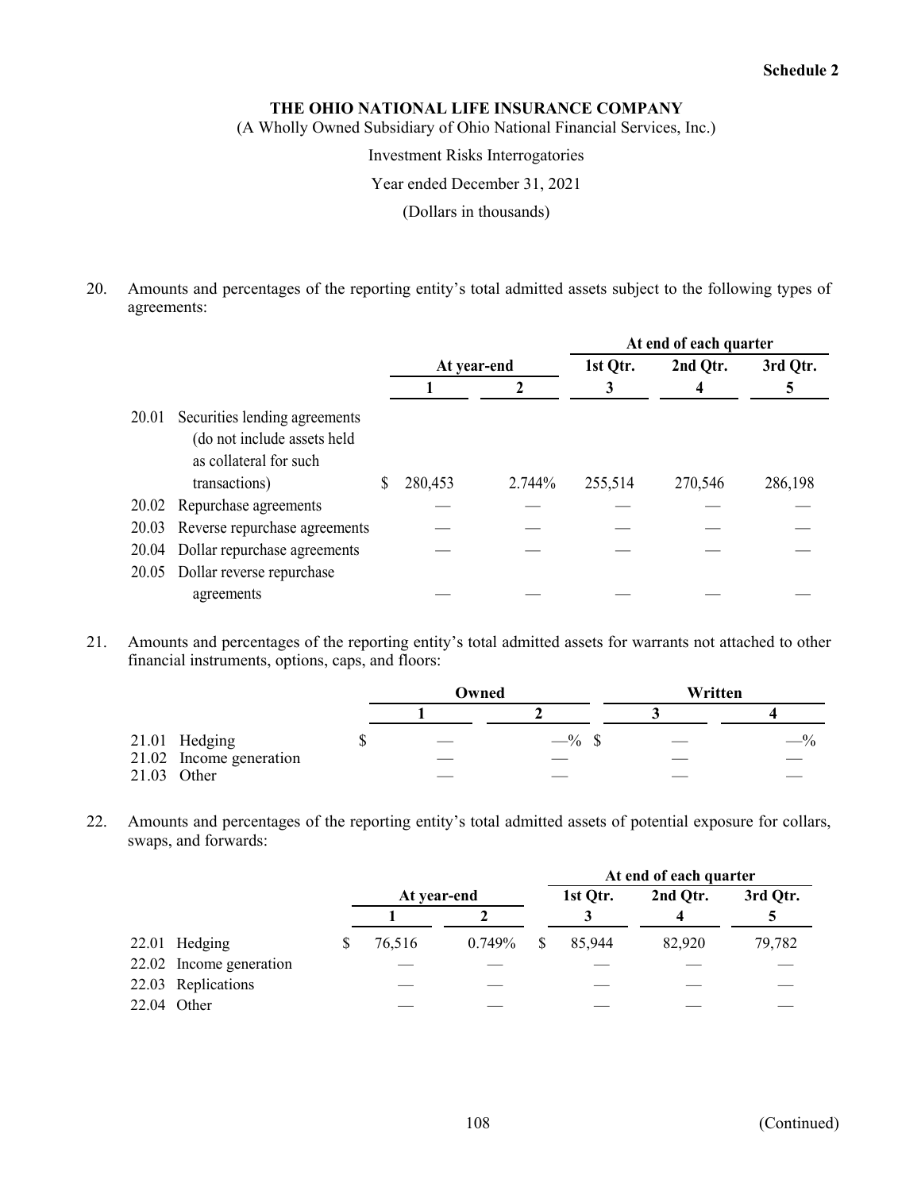**Schedule 2**

**THE OHIO NATIONAL LIFE INSURANCE COMPANY**

(A Wholly Owned Subsidiary of Ohio National Financial Services, Inc.)

Investment Risks Interrogatories

Year ended December 31, 2021

(Dollars in thousands)

20. Amounts and percentages of the reporting entity's total admitted assets subject to the following types of agreements:

| | | At year-end | | At end of each quarter | | |
|---|---|---|---|---|---|---|
| | | | | 1st Qtr. | 2nd Qtr. | 3rd Qtr. |
| | | 1 | 2 | 3 | 4 | 5 |
| 20.01 | Securities lending agreements (do not include assets held as collateral for such transactions) | $ 280,453 | 2.744% | 255,514 | 270,546 | 286,198 |
| 20.02 | Repurchase agreements | — | — | — | — | — |
| 20.03 | Reverse repurchase agreements | — | — | — | — | — |
| 20.04 | Dollar repurchase agreements | — | — | — | — | — |
| 20.05 | Dollar reverse repurchase agreements | — | — | — | — | — |

21. Amounts and percentages of the reporting entity's total admitted assets for warrants not attached to other financial instruments, options, caps, and floors:

| | | Owned | | Written | |
|---|---|---|---|---|---|
| | | 1 | 2 | 3 | 4 |
| 21.01 | Hedging | $ — | —% | $ — | —% |
| 21.02 | Income generation | — | — | — | — |
| 21.03 | Other | — | — | — | — |

22. Amounts and percentages of the reporting entity's total admitted assets of potential exposure for collars, swaps, and forwards:

| | | At year-end | | At end of each quarter | | |
|---|---|---|---|---|---|---|
| | | | | 1st Qtr. | 2nd Qtr. | 3rd Qtr. |
| | | 1 | 2 | 3 | 4 | 5 |
| 22.01 | Hedging | $ 76,516 | 0.749% | $ 85,944 | 82,920 | 79,782 |
| 22.02 | Income generation | — | — | — | — | — |
| 22.03 | Replications | — | — | — | — | — |
| 22.04 | Other | — | — | — | — | — |

(Continued)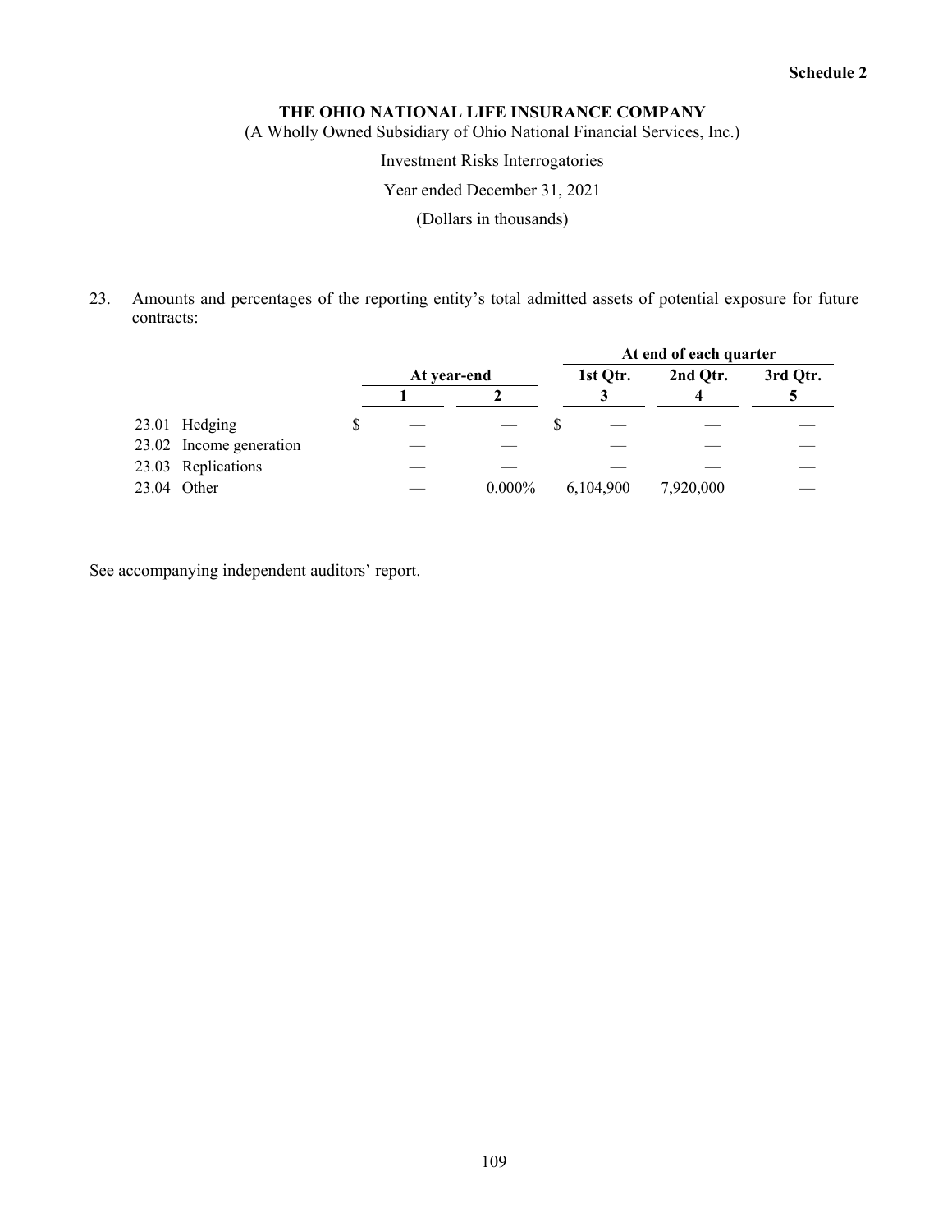Schedule 2

**THE OHIO NATIONAL LIFE INSURANCE COMPANY**

(A Wholly Owned Subsidiary of Ohio National Financial Services, Inc.)

Investment Risks Interrogatories

Year ended December 31, 2021

(Dollars in thousands)

23. Amounts and percentages of the reporting entity's total admitted assets of potential exposure for future contracts:

| | At year-end | | At end of each quarter | | |
|---|---|---|---|---|---|
| | | | 1st Qtr. | 2nd Qtr. | 3rd Qtr. |
| | 1 | 2 | 3 | 4 | 5 |
| 23.01 Hedging | $ — | — | $ — | — | — |
| 23.02 Income generation | — | — | — | — | — |
| 23.03 Replications | — | — | — | — | — |
| 23.04 Other | — | 0.000% | 6,104,900 | 7,920,000 | — |

See accompanying independent auditors' report.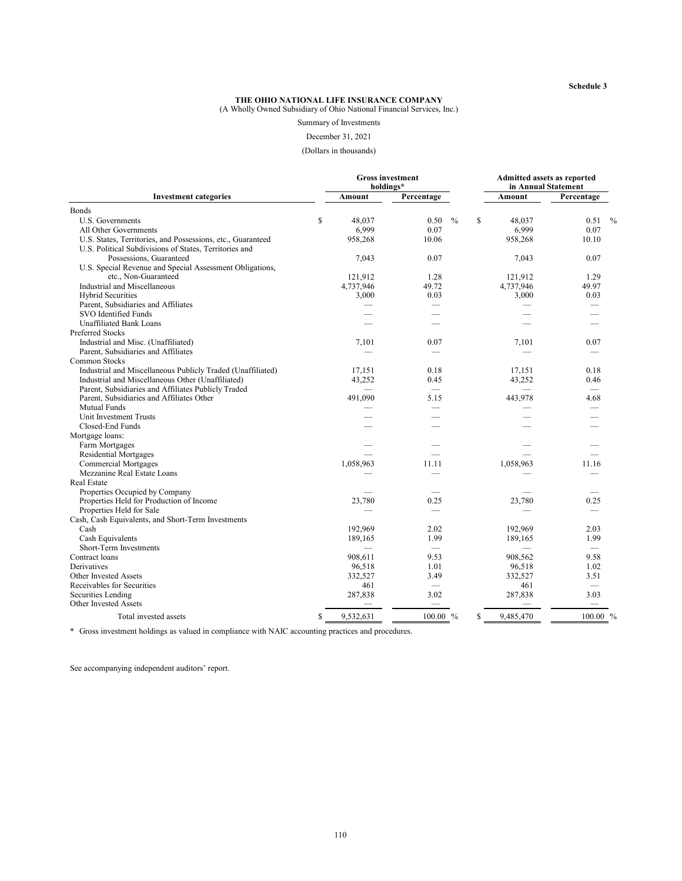Schedule 3

**THE OHIO NATIONAL LIFE INSURANCE COMPANY**
(A Wholly Owned Subsidiary of Ohio National Financial Services, Inc.)

Summary of Investments

December 31, 2021

(Dollars in thousands)

| Investment categories | Gross investment holdings* | | Admitted assets as reported in Annual Statement | |
|---|---|---|---|---|
| | Amount | Percentage | Amount | Percentage |
| Bonds | | | | |
| U.S. Governments | $ 48,037 | 0.50 % | $ 48,037 | 0.51 % |
| All Other Governments | 6,999 | 0.07 | 6,999 | 0.07 |
| U.S. States, Territories, and Possessions, etc., Guaranteed | 958,268 | 10.06 | 958,268 | 10.10 |
| U.S. Political Subdivisions of States, Territories and Possessions, Guaranteed | 7,043 | 0.07 | 7,043 | 0.07 |
| U.S. Special Revenue and Special Assessment Obligations, etc., Non-Guaranteed | 121,912 | 1.28 | 121,912 | 1.29 |
| Industrial and Miscellaneous | 4,737,946 | 49.72 | 4,737,946 | 49.97 |
| Hybrid Securities | 3,000 | 0.03 | 3,000 | 0.03 |
| Parent, Subsidiaries and Affiliates | — | — | — | — |
| SVO Identified Funds | — | — | — | — |
| Unaffiliated Bank Loans | — | — | — | — |
| Preferred Stocks | | | | |
| Industrial and Misc. (Unaffiliated) | 7,101 | 0.07 | 7,101 | 0.07 |
| Parent, Subsidiaries and Affiliates | — | — | — | — |
| Common Stocks | | | | |
| Industrial and Miscellaneous Publicly Traded (Unaffiliated) | 17,151 | 0.18 | 17,151 | 0.18 |
| Industrial and Miscellaneous Other (Unaffiliated) | 43,252 | 0.45 | 43,252 | 0.46 |
| Parent, Subsidiaries and Affiliates Publicly Traded | — | — | — | — |
| Parent, Subsidiaries and Affiliates Other | 491,090 | 5.15 | 443,978 | 4.68 |
| Mutual Funds | — | — | — | — |
| Unit Investment Trusts | — | — | — | — |
| Closed-End Funds | — | — | — | — |
| Mortgage loans: | | | | |
| Farm Mortgages | — | — | — | — |
| Residential Mortgages | — | — | — | — |
| Commercial Mortgages | 1,058,963 | 11.11 | 1,058,963 | 11.16 |
| Mezzanine Real Estate Loans | — | — | — | — |
| Real Estate | | | | |
| Properties Occupied by Company | — | — | — | — |
| Properties Held for Production of Income | 23,780 | 0.25 | 23,780 | 0.25 |
| Properties Held for Sale | — | — | — | — |
| Cash, Cash Equivalents, and Short-Term Investments | | | | |
| Cash | 192,969 | 2.02 | 192,969 | 2.03 |
| Cash Equivalents | 189,165 | 1.99 | 189,165 | 1.99 |
| Short-Term Investments | — | — | — | — |
| Contract loans | 908,611 | 9.53 | 908,562 | 9.58 |
| Derivatives | 96,518 | 1.01 | 96,518 | 1.02 |
| Other Invested Assets | 332,527 | 3.49 | 332,527 | 3.51 |
| Receivables for Securities | 461 | — | 461 | — |
| Securities Lending | 287,838 | 3.02 | 287,838 | 3.03 |
| Other Invested Assets | — | — | — | — |
| Total invested assets | $ 9,532,631 | 100.00 % | $ 9,485,470 | 100.00 % |

\* Gross investment holdings as valued in compliance with NAIC accounting practices and procedures.

See accompanying independent auditors' report.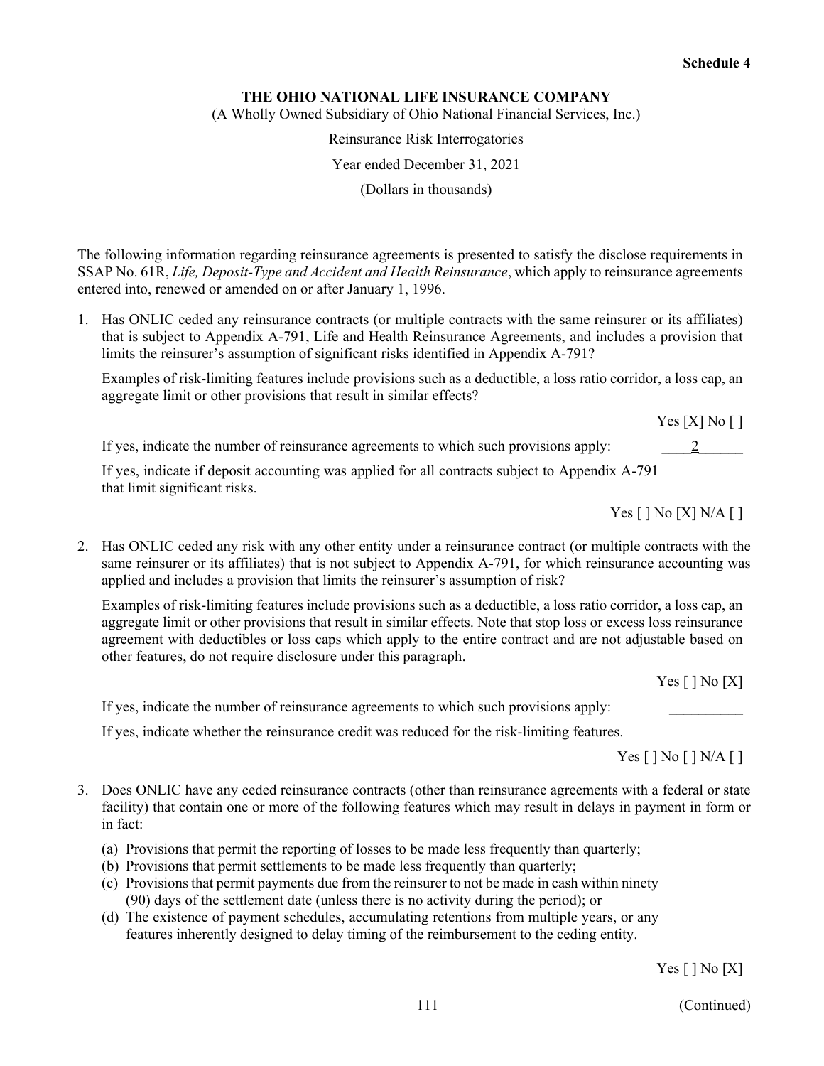Schedule 4

**THE OHIO NATIONAL LIFE INSURANCE COMPANY**

(A Wholly Owned Subsidiary of Ohio National Financial Services, Inc.)

Reinsurance Risk Interrogatories

Year ended December 31, 2021

(Dollars in thousands)

The following information regarding reinsurance agreements is presented to satisfy the disclose requirements in SSAP No. 61R, *Life, Deposit-Type and Accident and Health Reinsurance*, which apply to reinsurance agreements entered into, renewed or amended on or after January 1, 1996.

1. Has ONLIC ceded any reinsurance contracts (or multiple contracts with the same reinsurer or its affiliates) that is subject to Appendix A-791, Life and Health Reinsurance Agreements, and includes a provision that limits the reinsurer's assumption of significant risks identified in Appendix A-791?

   Examples of risk-limiting features include provisions such as a deductible, a loss ratio corridor, a loss cap, an aggregate limit or other provisions that result in similar effects?

   Yes [X] No [ ]

   If yes, indicate the number of reinsurance agreements to which such provisions apply: 2

   If yes, indicate if deposit accounting was applied for all contracts subject to Appendix A-791 that limit significant risks.

   Yes [ ] No [X] N/A [ ]

2. Has ONLIC ceded any risk with any other entity under a reinsurance contract (or multiple contracts with the same reinsurer or its affiliates) that is not subject to Appendix A-791, for which reinsurance accounting was applied and includes a provision that limits the reinsurer's assumption of risk?

   Examples of risk-limiting features include provisions such as a deductible, a loss ratio corridor, a loss cap, an aggregate limit or other provisions that result in similar effects. Note that stop loss or excess loss reinsurance agreement with deductibles or loss caps which apply to the entire contract and are not adjustable based on other features, do not require disclosure under this paragraph.

   Yes [ ] No [X]

   If yes, indicate the number of reinsurance agreements to which such provisions apply: __________

   If yes, indicate whether the reinsurance credit was reduced for the risk-limiting features.

   Yes [ ] No [ ] N/A [ ]

3. Does ONLIC have any ceded reinsurance contracts (other than reinsurance agreements with a federal or state facility) that contain one or more of the following features which may result in delays in payment in form or in fact:

   (a) Provisions that permit the reporting of losses to be made less frequently than quarterly;
   (b) Provisions that permit settlements to be made less frequently than quarterly;
   (c) Provisions that permit payments due from the reinsurer to not be made in cash within ninety (90) days of the settlement date (unless there is no activity during the period); or
   (d) The existence of payment schedules, accumulating retentions from multiple years, or any features inherently designed to delay timing of the reimbursement to the ceding entity.

   Yes [ ] No [X]

(Continued)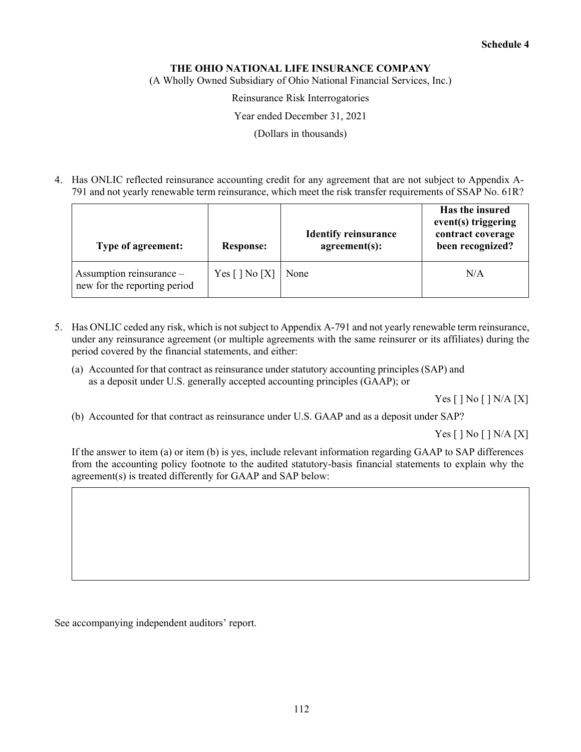Schedule 4

**THE OHIO NATIONAL LIFE INSURANCE COMPANY**

(A Wholly Owned Subsidiary of Ohio National Financial Services, Inc.)

Reinsurance Risk Interrogatories

Year ended December 31, 2021

(Dollars in thousands)

4. Has ONLIC reflected reinsurance accounting credit for any agreement that are not subject to Appendix A-791 and not yearly renewable term reinsurance, which meet the risk transfer requirements of SSAP No. 61R?

| Type of agreement: | Response: | Identify reinsurance agreement(s): | Has the insured event(s) triggering contract coverage been recognized? |
|---|---|---|---|
| Assumption reinsurance – new for the reporting period | Yes [ ] No [X] | None | N/A |

5. Has ONLIC ceded any risk, which is not subject to Appendix A-791 and not yearly renewable term reinsurance, under any reinsurance agreement (or multiple agreements with the same reinsurer or its affiliates) during the period covered by the financial statements, and either:

   (a) Accounted for that contract as reinsurance under statutory accounting principles (SAP) and as a deposit under U.S. generally accepted accounting principles (GAAP); or

   Yes [ ] No [ ] N/A [X]

   (b) Accounted for that contract as reinsurance under U.S. GAAP and as a deposit under SAP?

   Yes [ ] No [ ] N/A [X]

   If the answer to item (a) or item (b) is yes, include relevant information regarding GAAP to SAP differences from the accounting policy footnote to the audited statutory-basis financial statements to explain why the agreement(s) is treated differently for GAAP and SAP below:

See accompanying independent auditors' report.